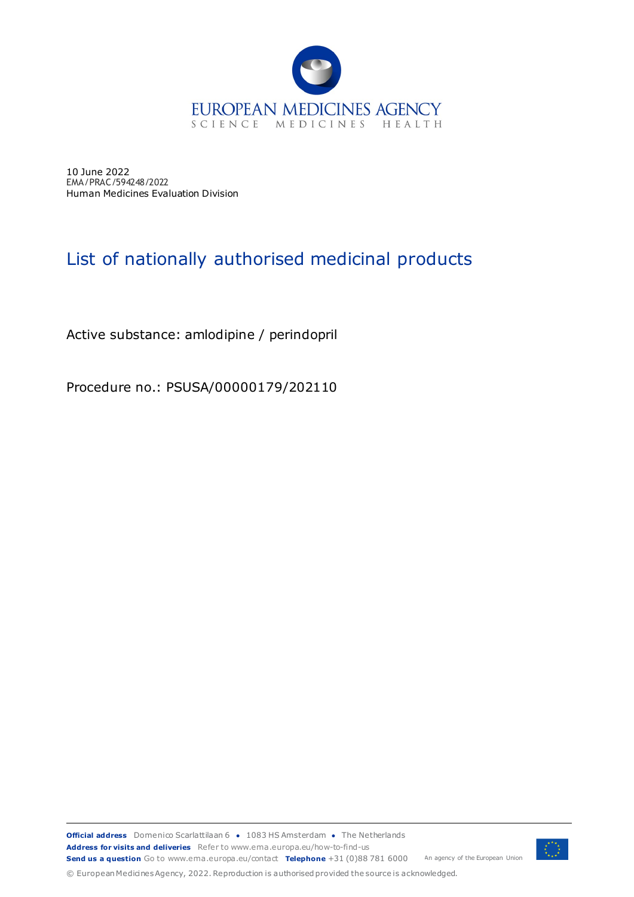EUROPEAN MEDICINES AGENCY
SCIENCE MEDICINES HEALTH

10 June 2022
EMA/PRAC/594248/2022
Human Medicines Evaluation Division

# List of nationally authorised medicinal products

Active substance: amlodipine / perindopril

Procedure no.: PSUSA/00000179/202110

**Official address** Domenico Scarlattilaan 6 ● 1083 HS Amsterdam ● The Netherlands
**Address for visits and deliveries** Refer to www.ema.europa.eu/how-to-find-us
**Send us a question** Go to www.ema.europa.eu/contact **Telephone** +31 (0)88 781 6000 An agency of the European Union

© European Medicines Agency, 2022. Reproduction is authorised provided the source is acknowledged.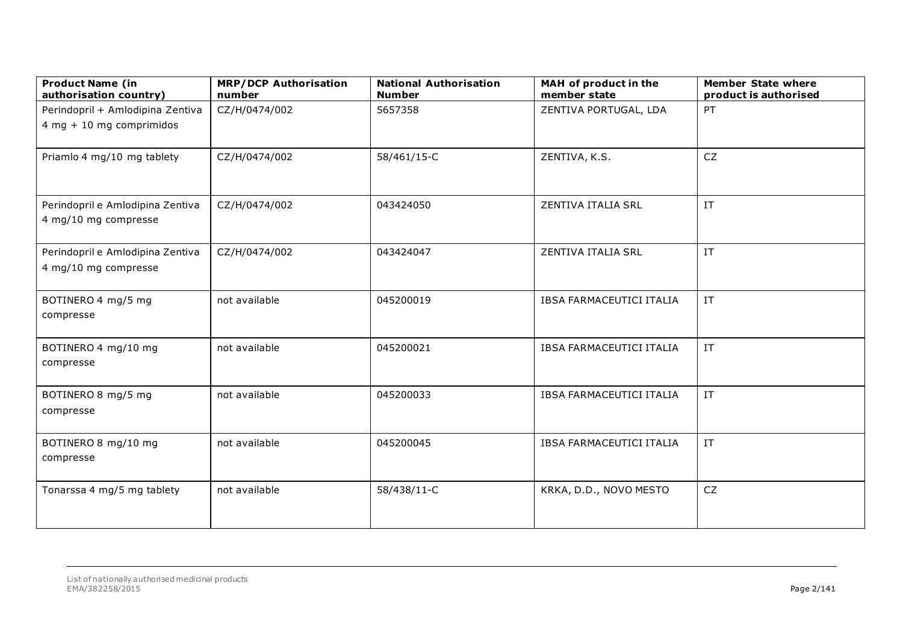| Product Name (in authorisation country) | MRP/DCP Authorisation number | National Authorisation Number | MAH of product in the member state | Member State where product is authorised |
|---|---|---|---|---|
| Perindopril + Amlodipina Zentiva 4 mg + 10 mg comprimidos | CZ/H/0474/002 | 5657358 | ZENTIVA PORTUGAL, LDA | PT |
| Priamlo 4 mg/10 mg tablety | CZ/H/0474/002 | 58/461/15-C | ZENTIVA, K.S. | CZ |
| Perindopril e Amlodipina Zentiva 4 mg/10 mg compresse | CZ/H/0474/002 | 043424050 | ZENTIVA ITALIA SRL | IT |
| Perindopril e Amlodipina Zentiva 4 mg/10 mg compresse | CZ/H/0474/002 | 043424047 | ZENTIVA ITALIA SRL | IT |
| BOTINERO 4 mg/5 mg compresse | not available | 045200019 | IBSA FARMACEUTICI ITALIA | IT |
| BOTINERO 4 mg/10 mg compresse | not available | 045200021 | IBSA FARMACEUTICI ITALIA | IT |
| BOTINERO 8 mg/5 mg compresse | not available | 045200033 | IBSA FARMACEUTICI ITALIA | IT |
| BOTINERO 8 mg/10 mg compresse | not available | 045200045 | IBSA FARMACEUTICI ITALIA | IT |
| Tonarssa 4 mg/5 mg tablety | not available | 58/438/11-C | KRKA, D.D., NOVO MESTO | CZ |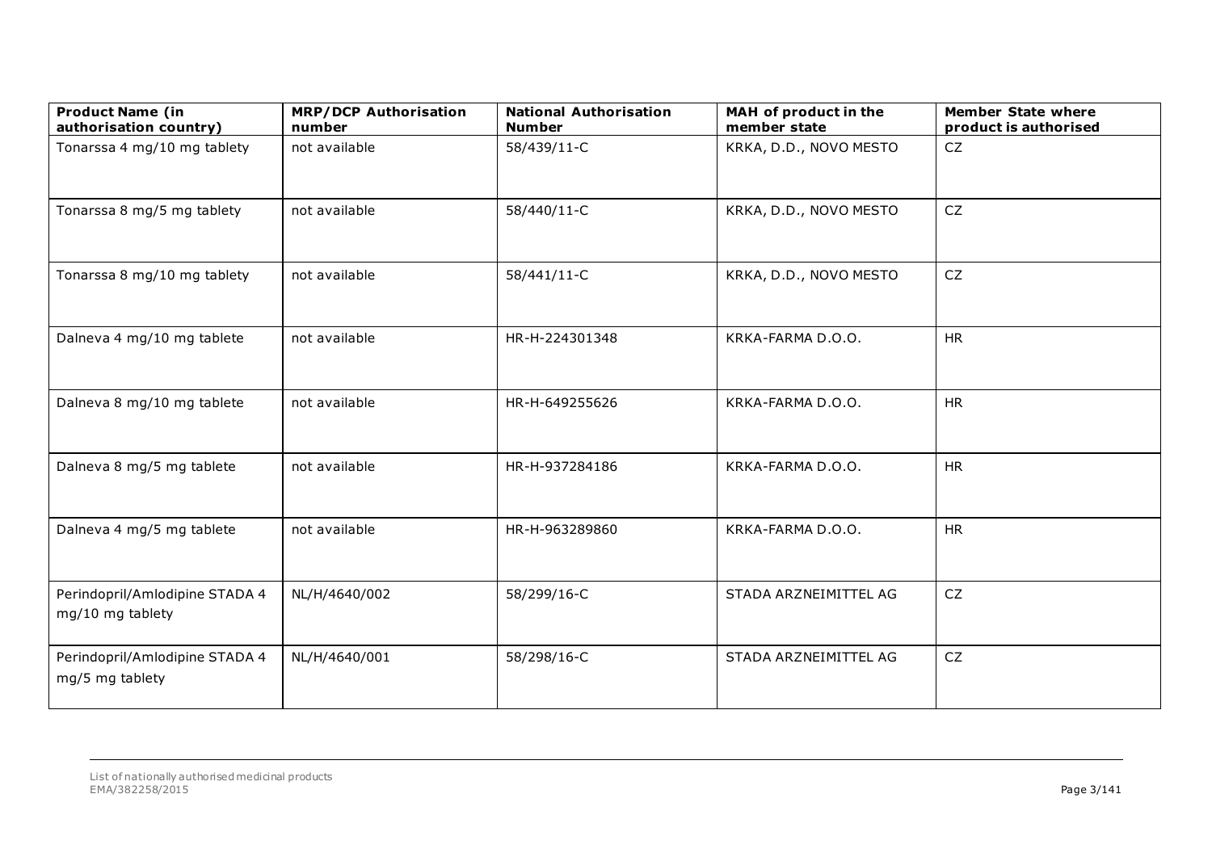| Product Name (in authorisation country) | MRP/DCP Authorisation number | National Authorisation Number | MAH of product in the member state | Member State where product is authorised |
|---|---|---|---|---|
| Tonarssa 4 mg/10 mg tablety | not available | 58/439/11-C | KRKA, D.D., NOVO MESTO | CZ |
| Tonarssa 8 mg/5 mg tablety | not available | 58/440/11-C | KRKA, D.D., NOVO MESTO | CZ |
| Tonarssa 8 mg/10 mg tablety | not available | 58/441/11-C | KRKA, D.D., NOVO MESTO | CZ |
| Dalneva 4 mg/10 mg tablete | not available | HR-H-224301348 | KRKA-FARMA D.O.O. | HR |
| Dalneva 8 mg/10 mg tablete | not available | HR-H-649255626 | KRKA-FARMA D.O.O. | HR |
| Dalneva 8 mg/5 mg tablete | not available | HR-H-937284186 | KRKA-FARMA D.O.O. | HR |
| Dalneva 4 mg/5 mg tablete | not available | HR-H-963289860 | KRKA-FARMA D.O.O. | HR |
| Perindopril/Amlodipine STADA 4 mg/10 mg tablety | NL/H/4640/002 | 58/299/16-C | STADA ARZNEIMITTEL AG | CZ |
| Perindopril/Amlodipine STADA 4 mg/5 mg tablety | NL/H/4640/001 | 58/298/16-C | STADA ARZNEIMITTEL AG | CZ |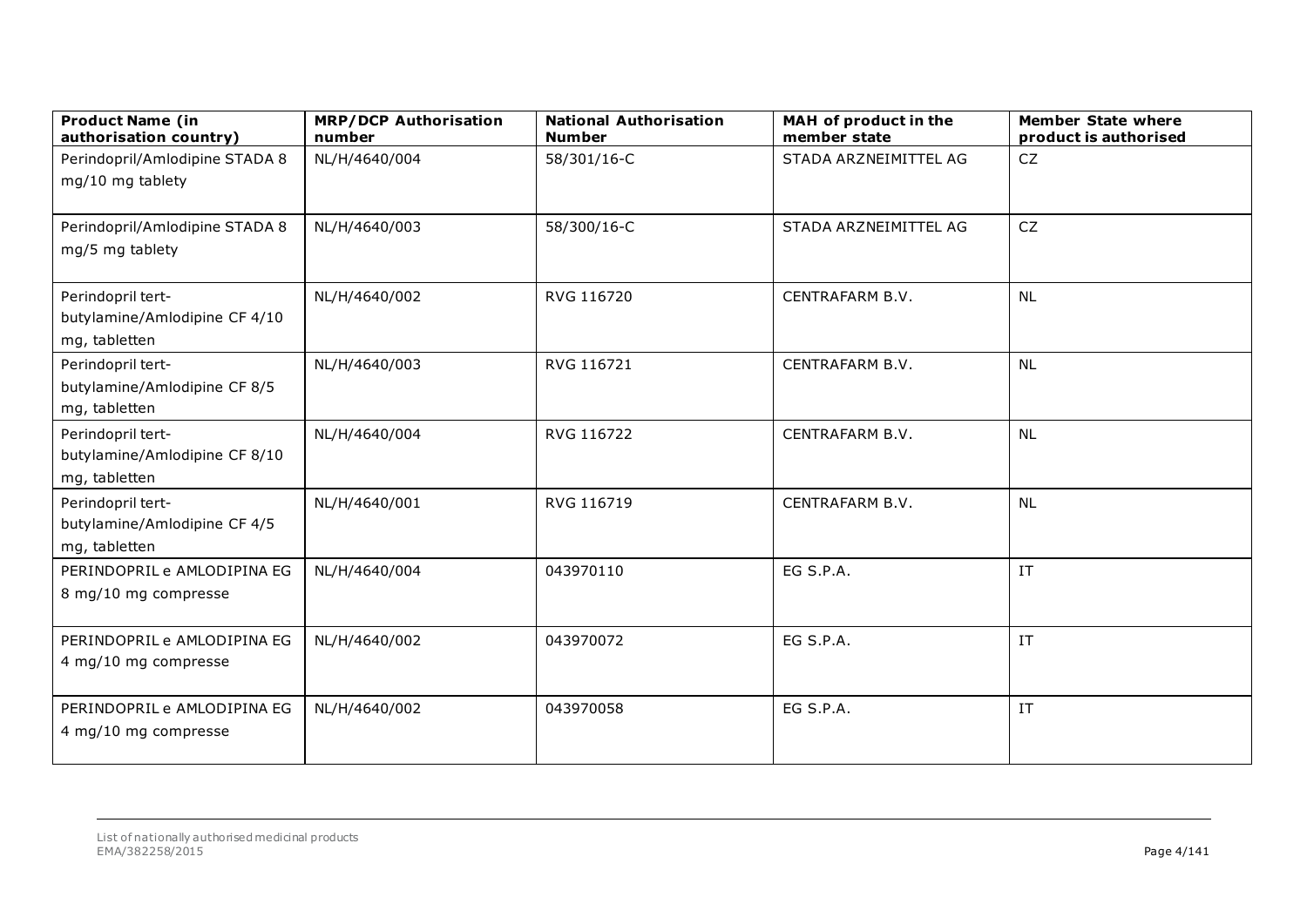| Product Name (in authorisation country) | MRP/DCP Authorisation number | National Authorisation Number | MAH of product in the member state | Member State where product is authorised |
| --- | --- | --- | --- | --- |
| Perindopril/Amlodipine STADA 8 mg/10 mg tablety | NL/H/4640/004 | 58/301/16-C | STADA ARZNEIMITTEL AG | CZ |
| Perindopril/Amlodipine STADA 8 mg/5 mg tablety | NL/H/4640/003 | 58/300/16-C | STADA ARZNEIMITTEL AG | CZ |
| Perindopril tert-butylamine/Amlodipine CF 4/10 mg, tabletten | NL/H/4640/002 | RVG 116720 | CENTRAFARM B.V. | NL |
| Perindopril tert-butylamine/Amlodipine CF 8/5 mg, tabletten | NL/H/4640/003 | RVG 116721 | CENTRAFARM B.V. | NL |
| Perindopril tert-butylamine/Amlodipine CF 8/10 mg, tabletten | NL/H/4640/004 | RVG 116722 | CENTRAFARM B.V. | NL |
| Perindopril tert-butylamine/Amlodipine CF 4/5 mg, tabletten | NL/H/4640/001 | RVG 116719 | CENTRAFARM B.V. | NL |
| PERINDOPRIL e AMLODIPINA EG 8 mg/10 mg compresse | NL/H/4640/004 | 043970110 | EG S.P.A. | IT |
| PERINDOPRIL e AMLODIPINA EG 4 mg/10 mg compresse | NL/H/4640/002 | 043970072 | EG S.P.A. | IT |
| PERINDOPRIL e AMLODIPINA EG 4 mg/10 mg compresse | NL/H/4640/002 | 043970058 | EG S.P.A. | IT |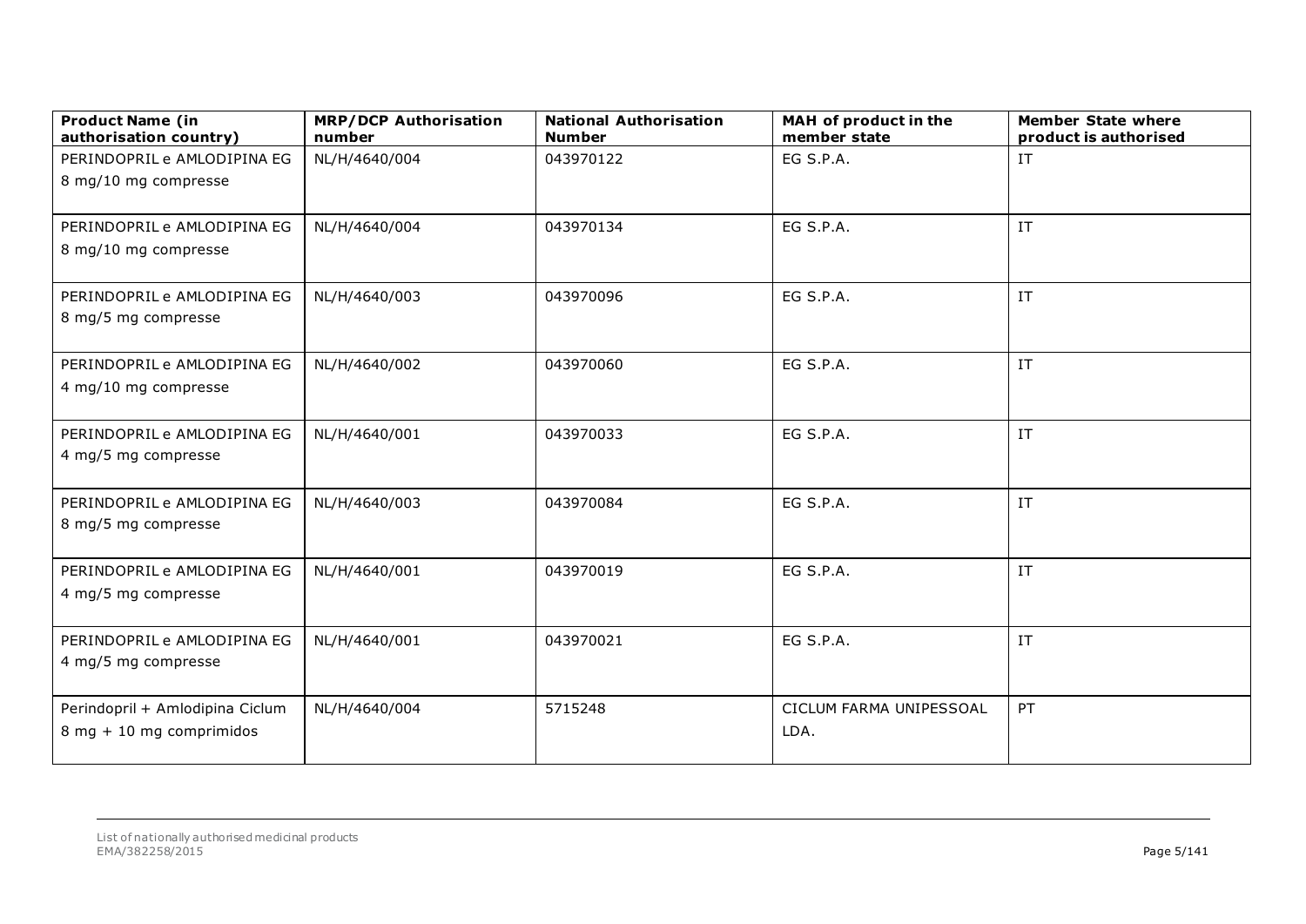| Product Name (in authorisation country) | MRP/DCP Authorisation number | National Authorisation Number | MAH of product in the member state | Member State where product is authorised |
|---|---|---|---|---|
| PERINDOPRIL e AMLODIPINA EG 8 mg/10 mg compresse | NL/H/4640/004 | 043970122 | EG S.P.A. | IT |
| PERINDOPRIL e AMLODIPINA EG 8 mg/10 mg compresse | NL/H/4640/004 | 043970134 | EG S.P.A. | IT |
| PERINDOPRIL e AMLODIPINA EG 8 mg/5 mg compresse | NL/H/4640/003 | 043970096 | EG S.P.A. | IT |
| PERINDOPRIL e AMLODIPINA EG 4 mg/10 mg compresse | NL/H/4640/002 | 043970060 | EG S.P.A. | IT |
| PERINDOPRIL e AMLODIPINA EG 4 mg/5 mg compresse | NL/H/4640/001 | 043970033 | EG S.P.A. | IT |
| PERINDOPRIL e AMLODIPINA EG 8 mg/5 mg compresse | NL/H/4640/003 | 043970084 | EG S.P.A. | IT |
| PERINDOPRIL e AMLODIPINA EG 4 mg/5 mg compresse | NL/H/4640/001 | 043970019 | EG S.P.A. | IT |
| PERINDOPRIL e AMLODIPINA EG 4 mg/5 mg compresse | NL/H/4640/001 | 043970021 | EG S.P.A. | IT |
| Perindopril + Amlodipina Ciclum 8 mg + 10 mg comprimidos | NL/H/4640/004 | 5715248 | CICLUM FARMA UNIPESSOAL LDA. | PT |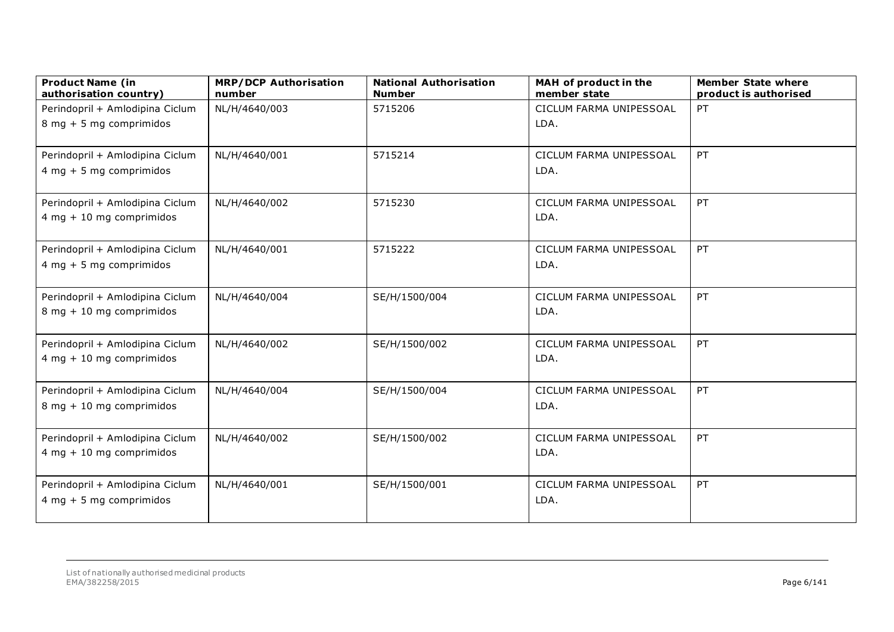| Product Name (in authorisation country) | MRP/DCP Authorisation number | National Authorisation Number | MAH of product in the member state | Member State where product is authorised |
|---|---|---|---|---|
| Perindopril + Amlodipina Ciclum 8 mg + 5 mg comprimidos | NL/H/4640/003 | 5715206 | CICLUM FARMA UNIPESSOAL LDA. | PT |
| Perindopril + Amlodipina Ciclum 4 mg + 5 mg comprimidos | NL/H/4640/001 | 5715214 | CICLUM FARMA UNIPESSOAL LDA. | PT |
| Perindopril + Amlodipina Ciclum 4 mg + 10 mg comprimidos | NL/H/4640/002 | 5715230 | CICLUM FARMA UNIPESSOAL LDA. | PT |
| Perindopril + Amlodipina Ciclum 4 mg + 5 mg comprimidos | NL/H/4640/001 | 5715222 | CICLUM FARMA UNIPESSOAL LDA. | PT |
| Perindopril + Amlodipina Ciclum 8 mg + 10 mg comprimidos | NL/H/4640/004 | SE/H/1500/004 | CICLUM FARMA UNIPESSOAL LDA. | PT |
| Perindopril + Amlodipina Ciclum 4 mg + 10 mg comprimidos | NL/H/4640/002 | SE/H/1500/002 | CICLUM FARMA UNIPESSOAL LDA. | PT |
| Perindopril + Amlodipina Ciclum 8 mg + 10 mg comprimidos | NL/H/4640/004 | SE/H/1500/004 | CICLUM FARMA UNIPESSOAL LDA. | PT |
| Perindopril + Amlodipina Ciclum 4 mg + 10 mg comprimidos | NL/H/4640/002 | SE/H/1500/002 | CICLUM FARMA UNIPESSOAL LDA. | PT |
| Perindopril + Amlodipina Ciclum 4 mg + 5 mg comprimidos | NL/H/4640/001 | SE/H/1500/001 | CICLUM FARMA UNIPESSOAL LDA. | PT |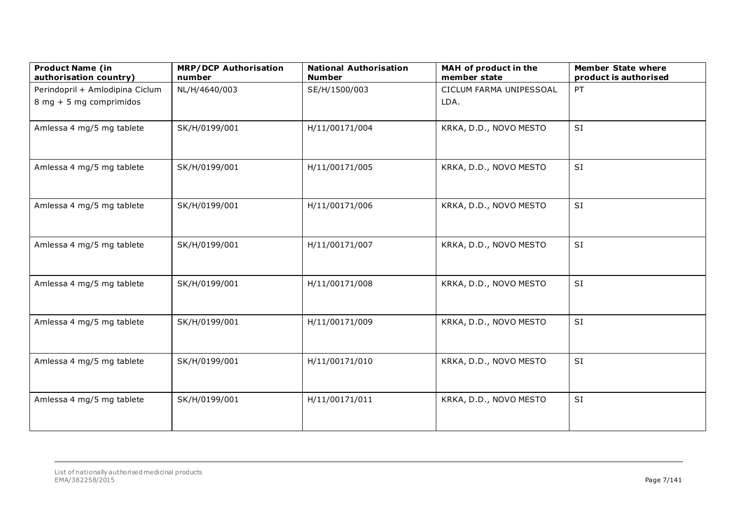| Product Name (in authorisation country) | MRP/DCP Authorisation number | National Authorisation Number | MAH of product in the member state | Member State where product is authorised |
|---|---|---|---|---|
| Perindopril + Amlodipina Ciclum 8 mg + 5 mg comprimidos | NL/H/4640/003 | SE/H/1500/003 | CICLUM FARMA UNIPESSOAL LDA. | PT |
| Amlessa 4 mg/5 mg tablete | SK/H/0199/001 | H/11/00171/004 | KRKA, D.D., NOVO MESTO | SI |
| Amlessa 4 mg/5 mg tablete | SK/H/0199/001 | H/11/00171/005 | KRKA, D.D., NOVO MESTO | SI |
| Amlessa 4 mg/5 mg tablete | SK/H/0199/001 | H/11/00171/006 | KRKA, D.D., NOVO MESTO | SI |
| Amlessa 4 mg/5 mg tablete | SK/H/0199/001 | H/11/00171/007 | KRKA, D.D., NOVO MESTO | SI |
| Amlessa 4 mg/5 mg tablete | SK/H/0199/001 | H/11/00171/008 | KRKA, D.D., NOVO MESTO | SI |
| Amlessa 4 mg/5 mg tablete | SK/H/0199/001 | H/11/00171/009 | KRKA, D.D., NOVO MESTO | SI |
| Amlessa 4 mg/5 mg tablete | SK/H/0199/001 | H/11/00171/010 | KRKA, D.D., NOVO MESTO | SI |
| Amlessa 4 mg/5 mg tablete | SK/H/0199/001 | H/11/00171/011 | KRKA, D.D., NOVO MESTO | SI |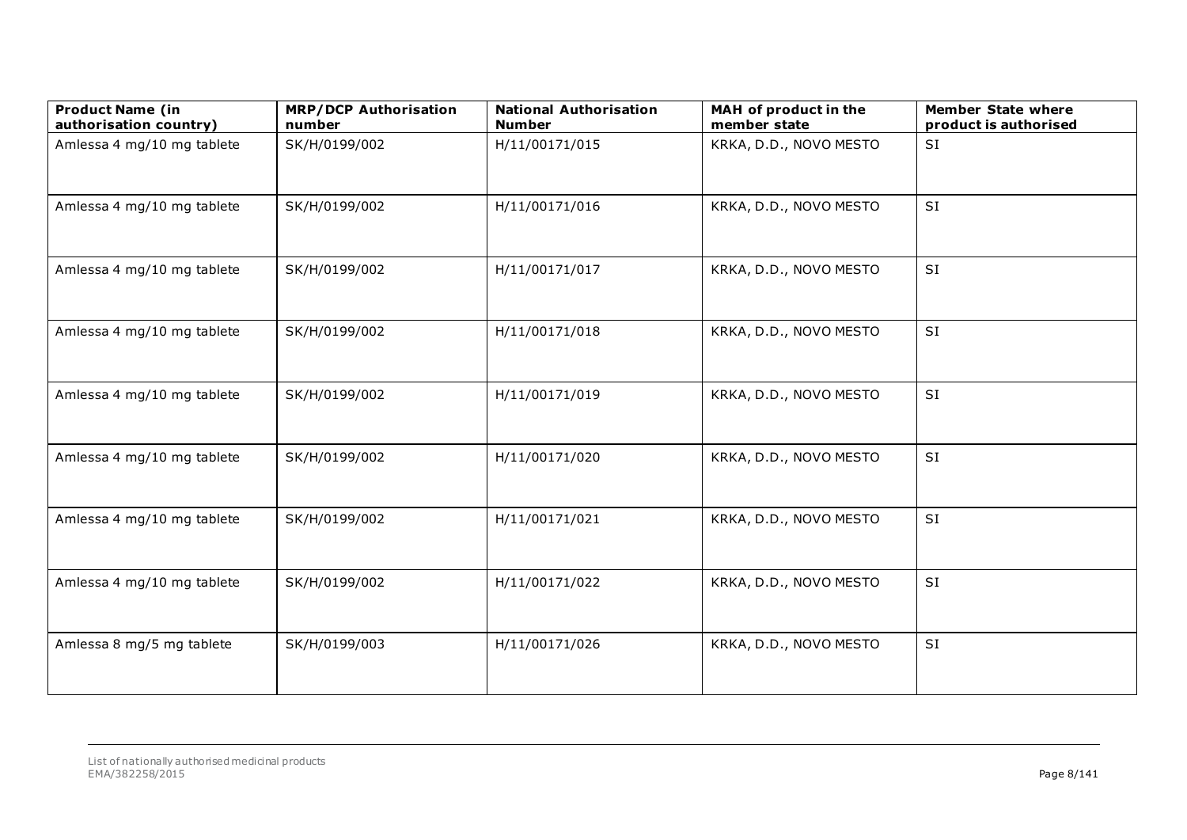| Product Name (in authorisation country) | MRP/DCP Authorisation number | National Authorisation Number | MAH of product in the member state | Member State where product is authorised |
|---|---|---|---|---|
| Amlessa 4 mg/10 mg tablete | SK/H/0199/002 | H/11/00171/015 | KRKA, D.D., NOVO MESTO | SI |
| Amlessa 4 mg/10 mg tablete | SK/H/0199/002 | H/11/00171/016 | KRKA, D.D., NOVO MESTO | SI |
| Amlessa 4 mg/10 mg tablete | SK/H/0199/002 | H/11/00171/017 | KRKA, D.D., NOVO MESTO | SI |
| Amlessa 4 mg/10 mg tablete | SK/H/0199/002 | H/11/00171/018 | KRKA, D.D., NOVO MESTO | SI |
| Amlessa 4 mg/10 mg tablete | SK/H/0199/002 | H/11/00171/019 | KRKA, D.D., NOVO MESTO | SI |
| Amlessa 4 mg/10 mg tablete | SK/H/0199/002 | H/11/00171/020 | KRKA, D.D., NOVO MESTO | SI |
| Amlessa 4 mg/10 mg tablete | SK/H/0199/002 | H/11/00171/021 | KRKA, D.D., NOVO MESTO | SI |
| Amlessa 4 mg/10 mg tablete | SK/H/0199/002 | H/11/00171/022 | KRKA, D.D., NOVO MESTO | SI |
| Amlessa 8 mg/5 mg tablete | SK/H/0199/003 | H/11/00171/026 | KRKA, D.D., NOVO MESTO | SI |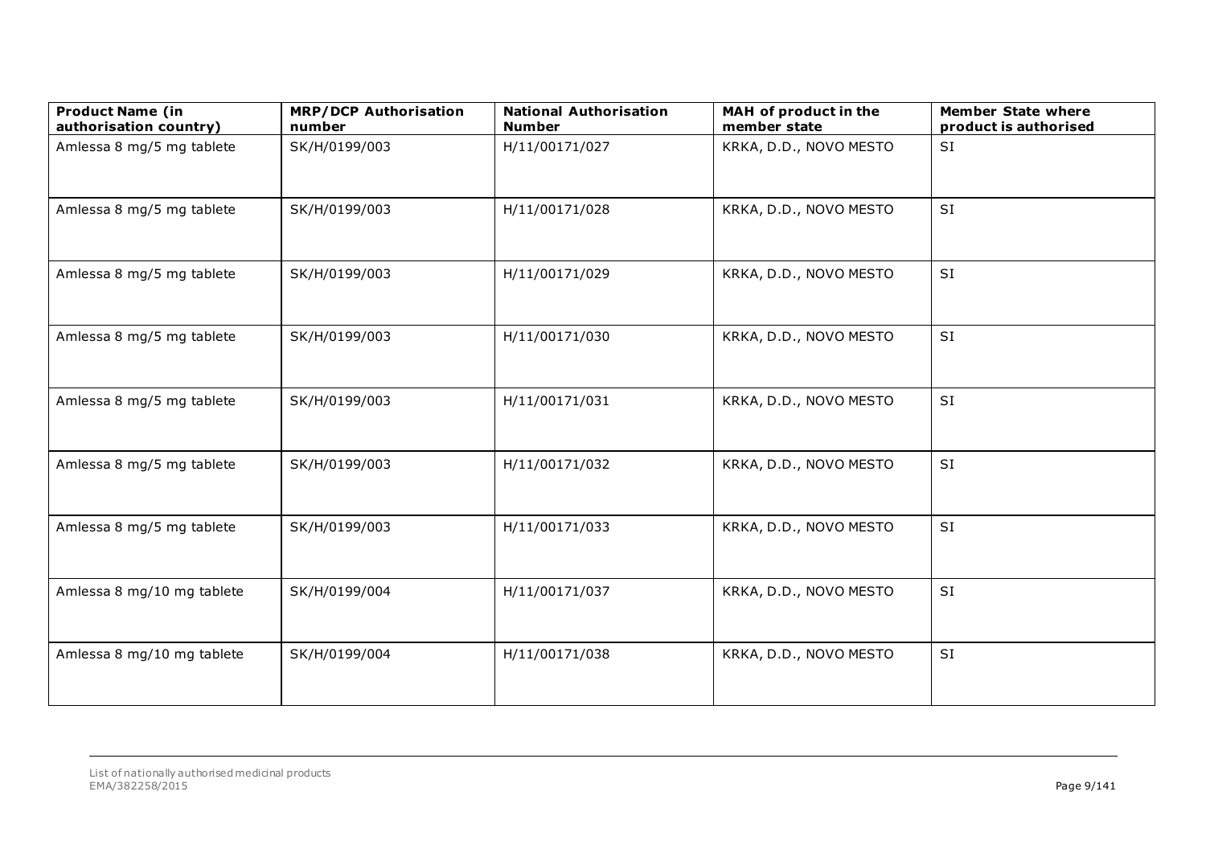| Product Name (in authorisation country) | MRP/DCP Authorisation number | National Authorisation Number | MAH of product in the member state | Member State where product is authorised |
|---|---|---|---|---|
| Amlessa 8 mg/5 mg tablete | SK/H/0199/003 | H/11/00171/027 | KRKA, D.D., NOVO MESTO | SI |
| Amlessa 8 mg/5 mg tablete | SK/H/0199/003 | H/11/00171/028 | KRKA, D.D., NOVO MESTO | SI |
| Amlessa 8 mg/5 mg tablete | SK/H/0199/003 | H/11/00171/029 | KRKA, D.D., NOVO MESTO | SI |
| Amlessa 8 mg/5 mg tablete | SK/H/0199/003 | H/11/00171/030 | KRKA, D.D., NOVO MESTO | SI |
| Amlessa 8 mg/5 mg tablete | SK/H/0199/003 | H/11/00171/031 | KRKA, D.D., NOVO MESTO | SI |
| Amlessa 8 mg/5 mg tablete | SK/H/0199/003 | H/11/00171/032 | KRKA, D.D., NOVO MESTO | SI |
| Amlessa 8 mg/5 mg tablete | SK/H/0199/003 | H/11/00171/033 | KRKA, D.D., NOVO MESTO | SI |
| Amlessa 8 mg/10 mg tablete | SK/H/0199/004 | H/11/00171/037 | KRKA, D.D., NOVO MESTO | SI |
| Amlessa 8 mg/10 mg tablete | SK/H/0199/004 | H/11/00171/038 | KRKA, D.D., NOVO MESTO | SI |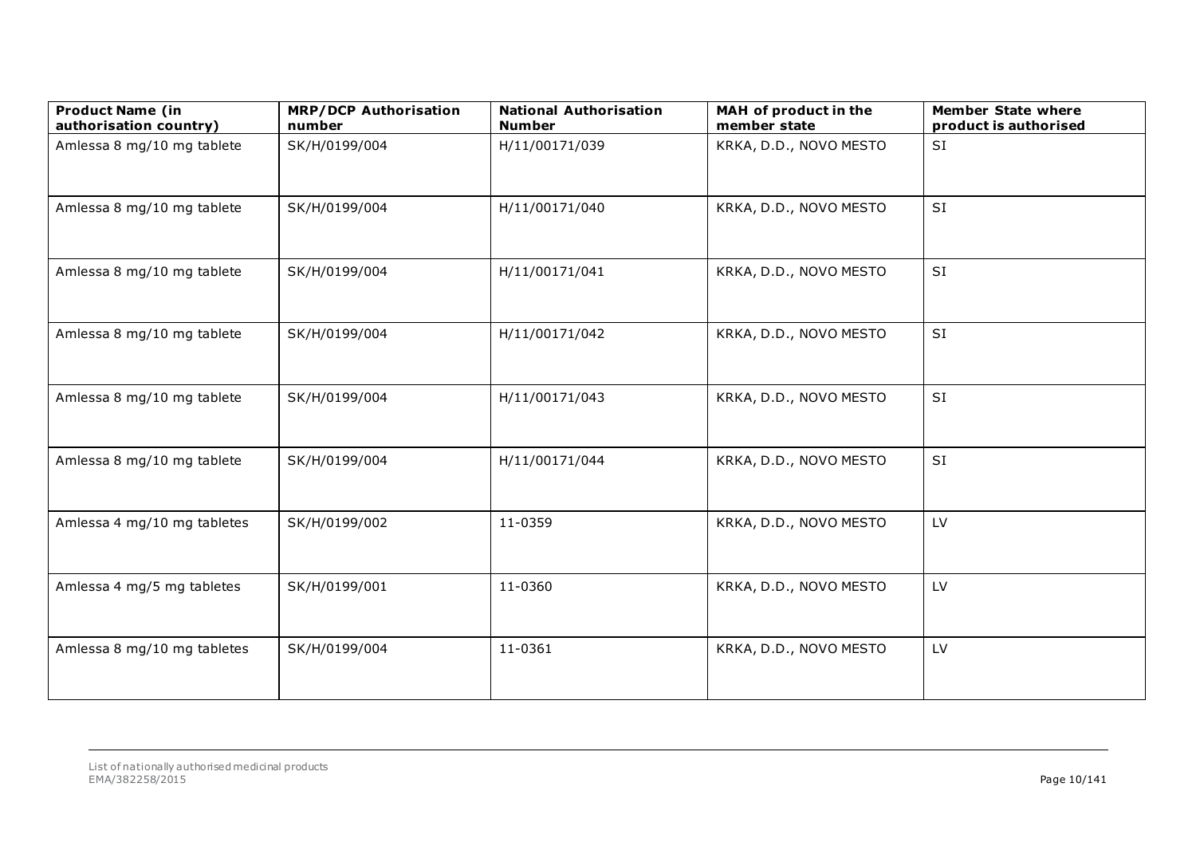| Product Name (in authorisation country) | MRP/DCP Authorisation number | National Authorisation Number | MAH of product in the member state | Member State where product is authorised |
|---|---|---|---|---|
| Amlessa 8 mg/10 mg tablete | SK/H/0199/004 | H/11/00171/039 | KRKA, D.D., NOVO MESTO | SI |
| Amlessa 8 mg/10 mg tablete | SK/H/0199/004 | H/11/00171/040 | KRKA, D.D., NOVO MESTO | SI |
| Amlessa 8 mg/10 mg tablete | SK/H/0199/004 | H/11/00171/041 | KRKA, D.D., NOVO MESTO | SI |
| Amlessa 8 mg/10 mg tablete | SK/H/0199/004 | H/11/00171/042 | KRKA, D.D., NOVO MESTO | SI |
| Amlessa 8 mg/10 mg tablete | SK/H/0199/004 | H/11/00171/043 | KRKA, D.D., NOVO MESTO | SI |
| Amlessa 8 mg/10 mg tablete | SK/H/0199/004 | H/11/00171/044 | KRKA, D.D., NOVO MESTO | SI |
| Amlessa 4 mg/10 mg tabletes | SK/H/0199/002 | 11-0359 | KRKA, D.D., NOVO MESTO | LV |
| Amlessa 4 mg/5 mg tabletes | SK/H/0199/001 | 11-0360 | KRKA, D.D., NOVO MESTO | LV |
| Amlessa 8 mg/10 mg tabletes | SK/H/0199/004 | 11-0361 | KRKA, D.D., NOVO MESTO | LV |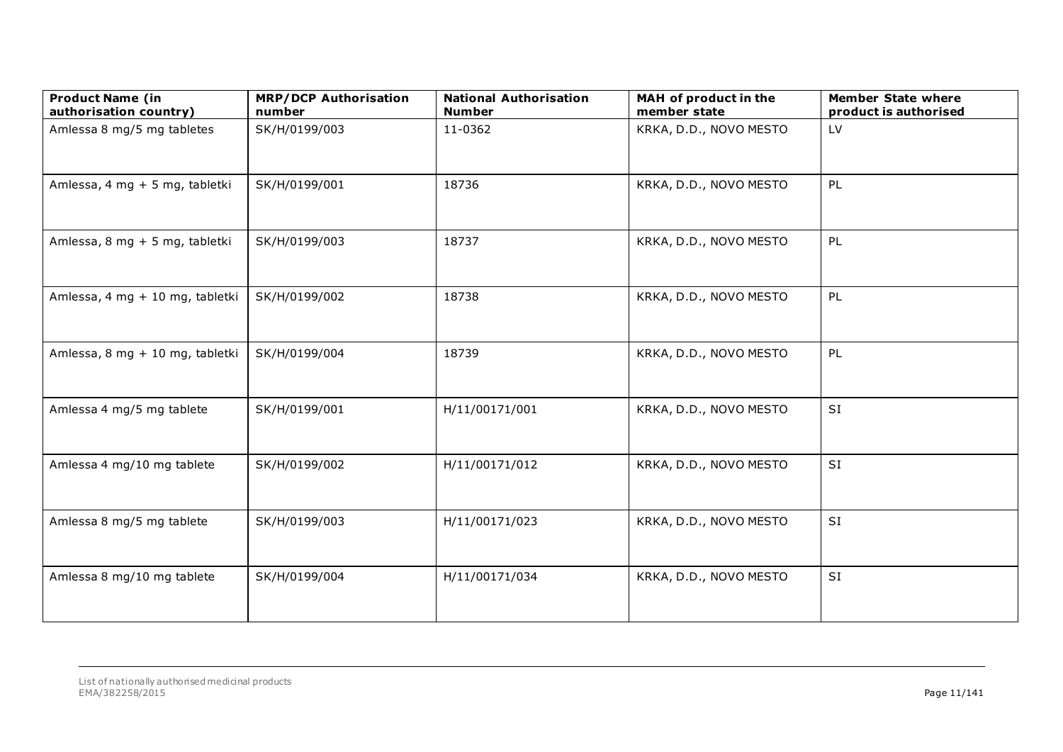| Product Name (in authorisation country) | MRP/DCP Authorisation number | National Authorisation Number | MAH of product in the member state | Member State where product is authorised |
|---|---|---|---|---|
| Amlessa 8 mg/5 mg tabletes | SK/H/0199/003 | 11-0362 | KRKA, D.D., NOVO MESTO | LV |
| Amlessa, 4 mg + 5 mg, tabletki | SK/H/0199/001 | 18736 | KRKA, D.D., NOVO MESTO | PL |
| Amlessa, 8 mg + 5 mg, tabletki | SK/H/0199/003 | 18737 | KRKA, D.D., NOVO MESTO | PL |
| Amlessa, 4 mg + 10 mg, tabletki | SK/H/0199/002 | 18738 | KRKA, D.D., NOVO MESTO | PL |
| Amlessa, 8 mg + 10 mg, tabletki | SK/H/0199/004 | 18739 | KRKA, D.D., NOVO MESTO | PL |
| Amlessa 4 mg/5 mg tablete | SK/H/0199/001 | H/11/00171/001 | KRKA, D.D., NOVO MESTO | SI |
| Amlessa 4 mg/10 mg tablete | SK/H/0199/002 | H/11/00171/012 | KRKA, D.D., NOVO MESTO | SI |
| Amlessa 8 mg/5 mg tablete | SK/H/0199/003 | H/11/00171/023 | KRKA, D.D., NOVO MESTO | SI |
| Amlessa 8 mg/10 mg tablete | SK/H/0199/004 | H/11/00171/034 | KRKA, D.D., NOVO MESTO | SI |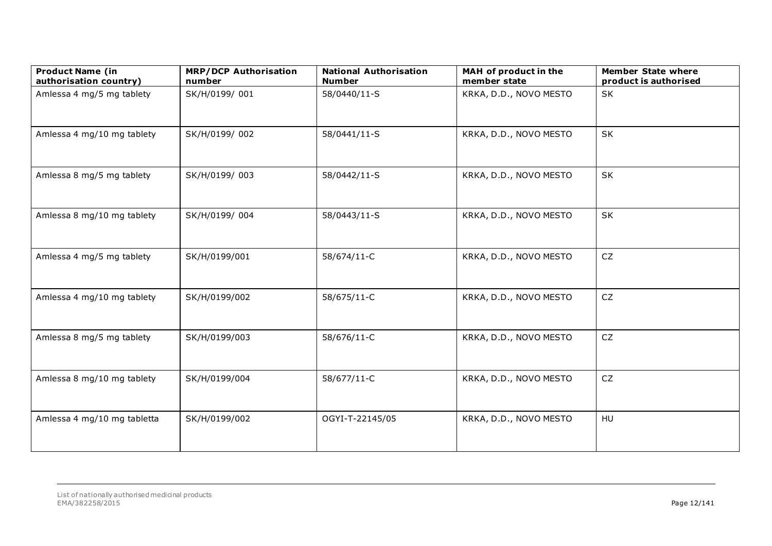| Product Name (in authorisation country) | MRP/DCP Authorisation number | National Authorisation Number | MAH of product in the member state | Member State where product is authorised |
|---|---|---|---|---|
| Amlessa 4 mg/5 mg tablety | SK/H/0199/ 001 | 58/0440/11-S | KRKA, D.D., NOVO MESTO | SK |
| Amlessa 4 mg/10 mg tablety | SK/H/0199/ 002 | 58/0441/11-S | KRKA, D.D., NOVO MESTO | SK |
| Amlessa 8 mg/5 mg tablety | SK/H/0199/ 003 | 58/0442/11-S | KRKA, D.D., NOVO MESTO | SK |
| Amlessa 8 mg/10 mg tablety | SK/H/0199/ 004 | 58/0443/11-S | KRKA, D.D., NOVO MESTO | SK |
| Amlessa 4 mg/5 mg tablety | SK/H/0199/001 | 58/674/11-C | KRKA, D.D., NOVO MESTO | CZ |
| Amlessa 4 mg/10 mg tablety | SK/H/0199/002 | 58/675/11-C | KRKA, D.D., NOVO MESTO | CZ |
| Amlessa 8 mg/5 mg tablety | SK/H/0199/003 | 58/676/11-C | KRKA, D.D., NOVO MESTO | CZ |
| Amlessa 8 mg/10 mg tablety | SK/H/0199/004 | 58/677/11-C | KRKA, D.D., NOVO MESTO | CZ |
| Amlessa 4 mg/10 mg tabletta | SK/H/0199/002 | OGYI-T-22145/05 | KRKA, D.D., NOVO MESTO | HU |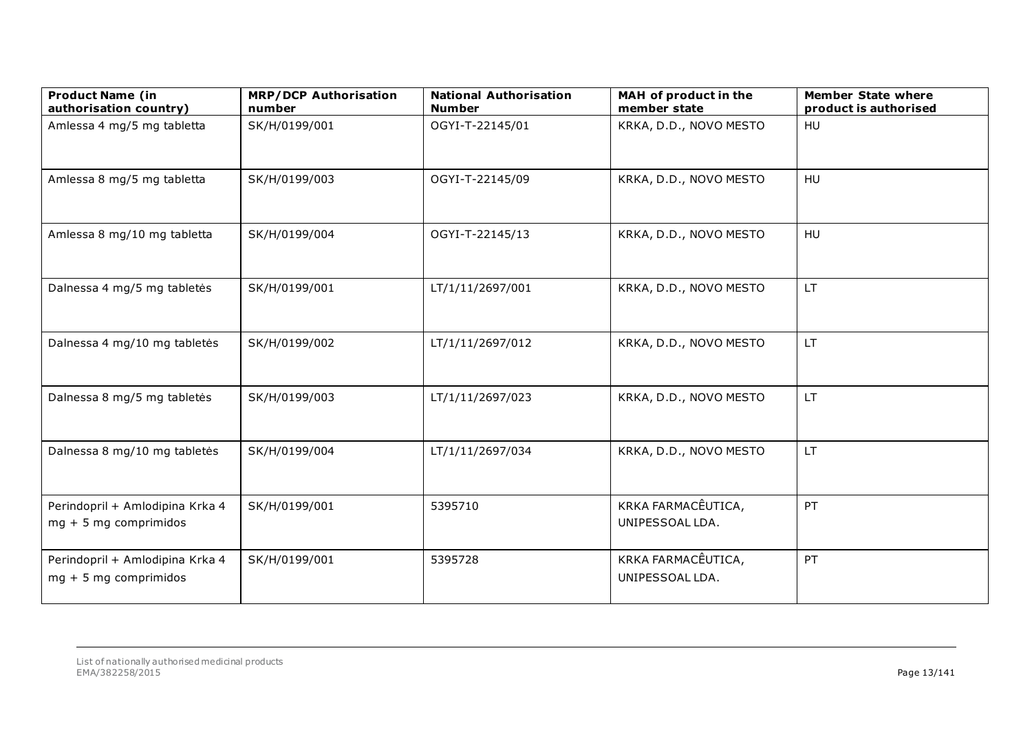| Product Name (in authorisation country) | MRP/DCP Authorisation number | National Authorisation Number | MAH of product in the member state | Member State where product is authorised |
|---|---|---|---|---|
| Amlessa 4 mg/5 mg tabletta | SK/H/0199/001 | OGYI-T-22145/01 | KRKA, D.D., NOVO MESTO | HU |
| Amlessa 8 mg/5 mg tabletta | SK/H/0199/003 | OGYI-T-22145/09 | KRKA, D.D., NOVO MESTO | HU |
| Amlessa 8 mg/10 mg tabletta | SK/H/0199/004 | OGYI-T-22145/13 | KRKA, D.D., NOVO MESTO | HU |
| Dalnessa 4 mg/5 mg tabletės | SK/H/0199/001 | LT/1/11/2697/001 | KRKA, D.D., NOVO MESTO | LT |
| Dalnessa 4 mg/10 mg tabletės | SK/H/0199/002 | LT/1/11/2697/012 | KRKA, D.D., NOVO MESTO | LT |
| Dalnessa 8 mg/5 mg tabletės | SK/H/0199/003 | LT/1/11/2697/023 | KRKA, D.D., NOVO MESTO | LT |
| Dalnessa 8 mg/10 mg tabletės | SK/H/0199/004 | LT/1/11/2697/034 | KRKA, D.D., NOVO MESTO | LT |
| Perindopril + Amlodipina Krka 4 mg + 5 mg comprimidos | SK/H/0199/001 | 5395710 | KRKA FARMACÊUTICA, UNIPESSOAL LDA. | PT |
| Perindopril + Amlodipina Krka 4 mg + 5 mg comprimidos | SK/H/0199/001 | 5395728 | KRKA FARMACÊUTICA, UNIPESSOAL LDA. | PT |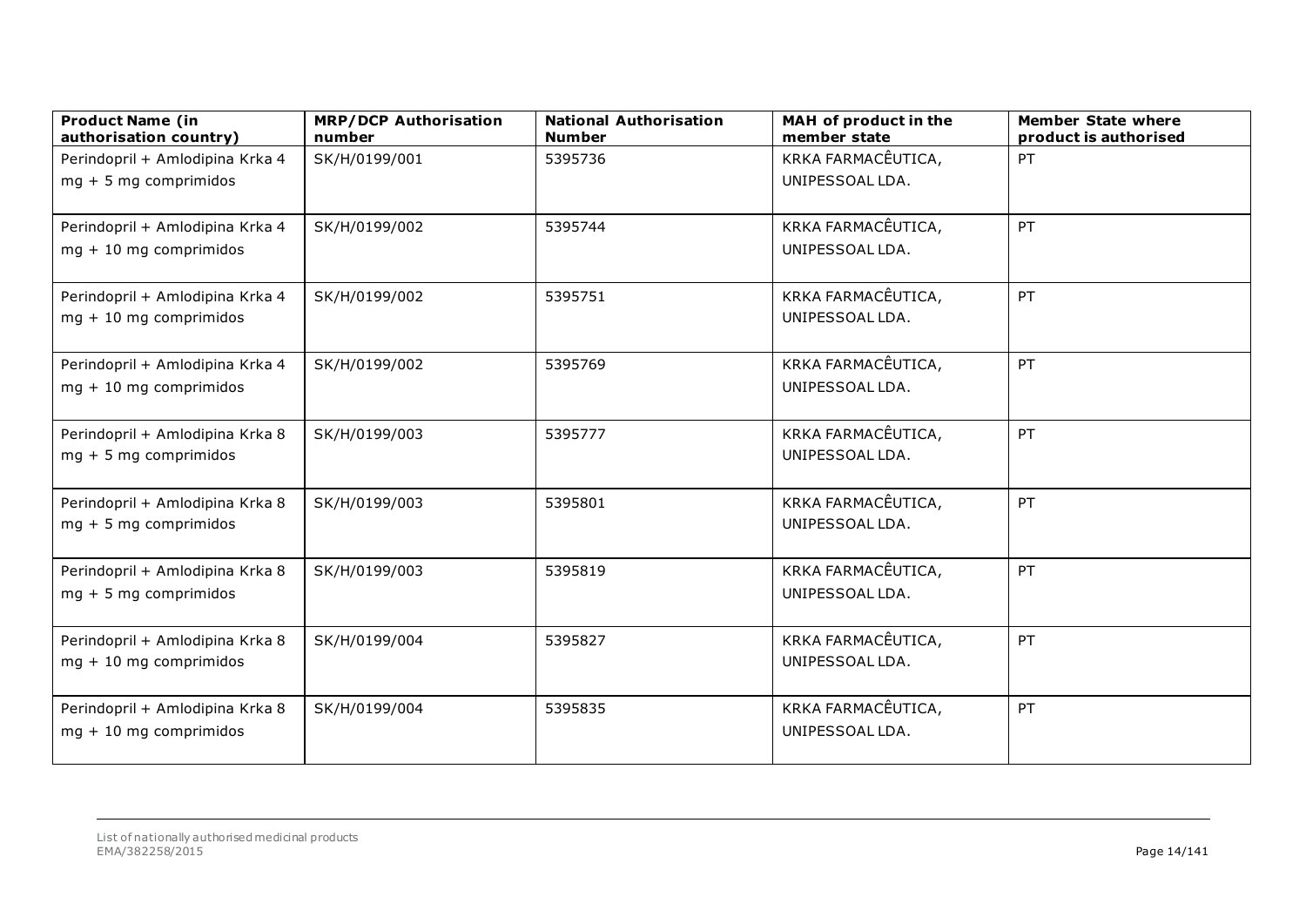| Product Name (in authorisation country) | MRP/DCP Authorisation number | National Authorisation Number | MAH of product in the member state | Member State where product is authorised |
|---|---|---|---|---|
| Perindopril + Amlodipina Krka 4 mg + 5 mg comprimidos | SK/H/0199/001 | 5395736 | KRKA FARMACÊUTICA, UNIPESSOAL LDA. | PT |
| Perindopril + Amlodipina Krka 4 mg + 10 mg comprimidos | SK/H/0199/002 | 5395744 | KRKA FARMACÊUTICA, UNIPESSOAL LDA. | PT |
| Perindopril + Amlodipina Krka 4 mg + 10 mg comprimidos | SK/H/0199/002 | 5395751 | KRKA FARMACÊUTICA, UNIPESSOAL LDA. | PT |
| Perindopril + Amlodipina Krka 4 mg + 10 mg comprimidos | SK/H/0199/002 | 5395769 | KRKA FARMACÊUTICA, UNIPESSOAL LDA. | PT |
| Perindopril + Amlodipina Krka 8 mg + 5 mg comprimidos | SK/H/0199/003 | 5395777 | KRKA FARMACÊUTICA, UNIPESSOAL LDA. | PT |
| Perindopril + Amlodipina Krka 8 mg + 5 mg comprimidos | SK/H/0199/003 | 5395801 | KRKA FARMACÊUTICA, UNIPESSOAL LDA. | PT |
| Perindopril + Amlodipina Krka 8 mg + 5 mg comprimidos | SK/H/0199/003 | 5395819 | KRKA FARMACÊUTICA, UNIPESSOAL LDA. | PT |
| Perindopril + Amlodipina Krka 8 mg + 10 mg comprimidos | SK/H/0199/004 | 5395827 | KRKA FARMACÊUTICA, UNIPESSOAL LDA. | PT |
| Perindopril + Amlodipina Krka 8 mg + 10 mg comprimidos | SK/H/0199/004 | 5395835 | KRKA FARMACÊUTICA, UNIPESSOAL LDA. | PT |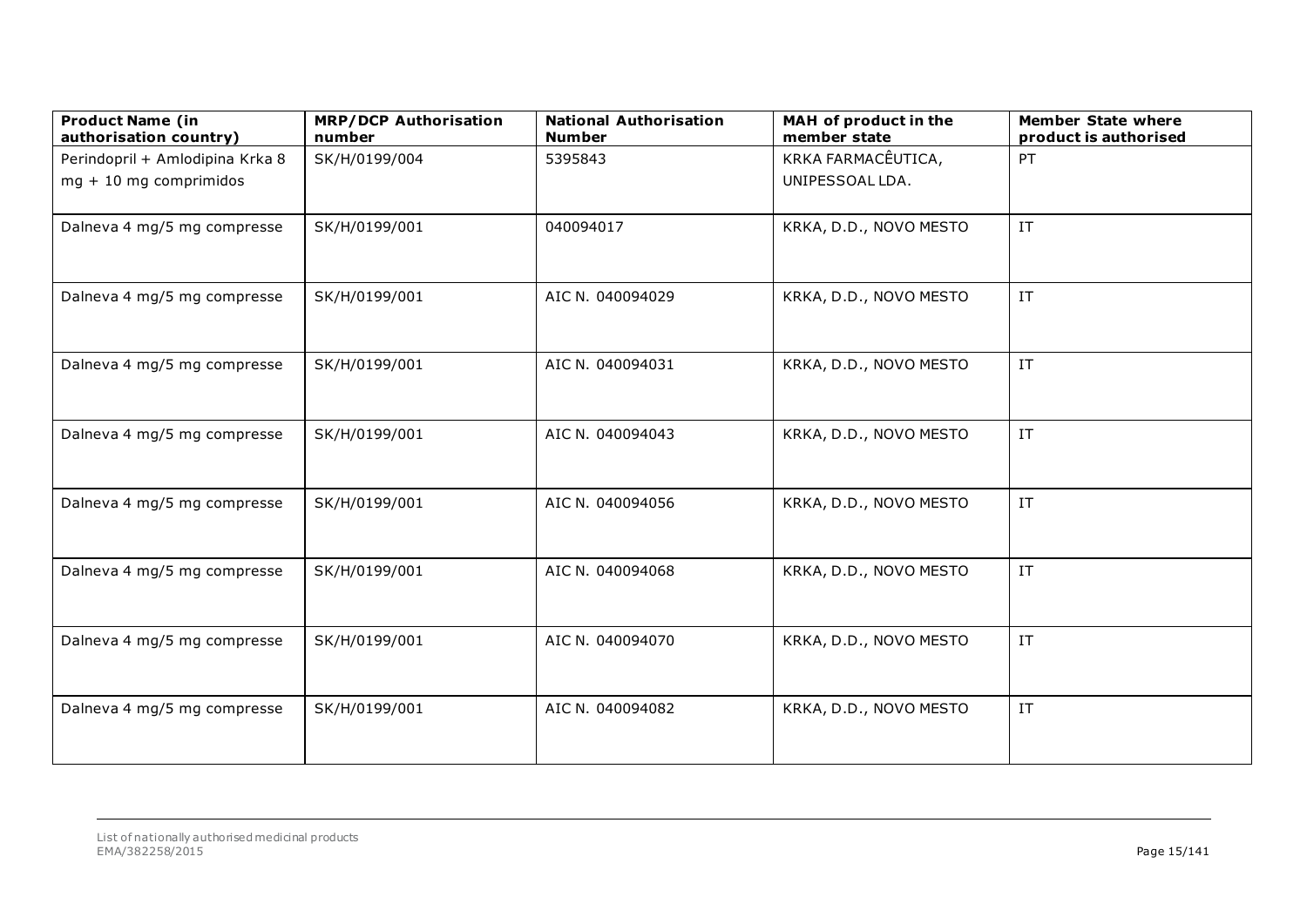| Product Name (in authorisation country) | MRP/DCP Authorisation number | National Authorisation Number | MAH of product in the member state | Member State where product is authorised |
|---|---|---|---|---|
| Perindopril + Amlodipina Krka 8 mg + 10 mg comprimidos | SK/H/0199/004 | 5395843 | KRKA FARMACÊUTICA, UNIPESSOAL LDA. | PT |
| Dalneva 4 mg/5 mg compresse | SK/H/0199/001 | 040094017 | KRKA, D.D., NOVO MESTO | IT |
| Dalneva 4 mg/5 mg compresse | SK/H/0199/001 | AIC N. 040094029 | KRKA, D.D., NOVO MESTO | IT |
| Dalneva 4 mg/5 mg compresse | SK/H/0199/001 | AIC N. 040094031 | KRKA, D.D., NOVO MESTO | IT |
| Dalneva 4 mg/5 mg compresse | SK/H/0199/001 | AIC N. 040094043 | KRKA, D.D., NOVO MESTO | IT |
| Dalneva 4 mg/5 mg compresse | SK/H/0199/001 | AIC N. 040094056 | KRKA, D.D., NOVO MESTO | IT |
| Dalneva 4 mg/5 mg compresse | SK/H/0199/001 | AIC N. 040094068 | KRKA, D.D., NOVO MESTO | IT |
| Dalneva 4 mg/5 mg compresse | SK/H/0199/001 | AIC N. 040094070 | KRKA, D.D., NOVO MESTO | IT |
| Dalneva 4 mg/5 mg compresse | SK/H/0199/001 | AIC N. 040094082 | KRKA, D.D., NOVO MESTO | IT |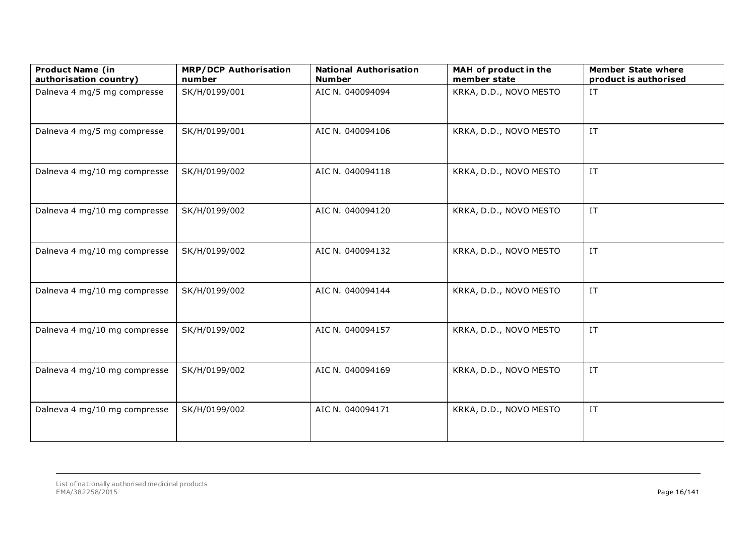| Product Name (in authorisation country) | MRP/DCP Authorisation number | National Authorisation Number | MAH of product in the member state | Member State where product is authorised |
| --- | --- | --- | --- | --- |
| Dalneva 4 mg/5 mg compresse | SK/H/0199/001 | AIC N. 040094094 | KRKA, D.D., NOVO MESTO | IT |
| Dalneva 4 mg/5 mg compresse | SK/H/0199/001 | AIC N. 040094106 | KRKA, D.D., NOVO MESTO | IT |
| Dalneva 4 mg/10 mg compresse | SK/H/0199/002 | AIC N. 040094118 | KRKA, D.D., NOVO MESTO | IT |
| Dalneva 4 mg/10 mg compresse | SK/H/0199/002 | AIC N. 040094120 | KRKA, D.D., NOVO MESTO | IT |
| Dalneva 4 mg/10 mg compresse | SK/H/0199/002 | AIC N. 040094132 | KRKA, D.D., NOVO MESTO | IT |
| Dalneva 4 mg/10 mg compresse | SK/H/0199/002 | AIC N. 040094144 | KRKA, D.D., NOVO MESTO | IT |
| Dalneva 4 mg/10 mg compresse | SK/H/0199/002 | AIC N. 040094157 | KRKA, D.D., NOVO MESTO | IT |
| Dalneva 4 mg/10 mg compresse | SK/H/0199/002 | AIC N. 040094169 | KRKA, D.D., NOVO MESTO | IT |
| Dalneva 4 mg/10 mg compresse | SK/H/0199/002 | AIC N. 040094171 | KRKA, D.D., NOVO MESTO | IT |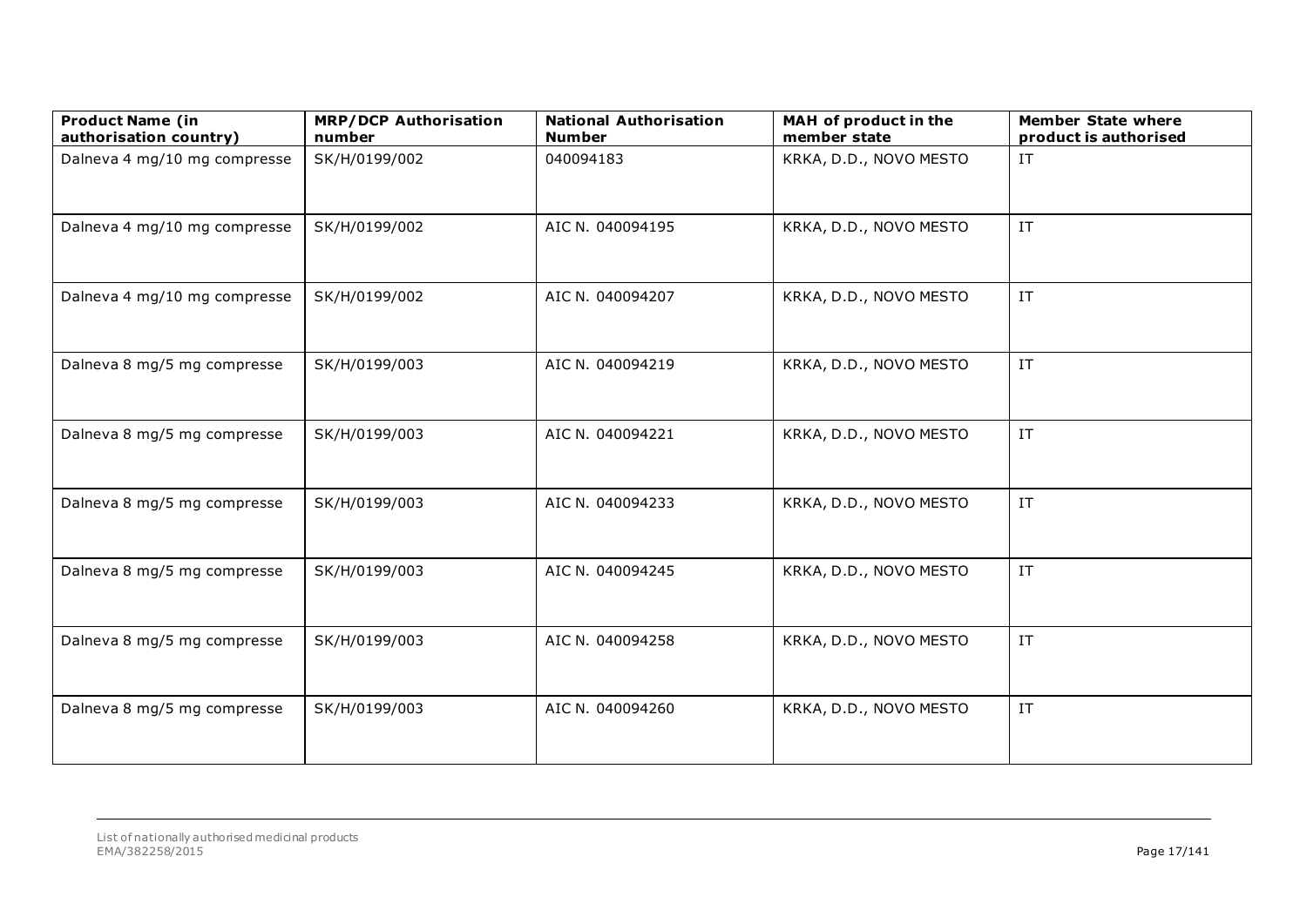| Product Name (in authorisation country) | MRP/DCP Authorisation number | National Authorisation Number | MAH of product in the member state | Member State where product is authorised |
|---|---|---|---|---|
| Dalneva 4 mg/10 mg compresse | SK/H/0199/002 | 040094183 | KRKA, D.D., NOVO MESTO | IT |
| Dalneva 4 mg/10 mg compresse | SK/H/0199/002 | AIC N. 040094195 | KRKA, D.D., NOVO MESTO | IT |
| Dalneva 4 mg/10 mg compresse | SK/H/0199/002 | AIC N. 040094207 | KRKA, D.D., NOVO MESTO | IT |
| Dalneva 8 mg/5 mg compresse | SK/H/0199/003 | AIC N. 040094219 | KRKA, D.D., NOVO MESTO | IT |
| Dalneva 8 mg/5 mg compresse | SK/H/0199/003 | AIC N. 040094221 | KRKA, D.D., NOVO MESTO | IT |
| Dalneva 8 mg/5 mg compresse | SK/H/0199/003 | AIC N. 040094233 | KRKA, D.D., NOVO MESTO | IT |
| Dalneva 8 mg/5 mg compresse | SK/H/0199/003 | AIC N. 040094245 | KRKA, D.D., NOVO MESTO | IT |
| Dalneva 8 mg/5 mg compresse | SK/H/0199/003 | AIC N. 040094258 | KRKA, D.D., NOVO MESTO | IT |
| Dalneva 8 mg/5 mg compresse | SK/H/0199/003 | AIC N. 040094260 | KRKA, D.D., NOVO MESTO | IT |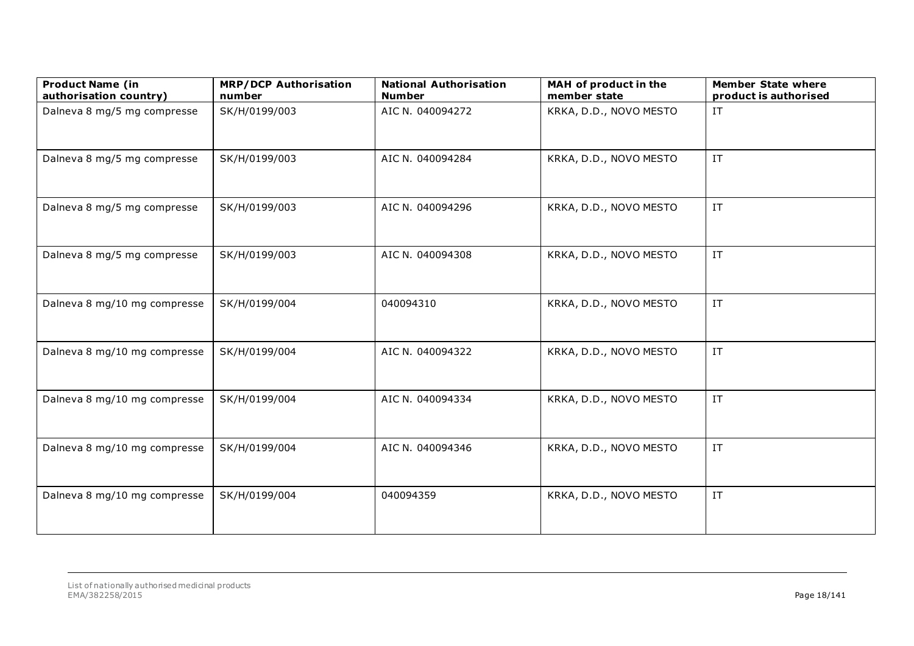| Product Name (in authorisation country) | MRP/DCP Authorisation number | National Authorisation Number | MAH of product in the member state | Member State where product is authorised |
| --- | --- | --- | --- | --- |
| Dalneva 8 mg/5 mg compresse | SK/H/0199/003 | AIC N. 040094272 | KRKA, D.D., NOVO MESTO | IT |
| Dalneva 8 mg/5 mg compresse | SK/H/0199/003 | AIC N. 040094284 | KRKA, D.D., NOVO MESTO | IT |
| Dalneva 8 mg/5 mg compresse | SK/H/0199/003 | AIC N. 040094296 | KRKA, D.D., NOVO MESTO | IT |
| Dalneva 8 mg/5 mg compresse | SK/H/0199/003 | AIC N. 040094308 | KRKA, D.D., NOVO MESTO | IT |
| Dalneva 8 mg/10 mg compresse | SK/H/0199/004 | 040094310 | KRKA, D.D., NOVO MESTO | IT |
| Dalneva 8 mg/10 mg compresse | SK/H/0199/004 | AIC N. 040094322 | KRKA, D.D., NOVO MESTO | IT |
| Dalneva 8 mg/10 mg compresse | SK/H/0199/004 | AIC N. 040094334 | KRKA, D.D., NOVO MESTO | IT |
| Dalneva 8 mg/10 mg compresse | SK/H/0199/004 | AIC N. 040094346 | KRKA, D.D., NOVO MESTO | IT |
| Dalneva 8 mg/10 mg compresse | SK/H/0199/004 | 040094359 | KRKA, D.D., NOVO MESTO | IT |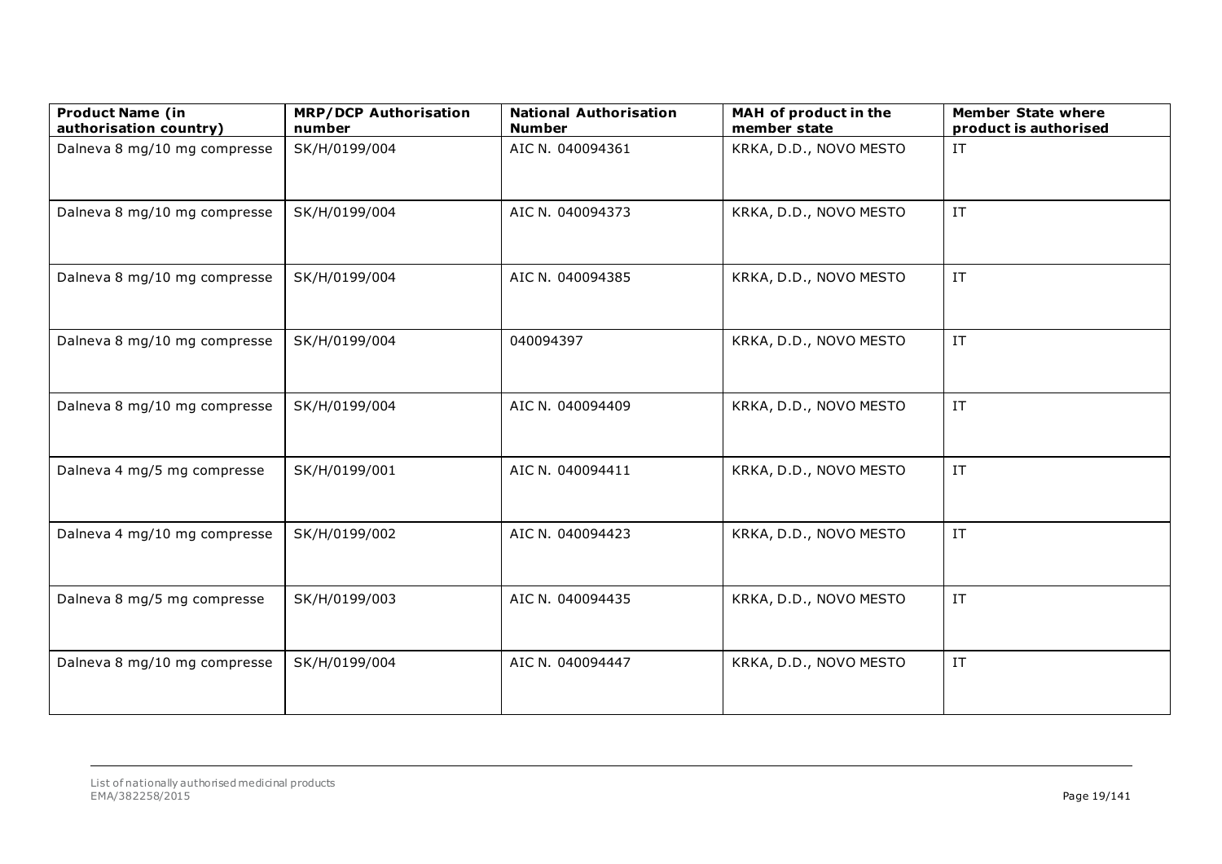| Product Name (in authorisation country) | MRP/DCP Authorisation number | National Authorisation Number | MAH of product in the member state | Member State where product is authorised |
|---|---|---|---|---|
| Dalneva 8 mg/10 mg compresse | SK/H/0199/004 | AIC N. 040094361 | KRKA, D.D., NOVO MESTO | IT |
| Dalneva 8 mg/10 mg compresse | SK/H/0199/004 | AIC N. 040094373 | KRKA, D.D., NOVO MESTO | IT |
| Dalneva 8 mg/10 mg compresse | SK/H/0199/004 | AIC N. 040094385 | KRKA, D.D., NOVO MESTO | IT |
| Dalneva 8 mg/10 mg compresse | SK/H/0199/004 | 040094397 | KRKA, D.D., NOVO MESTO | IT |
| Dalneva 8 mg/10 mg compresse | SK/H/0199/004 | AIC N. 040094409 | KRKA, D.D., NOVO MESTO | IT |
| Dalneva 4 mg/5 mg compresse | SK/H/0199/001 | AIC N. 040094411 | KRKA, D.D., NOVO MESTO | IT |
| Dalneva 4 mg/10 mg compresse | SK/H/0199/002 | AIC N. 040094423 | KRKA, D.D., NOVO MESTO | IT |
| Dalneva 8 mg/5 mg compresse | SK/H/0199/003 | AIC N. 040094435 | KRKA, D.D., NOVO MESTO | IT |
| Dalneva 8 mg/10 mg compresse | SK/H/0199/004 | AIC N. 040094447 | KRKA, D.D., NOVO MESTO | IT |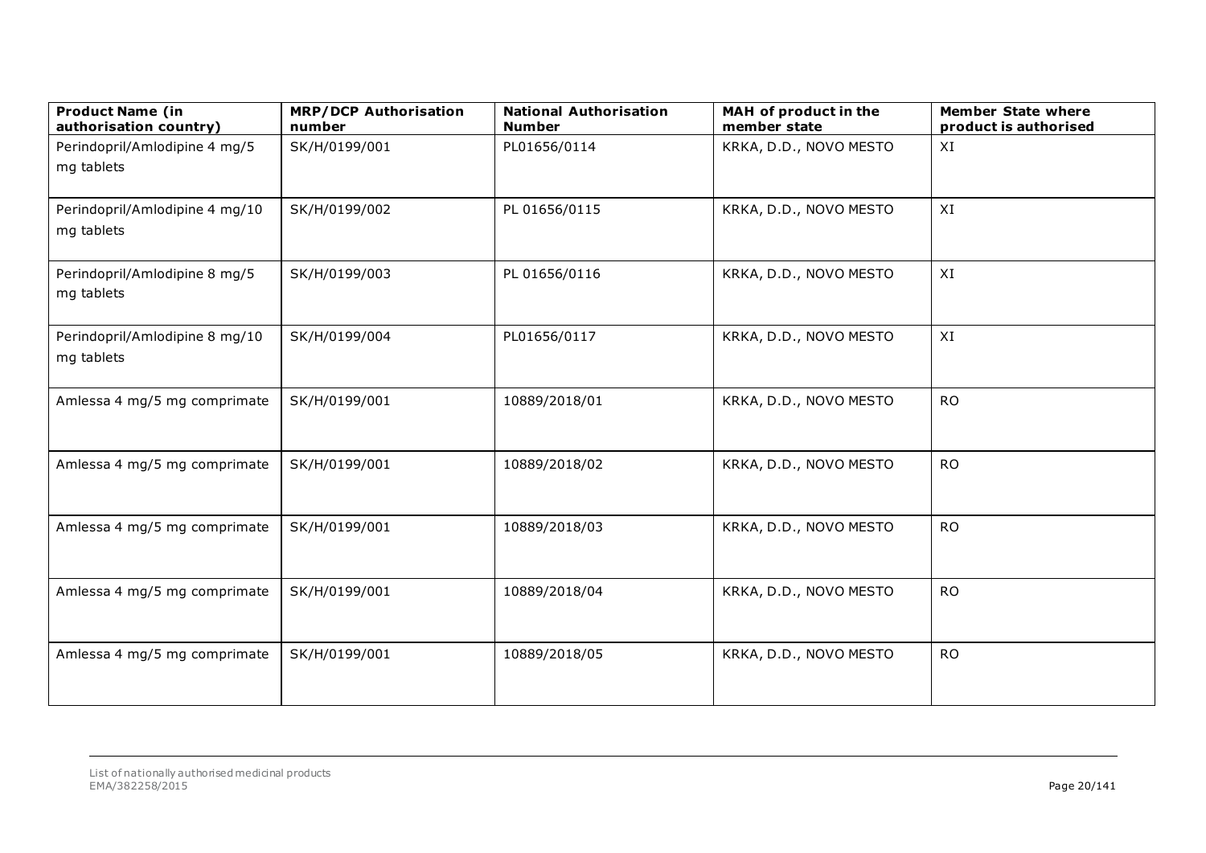| Product Name (in authorisation country) | MRP/DCP Authorisation number | National Authorisation Number | MAH of product in the member state | Member State where product is authorised |
|---|---|---|---|---|
| Perindopril/Amlodipine 4 mg/5 mg tablets | SK/H/0199/001 | PL01656/0114 | KRKA, D.D., NOVO MESTO | XI |
| Perindopril/Amlodipine 4 mg/10 mg tablets | SK/H/0199/002 | PL 01656/0115 | KRKA, D.D., NOVO MESTO | XI |
| Perindopril/Amlodipine 8 mg/5 mg tablets | SK/H/0199/003 | PL 01656/0116 | KRKA, D.D., NOVO MESTO | XI |
| Perindopril/Amlodipine 8 mg/10 mg tablets | SK/H/0199/004 | PL01656/0117 | KRKA, D.D., NOVO MESTO | XI |
| Amlessa 4 mg/5 mg comprimate | SK/H/0199/001 | 10889/2018/01 | KRKA, D.D., NOVO MESTO | RO |
| Amlessa 4 mg/5 mg comprimate | SK/H/0199/001 | 10889/2018/02 | KRKA, D.D., NOVO MESTO | RO |
| Amlessa 4 mg/5 mg comprimate | SK/H/0199/001 | 10889/2018/03 | KRKA, D.D., NOVO MESTO | RO |
| Amlessa 4 mg/5 mg comprimate | SK/H/0199/001 | 10889/2018/04 | KRKA, D.D., NOVO MESTO | RO |
| Amlessa 4 mg/5 mg comprimate | SK/H/0199/001 | 10889/2018/05 | KRKA, D.D., NOVO MESTO | RO |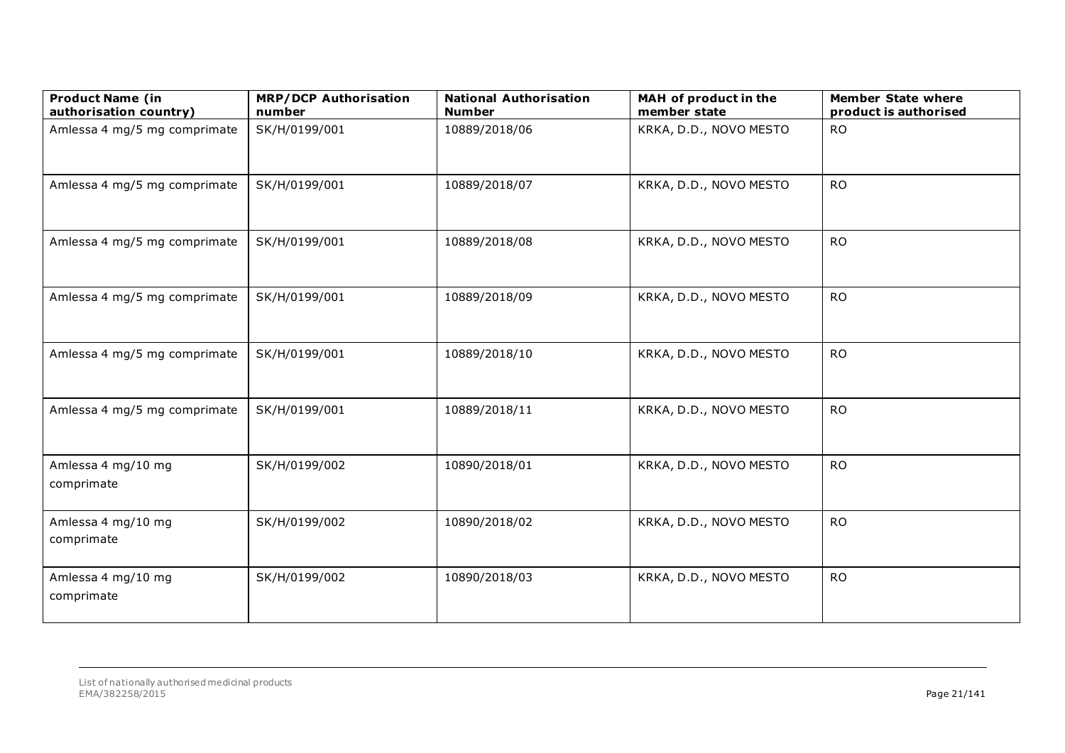| Product Name (in authorisation country) | MRP/DCP Authorisation number | National Authorisation Number | MAH of product in the member state | Member State where product is authorised |
|---|---|---|---|---|
| Amlessa 4 mg/5 mg comprimate | SK/H/0199/001 | 10889/2018/06 | KRKA, D.D., NOVO MESTO | RO |
| Amlessa 4 mg/5 mg comprimate | SK/H/0199/001 | 10889/2018/07 | KRKA, D.D., NOVO MESTO | RO |
| Amlessa 4 mg/5 mg comprimate | SK/H/0199/001 | 10889/2018/08 | KRKA, D.D., NOVO MESTO | RO |
| Amlessa 4 mg/5 mg comprimate | SK/H/0199/001 | 10889/2018/09 | KRKA, D.D., NOVO MESTO | RO |
| Amlessa 4 mg/5 mg comprimate | SK/H/0199/001 | 10889/2018/10 | KRKA, D.D., NOVO MESTO | RO |
| Amlessa 4 mg/5 mg comprimate | SK/H/0199/001 | 10889/2018/11 | KRKA, D.D., NOVO MESTO | RO |
| Amlessa 4 mg/10 mg comprimate | SK/H/0199/002 | 10890/2018/01 | KRKA, D.D., NOVO MESTO | RO |
| Amlessa 4 mg/10 mg comprimate | SK/H/0199/002 | 10890/2018/02 | KRKA, D.D., NOVO MESTO | RO |
| Amlessa 4 mg/10 mg comprimate | SK/H/0199/002 | 10890/2018/03 | KRKA, D.D., NOVO MESTO | RO |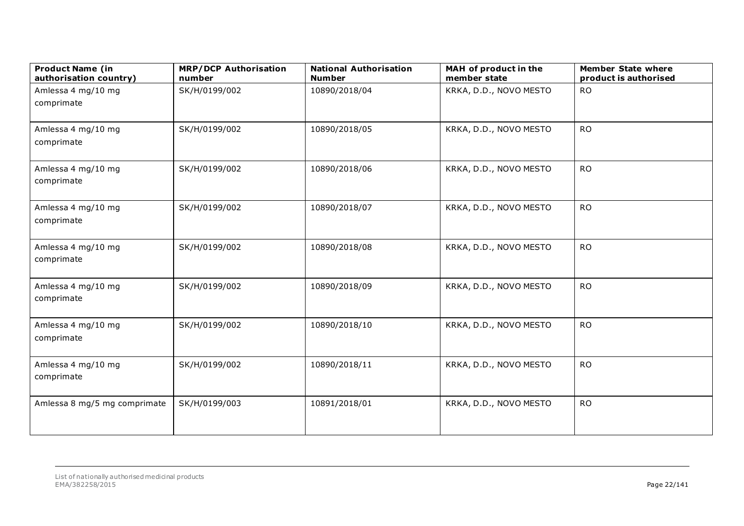| Product Name (in authorisation country) | MRP/DCP Authorisation number | National Authorisation Number | MAH of product in the member state | Member State where product is authorised |
|---|---|---|---|---|
| Amlessa 4 mg/10 mg comprimate | SK/H/0199/002 | 10890/2018/04 | KRKA, D.D., NOVO MESTO | RO |
| Amlessa 4 mg/10 mg comprimate | SK/H/0199/002 | 10890/2018/05 | KRKA, D.D., NOVO MESTO | RO |
| Amlessa 4 mg/10 mg comprimate | SK/H/0199/002 | 10890/2018/06 | KRKA, D.D., NOVO MESTO | RO |
| Amlessa 4 mg/10 mg comprimate | SK/H/0199/002 | 10890/2018/07 | KRKA, D.D., NOVO MESTO | RO |
| Amlessa 4 mg/10 mg comprimate | SK/H/0199/002 | 10890/2018/08 | KRKA, D.D., NOVO MESTO | RO |
| Amlessa 4 mg/10 mg comprimate | SK/H/0199/002 | 10890/2018/09 | KRKA, D.D., NOVO MESTO | RO |
| Amlessa 4 mg/10 mg comprimate | SK/H/0199/002 | 10890/2018/10 | KRKA, D.D., NOVO MESTO | RO |
| Amlessa 4 mg/10 mg comprimate | SK/H/0199/002 | 10890/2018/11 | KRKA, D.D., NOVO MESTO | RO |
| Amlessa 8 mg/5 mg comprimate | SK/H/0199/003 | 10891/2018/01 | KRKA, D.D., NOVO MESTO | RO |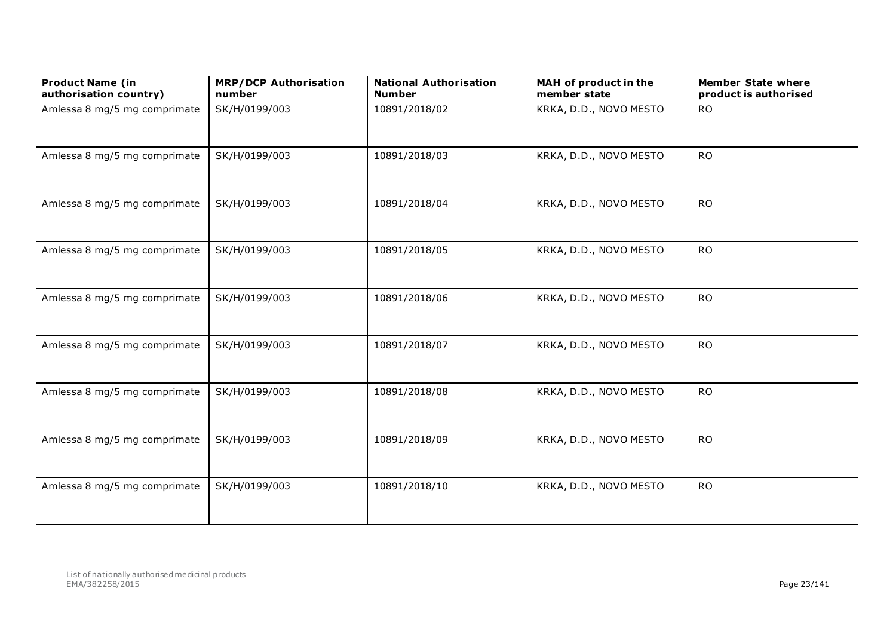| Product Name (in authorisation country) | MRP/DCP Authorisation number | National Authorisation Number | MAH of product in the member state | Member State where product is authorised |
| --- | --- | --- | --- | --- |
| Amlessa 8 mg/5 mg comprimate | SK/H/0199/003 | 10891/2018/02 | KRKA, D.D., NOVO MESTO | RO |
| Amlessa 8 mg/5 mg comprimate | SK/H/0199/003 | 10891/2018/03 | KRKA, D.D., NOVO MESTO | RO |
| Amlessa 8 mg/5 mg comprimate | SK/H/0199/003 | 10891/2018/04 | KRKA, D.D., NOVO MESTO | RO |
| Amlessa 8 mg/5 mg comprimate | SK/H/0199/003 | 10891/2018/05 | KRKA, D.D., NOVO MESTO | RO |
| Amlessa 8 mg/5 mg comprimate | SK/H/0199/003 | 10891/2018/06 | KRKA, D.D., NOVO MESTO | RO |
| Amlessa 8 mg/5 mg comprimate | SK/H/0199/003 | 10891/2018/07 | KRKA, D.D., NOVO MESTO | RO |
| Amlessa 8 mg/5 mg comprimate | SK/H/0199/003 | 10891/2018/08 | KRKA, D.D., NOVO MESTO | RO |
| Amlessa 8 mg/5 mg comprimate | SK/H/0199/003 | 10891/2018/09 | KRKA, D.D., NOVO MESTO | RO |
| Amlessa 8 mg/5 mg comprimate | SK/H/0199/003 | 10891/2018/10 | KRKA, D.D., NOVO MESTO | RO |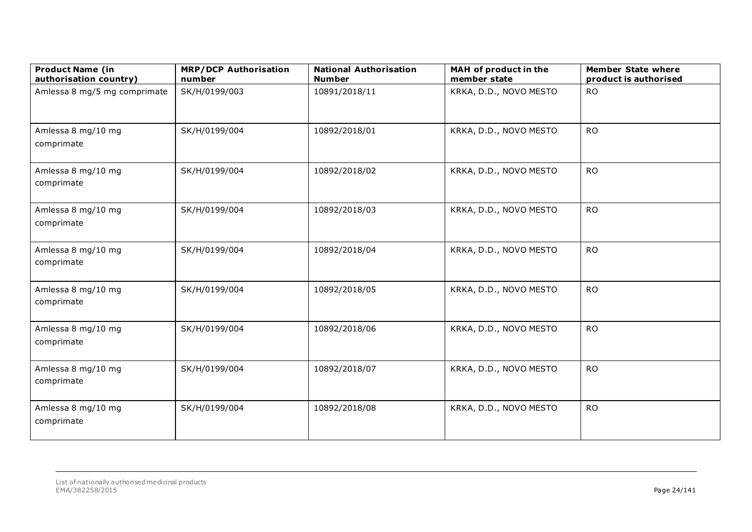| Product Name (in authorisation country) | MRP/DCP Authorisation number | National Authorisation Number | MAH of product in the member state | Member State where product is authorised |
|---|---|---|---|---|
| Amlessa 8 mg/5 mg comprimate | SK/H/0199/003 | 10891/2018/11 | KRKA, D.D., NOVO MESTO | RO |
| Amlessa 8 mg/10 mg comprimate | SK/H/0199/004 | 10892/2018/01 | KRKA, D.D., NOVO MESTO | RO |
| Amlessa 8 mg/10 mg comprimate | SK/H/0199/004 | 10892/2018/02 | KRKA, D.D., NOVO MESTO | RO |
| Amlessa 8 mg/10 mg comprimate | SK/H/0199/004 | 10892/2018/03 | KRKA, D.D., NOVO MESTO | RO |
| Amlessa 8 mg/10 mg comprimate | SK/H/0199/004 | 10892/2018/04 | KRKA, D.D., NOVO MESTO | RO |
| Amlessa 8 mg/10 mg comprimate | SK/H/0199/004 | 10892/2018/05 | KRKA, D.D., NOVO MESTO | RO |
| Amlessa 8 mg/10 mg comprimate | SK/H/0199/004 | 10892/2018/06 | KRKA, D.D., NOVO MESTO | RO |
| Amlessa 8 mg/10 mg comprimate | SK/H/0199/004 | 10892/2018/07 | KRKA, D.D., NOVO MESTO | RO |
| Amlessa 8 mg/10 mg comprimate | SK/H/0199/004 | 10892/2018/08 | KRKA, D.D., NOVO MESTO | RO |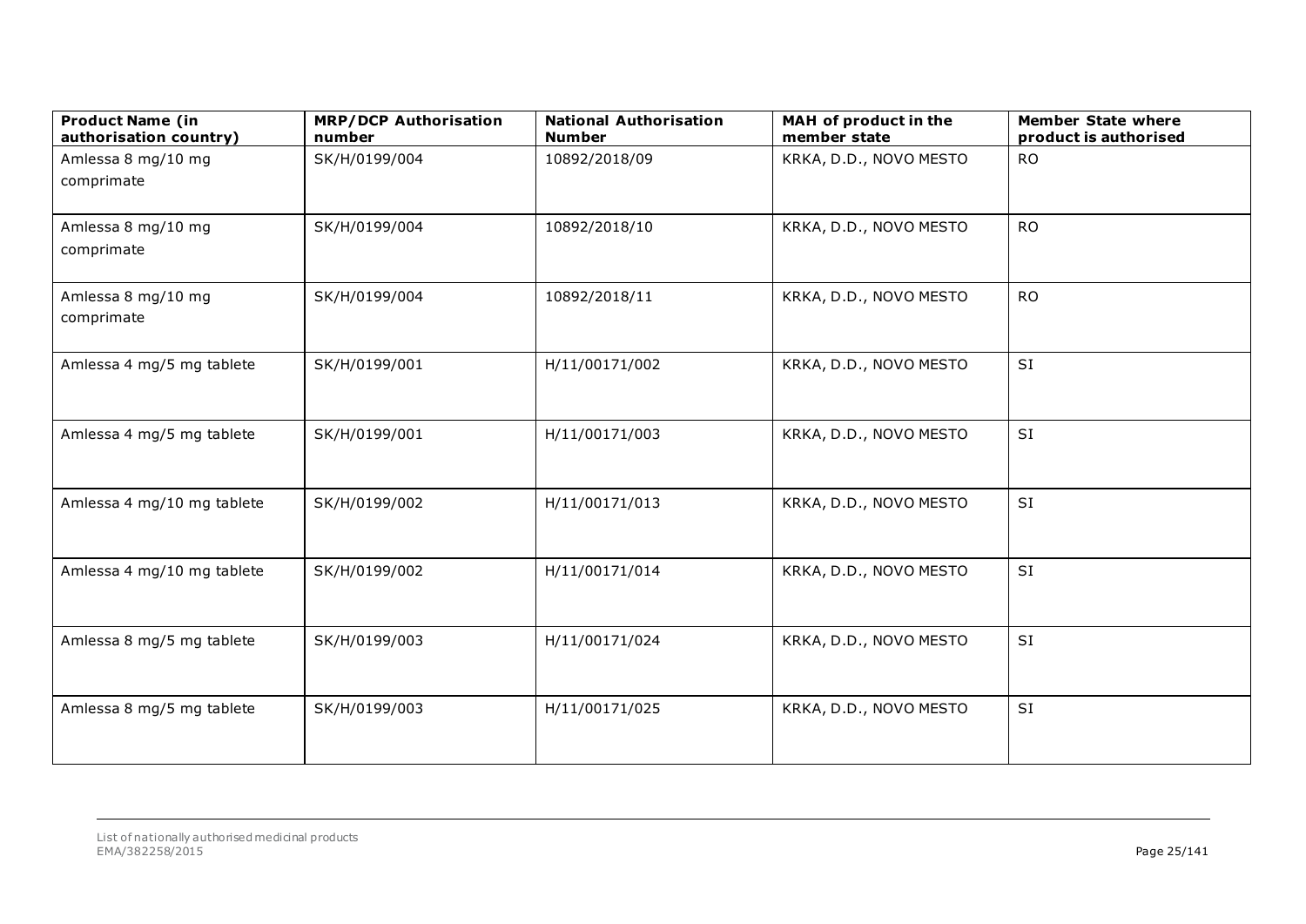| Product Name (in authorisation country) | MRP/DCP Authorisation number | National Authorisation Number | MAH of product in the member state | Member State where product is authorised |
|---|---|---|---|---|
| Amlessa 8 mg/10 mg comprimate | SK/H/0199/004 | 10892/2018/09 | KRKA, D.D., NOVO MESTO | RO |
| Amlessa 8 mg/10 mg comprimate | SK/H/0199/004 | 10892/2018/10 | KRKA, D.D., NOVO MESTO | RO |
| Amlessa 8 mg/10 mg comprimate | SK/H/0199/004 | 10892/2018/11 | KRKA, D.D., NOVO MESTO | RO |
| Amlessa 4 mg/5 mg tablete | SK/H/0199/001 | H/11/00171/002 | KRKA, D.D., NOVO MESTO | SI |
| Amlessa 4 mg/5 mg tablete | SK/H/0199/001 | H/11/00171/003 | KRKA, D.D., NOVO MESTO | SI |
| Amlessa 4 mg/10 mg tablete | SK/H/0199/002 | H/11/00171/013 | KRKA, D.D., NOVO MESTO | SI |
| Amlessa 4 mg/10 mg tablete | SK/H/0199/002 | H/11/00171/014 | KRKA, D.D., NOVO MESTO | SI |
| Amlessa 8 mg/5 mg tablete | SK/H/0199/003 | H/11/00171/024 | KRKA, D.D., NOVO MESTO | SI |
| Amlessa 8 mg/5 mg tablete | SK/H/0199/003 | H/11/00171/025 | KRKA, D.D., NOVO MESTO | SI |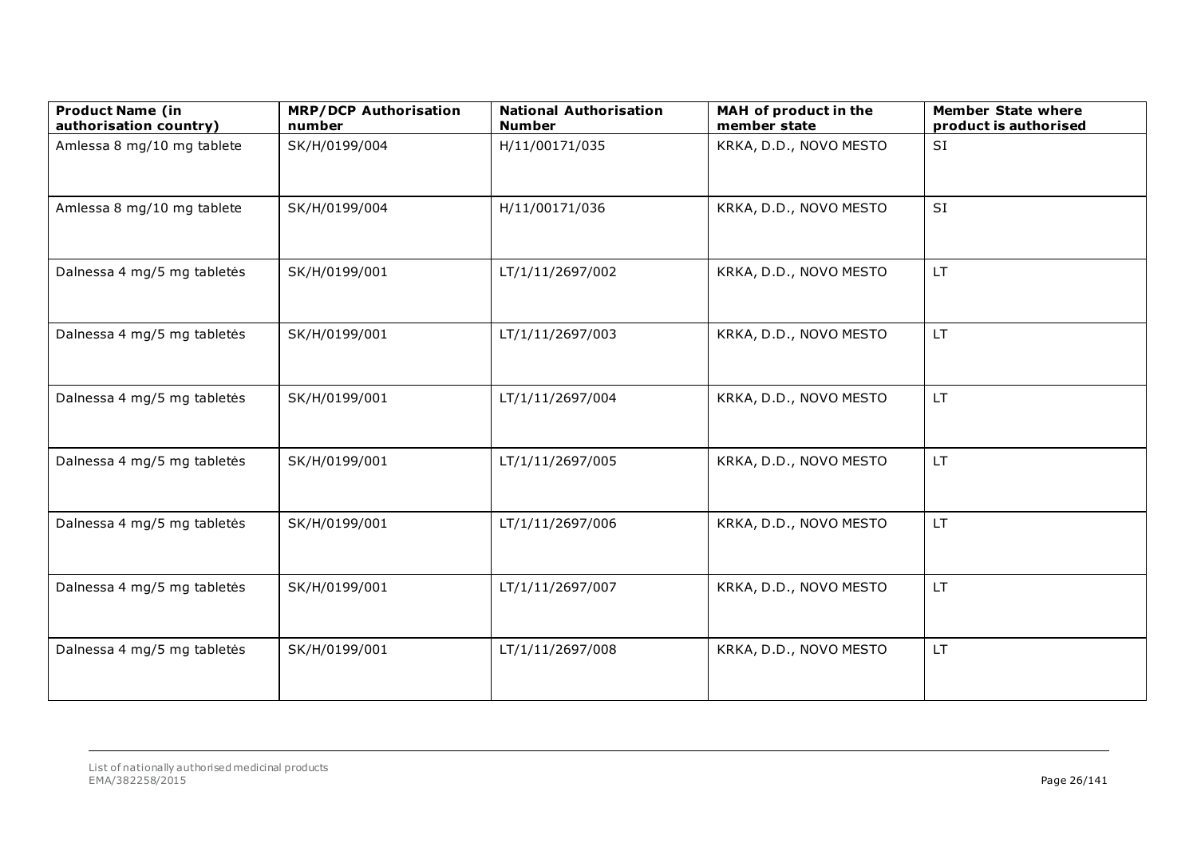| Product Name (in authorisation country) | MRP/DCP Authorisation number | National Authorisation Number | MAH of product in the member state | Member State where product is authorised |
|---|---|---|---|---|
| Amlessa 8 mg/10 mg tablete | SK/H/0199/004 | H/11/00171/035 | KRKA, D.D., NOVO MESTO | SI |
| Amlessa 8 mg/10 mg tablete | SK/H/0199/004 | H/11/00171/036 | KRKA, D.D., NOVO MESTO | SI |
| Dalnessa 4 mg/5 mg tabletės | SK/H/0199/001 | LT/1/11/2697/002 | KRKA, D.D., NOVO MESTO | LT |
| Dalnessa 4 mg/5 mg tabletės | SK/H/0199/001 | LT/1/11/2697/003 | KRKA, D.D., NOVO MESTO | LT |
| Dalnessa 4 mg/5 mg tabletės | SK/H/0199/001 | LT/1/11/2697/004 | KRKA, D.D., NOVO MESTO | LT |
| Dalnessa 4 mg/5 mg tabletės | SK/H/0199/001 | LT/1/11/2697/005 | KRKA, D.D., NOVO MESTO | LT |
| Dalnessa 4 mg/5 mg tabletės | SK/H/0199/001 | LT/1/11/2697/006 | KRKA, D.D., NOVO MESTO | LT |
| Dalnessa 4 mg/5 mg tabletės | SK/H/0199/001 | LT/1/11/2697/007 | KRKA, D.D., NOVO MESTO | LT |
| Dalnessa 4 mg/5 mg tabletės | SK/H/0199/001 | LT/1/11/2697/008 | KRKA, D.D., NOVO MESTO | LT |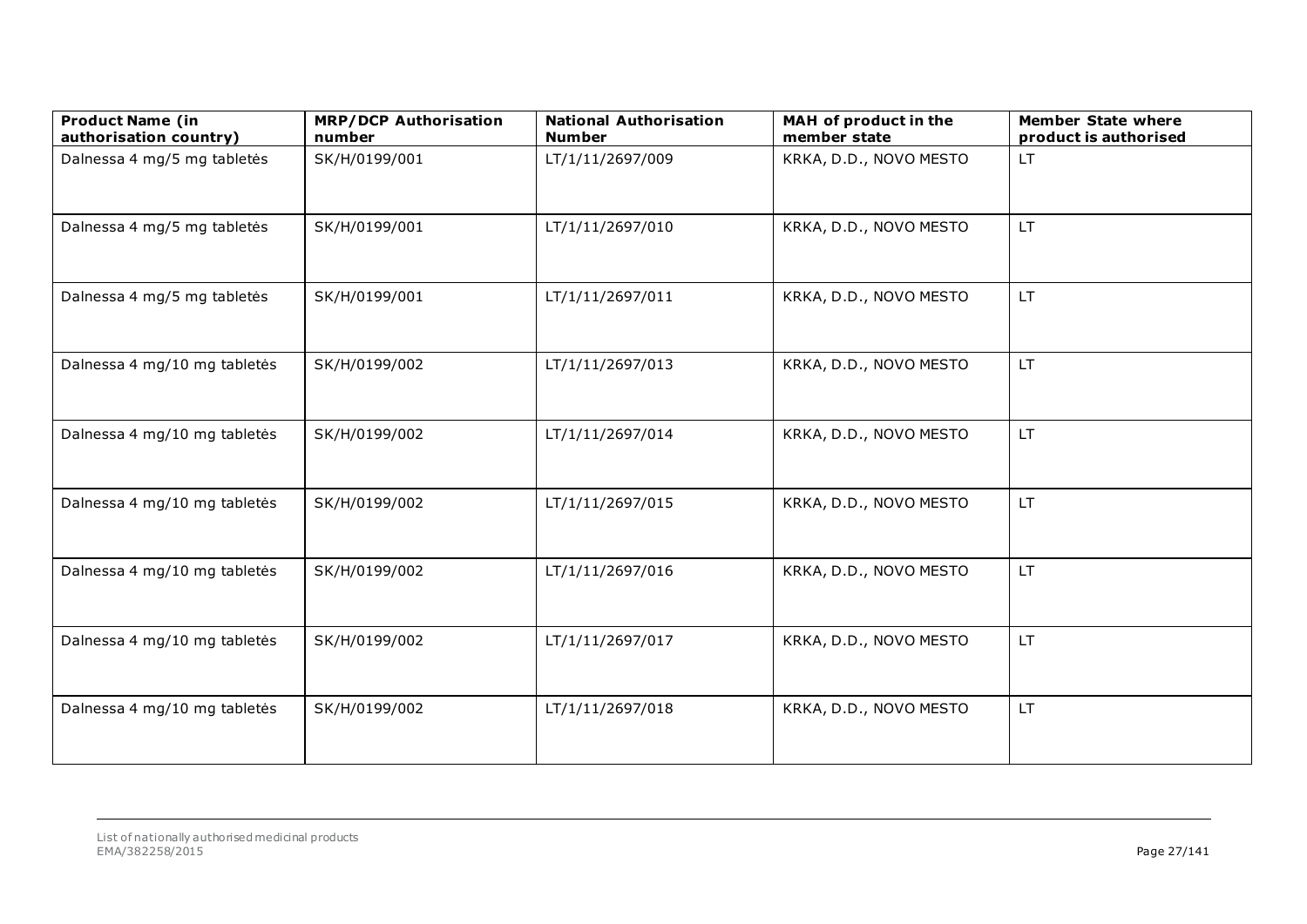| Product Name (in authorisation country) | MRP/DCP Authorisation number | National Authorisation Number | MAH of product in the member state | Member State where product is authorised |
|---|---|---|---|---|
| Dalnessa 4 mg/5 mg tabletės | SK/H/0199/001 | LT/1/11/2697/009 | KRKA, D.D., NOVO MESTO | LT |
| Dalnessa 4 mg/5 mg tabletės | SK/H/0199/001 | LT/1/11/2697/010 | KRKA, D.D., NOVO MESTO | LT |
| Dalnessa 4 mg/5 mg tabletės | SK/H/0199/001 | LT/1/11/2697/011 | KRKA, D.D., NOVO MESTO | LT |
| Dalnessa 4 mg/10 mg tabletės | SK/H/0199/002 | LT/1/11/2697/013 | KRKA, D.D., NOVO MESTO | LT |
| Dalnessa 4 mg/10 mg tabletės | SK/H/0199/002 | LT/1/11/2697/014 | KRKA, D.D., NOVO MESTO | LT |
| Dalnessa 4 mg/10 mg tabletės | SK/H/0199/002 | LT/1/11/2697/015 | KRKA, D.D., NOVO MESTO | LT |
| Dalnessa 4 mg/10 mg tabletės | SK/H/0199/002 | LT/1/11/2697/016 | KRKA, D.D., NOVO MESTO | LT |
| Dalnessa 4 mg/10 mg tabletės | SK/H/0199/002 | LT/1/11/2697/017 | KRKA, D.D., NOVO MESTO | LT |
| Dalnessa 4 mg/10 mg tabletės | SK/H/0199/002 | LT/1/11/2697/018 | KRKA, D.D., NOVO MESTO | LT |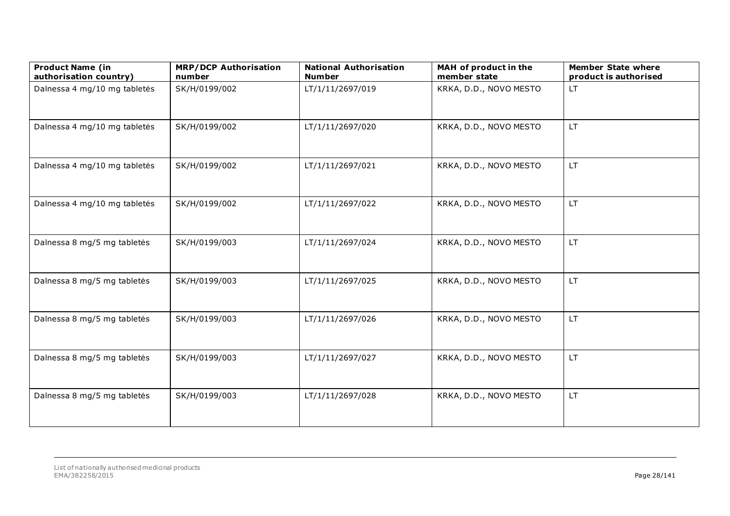| Product Name (in authorisation country) | MRP/DCP Authorisation number | National Authorisation Number | MAH of product in the member state | Member State where product is authorised |
| --- | --- | --- | --- | --- |
| Dalnessa 4 mg/10 mg tabletės | SK/H/0199/002 | LT/1/11/2697/019 | KRKA, D.D., NOVO MESTO | LT |
| Dalnessa 4 mg/10 mg tabletės | SK/H/0199/002 | LT/1/11/2697/020 | KRKA, D.D., NOVO MESTO | LT |
| Dalnessa 4 mg/10 mg tabletės | SK/H/0199/002 | LT/1/11/2697/021 | KRKA, D.D., NOVO MESTO | LT |
| Dalnessa 4 mg/10 mg tabletės | SK/H/0199/002 | LT/1/11/2697/022 | KRKA, D.D., NOVO MESTO | LT |
| Dalnessa 8 mg/5 mg tabletės | SK/H/0199/003 | LT/1/11/2697/024 | KRKA, D.D., NOVO MESTO | LT |
| Dalnessa 8 mg/5 mg tabletės | SK/H/0199/003 | LT/1/11/2697/025 | KRKA, D.D., NOVO MESTO | LT |
| Dalnessa 8 mg/5 mg tabletės | SK/H/0199/003 | LT/1/11/2697/026 | KRKA, D.D., NOVO MESTO | LT |
| Dalnessa 8 mg/5 mg tabletės | SK/H/0199/003 | LT/1/11/2697/027 | KRKA, D.D., NOVO MESTO | LT |
| Dalnessa 8 mg/5 mg tabletės | SK/H/0199/003 | LT/1/11/2697/028 | KRKA, D.D., NOVO MESTO | LT |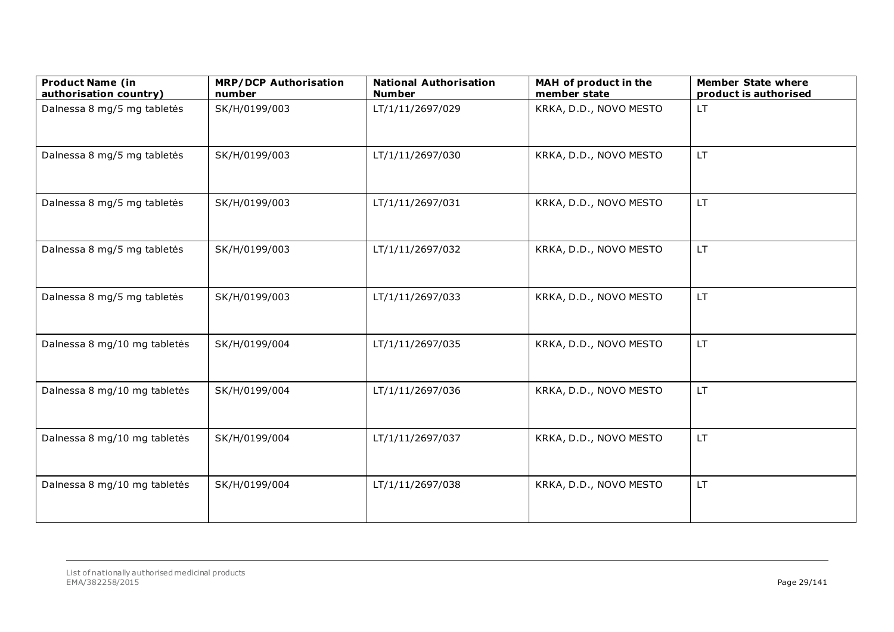| Product Name (in authorisation country) | MRP/DCP Authorisation number | National Authorisation Number | MAH of product in the member state | Member State where product is authorised |
| --- | --- | --- | --- | --- |
| Dalnessa 8 mg/5 mg tabletės | SK/H/0199/003 | LT/1/11/2697/029 | KRKA, D.D., NOVO MESTO | LT |
| Dalnessa 8 mg/5 mg tabletės | SK/H/0199/003 | LT/1/11/2697/030 | KRKA, D.D., NOVO MESTO | LT |
| Dalnessa 8 mg/5 mg tabletės | SK/H/0199/003 | LT/1/11/2697/031 | KRKA, D.D., NOVO MESTO | LT |
| Dalnessa 8 mg/5 mg tabletės | SK/H/0199/003 | LT/1/11/2697/032 | KRKA, D.D., NOVO MESTO | LT |
| Dalnessa 8 mg/5 mg tabletės | SK/H/0199/003 | LT/1/11/2697/033 | KRKA, D.D., NOVO MESTO | LT |
| Dalnessa 8 mg/10 mg tabletės | SK/H/0199/004 | LT/1/11/2697/035 | KRKA, D.D., NOVO MESTO | LT |
| Dalnessa 8 mg/10 mg tabletės | SK/H/0199/004 | LT/1/11/2697/036 | KRKA, D.D., NOVO MESTO | LT |
| Dalnessa 8 mg/10 mg tabletės | SK/H/0199/004 | LT/1/11/2697/037 | KRKA, D.D., NOVO MESTO | LT |
| Dalnessa 8 mg/10 mg tabletės | SK/H/0199/004 | LT/1/11/2697/038 | KRKA, D.D., NOVO MESTO | LT |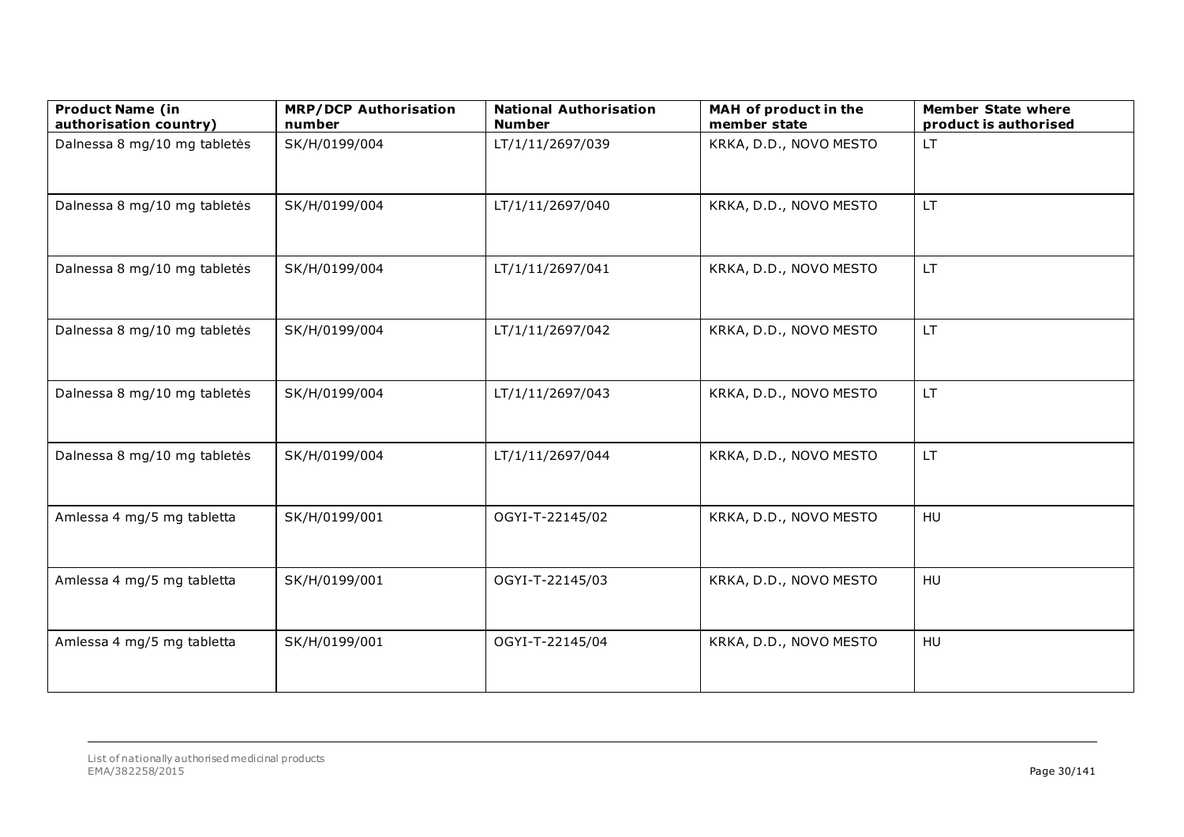| Product Name (in authorisation country) | MRP/DCP Authorisation number | National Authorisation Number | MAH of product in the member state | Member State where product is authorised |
|---|---|---|---|---|
| Dalnessa 8 mg/10 mg tabletės | SK/H/0199/004 | LT/1/11/2697/039 | KRKA, D.D., NOVO MESTO | LT |
| Dalnessa 8 mg/10 mg tabletės | SK/H/0199/004 | LT/1/11/2697/040 | KRKA, D.D., NOVO MESTO | LT |
| Dalnessa 8 mg/10 mg tabletės | SK/H/0199/004 | LT/1/11/2697/041 | KRKA, D.D., NOVO MESTO | LT |
| Dalnessa 8 mg/10 mg tabletės | SK/H/0199/004 | LT/1/11/2697/042 | KRKA, D.D., NOVO MESTO | LT |
| Dalnessa 8 mg/10 mg tabletės | SK/H/0199/004 | LT/1/11/2697/043 | KRKA, D.D., NOVO MESTO | LT |
| Dalnessa 8 mg/10 mg tabletės | SK/H/0199/004 | LT/1/11/2697/044 | KRKA, D.D., NOVO MESTO | LT |
| Amlessa 4 mg/5 mg tabletta | SK/H/0199/001 | OGYI-T-22145/02 | KRKA, D.D., NOVO MESTO | HU |
| Amlessa 4 mg/5 mg tabletta | SK/H/0199/001 | OGYI-T-22145/03 | KRKA, D.D., NOVO MESTO | HU |
| Amlessa 4 mg/5 mg tabletta | SK/H/0199/001 | OGYI-T-22145/04 | KRKA, D.D., NOVO MESTO | HU |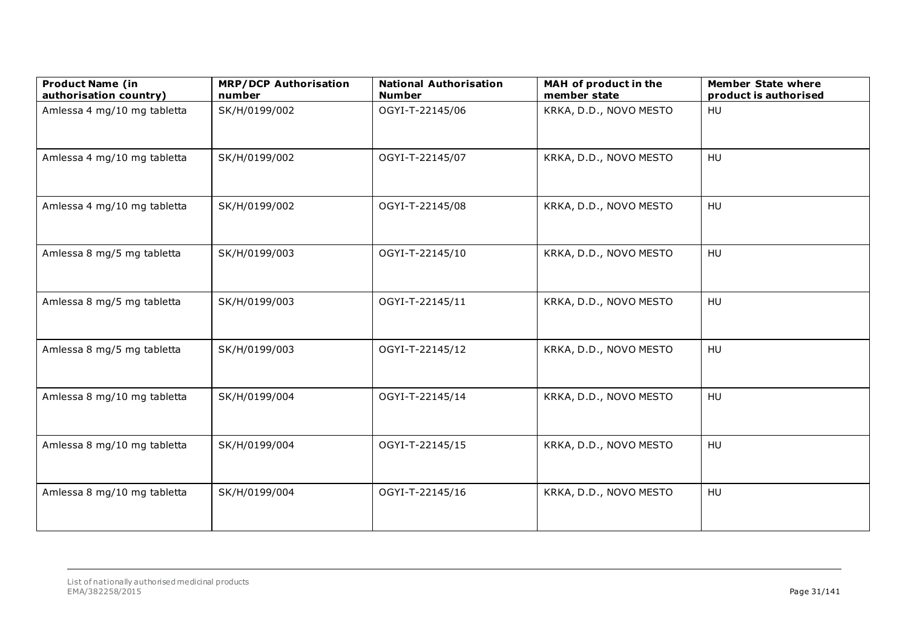| Product Name (in authorisation country) | MRP/DCP Authorisation number | National Authorisation Number | MAH of product in the member state | Member State where product is authorised |
|---|---|---|---|---|
| Amlessa 4 mg/10 mg tabletta | SK/H/0199/002 | OGYI-T-22145/06 | KRKA, D.D., NOVO MESTO | HU |
| Amlessa 4 mg/10 mg tabletta | SK/H/0199/002 | OGYI-T-22145/07 | KRKA, D.D., NOVO MESTO | HU |
| Amlessa 4 mg/10 mg tabletta | SK/H/0199/002 | OGYI-T-22145/08 | KRKA, D.D., NOVO MESTO | HU |
| Amlessa 8 mg/5 mg tabletta | SK/H/0199/003 | OGYI-T-22145/10 | KRKA, D.D., NOVO MESTO | HU |
| Amlessa 8 mg/5 mg tabletta | SK/H/0199/003 | OGYI-T-22145/11 | KRKA, D.D., NOVO MESTO | HU |
| Amlessa 8 mg/5 mg tabletta | SK/H/0199/003 | OGYI-T-22145/12 | KRKA, D.D., NOVO MESTO | HU |
| Amlessa 8 mg/10 mg tabletta | SK/H/0199/004 | OGYI-T-22145/14 | KRKA, D.D., NOVO MESTO | HU |
| Amlessa 8 mg/10 mg tabletta | SK/H/0199/004 | OGYI-T-22145/15 | KRKA, D.D., NOVO MESTO | HU |
| Amlessa 8 mg/10 mg tabletta | SK/H/0199/004 | OGYI-T-22145/16 | KRKA, D.D., NOVO MESTO | HU |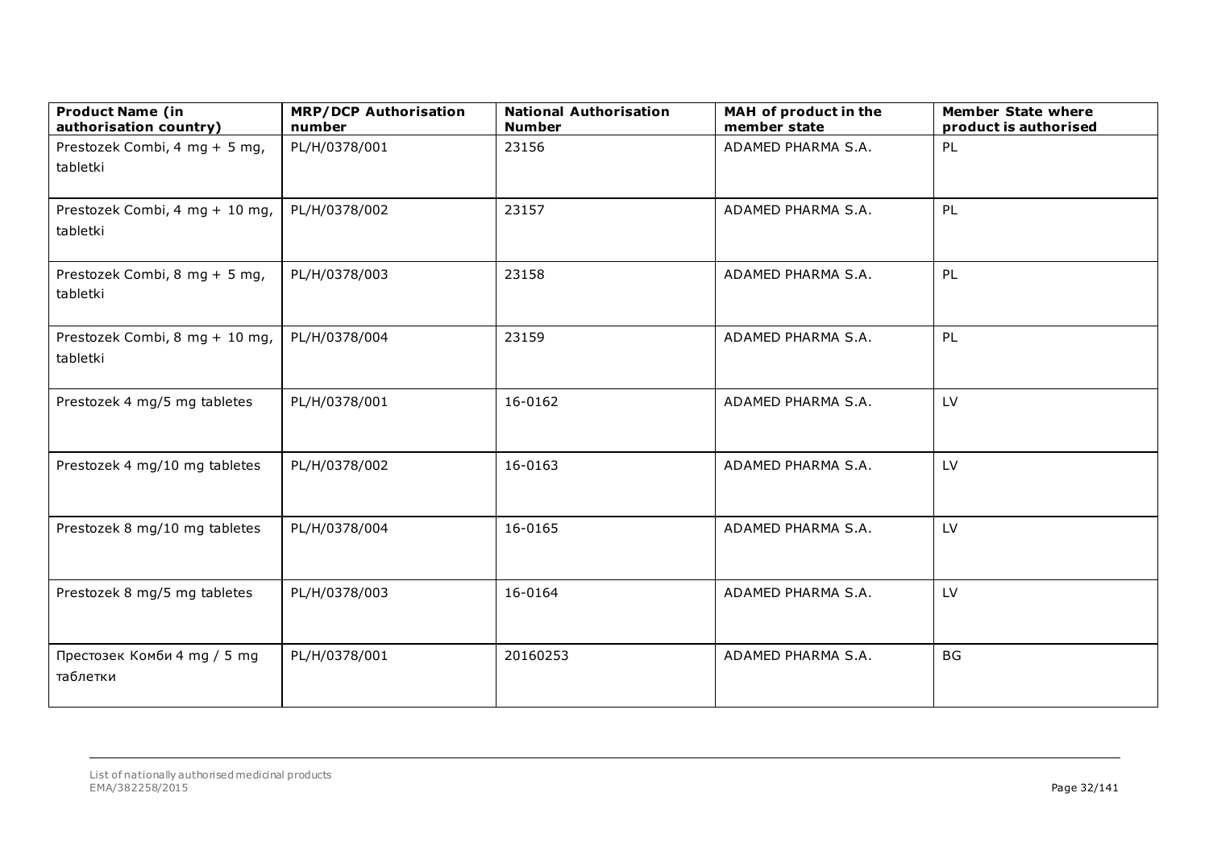| Product Name (in authorisation country) | MRP/DCP Authorisation number | National Authorisation Number | MAH of product in the member state | Member State where product is authorised |
|---|---|---|---|---|
| Prestozek Combi, 4 mg + 5 mg, tabletki | PL/H/0378/001 | 23156 | ADAMED PHARMA S.A. | PL |
| Prestozek Combi, 4 mg + 10 mg, tabletki | PL/H/0378/002 | 23157 | ADAMED PHARMA S.A. | PL |
| Prestozek Combi, 8 mg + 5 mg, tabletki | PL/H/0378/003 | 23158 | ADAMED PHARMA S.A. | PL |
| Prestozek Combi, 8 mg + 10 mg, tabletki | PL/H/0378/004 | 23159 | ADAMED PHARMA S.A. | PL |
| Prestozek 4 mg/5 mg tabletes | PL/H/0378/001 | 16-0162 | ADAMED PHARMA S.A. | LV |
| Prestozek 4 mg/10 mg tabletes | PL/H/0378/002 | 16-0163 | ADAMED PHARMA S.A. | LV |
| Prestozek 8 mg/10 mg tabletes | PL/H/0378/004 | 16-0165 | ADAMED PHARMA S.A. | LV |
| Prestozek 8 mg/5 mg tabletes | PL/H/0378/003 | 16-0164 | ADAMED PHARMA S.A. | LV |
| Престозек Комби 4 mg / 5 mg таблетки | PL/H/0378/001 | 20160253 | ADAMED PHARMA S.A. | BG |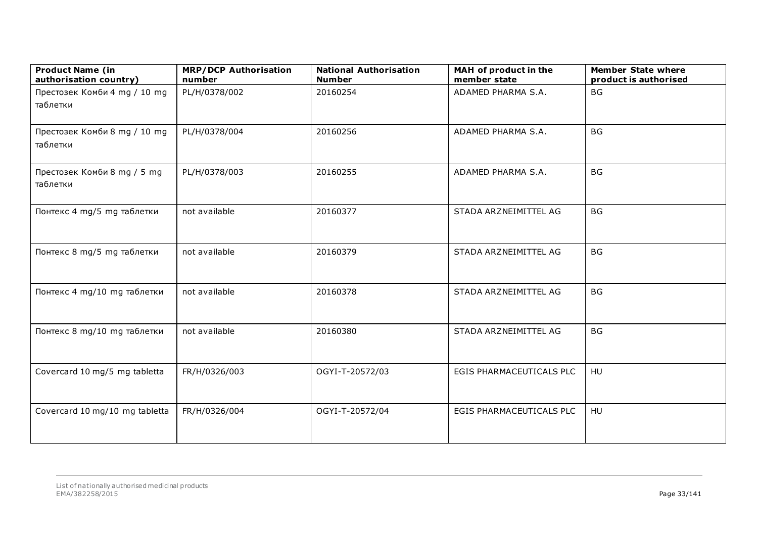| Product Name (in authorisation country) | MRP/DCP Authorisation number | National Authorisation Number | MAH of product in the member state | Member State where product is authorised |
|---|---|---|---|---|
| Престозек Комби 4 mg / 10 mg таблетки | PL/H/0378/002 | 20160254 | ADAMED PHARMA S.A. | BG |
| Престозек Комби 8 mg / 10 mg таблетки | PL/H/0378/004 | 20160256 | ADAMED PHARMA S.A. | BG |
| Престозек Комби 8 mg / 5 mg таблетки | PL/H/0378/003 | 20160255 | ADAMED PHARMA S.A. | BG |
| Понтекс 4 mg/5 mg таблетки | not available | 20160377 | STADA ARZNEIMITTEL AG | BG |
| Понтекс 8 mg/5 mg таблетки | not available | 20160379 | STADA ARZNEIMITTEL AG | BG |
| Понтекс 4 mg/10 mg таблетки | not available | 20160378 | STADA ARZNEIMITTEL AG | BG |
| Понтекс 8 mg/10 mg таблетки | not available | 20160380 | STADA ARZNEIMITTEL AG | BG |
| Covercard 10 mg/5 mg tabletta | FR/H/0326/003 | OGYI-T-20572/03 | EGIS PHARMACEUTICALS PLC | HU |
| Covercard 10 mg/10 mg tabletta | FR/H/0326/004 | OGYI-T-20572/04 | EGIS PHARMACEUTICALS PLC | HU |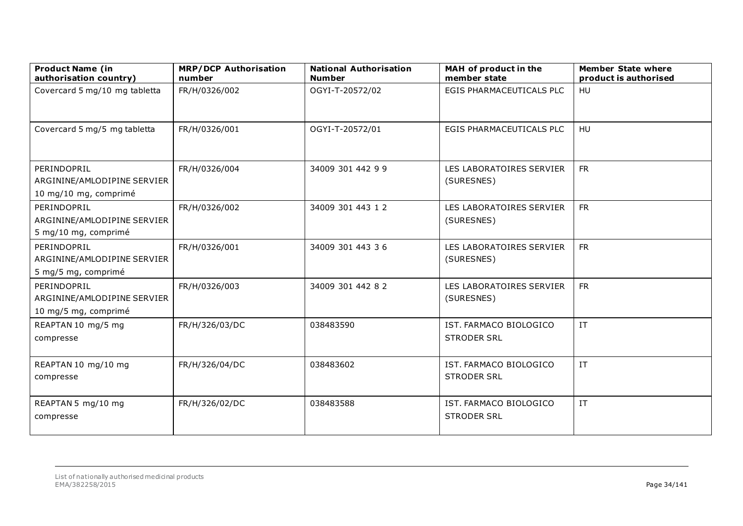| Product Name (in authorisation country) | MRP/DCP Authorisation number | National Authorisation Number | MAH of product in the member state | Member State where product is authorised |
|---|---|---|---|---|
| Covercard 5 mg/10 mg tabletta | FR/H/0326/002 | OGYI-T-20572/02 | EGIS PHARMACEUTICALS PLC | HU |
| Covercard 5 mg/5 mg tabletta | FR/H/0326/001 | OGYI-T-20572/01 | EGIS PHARMACEUTICALS PLC | HU |
| PERINDOPRIL ARGININE/AMLODIPINE SERVIER 10 mg/10 mg, comprimé | FR/H/0326/004 | 34009 301 442 9 9 | LES LABORATOIRES SERVIER (SURESNES) | FR |
| PERINDOPRIL ARGININE/AMLODIPINE SERVIER 5 mg/10 mg, comprimé | FR/H/0326/002 | 34009 301 443 1 2 | LES LABORATOIRES SERVIER (SURESNES) | FR |
| PERINDOPRIL ARGININE/AMLODIPINE SERVIER 5 mg/5 mg, comprimé | FR/H/0326/001 | 34009 301 443 3 6 | LES LABORATOIRES SERVIER (SURESNES) | FR |
| PERINDOPRIL ARGININE/AMLODIPINE SERVIER 10 mg/5 mg, comprimé | FR/H/0326/003 | 34009 301 442 8 2 | LES LABORATOIRES SERVIER (SURESNES) | FR |
| REAPTAN 10 mg/5 mg compresse | FR/H/326/03/DC | 038483590 | IST. FARMACO BIOLOGICO STRODER SRL | IT |
| REAPTAN 10 mg/10 mg compresse | FR/H/326/04/DC | 038483602 | IST. FARMACO BIOLOGICO STRODER SRL | IT |
| REAPTAN 5 mg/10 mg compresse | FR/H/326/02/DC | 038483588 | IST. FARMACO BIOLOGICO STRODER SRL | IT |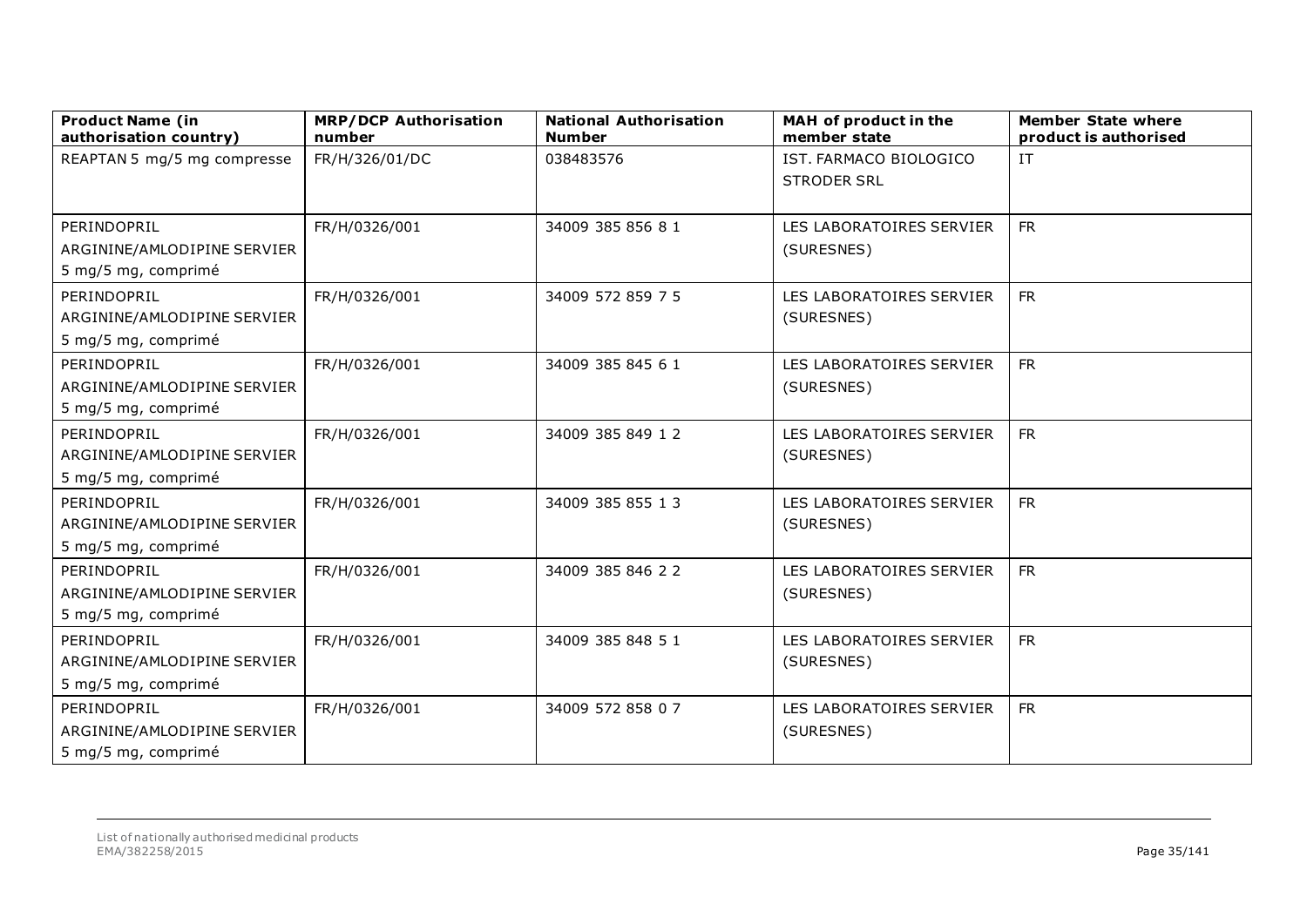| Product Name (in authorisation country) | MRP/DCP Authorisation number | National Authorisation Number | MAH of product in the member state | Member State where product is authorised |
| --- | --- | --- | --- | --- |
| REAPTAN 5 mg/5 mg compresse | FR/H/326/01/DC | 038483576 | IST. FARMACO BIOLOGICO STRODER SRL | IT |
| PERINDOPRIL ARGININE/AMLODIPINE SERVIER 5 mg/5 mg, comprimé | FR/H/0326/001 | 34009 385 856 8 1 | LES LABORATOIRES SERVIER (SURESNES) | FR |
| PERINDOPRIL ARGININE/AMLODIPINE SERVIER 5 mg/5 mg, comprimé | FR/H/0326/001 | 34009 572 859 7 5 | LES LABORATOIRES SERVIER (SURESNES) | FR |
| PERINDOPRIL ARGININE/AMLODIPINE SERVIER 5 mg/5 mg, comprimé | FR/H/0326/001 | 34009 385 845 6 1 | LES LABORATOIRES SERVIER (SURESNES) | FR |
| PERINDOPRIL ARGININE/AMLODIPINE SERVIER 5 mg/5 mg, comprimé | FR/H/0326/001 | 34009 385 849 1 2 | LES LABORATOIRES SERVIER (SURESNES) | FR |
| PERINDOPRIL ARGININE/AMLODIPINE SERVIER 5 mg/5 mg, comprimé | FR/H/0326/001 | 34009 385 855 1 3 | LES LABORATOIRES SERVIER (SURESNES) | FR |
| PERINDOPRIL ARGININE/AMLODIPINE SERVIER 5 mg/5 mg, comprimé | FR/H/0326/001 | 34009 385 846 2 2 | LES LABORATOIRES SERVIER (SURESNES) | FR |
| PERINDOPRIL ARGININE/AMLODIPINE SERVIER 5 mg/5 mg, comprimé | FR/H/0326/001 | 34009 385 848 5 1 | LES LABORATOIRES SERVIER (SURESNES) | FR |
| PERINDOPRIL ARGININE/AMLODIPINE SERVIER 5 mg/5 mg, comprimé | FR/H/0326/001 | 34009 572 858 0 7 | LES LABORATOIRES SERVIER (SURESNES) | FR |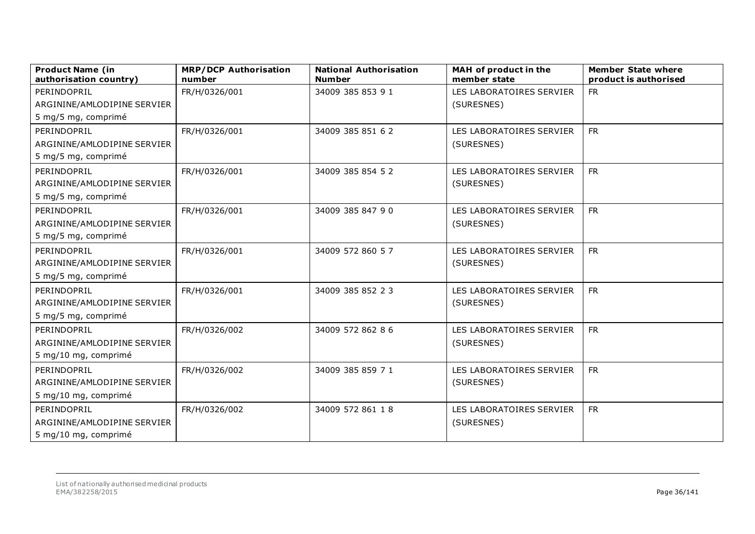| Product Name (in authorisation country) | MRP/DCP Authorisation number | National Authorisation Number | MAH of product in the member state | Member State where product is authorised |
|---|---|---|---|---|
| PERINDOPRIL ARGININE/AMLODIPINE SERVIER 5 mg/5 mg, comprimé | FR/H/0326/001 | 34009 385 853 9 1 | LES LABORATOIRES SERVIER (SURESNES) | FR |
| PERINDOPRIL ARGININE/AMLODIPINE SERVIER 5 mg/5 mg, comprimé | FR/H/0326/001 | 34009 385 851 6 2 | LES LABORATOIRES SERVIER (SURESNES) | FR |
| PERINDOPRIL ARGININE/AMLODIPINE SERVIER 5 mg/5 mg, comprimé | FR/H/0326/001 | 34009 385 854 5 2 | LES LABORATOIRES SERVIER (SURESNES) | FR |
| PERINDOPRIL ARGININE/AMLODIPINE SERVIER 5 mg/5 mg, comprimé | FR/H/0326/001 | 34009 385 847 9 0 | LES LABORATOIRES SERVIER (SURESNES) | FR |
| PERINDOPRIL ARGININE/AMLODIPINE SERVIER 5 mg/5 mg, comprimé | FR/H/0326/001 | 34009 572 860 5 7 | LES LABORATOIRES SERVIER (SURESNES) | FR |
| PERINDOPRIL ARGININE/AMLODIPINE SERVIER 5 mg/5 mg, comprimé | FR/H/0326/001 | 34009 385 852 2 3 | LES LABORATOIRES SERVIER (SURESNES) | FR |
| PERINDOPRIL ARGININE/AMLODIPINE SERVIER 5 mg/10 mg, comprimé | FR/H/0326/002 | 34009 572 862 8 6 | LES LABORATOIRES SERVIER (SURESNES) | FR |
| PERINDOPRIL ARGININE/AMLODIPINE SERVIER 5 mg/10 mg, comprimé | FR/H/0326/002 | 34009 385 859 7 1 | LES LABORATOIRES SERVIER (SURESNES) | FR |
| PERINDOPRIL ARGININE/AMLODIPINE SERVIER 5 mg/10 mg, comprimé | FR/H/0326/002 | 34009 572 861 1 8 | LES LABORATOIRES SERVIER (SURESNES) | FR |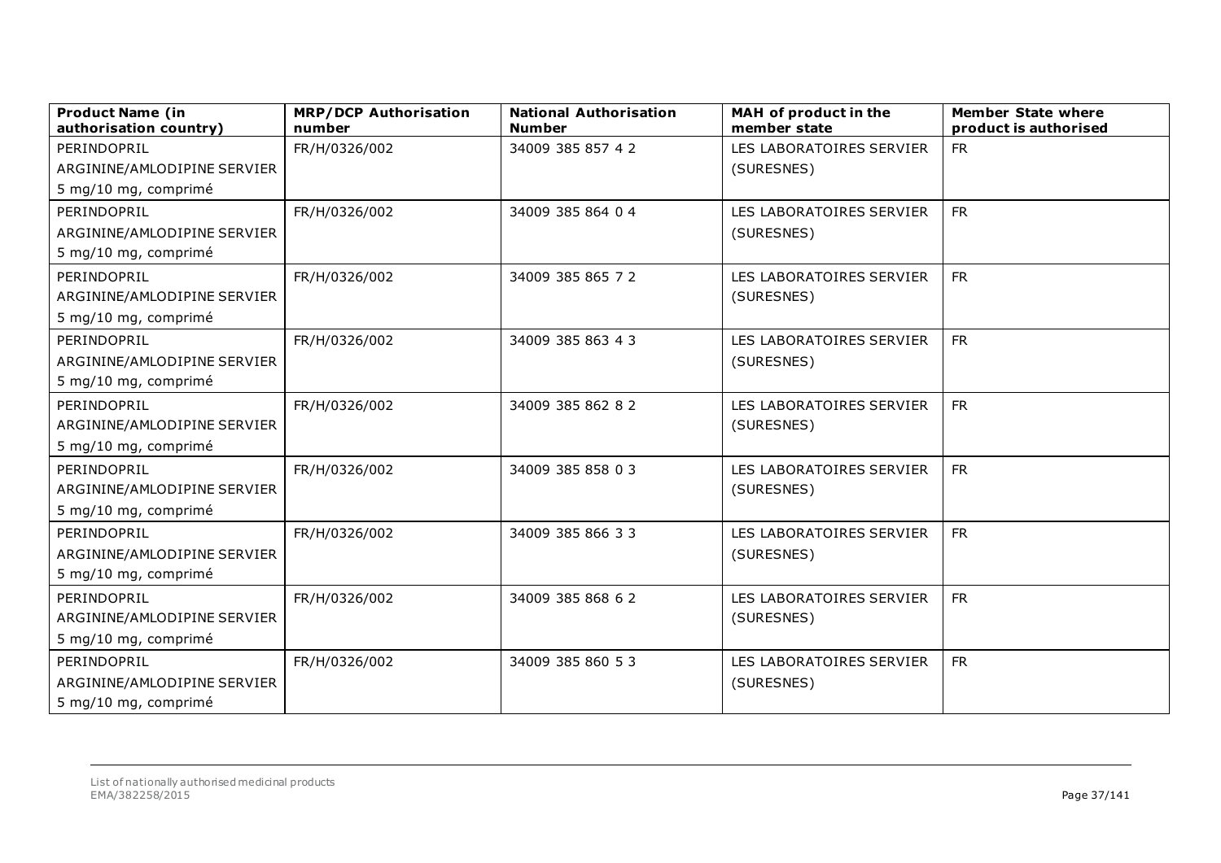| Product Name (in authorisation country) | MRP/DCP Authorisation number | National Authorisation Number | MAH of product in the member state | Member State where product is authorised |
|---|---|---|---|---|
| PERINDOPRIL ARGININE/AMLODIPINE SERVIER 5 mg/10 mg, comprimé | FR/H/0326/002 | 34009 385 857 4 2 | LES LABORATOIRES SERVIER (SURESNES) | FR |
| PERINDOPRIL ARGININE/AMLODIPINE SERVIER 5 mg/10 mg, comprimé | FR/H/0326/002 | 34009 385 864 0 4 | LES LABORATOIRES SERVIER (SURESNES) | FR |
| PERINDOPRIL ARGININE/AMLODIPINE SERVIER 5 mg/10 mg, comprimé | FR/H/0326/002 | 34009 385 865 7 2 | LES LABORATOIRES SERVIER (SURESNES) | FR |
| PERINDOPRIL ARGININE/AMLODIPINE SERVIER 5 mg/10 mg, comprimé | FR/H/0326/002 | 34009 385 863 4 3 | LES LABORATOIRES SERVIER (SURESNES) | FR |
| PERINDOPRIL ARGININE/AMLODIPINE SERVIER 5 mg/10 mg, comprimé | FR/H/0326/002 | 34009 385 862 8 2 | LES LABORATOIRES SERVIER (SURESNES) | FR |
| PERINDOPRIL ARGININE/AMLODIPINE SERVIER 5 mg/10 mg, comprimé | FR/H/0326/002 | 34009 385 858 0 3 | LES LABORATOIRES SERVIER (SURESNES) | FR |
| PERINDOPRIL ARGININE/AMLODIPINE SERVIER 5 mg/10 mg, comprimé | FR/H/0326/002 | 34009 385 866 3 3 | LES LABORATOIRES SERVIER (SURESNES) | FR |
| PERINDOPRIL ARGININE/AMLODIPINE SERVIER 5 mg/10 mg, comprimé | FR/H/0326/002 | 34009 385 868 6 2 | LES LABORATOIRES SERVIER (SURESNES) | FR |
| PERINDOPRIL ARGININE/AMLODIPINE SERVIER 5 mg/10 mg, comprimé | FR/H/0326/002 | 34009 385 860 5 3 | LES LABORATOIRES SERVIER (SURESNES) | FR |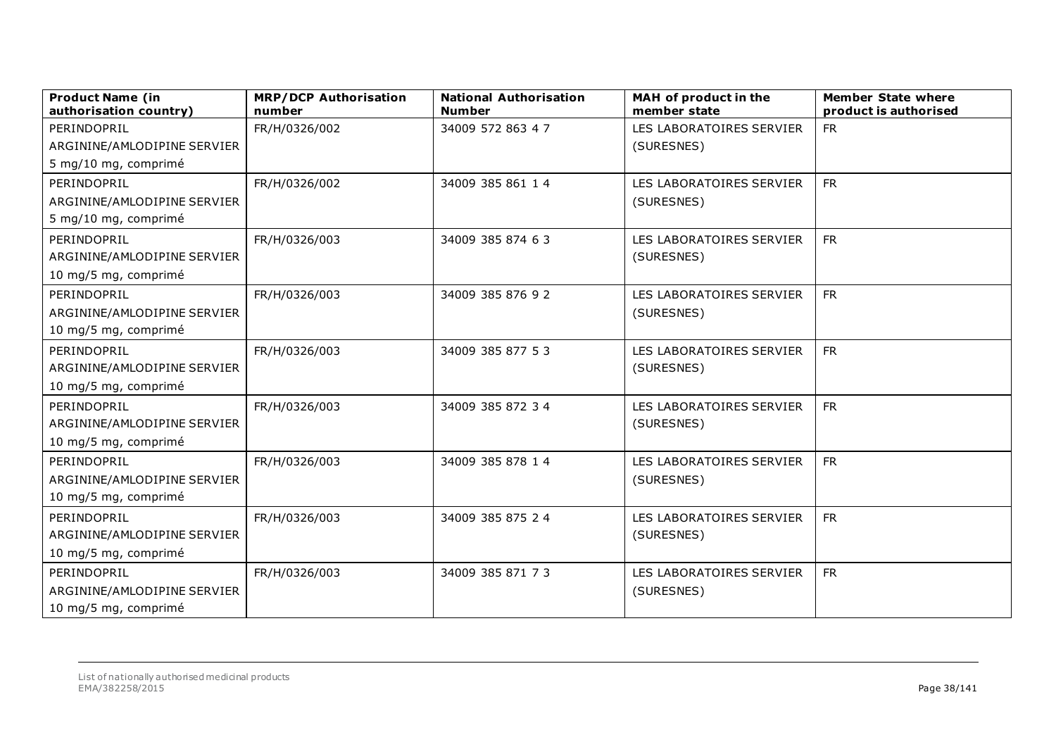| Product Name (in authorisation country) | MRP/DCP Authorisation number | National Authorisation Number | MAH of product in the member state | Member State where product is authorised |
|---|---|---|---|---|
| PERINDOPRIL ARGININE/AMLODIPINE SERVIER 5 mg/10 mg, comprimé | FR/H/0326/002 | 34009 572 863 4 7 | LES LABORATOIRES SERVIER (SURESNES) | FR |
| PERINDOPRIL ARGININE/AMLODIPINE SERVIER 5 mg/10 mg, comprimé | FR/H/0326/002 | 34009 385 861 1 4 | LES LABORATOIRES SERVIER (SURESNES) | FR |
| PERINDOPRIL ARGININE/AMLODIPINE SERVIER 10 mg/5 mg, comprimé | FR/H/0326/003 | 34009 385 874 6 3 | LES LABORATOIRES SERVIER (SURESNES) | FR |
| PERINDOPRIL ARGININE/AMLODIPINE SERVIER 10 mg/5 mg, comprimé | FR/H/0326/003 | 34009 385 876 9 2 | LES LABORATOIRES SERVIER (SURESNES) | FR |
| PERINDOPRIL ARGININE/AMLODIPINE SERVIER 10 mg/5 mg, comprimé | FR/H/0326/003 | 34009 385 877 5 3 | LES LABORATOIRES SERVIER (SURESNES) | FR |
| PERINDOPRIL ARGININE/AMLODIPINE SERVIER 10 mg/5 mg, comprimé | FR/H/0326/003 | 34009 385 872 3 4 | LES LABORATOIRES SERVIER (SURESNES) | FR |
| PERINDOPRIL ARGININE/AMLODIPINE SERVIER 10 mg/5 mg, comprimé | FR/H/0326/003 | 34009 385 878 1 4 | LES LABORATOIRES SERVIER (SURESNES) | FR |
| PERINDOPRIL ARGININE/AMLODIPINE SERVIER 10 mg/5 mg, comprimé | FR/H/0326/003 | 34009 385 875 2 4 | LES LABORATOIRES SERVIER (SURESNES) | FR |
| PERINDOPRIL ARGININE/AMLODIPINE SERVIER 10 mg/5 mg, comprimé | FR/H/0326/003 | 34009 385 871 7 3 | LES LABORATOIRES SERVIER (SURESNES) | FR |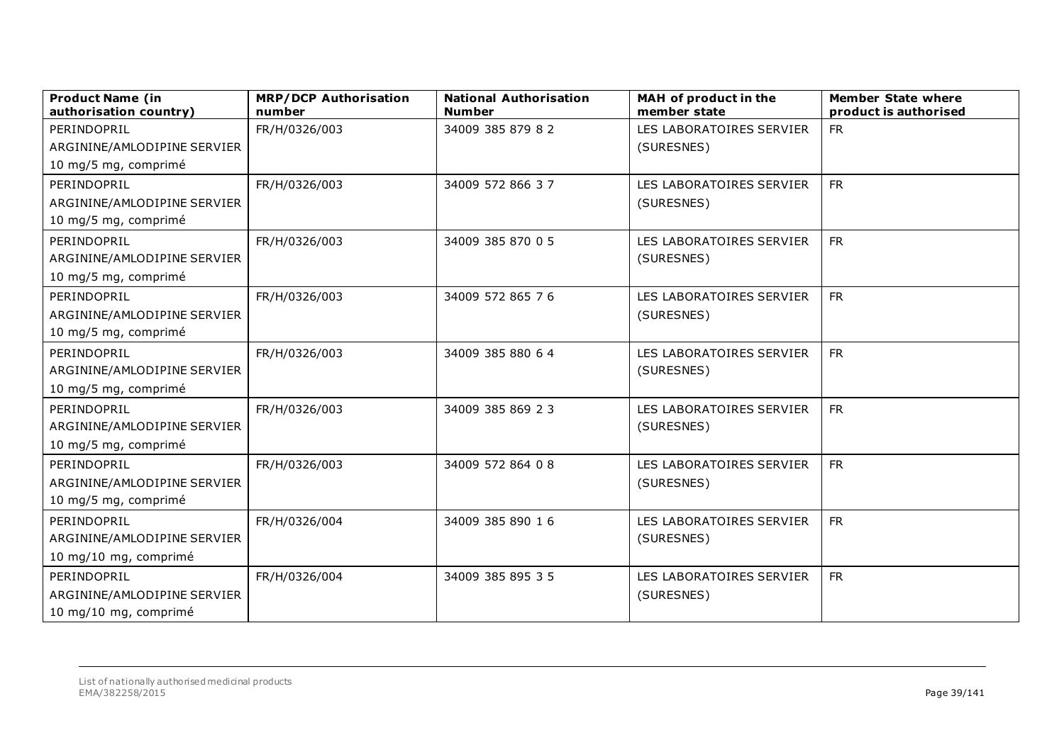| Product Name (in authorisation country) | MRP/DCP Authorisation number | National Authorisation Number | MAH of product in the member state | Member State where product is authorised |
|---|---|---|---|---|
| PERINDOPRIL ARGININE/AMLODIPINE SERVIER 10 mg/5 mg, comprimé | FR/H/0326/003 | 34009 385 879 8 2 | LES LABORATOIRES SERVIER (SURESNES) | FR |
| PERINDOPRIL ARGININE/AMLODIPINE SERVIER 10 mg/5 mg, comprimé | FR/H/0326/003 | 34009 572 866 3 7 | LES LABORATOIRES SERVIER (SURESNES) | FR |
| PERINDOPRIL ARGININE/AMLODIPINE SERVIER 10 mg/5 mg, comprimé | FR/H/0326/003 | 34009 385 870 0 5 | LES LABORATOIRES SERVIER (SURESNES) | FR |
| PERINDOPRIL ARGININE/AMLODIPINE SERVIER 10 mg/5 mg, comprimé | FR/H/0326/003 | 34009 572 865 7 6 | LES LABORATOIRES SERVIER (SURESNES) | FR |
| PERINDOPRIL ARGININE/AMLODIPINE SERVIER 10 mg/5 mg, comprimé | FR/H/0326/003 | 34009 385 880 6 4 | LES LABORATOIRES SERVIER (SURESNES) | FR |
| PERINDOPRIL ARGININE/AMLODIPINE SERVIER 10 mg/5 mg, comprimé | FR/H/0326/003 | 34009 385 869 2 3 | LES LABORATOIRES SERVIER (SURESNES) | FR |
| PERINDOPRIL ARGININE/AMLODIPINE SERVIER 10 mg/5 mg, comprimé | FR/H/0326/003 | 34009 572 864 0 8 | LES LABORATOIRES SERVIER (SURESNES) | FR |
| PERINDOPRIL ARGININE/AMLODIPINE SERVIER 10 mg/10 mg, comprimé | FR/H/0326/004 | 34009 385 890 1 6 | LES LABORATOIRES SERVIER (SURESNES) | FR |
| PERINDOPRIL ARGININE/AMLODIPINE SERVIER 10 mg/10 mg, comprimé | FR/H/0326/004 | 34009 385 895 3 5 | LES LABORATOIRES SERVIER (SURESNES) | FR |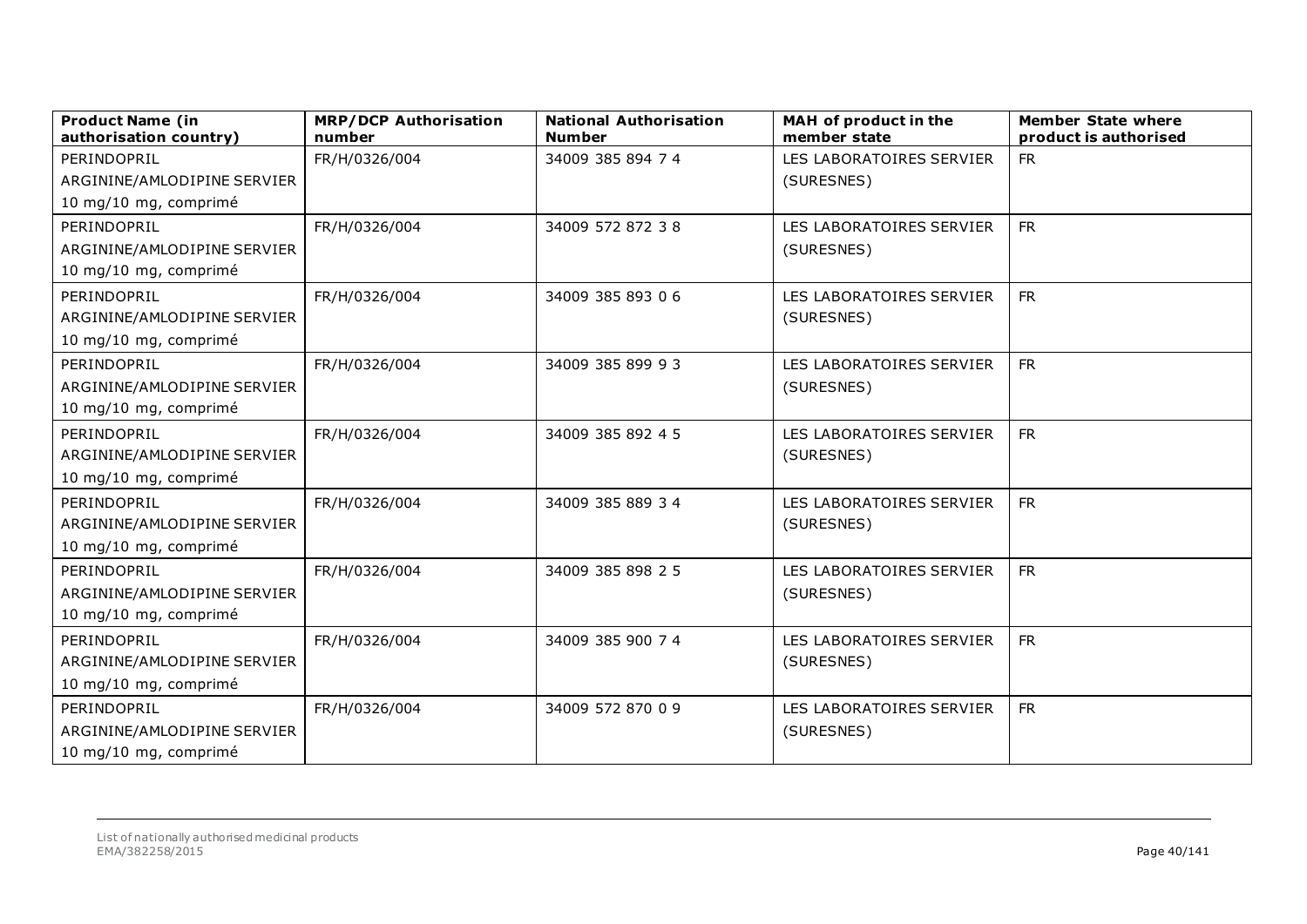| Product Name (in authorisation country) | MRP/DCP Authorisation number | National Authorisation Number | MAH of product in the member state | Member State where product is authorised |
|---|---|---|---|---|
| PERINDOPRIL ARGININE/AMLODIPINE SERVIER 10 mg/10 mg, comprimé | FR/H/0326/004 | 34009 385 894 7 4 | LES LABORATOIRES SERVIER (SURESNES) | FR |
| PERINDOPRIL ARGININE/AMLODIPINE SERVIER 10 mg/10 mg, comprimé | FR/H/0326/004 | 34009 572 872 3 8 | LES LABORATOIRES SERVIER (SURESNES) | FR |
| PERINDOPRIL ARGININE/AMLODIPINE SERVIER 10 mg/10 mg, comprimé | FR/H/0326/004 | 34009 385 893 0 6 | LES LABORATOIRES SERVIER (SURESNES) | FR |
| PERINDOPRIL ARGININE/AMLODIPINE SERVIER 10 mg/10 mg, comprimé | FR/H/0326/004 | 34009 385 899 9 3 | LES LABORATOIRES SERVIER (SURESNES) | FR |
| PERINDOPRIL ARGININE/AMLODIPINE SERVIER 10 mg/10 mg, comprimé | FR/H/0326/004 | 34009 385 892 4 5 | LES LABORATOIRES SERVIER (SURESNES) | FR |
| PERINDOPRIL ARGININE/AMLODIPINE SERVIER 10 mg/10 mg, comprimé | FR/H/0326/004 | 34009 385 889 3 4 | LES LABORATOIRES SERVIER (SURESNES) | FR |
| PERINDOPRIL ARGININE/AMLODIPINE SERVIER 10 mg/10 mg, comprimé | FR/H/0326/004 | 34009 385 898 2 5 | LES LABORATOIRES SERVIER (SURESNES) | FR |
| PERINDOPRIL ARGININE/AMLODIPINE SERVIER 10 mg/10 mg, comprimé | FR/H/0326/004 | 34009 385 900 7 4 | LES LABORATOIRES SERVIER (SURESNES) | FR |
| PERINDOPRIL ARGININE/AMLODIPINE SERVIER 10 mg/10 mg, comprimé | FR/H/0326/004 | 34009 572 870 0 9 | LES LABORATOIRES SERVIER (SURESNES) | FR |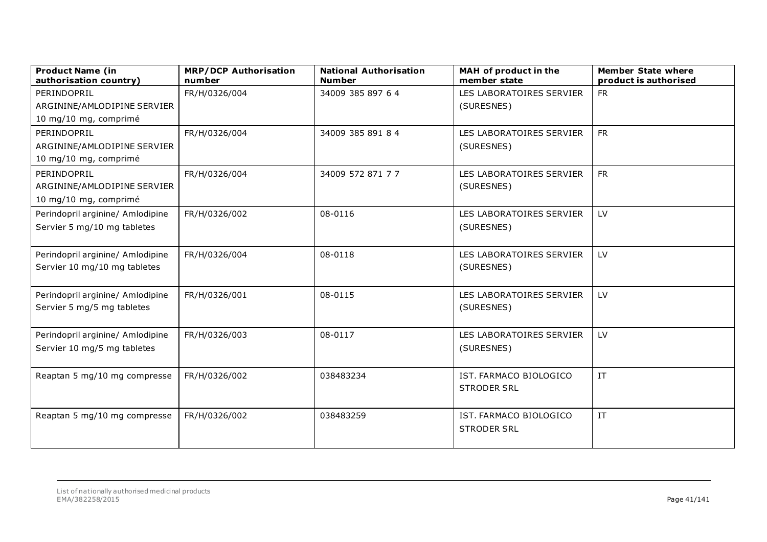| Product Name (in authorisation country) | MRP/DCP Authorisation number | National Authorisation Number | MAH of product in the member state | Member State where product is authorised |
|---|---|---|---|---|
| PERINDOPRIL ARGININE/AMLODIPINE SERVIER 10 mg/10 mg, comprimé | FR/H/0326/004 | 34009 385 897 6 4 | LES LABORATOIRES SERVIER (SURESNES) | FR |
| PERINDOPRIL ARGININE/AMLODIPINE SERVIER 10 mg/10 mg, comprimé | FR/H/0326/004 | 34009 385 891 8 4 | LES LABORATOIRES SERVIER (SURESNES) | FR |
| PERINDOPRIL ARGININE/AMLODIPINE SERVIER 10 mg/10 mg, comprimé | FR/H/0326/004 | 34009 572 871 7 7 | LES LABORATOIRES SERVIER (SURESNES) | FR |
| Perindopril arginine/ Amlodipine Servier 5 mg/10 mg tabletes | FR/H/0326/002 | 08-0116 | LES LABORATOIRES SERVIER (SURESNES) | LV |
| Perindopril arginine/ Amlodipine Servier 10 mg/10 mg tabletes | FR/H/0326/004 | 08-0118 | LES LABORATOIRES SERVIER (SURESNES) | LV |
| Perindopril arginine/ Amlodipine Servier 5 mg/5 mg tabletes | FR/H/0326/001 | 08-0115 | LES LABORATOIRES SERVIER (SURESNES) | LV |
| Perindopril arginine/ Amlodipine Servier 10 mg/5 mg tabletes | FR/H/0326/003 | 08-0117 | LES LABORATOIRES SERVIER (SURESNES) | LV |
| Reaptan 5 mg/10 mg compresse | FR/H/0326/002 | 038483234 | IST. FARMACO BIOLOGICO STRODER SRL | IT |
| Reaptan 5 mg/10 mg compresse | FR/H/0326/002 | 038483259 | IST. FARMACO BIOLOGICO STRODER SRL | IT |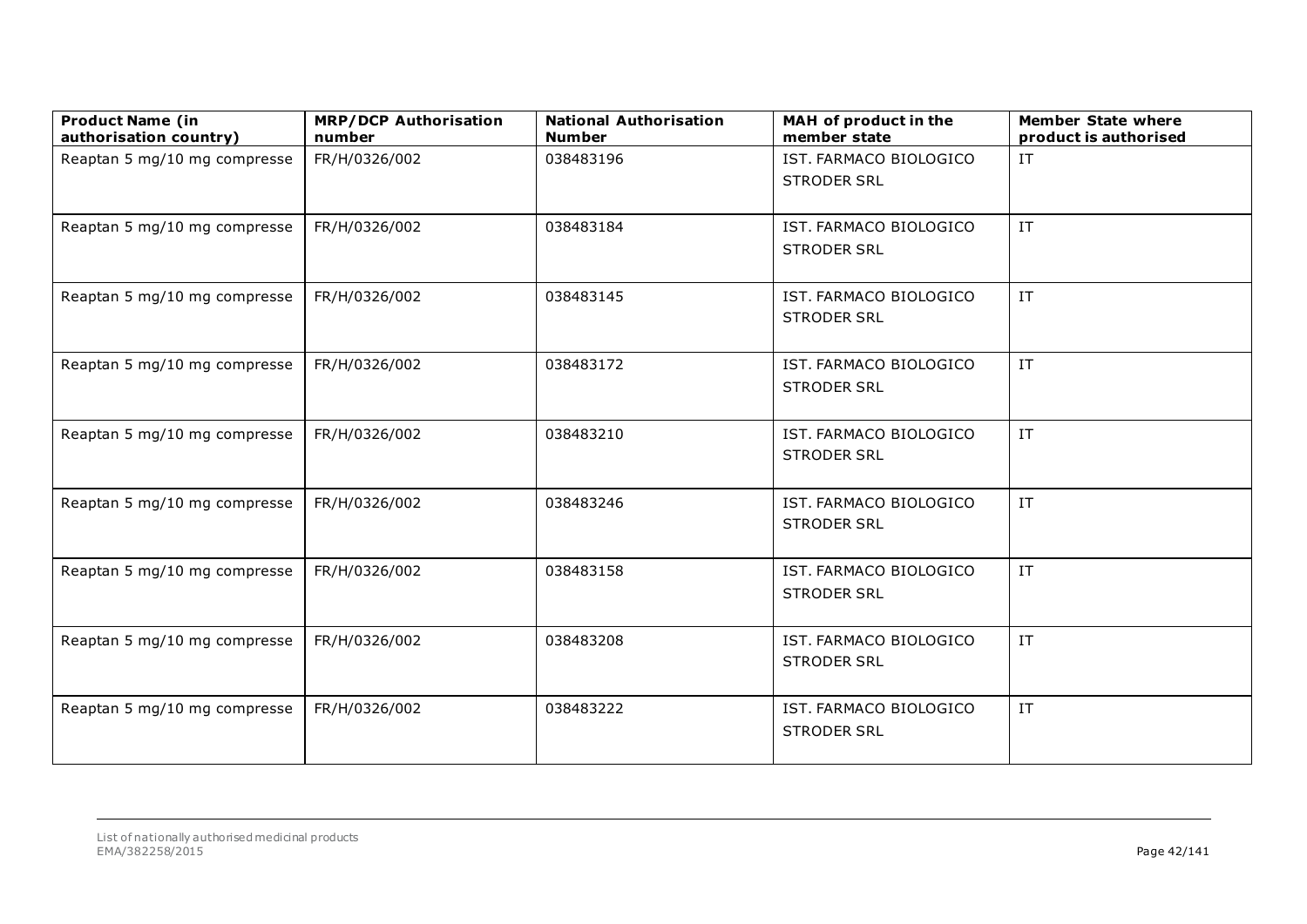| Product Name (in authorisation country) | MRP/DCP Authorisation number | National Authorisation Number | MAH of product in the member state | Member State where product is authorised |
| --- | --- | --- | --- | --- |
| Reaptan 5 mg/10 mg compresse | FR/H/0326/002 | 038483196 | IST. FARMACO BIOLOGICO STRODER SRL | IT |
| Reaptan 5 mg/10 mg compresse | FR/H/0326/002 | 038483184 | IST. FARMACO BIOLOGICO STRODER SRL | IT |
| Reaptan 5 mg/10 mg compresse | FR/H/0326/002 | 038483145 | IST. FARMACO BIOLOGICO STRODER SRL | IT |
| Reaptan 5 mg/10 mg compresse | FR/H/0326/002 | 038483172 | IST. FARMACO BIOLOGICO STRODER SRL | IT |
| Reaptan 5 mg/10 mg compresse | FR/H/0326/002 | 038483210 | IST. FARMACO BIOLOGICO STRODER SRL | IT |
| Reaptan 5 mg/10 mg compresse | FR/H/0326/002 | 038483246 | IST. FARMACO BIOLOGICO STRODER SRL | IT |
| Reaptan 5 mg/10 mg compresse | FR/H/0326/002 | 038483158 | IST. FARMACO BIOLOGICO STRODER SRL | IT |
| Reaptan 5 mg/10 mg compresse | FR/H/0326/002 | 038483208 | IST. FARMACO BIOLOGICO STRODER SRL | IT |
| Reaptan 5 mg/10 mg compresse | FR/H/0326/002 | 038483222 | IST. FARMACO BIOLOGICO STRODER SRL | IT |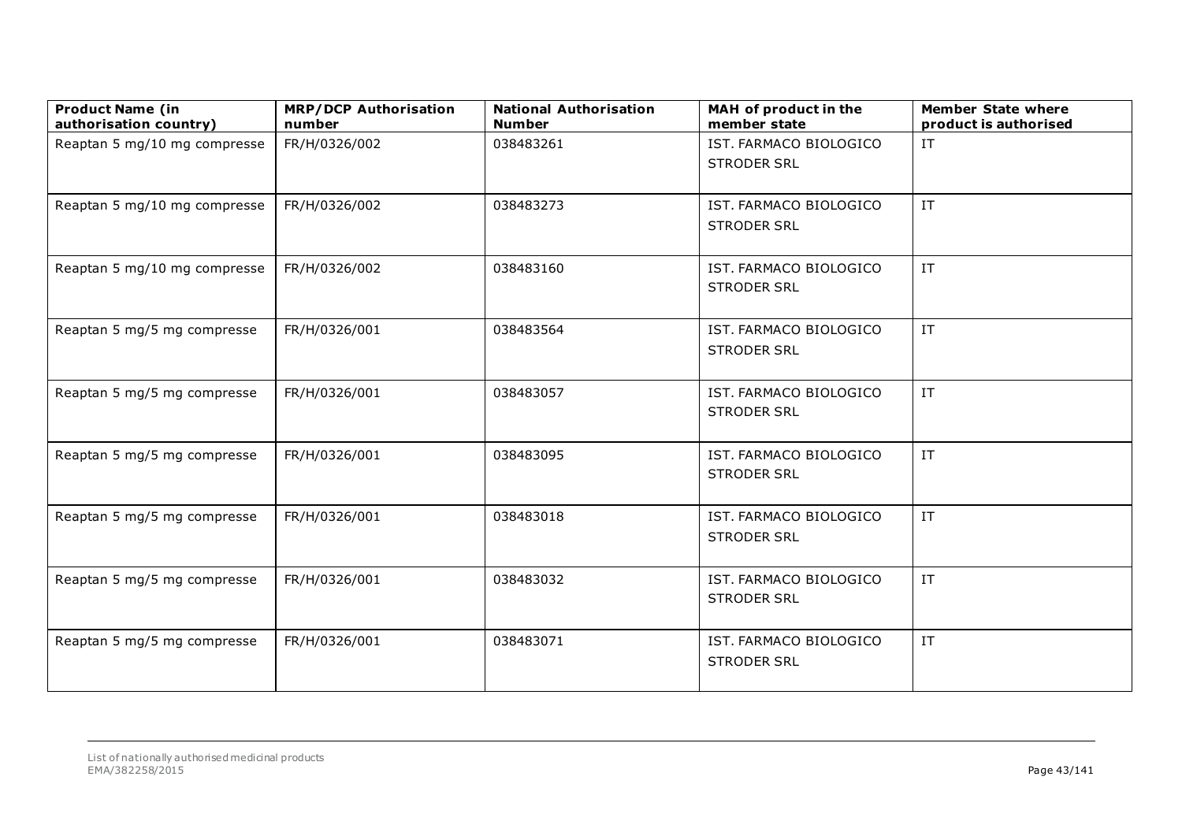| Product Name (in authorisation country) | MRP/DCP Authorisation number | National Authorisation Number | MAH of product in the member state | Member State where product is authorised |
|---|---|---|---|---|
| Reaptan 5 mg/10 mg compresse | FR/H/0326/002 | 038483261 | IST. FARMACO BIOLOGICO STRODER SRL | IT |
| Reaptan 5 mg/10 mg compresse | FR/H/0326/002 | 038483273 | IST. FARMACO BIOLOGICO STRODER SRL | IT |
| Reaptan 5 mg/10 mg compresse | FR/H/0326/002 | 038483160 | IST. FARMACO BIOLOGICO STRODER SRL | IT |
| Reaptan 5 mg/5 mg compresse | FR/H/0326/001 | 038483564 | IST. FARMACO BIOLOGICO STRODER SRL | IT |
| Reaptan 5 mg/5 mg compresse | FR/H/0326/001 | 038483057 | IST. FARMACO BIOLOGICO STRODER SRL | IT |
| Reaptan 5 mg/5 mg compresse | FR/H/0326/001 | 038483095 | IST. FARMACO BIOLOGICO STRODER SRL | IT |
| Reaptan 5 mg/5 mg compresse | FR/H/0326/001 | 038483018 | IST. FARMACO BIOLOGICO STRODER SRL | IT |
| Reaptan 5 mg/5 mg compresse | FR/H/0326/001 | 038483032 | IST. FARMACO BIOLOGICO STRODER SRL | IT |
| Reaptan 5 mg/5 mg compresse | FR/H/0326/001 | 038483071 | IST. FARMACO BIOLOGICO STRODER SRL | IT |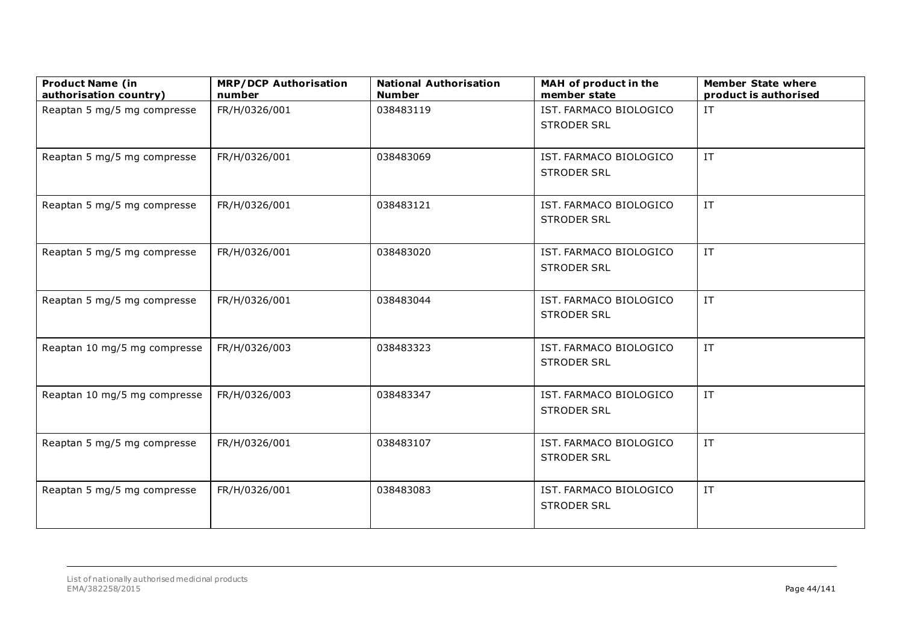| Product Name (in authorisation country) | MRP/DCP Authorisation number | National Authorisation Number | MAH of product in the member state | Member State where product is authorised |
|---|---|---|---|---|
| Reaptan 5 mg/5 mg compresse | FR/H/0326/001 | 038483119 | IST. FARMACO BIOLOGICO STRODER SRL | IT |
| Reaptan 5 mg/5 mg compresse | FR/H/0326/001 | 038483069 | IST. FARMACO BIOLOGICO STRODER SRL | IT |
| Reaptan 5 mg/5 mg compresse | FR/H/0326/001 | 038483121 | IST. FARMACO BIOLOGICO STRODER SRL | IT |
| Reaptan 5 mg/5 mg compresse | FR/H/0326/001 | 038483020 | IST. FARMACO BIOLOGICO STRODER SRL | IT |
| Reaptan 5 mg/5 mg compresse | FR/H/0326/001 | 038483044 | IST. FARMACO BIOLOGICO STRODER SRL | IT |
| Reaptan 10 mg/5 mg compresse | FR/H/0326/003 | 038483323 | IST. FARMACO BIOLOGICO STRODER SRL | IT |
| Reaptan 10 mg/5 mg compresse | FR/H/0326/003 | 038483347 | IST. FARMACO BIOLOGICO STRODER SRL | IT |
| Reaptan 5 mg/5 mg compresse | FR/H/0326/001 | 038483107 | IST. FARMACO BIOLOGICO STRODER SRL | IT |
| Reaptan 5 mg/5 mg compresse | FR/H/0326/001 | 038483083 | IST. FARMACO BIOLOGICO STRODER SRL | IT |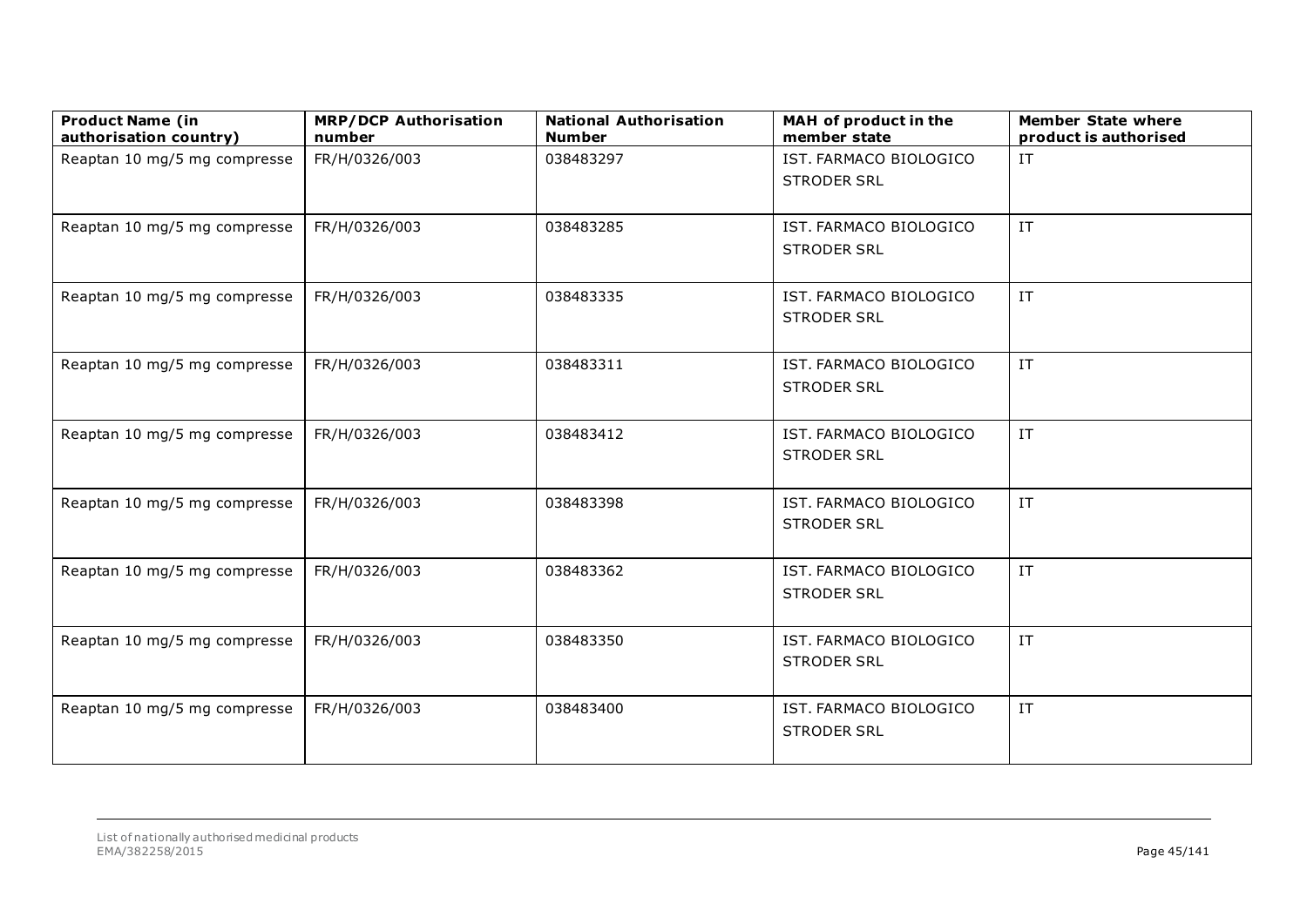| Product Name (in authorisation country) | MRP/DCP Authorisation number | National Authorisation Number | MAH of product in the member state | Member State where product is authorised |
|---|---|---|---|---|
| Reaptan 10 mg/5 mg compresse | FR/H/0326/003 | 038483297 | IST. FARMACO BIOLOGICO STRODER SRL | IT |
| Reaptan 10 mg/5 mg compresse | FR/H/0326/003 | 038483285 | IST. FARMACO BIOLOGICO STRODER SRL | IT |
| Reaptan 10 mg/5 mg compresse | FR/H/0326/003 | 038483335 | IST. FARMACO BIOLOGICO STRODER SRL | IT |
| Reaptan 10 mg/5 mg compresse | FR/H/0326/003 | 038483311 | IST. FARMACO BIOLOGICO STRODER SRL | IT |
| Reaptan 10 mg/5 mg compresse | FR/H/0326/003 | 038483412 | IST. FARMACO BIOLOGICO STRODER SRL | IT |
| Reaptan 10 mg/5 mg compresse | FR/H/0326/003 | 038483398 | IST. FARMACO BIOLOGICO STRODER SRL | IT |
| Reaptan 10 mg/5 mg compresse | FR/H/0326/003 | 038483362 | IST. FARMACO BIOLOGICO STRODER SRL | IT |
| Reaptan 10 mg/5 mg compresse | FR/H/0326/003 | 038483350 | IST. FARMACO BIOLOGICO STRODER SRL | IT |
| Reaptan 10 mg/5 mg compresse | FR/H/0326/003 | 038483400 | IST. FARMACO BIOLOGICO STRODER SRL | IT |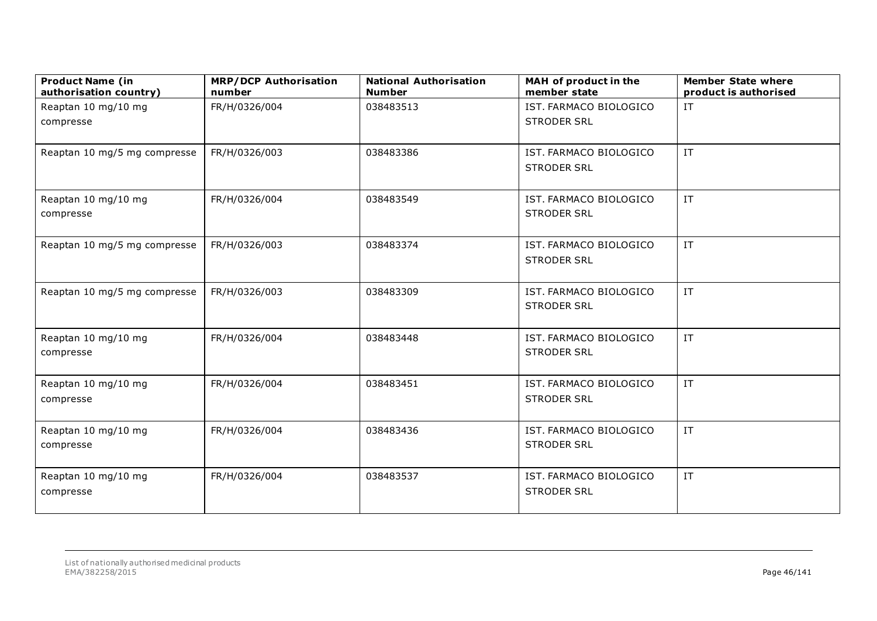| Product Name (in authorisation country) | MRP/DCP Authorisation number | National Authorisation Number | MAH of product in the member state | Member State where product is authorised |
|---|---|---|---|---|
| Reaptan 10 mg/10 mg compresse | FR/H/0326/004 | 038483513 | IST. FARMACO BIOLOGICO STRODER SRL | IT |
| Reaptan 10 mg/5 mg compresse | FR/H/0326/003 | 038483386 | IST. FARMACO BIOLOGICO STRODER SRL | IT |
| Reaptan 10 mg/10 mg compresse | FR/H/0326/004 | 038483549 | IST. FARMACO BIOLOGICO STRODER SRL | IT |
| Reaptan 10 mg/5 mg compresse | FR/H/0326/003 | 038483374 | IST. FARMACO BIOLOGICO STRODER SRL | IT |
| Reaptan 10 mg/5 mg compresse | FR/H/0326/003 | 038483309 | IST. FARMACO BIOLOGICO STRODER SRL | IT |
| Reaptan 10 mg/10 mg compresse | FR/H/0326/004 | 038483448 | IST. FARMACO BIOLOGICO STRODER SRL | IT |
| Reaptan 10 mg/10 mg compresse | FR/H/0326/004 | 038483451 | IST. FARMACO BIOLOGICO STRODER SRL | IT |
| Reaptan 10 mg/10 mg compresse | FR/H/0326/004 | 038483436 | IST. FARMACO BIOLOGICO STRODER SRL | IT |
| Reaptan 10 mg/10 mg compresse | FR/H/0326/004 | 038483537 | IST. FARMACO BIOLOGICO STRODER SRL | IT |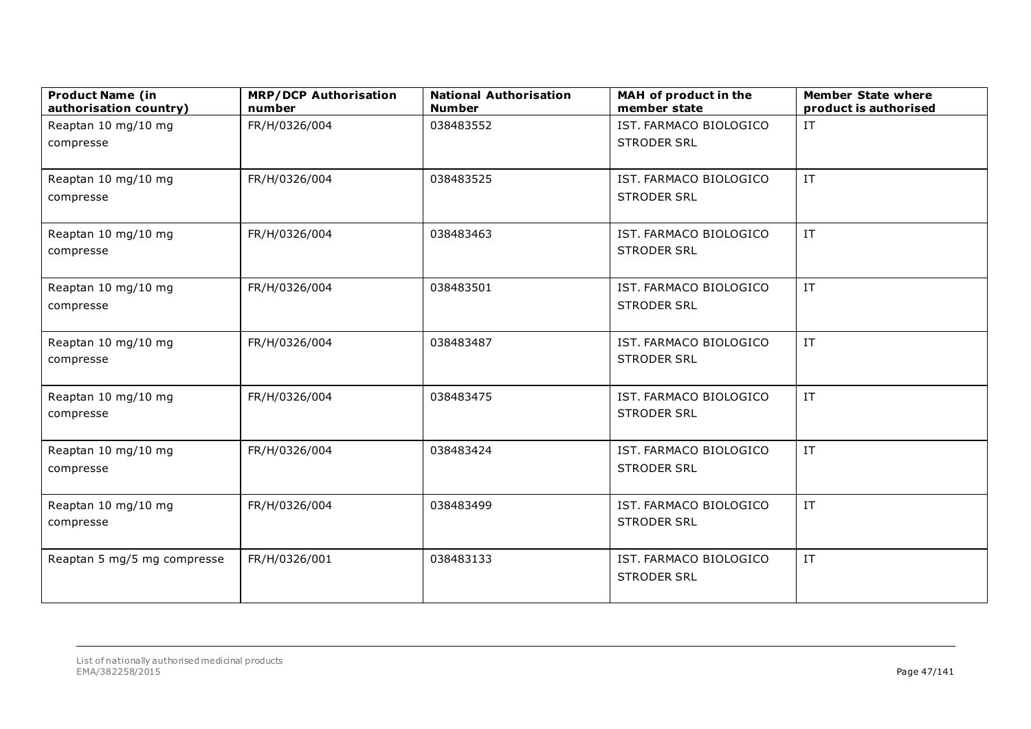| Product Name (in authorisation country) | MRP/DCP Authorisation number | National Authorisation Number | MAH of product in the member state | Member State where product is authorised |
|---|---|---|---|---|
| Reaptan 10 mg/10 mg compresse | FR/H/0326/004 | 038483552 | IST. FARMACO BIOLOGICO STRODER SRL | IT |
| Reaptan 10 mg/10 mg compresse | FR/H/0326/004 | 038483525 | IST. FARMACO BIOLOGICO STRODER SRL | IT |
| Reaptan 10 mg/10 mg compresse | FR/H/0326/004 | 038483463 | IST. FARMACO BIOLOGICO STRODER SRL | IT |
| Reaptan 10 mg/10 mg compresse | FR/H/0326/004 | 038483501 | IST. FARMACO BIOLOGICO STRODER SRL | IT |
| Reaptan 10 mg/10 mg compresse | FR/H/0326/004 | 038483487 | IST. FARMACO BIOLOGICO STRODER SRL | IT |
| Reaptan 10 mg/10 mg compresse | FR/H/0326/004 | 038483475 | IST. FARMACO BIOLOGICO STRODER SRL | IT |
| Reaptan 10 mg/10 mg compresse | FR/H/0326/004 | 038483424 | IST. FARMACO BIOLOGICO STRODER SRL | IT |
| Reaptan 10 mg/10 mg compresse | FR/H/0326/004 | 038483499 | IST. FARMACO BIOLOGICO STRODER SRL | IT |
| Reaptan 5 mg/5 mg compresse | FR/H/0326/001 | 038483133 | IST. FARMACO BIOLOGICO STRODER SRL | IT |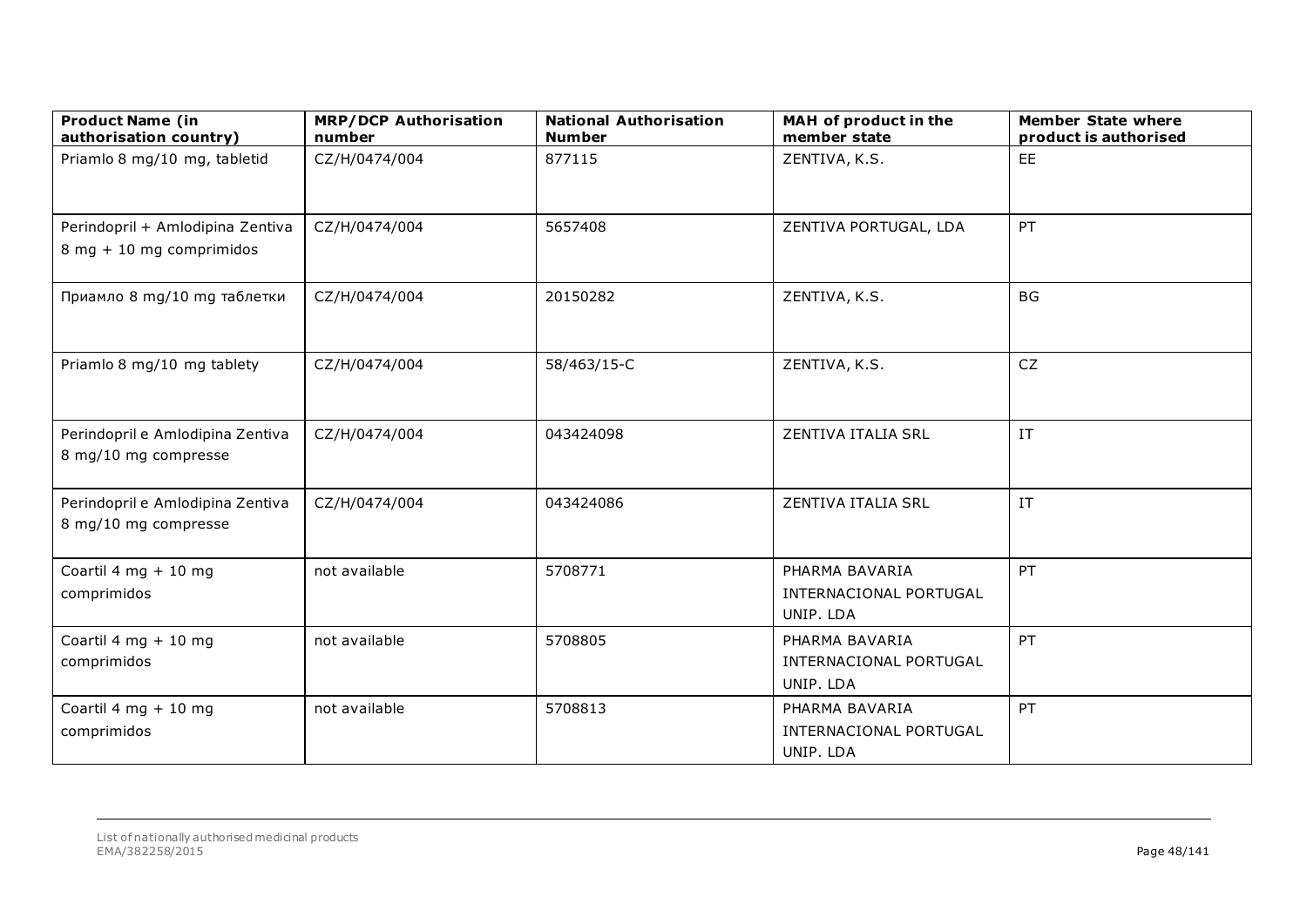| Product Name (in authorisation country) | MRP/DCP Authorisation number | National Authorisation Number | MAH of product in the member state | Member State where product is authorised |
| --- | --- | --- | --- | --- |
| Priamlo 8 mg/10 mg, tabletid | CZ/H/0474/004 | 877115 | ZENTIVA, K.S. | EE |
| Perindopril + Amlodipina Zentiva 8 mg + 10 mg comprimidos | CZ/H/0474/004 | 5657408 | ZENTIVA PORTUGAL, LDA | PT |
| Приамло 8 mg/10 mg таблетки | CZ/H/0474/004 | 20150282 | ZENTIVA, K.S. | BG |
| Priamlo 8 mg/10 mg tablety | CZ/H/0474/004 | 58/463/15-C | ZENTIVA, K.S. | CZ |
| Perindopril e Amlodipina Zentiva 8 mg/10 mg compresse | CZ/H/0474/004 | 043424098 | ZENTIVA ITALIA SRL | IT |
| Perindopril e Amlodipina Zentiva 8 mg/10 mg compresse | CZ/H/0474/004 | 043424086 | ZENTIVA ITALIA SRL | IT |
| Coartil 4 mg + 10 mg comprimidos | not available | 5708771 | PHARMA BAVARIA INTERNACIONAL PORTUGAL UNIP. LDA | PT |
| Coartil 4 mg + 10 mg comprimidos | not available | 5708805 | PHARMA BAVARIA INTERNACIONAL PORTUGAL UNIP. LDA | PT |
| Coartil 4 mg + 10 mg comprimidos | not available | 5708813 | PHARMA BAVARIA INTERNACIONAL PORTUGAL UNIP. LDA | PT |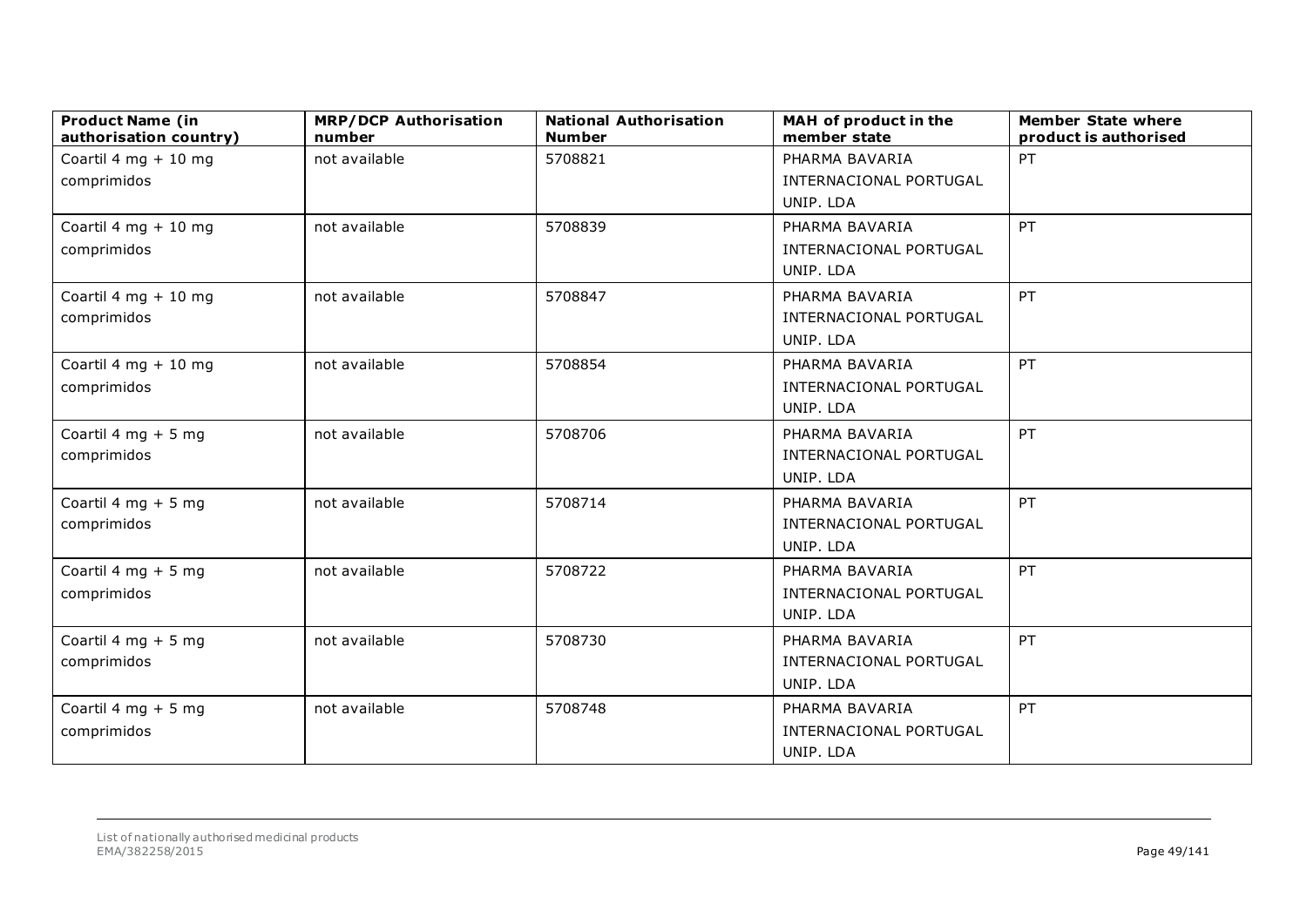| Product Name (in authorisation country) | MRP/DCP Authorisation number | National Authorisation Number | MAH of product in the member state | Member State where product is authorised |
|---|---|---|---|---|
| Coartil 4 mg + 10 mg comprimidos | not available | 5708821 | PHARMA BAVARIA INTERNACIONAL PORTUGAL UNIP. LDA | PT |
| Coartil 4 mg + 10 mg comprimidos | not available | 5708839 | PHARMA BAVARIA INTERNACIONAL PORTUGAL UNIP. LDA | PT |
| Coartil 4 mg + 10 mg comprimidos | not available | 5708847 | PHARMA BAVARIA INTERNACIONAL PORTUGAL UNIP. LDA | PT |
| Coartil 4 mg + 10 mg comprimidos | not available | 5708854 | PHARMA BAVARIA INTERNACIONAL PORTUGAL UNIP. LDA | PT |
| Coartil 4 mg + 5 mg comprimidos | not available | 5708706 | PHARMA BAVARIA INTERNACIONAL PORTUGAL UNIP. LDA | PT |
| Coartil 4 mg + 5 mg comprimidos | not available | 5708714 | PHARMA BAVARIA INTERNACIONAL PORTUGAL UNIP. LDA | PT |
| Coartil 4 mg + 5 mg comprimidos | not available | 5708722 | PHARMA BAVARIA INTERNACIONAL PORTUGAL UNIP. LDA | PT |
| Coartil 4 mg + 5 mg comprimidos | not available | 5708730 | PHARMA BAVARIA INTERNACIONAL PORTUGAL UNIP. LDA | PT |
| Coartil 4 mg + 5 mg comprimidos | not available | 5708748 | PHARMA BAVARIA INTERNACIONAL PORTUGAL UNIP. LDA | PT |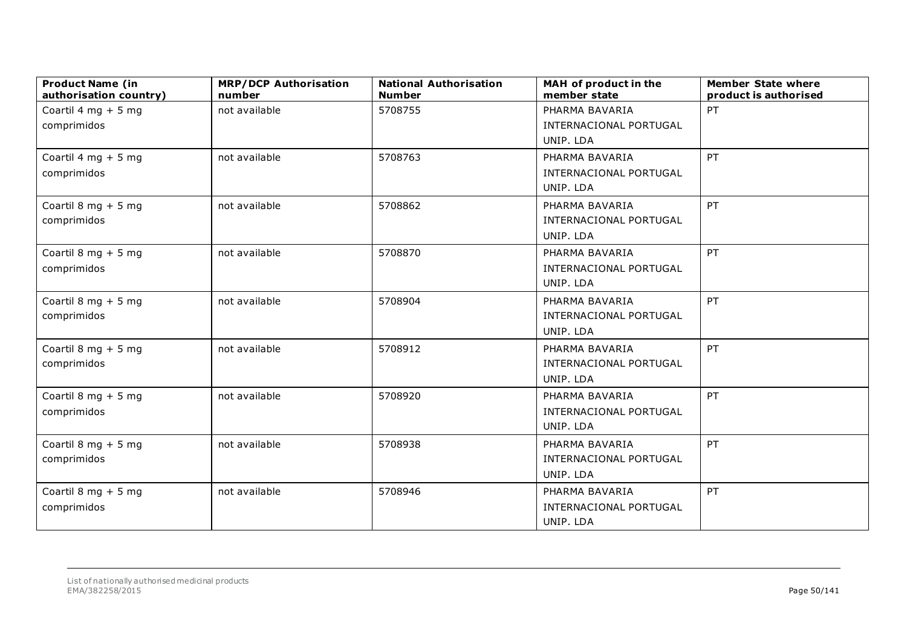| Product Name (in authorisation country) | MRP/DCP Authorisation number | National Authorisation Number | MAH of product in the member state | Member State where product is authorised |
|---|---|---|---|---|
| Coartil 4 mg + 5 mg comprimidos | not available | 5708755 | PHARMA BAVARIA INTERNACIONAL PORTUGAL UNIP. LDA | PT |
| Coartil 4 mg + 5 mg comprimidos | not available | 5708763 | PHARMA BAVARIA INTERNACIONAL PORTUGAL UNIP. LDA | PT |
| Coartil 8 mg + 5 mg comprimidos | not available | 5708862 | PHARMA BAVARIA INTERNACIONAL PORTUGAL UNIP. LDA | PT |
| Coartil 8 mg + 5 mg comprimidos | not available | 5708870 | PHARMA BAVARIA INTERNACIONAL PORTUGAL UNIP. LDA | PT |
| Coartil 8 mg + 5 mg comprimidos | not available | 5708904 | PHARMA BAVARIA INTERNACIONAL PORTUGAL UNIP. LDA | PT |
| Coartil 8 mg + 5 mg comprimidos | not available | 5708912 | PHARMA BAVARIA INTERNACIONAL PORTUGAL UNIP. LDA | PT |
| Coartil 8 mg + 5 mg comprimidos | not available | 5708920 | PHARMA BAVARIA INTERNACIONAL PORTUGAL UNIP. LDA | PT |
| Coartil 8 mg + 5 mg comprimidos | not available | 5708938 | PHARMA BAVARIA INTERNACIONAL PORTUGAL UNIP. LDA | PT |
| Coartil 8 mg + 5 mg comprimidos | not available | 5708946 | PHARMA BAVARIA INTERNACIONAL PORTUGAL UNIP. LDA | PT |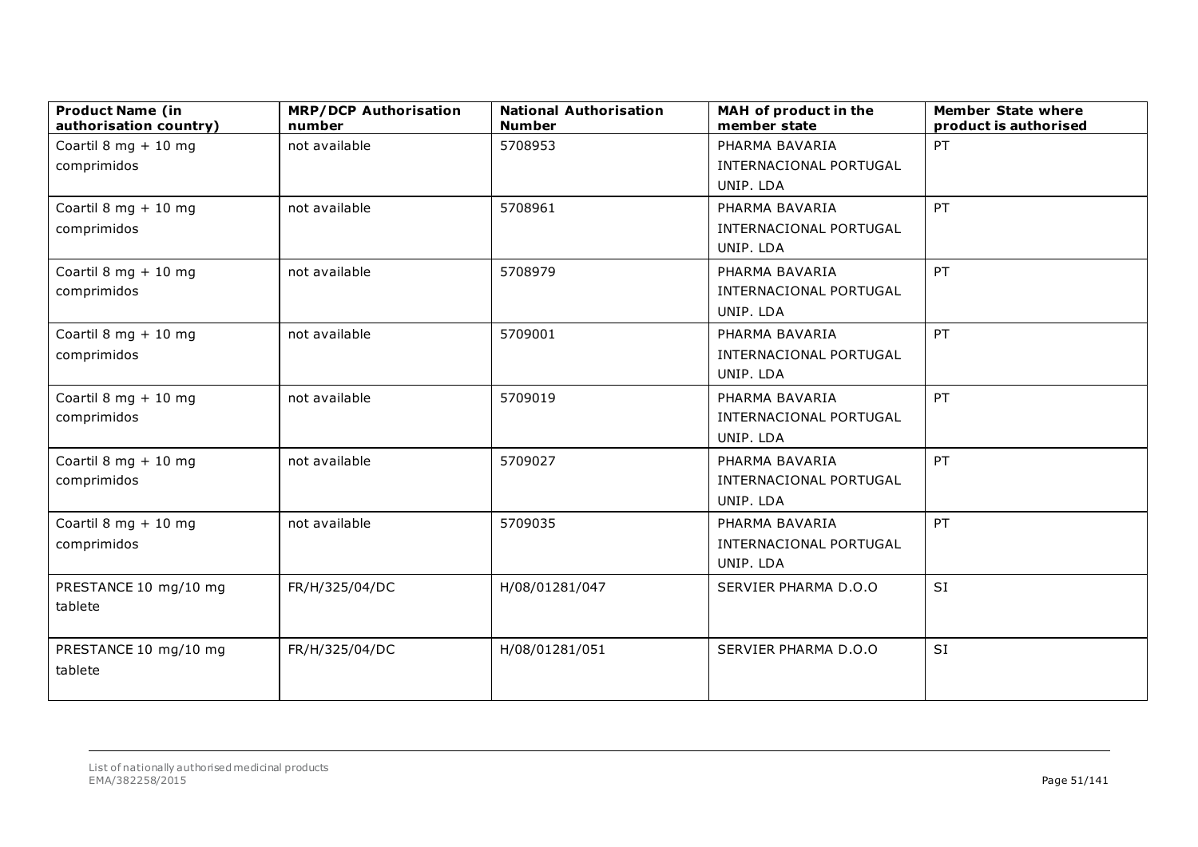| Product Name (in authorisation country) | MRP/DCP Authorisation number | National Authorisation Number | MAH of product in the member state | Member State where product is authorised |
| --- | --- | --- | --- | --- |
| Coartil 8 mg + 10 mg comprimidos | not available | 5708953 | PHARMA BAVARIA INTERNACIONAL PORTUGAL UNIP. LDA | PT |
| Coartil 8 mg + 10 mg comprimidos | not available | 5708961 | PHARMA BAVARIA INTERNACIONAL PORTUGAL UNIP. LDA | PT |
| Coartil 8 mg + 10 mg comprimidos | not available | 5708979 | PHARMA BAVARIA INTERNACIONAL PORTUGAL UNIP. LDA | PT |
| Coartil 8 mg + 10 mg comprimidos | not available | 5709001 | PHARMA BAVARIA INTERNACIONAL PORTUGAL UNIP. LDA | PT |
| Coartil 8 mg + 10 mg comprimidos | not available | 5709019 | PHARMA BAVARIA INTERNACIONAL PORTUGAL UNIP. LDA | PT |
| Coartil 8 mg + 10 mg comprimidos | not available | 5709027 | PHARMA BAVARIA INTERNACIONAL PORTUGAL UNIP. LDA | PT |
| Coartil 8 mg + 10 mg comprimidos | not available | 5709035 | PHARMA BAVARIA INTERNACIONAL PORTUGAL UNIP. LDA | PT |
| PRESTANCE 10 mg/10 mg tablete | FR/H/325/04/DC | H/08/01281/047 | SERVIER PHARMA D.O.O | SI |
| PRESTANCE 10 mg/10 mg tablete | FR/H/325/04/DC | H/08/01281/051 | SERVIER PHARMA D.O.O | SI |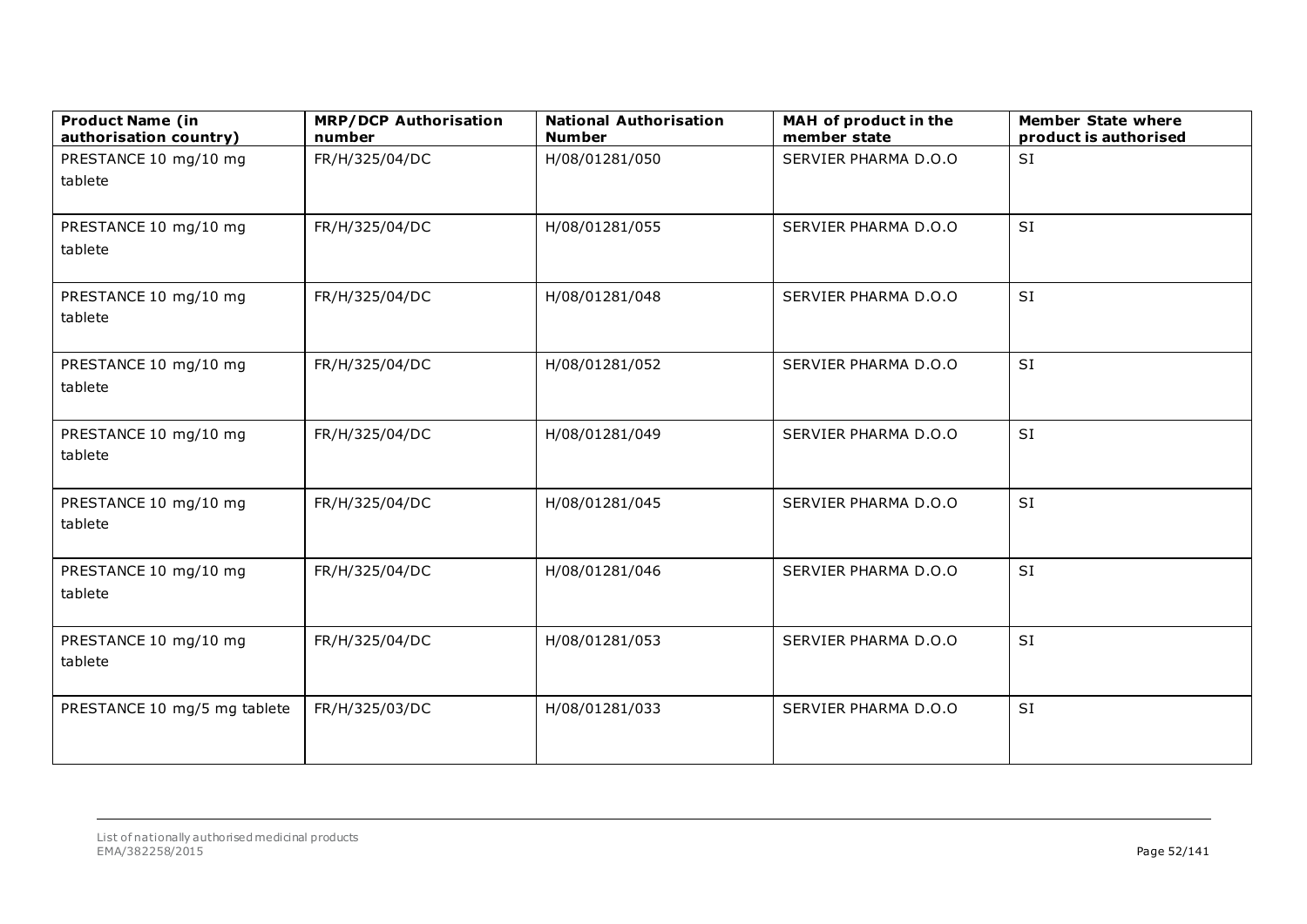| Product Name (in authorisation country) | MRP/DCP Authorisation number | National Authorisation Number | MAH of product in the member state | Member State where product is authorised |
|---|---|---|---|---|
| PRESTANCE 10 mg/10 mg tablete | FR/H/325/04/DC | H/08/01281/050 | SERVIER PHARMA D.O.O | SI |
| PRESTANCE 10 mg/10 mg tablete | FR/H/325/04/DC | H/08/01281/055 | SERVIER PHARMA D.O.O | SI |
| PRESTANCE 10 mg/10 mg tablete | FR/H/325/04/DC | H/08/01281/048 | SERVIER PHARMA D.O.O | SI |
| PRESTANCE 10 mg/10 mg tablete | FR/H/325/04/DC | H/08/01281/052 | SERVIER PHARMA D.O.O | SI |
| PRESTANCE 10 mg/10 mg tablete | FR/H/325/04/DC | H/08/01281/049 | SERVIER PHARMA D.O.O | SI |
| PRESTANCE 10 mg/10 mg tablete | FR/H/325/04/DC | H/08/01281/045 | SERVIER PHARMA D.O.O | SI |
| PRESTANCE 10 mg/10 mg tablete | FR/H/325/04/DC | H/08/01281/046 | SERVIER PHARMA D.O.O | SI |
| PRESTANCE 10 mg/10 mg tablete | FR/H/325/04/DC | H/08/01281/053 | SERVIER PHARMA D.O.O | SI |
| PRESTANCE 10 mg/5 mg tablete | FR/H/325/03/DC | H/08/01281/033 | SERVIER PHARMA D.O.O | SI |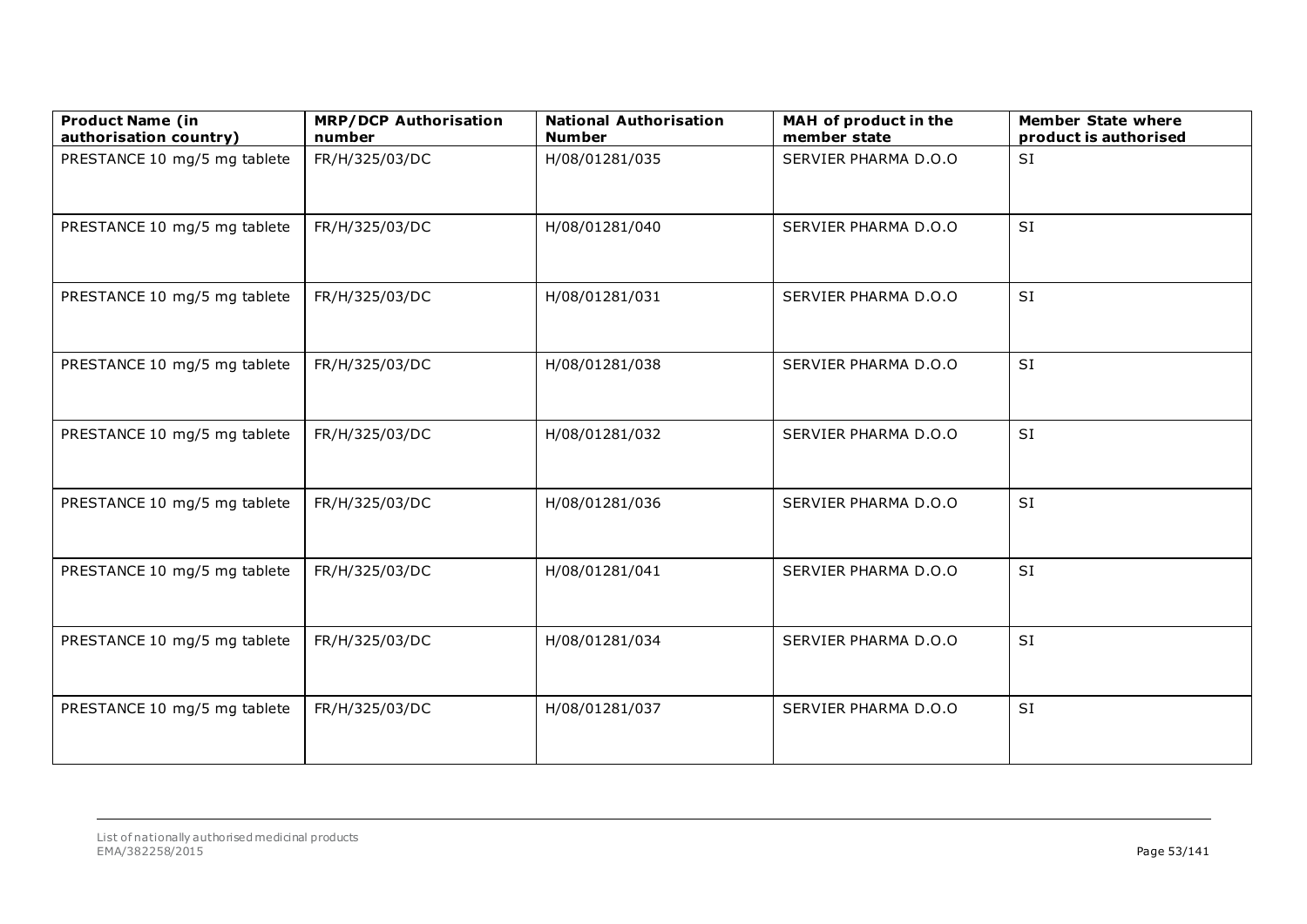| Product Name (in authorisation country) | MRP/DCP Authorisation number | National Authorisation Number | MAH of product in the member state | Member State where product is authorised |
|---|---|---|---|---|
| PRESTANCE 10 mg/5 mg tablete | FR/H/325/03/DC | H/08/01281/035 | SERVIER PHARMA D.O.O | SI |
| PRESTANCE 10 mg/5 mg tablete | FR/H/325/03/DC | H/08/01281/040 | SERVIER PHARMA D.O.O | SI |
| PRESTANCE 10 mg/5 mg tablete | FR/H/325/03/DC | H/08/01281/031 | SERVIER PHARMA D.O.O | SI |
| PRESTANCE 10 mg/5 mg tablete | FR/H/325/03/DC | H/08/01281/038 | SERVIER PHARMA D.O.O | SI |
| PRESTANCE 10 mg/5 mg tablete | FR/H/325/03/DC | H/08/01281/032 | SERVIER PHARMA D.O.O | SI |
| PRESTANCE 10 mg/5 mg tablete | FR/H/325/03/DC | H/08/01281/036 | SERVIER PHARMA D.O.O | SI |
| PRESTANCE 10 mg/5 mg tablete | FR/H/325/03/DC | H/08/01281/041 | SERVIER PHARMA D.O.O | SI |
| PRESTANCE 10 mg/5 mg tablete | FR/H/325/03/DC | H/08/01281/034 | SERVIER PHARMA D.O.O | SI |
| PRESTANCE 10 mg/5 mg tablete | FR/H/325/03/DC | H/08/01281/037 | SERVIER PHARMA D.O.O | SI |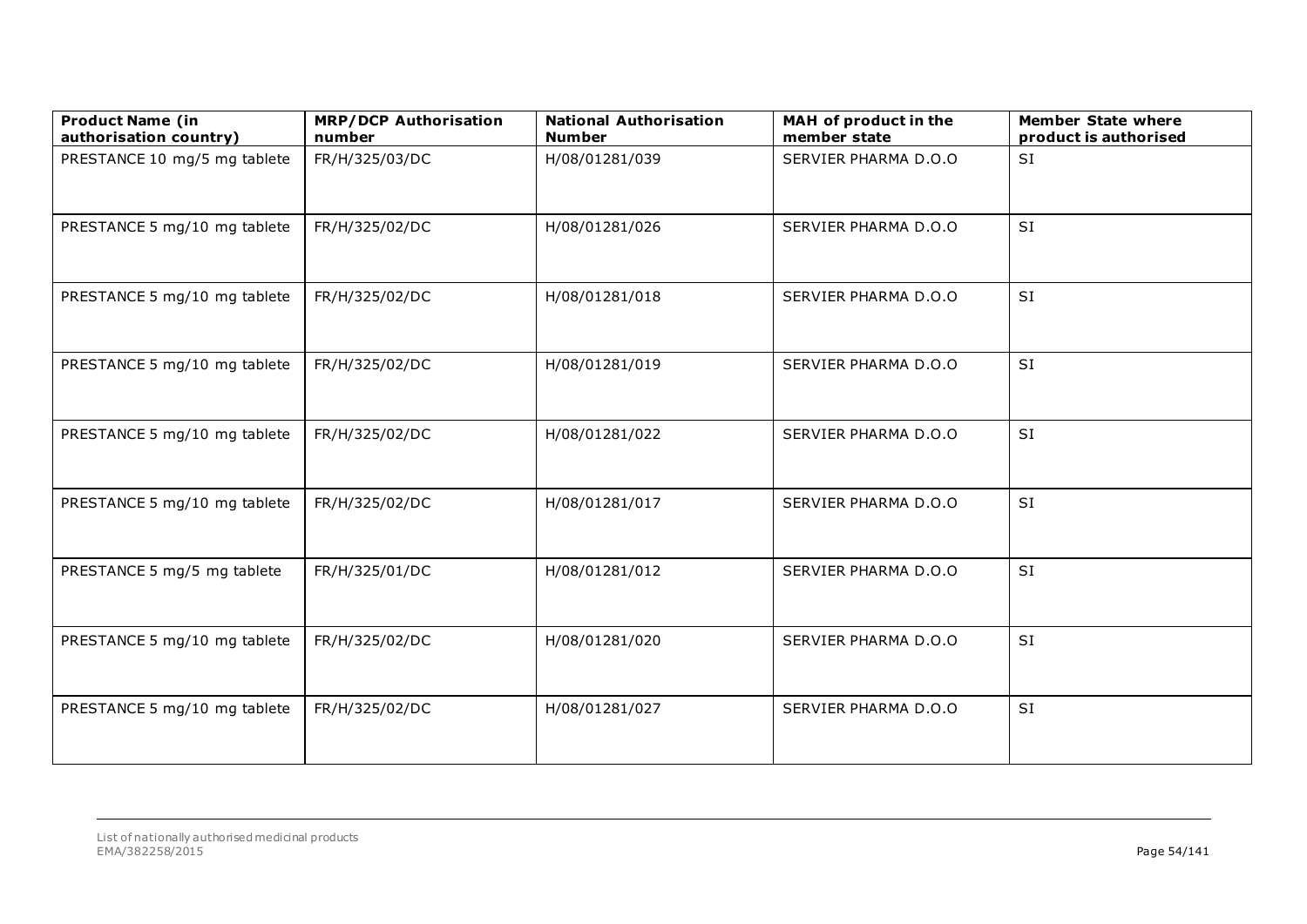| Product Name (in authorisation country) | MRP/DCP Authorisation number | National Authorisation Number | MAH of product in the member state | Member State where product is authorised |
|---|---|---|---|---|
| PRESTANCE 10 mg/5 mg tablete | FR/H/325/03/DC | H/08/01281/039 | SERVIER PHARMA D.O.O | SI |
| PRESTANCE 5 mg/10 mg tablete | FR/H/325/02/DC | H/08/01281/026 | SERVIER PHARMA D.O.O | SI |
| PRESTANCE 5 mg/10 mg tablete | FR/H/325/02/DC | H/08/01281/018 | SERVIER PHARMA D.O.O | SI |
| PRESTANCE 5 mg/10 mg tablete | FR/H/325/02/DC | H/08/01281/019 | SERVIER PHARMA D.O.O | SI |
| PRESTANCE 5 mg/10 mg tablete | FR/H/325/02/DC | H/08/01281/022 | SERVIER PHARMA D.O.O | SI |
| PRESTANCE 5 mg/10 mg tablete | FR/H/325/02/DC | H/08/01281/017 | SERVIER PHARMA D.O.O | SI |
| PRESTANCE 5 mg/5 mg tablete | FR/H/325/01/DC | H/08/01281/012 | SERVIER PHARMA D.O.O | SI |
| PRESTANCE 5 mg/10 mg tablete | FR/H/325/02/DC | H/08/01281/020 | SERVIER PHARMA D.O.O | SI |
| PRESTANCE 5 mg/10 mg tablete | FR/H/325/02/DC | H/08/01281/027 | SERVIER PHARMA D.O.O | SI |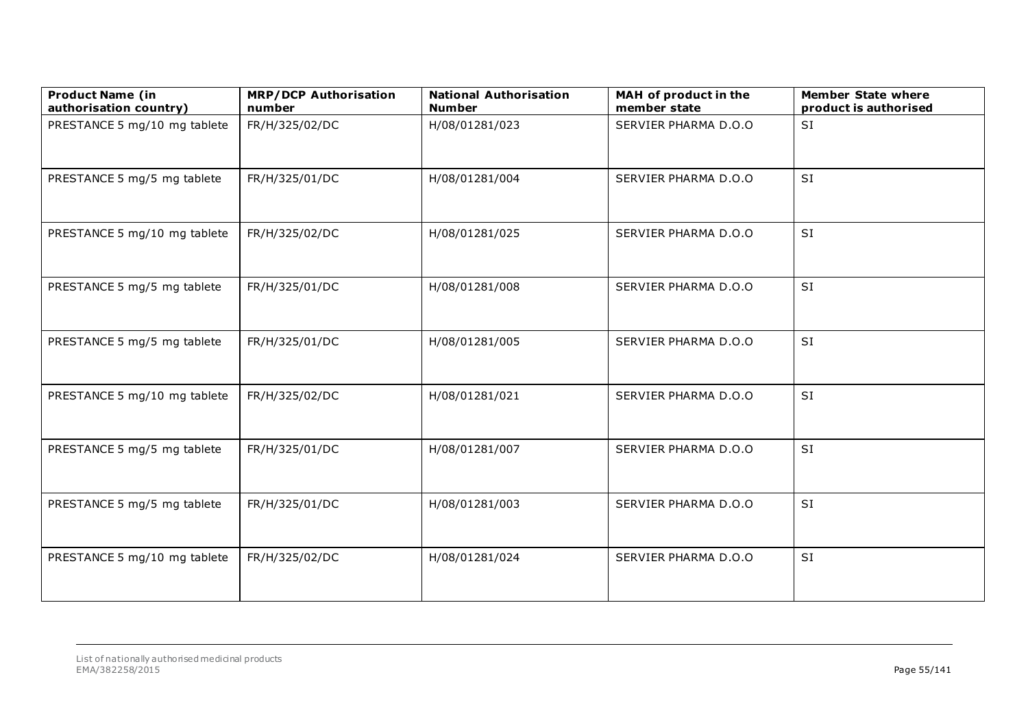| Product Name (in authorisation country) | MRP/DCP Authorisation number | National Authorisation Number | MAH of product in the member state | Member State where product is authorised |
|---|---|---|---|---|
| PRESTANCE 5 mg/10 mg tablete | FR/H/325/02/DC | H/08/01281/023 | SERVIER PHARMA D.O.O | SI |
| PRESTANCE 5 mg/5 mg tablete | FR/H/325/01/DC | H/08/01281/004 | SERVIER PHARMA D.O.O | SI |
| PRESTANCE 5 mg/10 mg tablete | FR/H/325/02/DC | H/08/01281/025 | SERVIER PHARMA D.O.O | SI |
| PRESTANCE 5 mg/5 mg tablete | FR/H/325/01/DC | H/08/01281/008 | SERVIER PHARMA D.O.O | SI |
| PRESTANCE 5 mg/5 mg tablete | FR/H/325/01/DC | H/08/01281/005 | SERVIER PHARMA D.O.O | SI |
| PRESTANCE 5 mg/10 mg tablete | FR/H/325/02/DC | H/08/01281/021 | SERVIER PHARMA D.O.O | SI |
| PRESTANCE 5 mg/5 mg tablete | FR/H/325/01/DC | H/08/01281/007 | SERVIER PHARMA D.O.O | SI |
| PRESTANCE 5 mg/5 mg tablete | FR/H/325/01/DC | H/08/01281/003 | SERVIER PHARMA D.O.O | SI |
| PRESTANCE 5 mg/10 mg tablete | FR/H/325/02/DC | H/08/01281/024 | SERVIER PHARMA D.O.O | SI |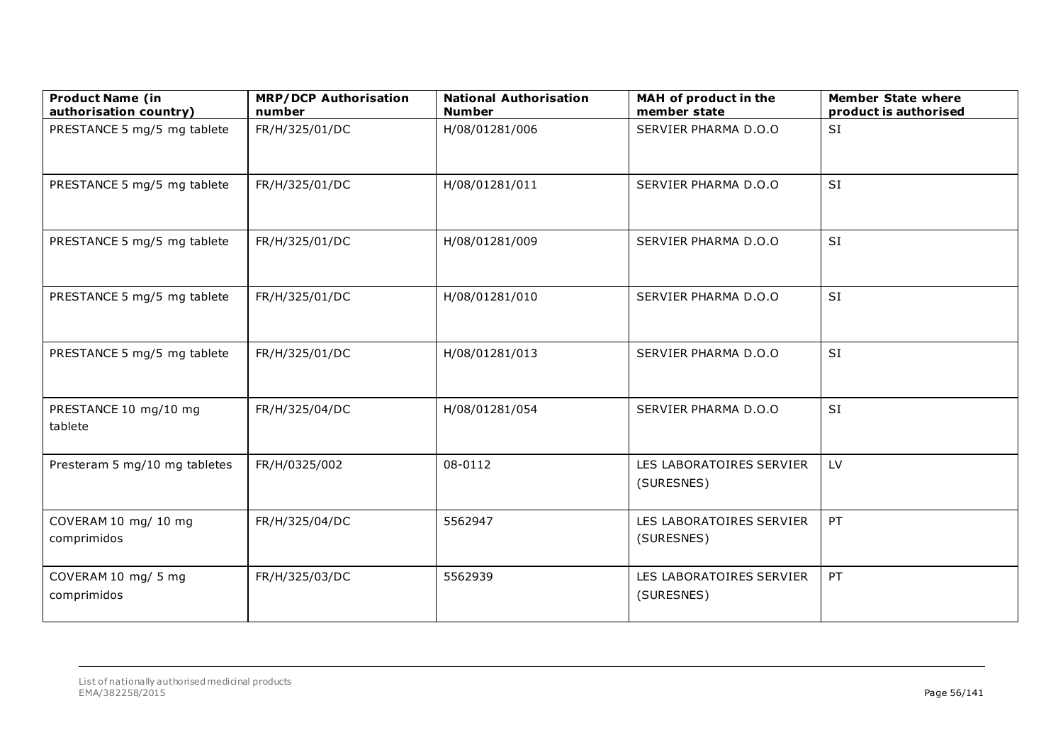| Product Name (in authorisation country) | MRP/DCP Authorisation number | National Authorisation Number | MAH of product in the member state | Member State where product is authorised |
|---|---|---|---|---|
| PRESTANCE 5 mg/5 mg tablete | FR/H/325/01/DC | H/08/01281/006 | SERVIER PHARMA D.O.O | SI |
| PRESTANCE 5 mg/5 mg tablete | FR/H/325/01/DC | H/08/01281/011 | SERVIER PHARMA D.O.O | SI |
| PRESTANCE 5 mg/5 mg tablete | FR/H/325/01/DC | H/08/01281/009 | SERVIER PHARMA D.O.O | SI |
| PRESTANCE 5 mg/5 mg tablete | FR/H/325/01/DC | H/08/01281/010 | SERVIER PHARMA D.O.O | SI |
| PRESTANCE 5 mg/5 mg tablete | FR/H/325/01/DC | H/08/01281/013 | SERVIER PHARMA D.O.O | SI |
| PRESTANCE 10 mg/10 mg tablete | FR/H/325/04/DC | H/08/01281/054 | SERVIER PHARMA D.O.O | SI |
| Presteram 5 mg/10 mg tabletes | FR/H/0325/002 | 08-0112 | LES LABORATOIRES SERVIER (SURESNES) | LV |
| COVERAM 10 mg/ 10 mg comprimidos | FR/H/325/04/DC | 5562947 | LES LABORATOIRES SERVIER (SURESNES) | PT |
| COVERAM 10 mg/ 5 mg comprimidos | FR/H/325/03/DC | 5562939 | LES LABORATOIRES SERVIER (SURESNES) | PT |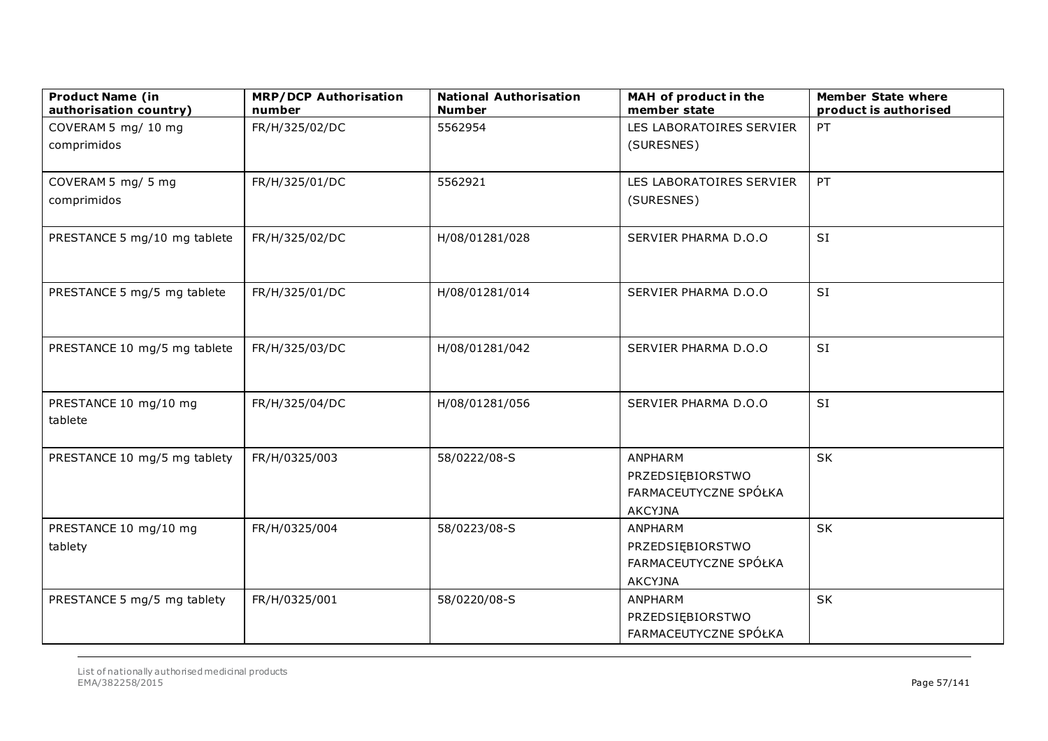| Product Name (in authorisation country) | MRP/DCP Authorisation number | National Authorisation Number | MAH of product in the member state | Member State where product is authorised |
| --- | --- | --- | --- | --- |
| COVERAM 5 mg/ 10 mg comprimidos | FR/H/325/02/DC | 5562954 | LES LABORATOIRES SERVIER (SURESNES) | PT |
| COVERAM 5 mg/ 5 mg comprimidos | FR/H/325/01/DC | 5562921 | LES LABORATOIRES SERVIER (SURESNES) | PT |
| PRESTANCE 5 mg/10 mg tablete | FR/H/325/02/DC | H/08/01281/028 | SERVIER PHARMA D.O.O | SI |
| PRESTANCE 5 mg/5 mg tablete | FR/H/325/01/DC | H/08/01281/014 | SERVIER PHARMA D.O.O | SI |
| PRESTANCE 10 mg/5 mg tablete | FR/H/325/03/DC | H/08/01281/042 | SERVIER PHARMA D.O.O | SI |
| PRESTANCE 10 mg/10 mg tablete | FR/H/325/04/DC | H/08/01281/056 | SERVIER PHARMA D.O.O | SI |
| PRESTANCE 10 mg/5 mg tablety | FR/H/0325/003 | 58/0222/08-S | ANPHARM PRZEDSIĘBIORSTWO FARMACEUTYCZNE SPÓŁKA AKCYJNA | SK |
| PRESTANCE 10 mg/10 mg tablety | FR/H/0325/004 | 58/0223/08-S | ANPHARM PRZEDSIĘBIORSTWO FARMACEUTYCZNE SPÓŁKA AKCYJNA | SK |
| PRESTANCE 5 mg/5 mg tablety | FR/H/0325/001 | 58/0220/08-S | ANPHARM PRZEDSIĘBIORSTWO FARMACEUTYCZNE SPÓŁKA | SK |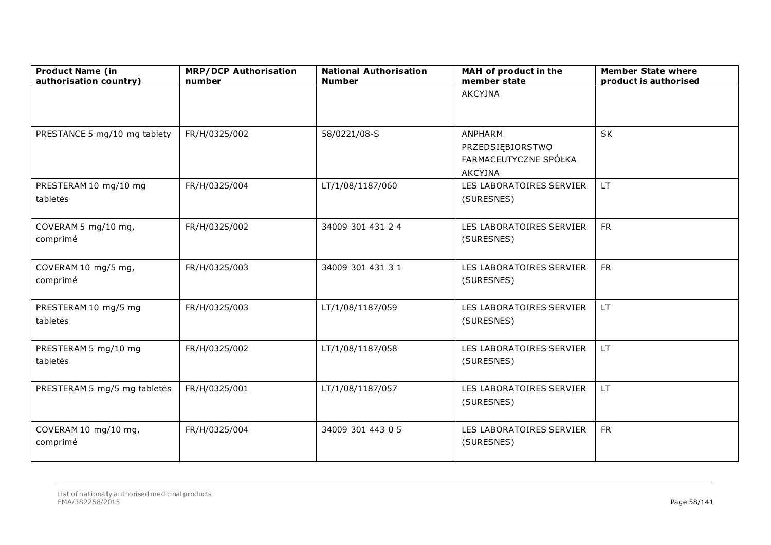| Product Name (in authorisation country) | MRP/DCP Authorisation number | National Authorisation Number | MAH of product in the member state | Member State where product is authorised |
|---|---|---|---|---|
| | | | AKCYJNA | |
| PRESTANCE 5 mg/10 mg tablety | FR/H/0325/002 | 58/0221/08-S | ANPHARM PRZEDSIĘBIORSTWO FARMACEUTYCZNE SPÓŁKA AKCYJNA | SK |
| PRESTERAM 10 mg/10 mg tabletės | FR/H/0325/004 | LT/1/08/1187/060 | LES LABORATOIRES SERVIER (SURESNES) | LT |
| COVERAM 5 mg/10 mg, comprimé | FR/H/0325/002 | 34009 301 431 2 4 | LES LABORATOIRES SERVIER (SURESNES) | FR |
| COVERAM 10 mg/5 mg, comprimé | FR/H/0325/003 | 34009 301 431 3 1 | LES LABORATOIRES SERVIER (SURESNES) | FR |
| PRESTERAM 10 mg/5 mg tabletės | FR/H/0325/003 | LT/1/08/1187/059 | LES LABORATOIRES SERVIER (SURESNES) | LT |
| PRESTERAM 5 mg/10 mg tabletės | FR/H/0325/002 | LT/1/08/1187/058 | LES LABORATOIRES SERVIER (SURESNES) | LT |
| PRESTERAM 5 mg/5 mg tabletės | FR/H/0325/001 | LT/1/08/1187/057 | LES LABORATOIRES SERVIER (SURESNES) | LT |
| COVERAM 10 mg/10 mg, comprimé | FR/H/0325/004 | 34009 301 443 0 5 | LES LABORATOIRES SERVIER (SURESNES) | FR |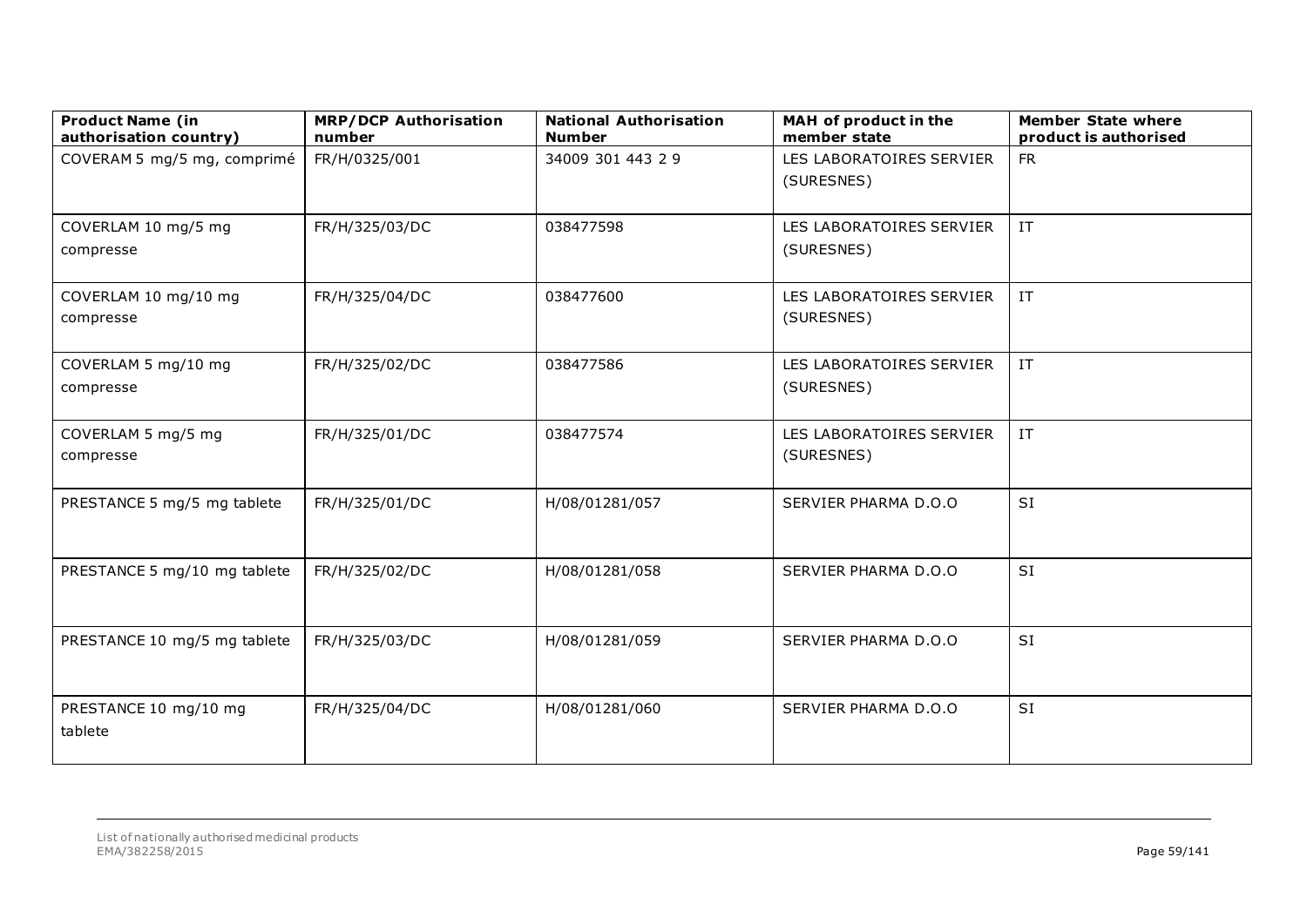| Product Name (in authorisation country) | MRP/DCP Authorisation number | National Authorisation Number | MAH of product in the member state | Member State where product is authorised |
|---|---|---|---|---|
| COVERAM 5 mg/5 mg, comprimé | FR/H/0325/001 | 34009 301 443 2 9 | LES LABORATOIRES SERVIER (SURESNES) | FR |
| COVERLAM 10 mg/5 mg compresse | FR/H/325/03/DC | 038477598 | LES LABORATOIRES SERVIER (SURESNES) | IT |
| COVERLAM 10 mg/10 mg compresse | FR/H/325/04/DC | 038477600 | LES LABORATOIRES SERVIER (SURESNES) | IT |
| COVERLAM 5 mg/10 mg compresse | FR/H/325/02/DC | 038477586 | LES LABORATOIRES SERVIER (SURESNES) | IT |
| COVERLAM 5 mg/5 mg compresse | FR/H/325/01/DC | 038477574 | LES LABORATOIRES SERVIER (SURESNES) | IT |
| PRESTANCE 5 mg/5 mg tablete | FR/H/325/01/DC | H/08/01281/057 | SERVIER PHARMA D.O.O | SI |
| PRESTANCE 5 mg/10 mg tablete | FR/H/325/02/DC | H/08/01281/058 | SERVIER PHARMA D.O.O | SI |
| PRESTANCE 10 mg/5 mg tablete | FR/H/325/03/DC | H/08/01281/059 | SERVIER PHARMA D.O.O | SI |
| PRESTANCE 10 mg/10 mg tablete | FR/H/325/04/DC | H/08/01281/060 | SERVIER PHARMA D.O.O | SI |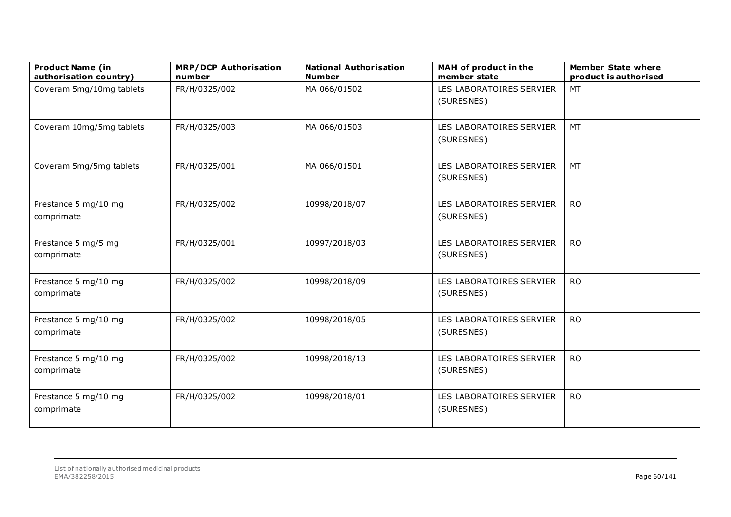| Product Name (in authorisation country) | MRP/DCP Authorisation number | National Authorisation Number | MAH of product in the member state | Member State where product is authorised |
| --- | --- | --- | --- | --- |
| Coveram 5mg/10mg tablets | FR/H/0325/002 | MA 066/01502 | LES LABORATOIRES SERVIER (SURESNES) | MT |
| Coveram 10mg/5mg tablets | FR/H/0325/003 | MA 066/01503 | LES LABORATOIRES SERVIER (SURESNES) | MT |
| Coveram 5mg/5mg tablets | FR/H/0325/001 | MA 066/01501 | LES LABORATOIRES SERVIER (SURESNES) | MT |
| Prestance 5 mg/10 mg comprimate | FR/H/0325/002 | 10998/2018/07 | LES LABORATOIRES SERVIER (SURESNES) | RO |
| Prestance 5 mg/5 mg comprimate | FR/H/0325/001 | 10997/2018/03 | LES LABORATOIRES SERVIER (SURESNES) | RO |
| Prestance 5 mg/10 mg comprimate | FR/H/0325/002 | 10998/2018/09 | LES LABORATOIRES SERVIER (SURESNES) | RO |
| Prestance 5 mg/10 mg comprimate | FR/H/0325/002 | 10998/2018/05 | LES LABORATOIRES SERVIER (SURESNES) | RO |
| Prestance 5 mg/10 mg comprimate | FR/H/0325/002 | 10998/2018/13 | LES LABORATOIRES SERVIER (SURESNES) | RO |
| Prestance 5 mg/10 mg comprimate | FR/H/0325/002 | 10998/2018/01 | LES LABORATOIRES SERVIER (SURESNES) | RO |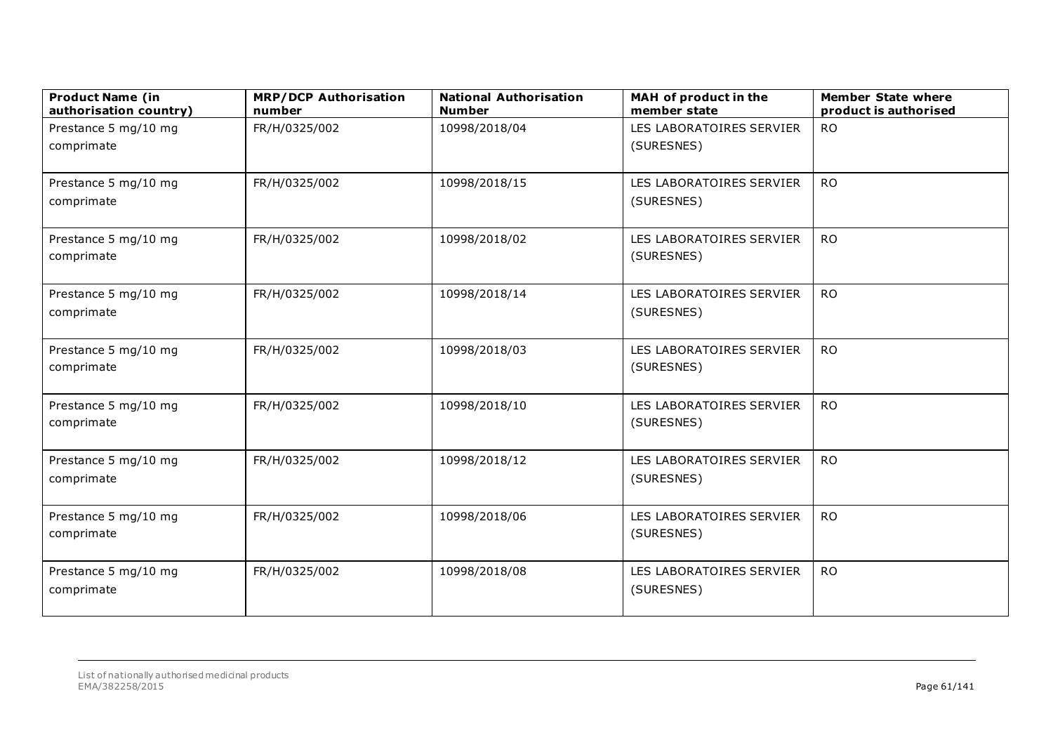| Product Name (in authorisation country) | MRP/DCP Authorisation number | National Authorisation Number | MAH of product in the member state | Member State where product is authorised |
|---|---|---|---|---|
| Prestance 5 mg/10 mg comprimate | FR/H/0325/002 | 10998/2018/04 | LES LABORATOIRES SERVIER (SURESNES) | RO |
| Prestance 5 mg/10 mg comprimate | FR/H/0325/002 | 10998/2018/15 | LES LABORATOIRES SERVIER (SURESNES) | RO |
| Prestance 5 mg/10 mg comprimate | FR/H/0325/002 | 10998/2018/02 | LES LABORATOIRES SERVIER (SURESNES) | RO |
| Prestance 5 mg/10 mg comprimate | FR/H/0325/002 | 10998/2018/14 | LES LABORATOIRES SERVIER (SURESNES) | RO |
| Prestance 5 mg/10 mg comprimate | FR/H/0325/002 | 10998/2018/03 | LES LABORATOIRES SERVIER (SURESNES) | RO |
| Prestance 5 mg/10 mg comprimate | FR/H/0325/002 | 10998/2018/10 | LES LABORATOIRES SERVIER (SURESNES) | RO |
| Prestance 5 mg/10 mg comprimate | FR/H/0325/002 | 10998/2018/12 | LES LABORATOIRES SERVIER (SURESNES) | RO |
| Prestance 5 mg/10 mg comprimate | FR/H/0325/002 | 10998/2018/06 | LES LABORATOIRES SERVIER (SURESNES) | RO |
| Prestance 5 mg/10 mg comprimate | FR/H/0325/002 | 10998/2018/08 | LES LABORATOIRES SERVIER (SURESNES) | RO |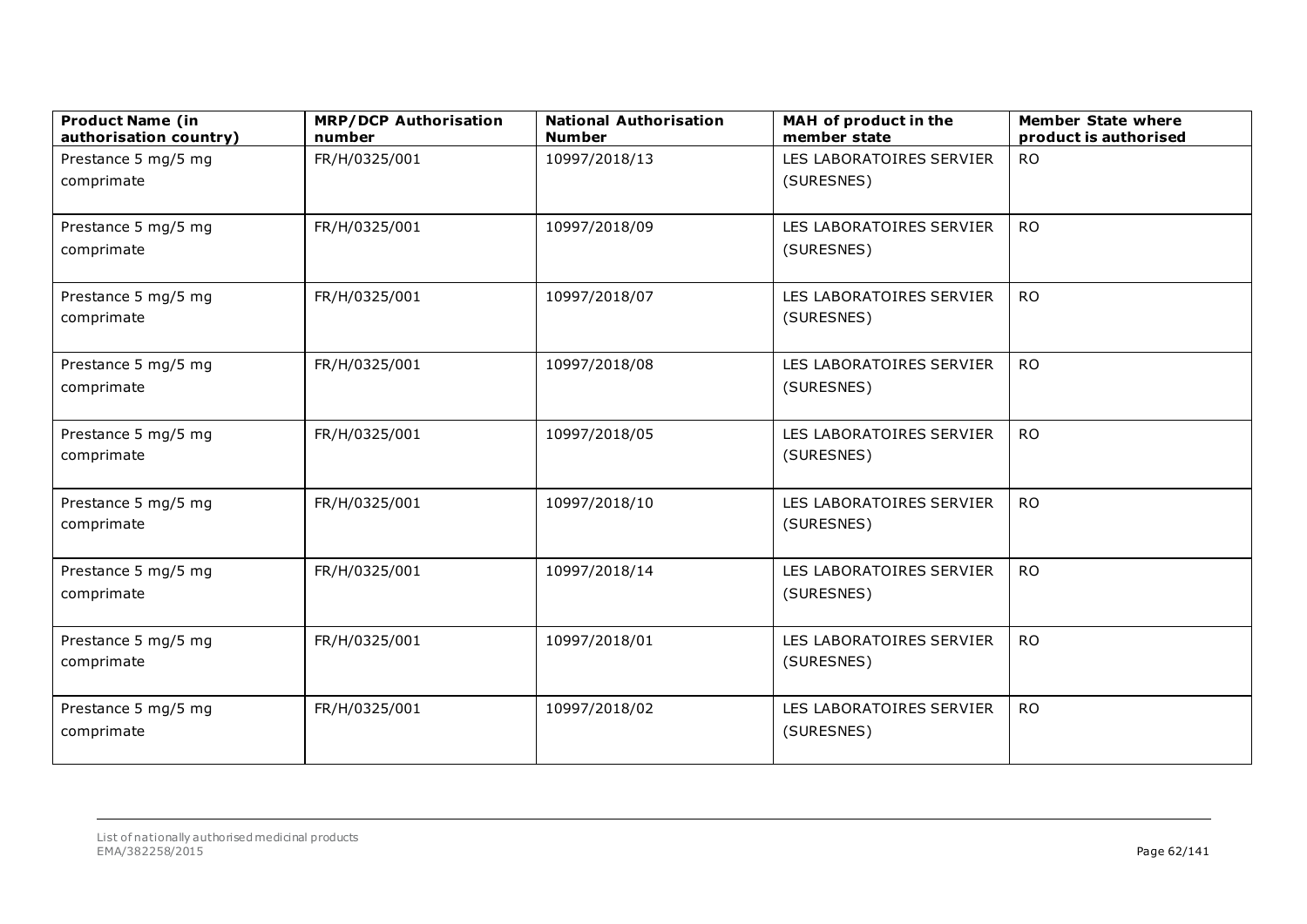| Product Name (in authorisation country) | MRP/DCP Authorisation number | National Authorisation Number | MAH of product in the member state | Member State where product is authorised |
|---|---|---|---|---|
| Prestance 5 mg/5 mg comprimate | FR/H/0325/001 | 10997/2018/13 | LES LABORATOIRES SERVIER (SURESNES) | RO |
| Prestance 5 mg/5 mg comprimate | FR/H/0325/001 | 10997/2018/09 | LES LABORATOIRES SERVIER (SURESNES) | RO |
| Prestance 5 mg/5 mg comprimate | FR/H/0325/001 | 10997/2018/07 | LES LABORATOIRES SERVIER (SURESNES) | RO |
| Prestance 5 mg/5 mg comprimate | FR/H/0325/001 | 10997/2018/08 | LES LABORATOIRES SERVIER (SURESNES) | RO |
| Prestance 5 mg/5 mg comprimate | FR/H/0325/001 | 10997/2018/05 | LES LABORATOIRES SERVIER (SURESNES) | RO |
| Prestance 5 mg/5 mg comprimate | FR/H/0325/001 | 10997/2018/10 | LES LABORATOIRES SERVIER (SURESNES) | RO |
| Prestance 5 mg/5 mg comprimate | FR/H/0325/001 | 10997/2018/14 | LES LABORATOIRES SERVIER (SURESNES) | RO |
| Prestance 5 mg/5 mg comprimate | FR/H/0325/001 | 10997/2018/01 | LES LABORATOIRES SERVIER (SURESNES) | RO |
| Prestance 5 mg/5 mg comprimate | FR/H/0325/001 | 10997/2018/02 | LES LABORATOIRES SERVIER (SURESNES) | RO |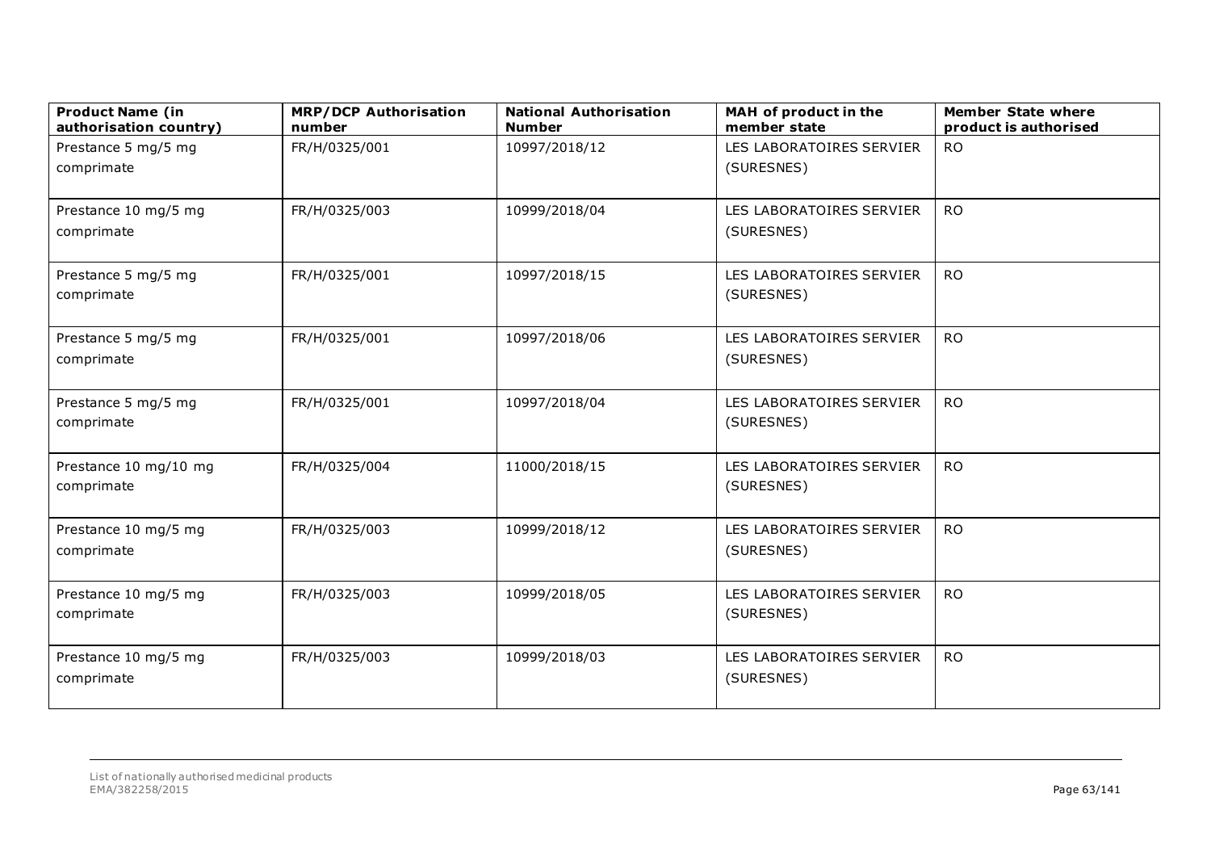| Product Name (in authorisation country) | MRP/DCP Authorisation number | National Authorisation Number | MAH of product in the member state | Member State where product is authorised |
|---|---|---|---|---|
| Prestance 5 mg/5 mg comprimate | FR/H/0325/001 | 10997/2018/12 | LES LABORATOIRES SERVIER (SURESNES) | RO |
| Prestance 10 mg/5 mg comprimate | FR/H/0325/003 | 10999/2018/04 | LES LABORATOIRES SERVIER (SURESNES) | RO |
| Prestance 5 mg/5 mg comprimate | FR/H/0325/001 | 10997/2018/15 | LES LABORATOIRES SERVIER (SURESNES) | RO |
| Prestance 5 mg/5 mg comprimate | FR/H/0325/001 | 10997/2018/06 | LES LABORATOIRES SERVIER (SURESNES) | RO |
| Prestance 5 mg/5 mg comprimate | FR/H/0325/001 | 10997/2018/04 | LES LABORATOIRES SERVIER (SURESNES) | RO |
| Prestance 10 mg/10 mg comprimate | FR/H/0325/004 | 11000/2018/15 | LES LABORATOIRES SERVIER (SURESNES) | RO |
| Prestance 10 mg/5 mg comprimate | FR/H/0325/003 | 10999/2018/12 | LES LABORATOIRES SERVIER (SURESNES) | RO |
| Prestance 10 mg/5 mg comprimate | FR/H/0325/003 | 10999/2018/05 | LES LABORATOIRES SERVIER (SURESNES) | RO |
| Prestance 10 mg/5 mg comprimate | FR/H/0325/003 | 10999/2018/03 | LES LABORATOIRES SERVIER (SURESNES) | RO |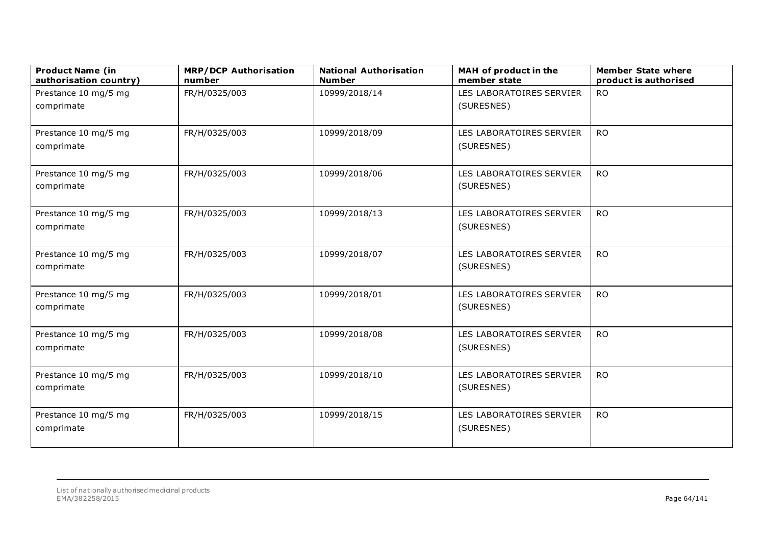| Product Name (in authorisation country) | MRP/DCP Authorisation number | National Authorisation Number | MAH of product in the member state | Member State where product is authorised |
|---|---|---|---|---|
| Prestance 10 mg/5 mg comprimate | FR/H/0325/003 | 10999/2018/14 | LES LABORATOIRES SERVIER (SURESNES) | RO |
| Prestance 10 mg/5 mg comprimate | FR/H/0325/003 | 10999/2018/09 | LES LABORATOIRES SERVIER (SURESNES) | RO |
| Prestance 10 mg/5 mg comprimate | FR/H/0325/003 | 10999/2018/06 | LES LABORATOIRES SERVIER (SURESNES) | RO |
| Prestance 10 mg/5 mg comprimate | FR/H/0325/003 | 10999/2018/13 | LES LABORATOIRES SERVIER (SURESNES) | RO |
| Prestance 10 mg/5 mg comprimate | FR/H/0325/003 | 10999/2018/07 | LES LABORATOIRES SERVIER (SURESNES) | RO |
| Prestance 10 mg/5 mg comprimate | FR/H/0325/003 | 10999/2018/01 | LES LABORATOIRES SERVIER (SURESNES) | RO |
| Prestance 10 mg/5 mg comprimate | FR/H/0325/003 | 10999/2018/08 | LES LABORATOIRES SERVIER (SURESNES) | RO |
| Prestance 10 mg/5 mg comprimate | FR/H/0325/003 | 10999/2018/10 | LES LABORATOIRES SERVIER (SURESNES) | RO |
| Prestance 10 mg/5 mg comprimate | FR/H/0325/003 | 10999/2018/15 | LES LABORATOIRES SERVIER (SURESNES) | RO |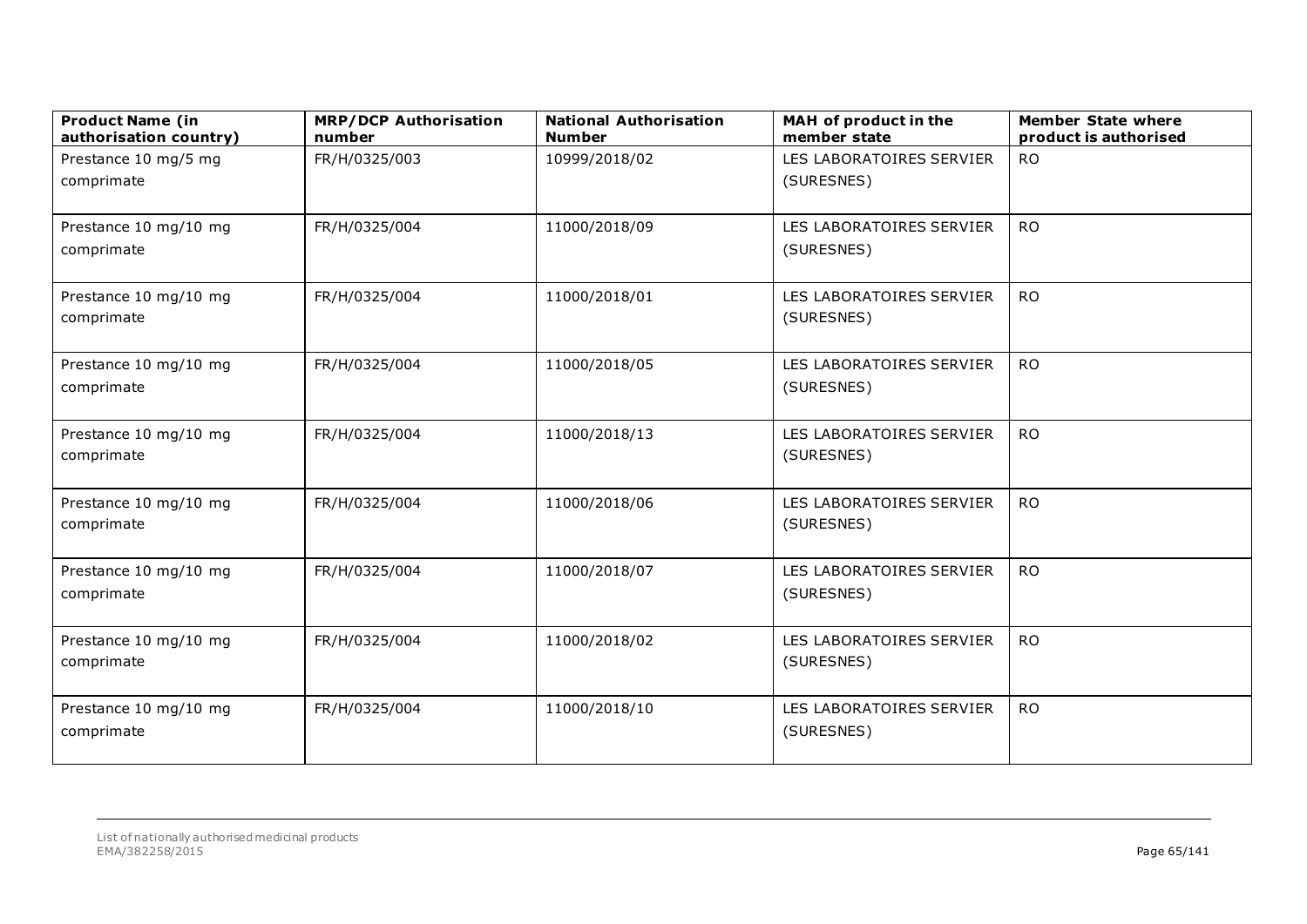| Product Name (in authorisation country) | MRP/DCP Authorisation number | National Authorisation Number | MAH of product in the member state | Member State where product is authorised |
|---|---|---|---|---|
| Prestance 10 mg/5 mg comprimate | FR/H/0325/003 | 10999/2018/02 | LES LABORATOIRES SERVIER (SURESNES) | RO |
| Prestance 10 mg/10 mg comprimate | FR/H/0325/004 | 11000/2018/09 | LES LABORATOIRES SERVIER (SURESNES) | RO |
| Prestance 10 mg/10 mg comprimate | FR/H/0325/004 | 11000/2018/01 | LES LABORATOIRES SERVIER (SURESNES) | RO |
| Prestance 10 mg/10 mg comprimate | FR/H/0325/004 | 11000/2018/05 | LES LABORATOIRES SERVIER (SURESNES) | RO |
| Prestance 10 mg/10 mg comprimate | FR/H/0325/004 | 11000/2018/13 | LES LABORATOIRES SERVIER (SURESNES) | RO |
| Prestance 10 mg/10 mg comprimate | FR/H/0325/004 | 11000/2018/06 | LES LABORATOIRES SERVIER (SURESNES) | RO |
| Prestance 10 mg/10 mg comprimate | FR/H/0325/004 | 11000/2018/07 | LES LABORATOIRES SERVIER (SURESNES) | RO |
| Prestance 10 mg/10 mg comprimate | FR/H/0325/004 | 11000/2018/02 | LES LABORATOIRES SERVIER (SURESNES) | RO |
| Prestance 10 mg/10 mg comprimate | FR/H/0325/004 | 11000/2018/10 | LES LABORATOIRES SERVIER (SURESNES) | RO |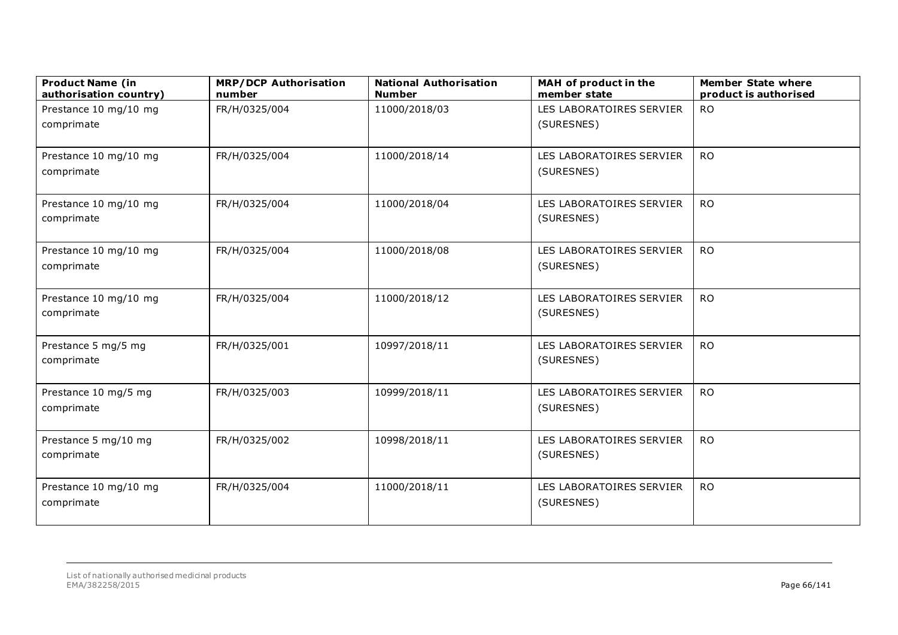| Product Name (in authorisation country) | MRP/DCP Authorisation number | National Authorisation Number | MAH of product in the member state | Member State where product is authorised |
|---|---|---|---|---|
| Prestance 10 mg/10 mg comprimate | FR/H/0325/004 | 11000/2018/03 | LES LABORATOIRES SERVIER (SURESNES) | RO |
| Prestance 10 mg/10 mg comprimate | FR/H/0325/004 | 11000/2018/14 | LES LABORATOIRES SERVIER (SURESNES) | RO |
| Prestance 10 mg/10 mg comprimate | FR/H/0325/004 | 11000/2018/04 | LES LABORATOIRES SERVIER (SURESNES) | RO |
| Prestance 10 mg/10 mg comprimate | FR/H/0325/004 | 11000/2018/08 | LES LABORATOIRES SERVIER (SURESNES) | RO |
| Prestance 10 mg/10 mg comprimate | FR/H/0325/004 | 11000/2018/12 | LES LABORATOIRES SERVIER (SURESNES) | RO |
| Prestance 5 mg/5 mg comprimate | FR/H/0325/001 | 10997/2018/11 | LES LABORATOIRES SERVIER (SURESNES) | RO |
| Prestance 10 mg/5 mg comprimate | FR/H/0325/003 | 10999/2018/11 | LES LABORATOIRES SERVIER (SURESNES) | RO |
| Prestance 5 mg/10 mg comprimate | FR/H/0325/002 | 10998/2018/11 | LES LABORATOIRES SERVIER (SURESNES) | RO |
| Prestance 10 mg/10 mg comprimate | FR/H/0325/004 | 11000/2018/11 | LES LABORATOIRES SERVIER (SURESNES) | RO |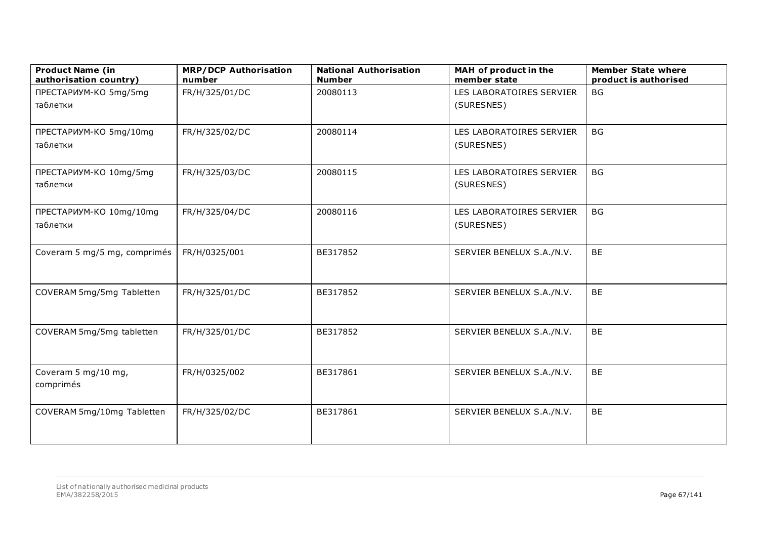| Product Name (in authorisation country) | MRP/DCP Authorisation number | National Authorisation Number | MAH of product in the member state | Member State where product is authorised |
|---|---|---|---|---|
| ПРЕСТАРИУМ-КО 5mg/5mg таблетки | FR/H/325/01/DC | 20080113 | LES LABORATOIRES SERVIER (SURESNES) | BG |
| ПРЕСТАРИУМ-КО 5mg/10mg таблетки | FR/H/325/02/DC | 20080114 | LES LABORATOIRES SERVIER (SURESNES) | BG |
| ПРЕСТАРИУМ-КО 10mg/5mg таблетки | FR/H/325/03/DC | 20080115 | LES LABORATOIRES SERVIER (SURESNES) | BG |
| ПРЕСТАРИУМ-КО 10mg/10mg таблетки | FR/H/325/04/DC | 20080116 | LES LABORATOIRES SERVIER (SURESNES) | BG |
| Coveram 5 mg/5 mg, comprimés | FR/H/0325/001 | BE317852 | SERVIER BENELUX S.A./N.V. | BE |
| COVERAM 5mg/5mg Tabletten | FR/H/325/01/DC | BE317852 | SERVIER BENELUX S.A./N.V. | BE |
| COVERAM 5mg/5mg tabletten | FR/H/325/01/DC | BE317852 | SERVIER BENELUX S.A./N.V. | BE |
| Coveram 5 mg/10 mg, comprimés | FR/H/0325/002 | BE317861 | SERVIER BENELUX S.A./N.V. | BE |
| COVERAM 5mg/10mg Tabletten | FR/H/325/02/DC | BE317861 | SERVIER BENELUX S.A./N.V. | BE |

List of nationally authorised medicinal products
EMA/382258/2015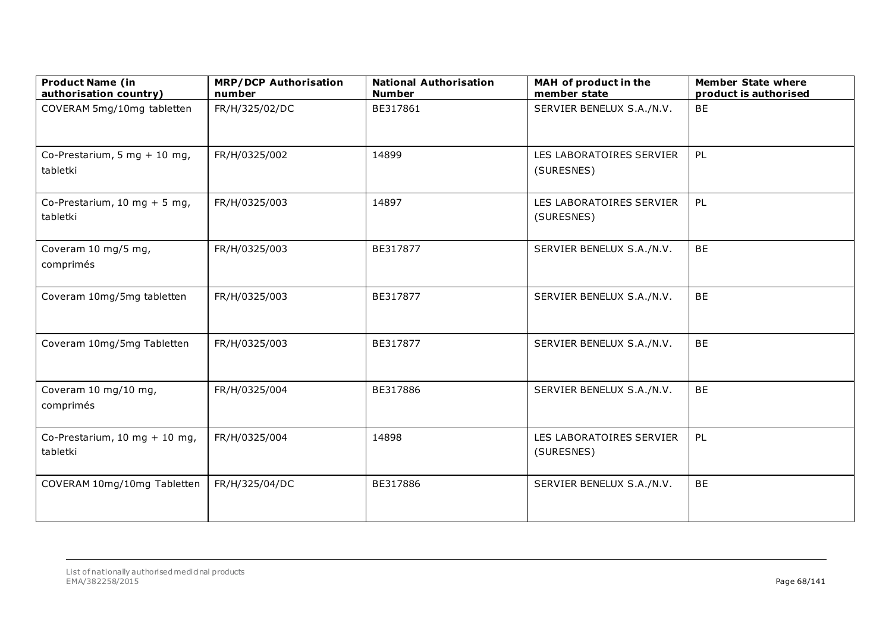| Product Name (in authorisation country) | MRP/DCP Authorisation number | National Authorisation Number | MAH of product in the member state | Member State where product is authorised |
|---|---|---|---|---|
| COVERAM 5mg/10mg tabletten | FR/H/325/02/DC | BE317861 | SERVIER BENELUX S.A./N.V. | BE |
| Co-Prestarium, 5 mg + 10 mg, tabletki | FR/H/0325/002 | 14899 | LES LABORATOIRES SERVIER (SURESNES) | PL |
| Co-Prestarium, 10 mg + 5 mg, tabletki | FR/H/0325/003 | 14897 | LES LABORATOIRES SERVIER (SURESNES) | PL |
| Coveram 10 mg/5 mg, comprimés | FR/H/0325/003 | BE317877 | SERVIER BENELUX S.A./N.V. | BE |
| Coveram 10mg/5mg tabletten | FR/H/0325/003 | BE317877 | SERVIER BENELUX S.A./N.V. | BE |
| Coveram 10mg/5mg Tabletten | FR/H/0325/003 | BE317877 | SERVIER BENELUX S.A./N.V. | BE |
| Coveram 10 mg/10 mg, comprimés | FR/H/0325/004 | BE317886 | SERVIER BENELUX S.A./N.V. | BE |
| Co-Prestarium, 10 mg + 10 mg, tabletki | FR/H/0325/004 | 14898 | LES LABORATOIRES SERVIER (SURESNES) | PL |
| COVERAM 10mg/10mg Tabletten | FR/H/325/04/DC | BE317886 | SERVIER BENELUX S.A./N.V. | BE |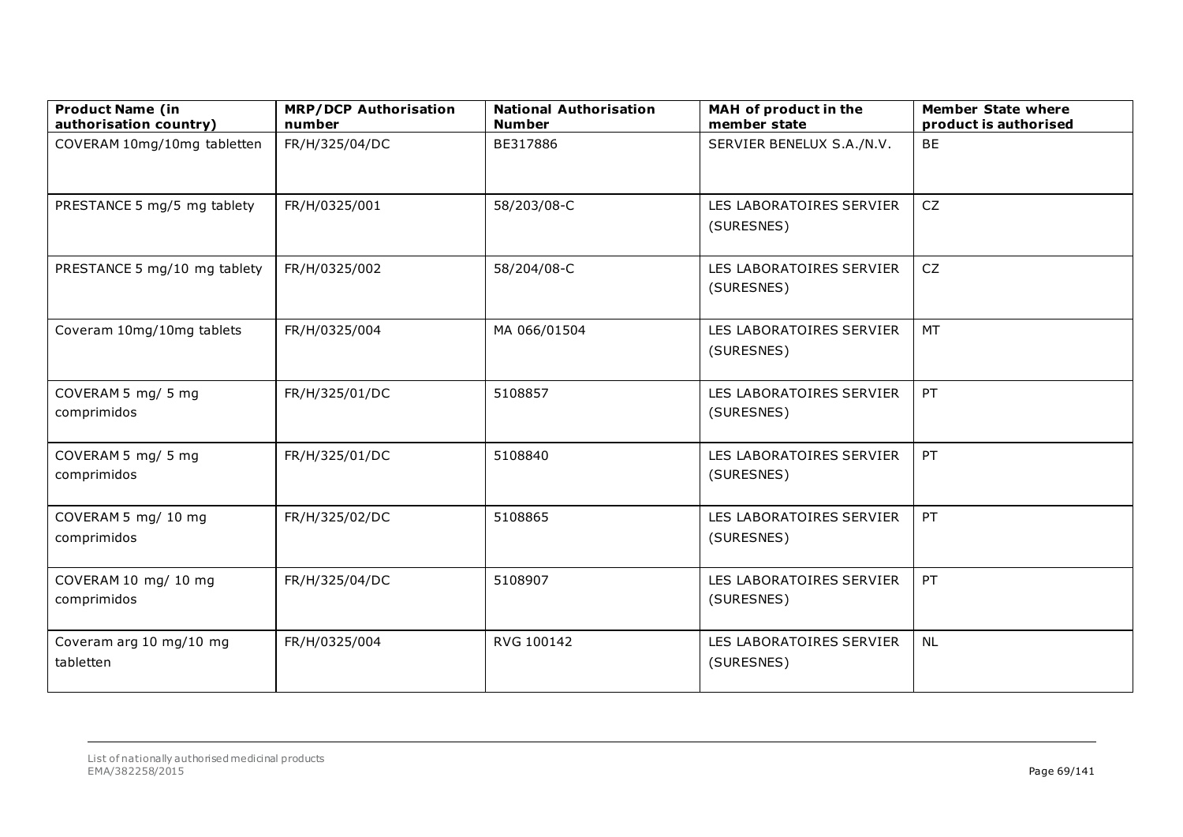| Product Name (in authorisation country) | MRP/DCP Authorisation number | National Authorisation Number | MAH of product in the member state | Member State where product is authorised |
|---|---|---|---|---|
| COVERAM 10mg/10mg tabletten | FR/H/325/04/DC | BE317886 | SERVIER BENELUX S.A./N.V. | BE |
| PRESTANCE 5 mg/5 mg tablety | FR/H/0325/001 | 58/203/08-C | LES LABORATOIRES SERVIER (SURESNES) | CZ |
| PRESTANCE 5 mg/10 mg tablety | FR/H/0325/002 | 58/204/08-C | LES LABORATOIRES SERVIER (SURESNES) | CZ |
| Coveram 10mg/10mg tablets | FR/H/0325/004 | MA 066/01504 | LES LABORATOIRES SERVIER (SURESNES) | MT |
| COVERAM 5 mg/ 5 mg comprimidos | FR/H/325/01/DC | 5108857 | LES LABORATOIRES SERVIER (SURESNES) | PT |
| COVERAM 5 mg/ 5 mg comprimidos | FR/H/325/01/DC | 5108840 | LES LABORATOIRES SERVIER (SURESNES) | PT |
| COVERAM 5 mg/ 10 mg comprimidos | FR/H/325/02/DC | 5108865 | LES LABORATOIRES SERVIER (SURESNES) | PT |
| COVERAM 10 mg/ 10 mg comprimidos | FR/H/325/04/DC | 5108907 | LES LABORATOIRES SERVIER (SURESNES) | PT |
| Coveram arg 10 mg/10 mg tabletten | FR/H/0325/004 | RVG 100142 | LES LABORATOIRES SERVIER (SURESNES) | NL |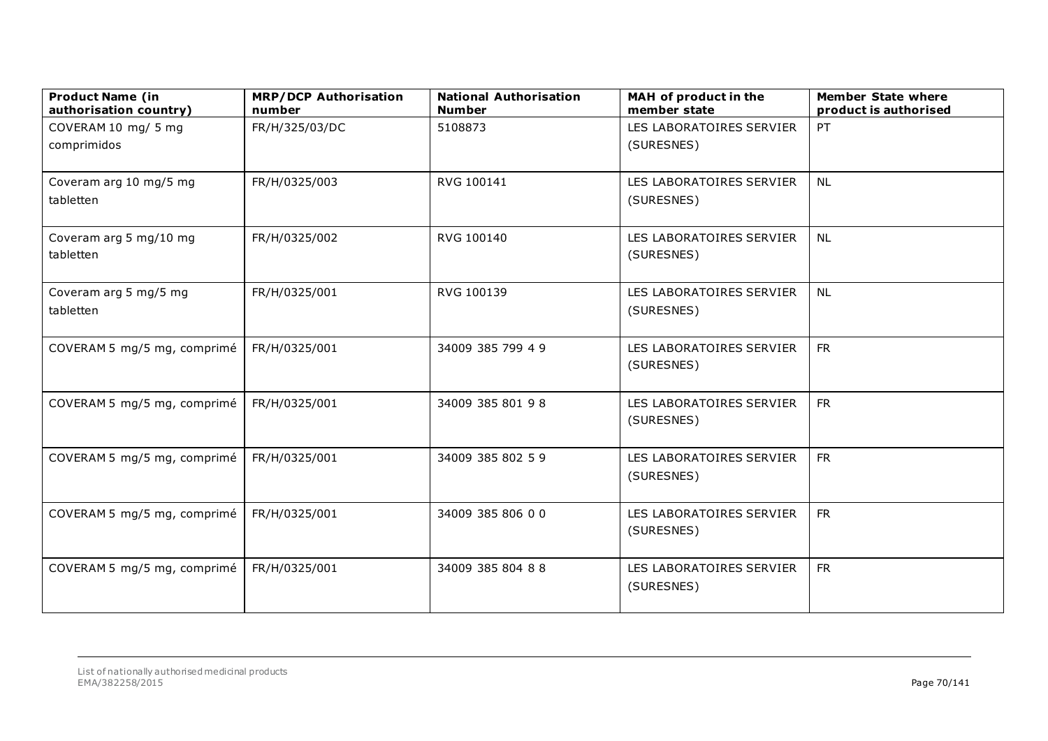| Product Name (in authorisation country) | MRP/DCP Authorisation number | National Authorisation Number | MAH of product in the member state | Member State where product is authorised |
|---|---|---|---|---|
| COVERAM 10 mg/ 5 mg comprimidos | FR/H/325/03/DC | 5108873 | LES LABORATOIRES SERVIER (SURESNES) | PT |
| Coveram arg 10 mg/5 mg tabletten | FR/H/0325/003 | RVG 100141 | LES LABORATOIRES SERVIER (SURESNES) | NL |
| Coveram arg 5 mg/10 mg tabletten | FR/H/0325/002 | RVG 100140 | LES LABORATOIRES SERVIER (SURESNES) | NL |
| Coveram arg 5 mg/5 mg tabletten | FR/H/0325/001 | RVG 100139 | LES LABORATOIRES SERVIER (SURESNES) | NL |
| COVERAM 5 mg/5 mg, comprimé | FR/H/0325/001 | 34009 385 799 4 9 | LES LABORATOIRES SERVIER (SURESNES) | FR |
| COVERAM 5 mg/5 mg, comprimé | FR/H/0325/001 | 34009 385 801 9 8 | LES LABORATOIRES SERVIER (SURESNES) | FR |
| COVERAM 5 mg/5 mg, comprimé | FR/H/0325/001 | 34009 385 802 5 9 | LES LABORATOIRES SERVIER (SURESNES) | FR |
| COVERAM 5 mg/5 mg, comprimé | FR/H/0325/001 | 34009 385 806 0 0 | LES LABORATOIRES SERVIER (SURESNES) | FR |
| COVERAM 5 mg/5 mg, comprimé | FR/H/0325/001 | 34009 385 804 8 8 | LES LABORATOIRES SERVIER (SURESNES) | FR |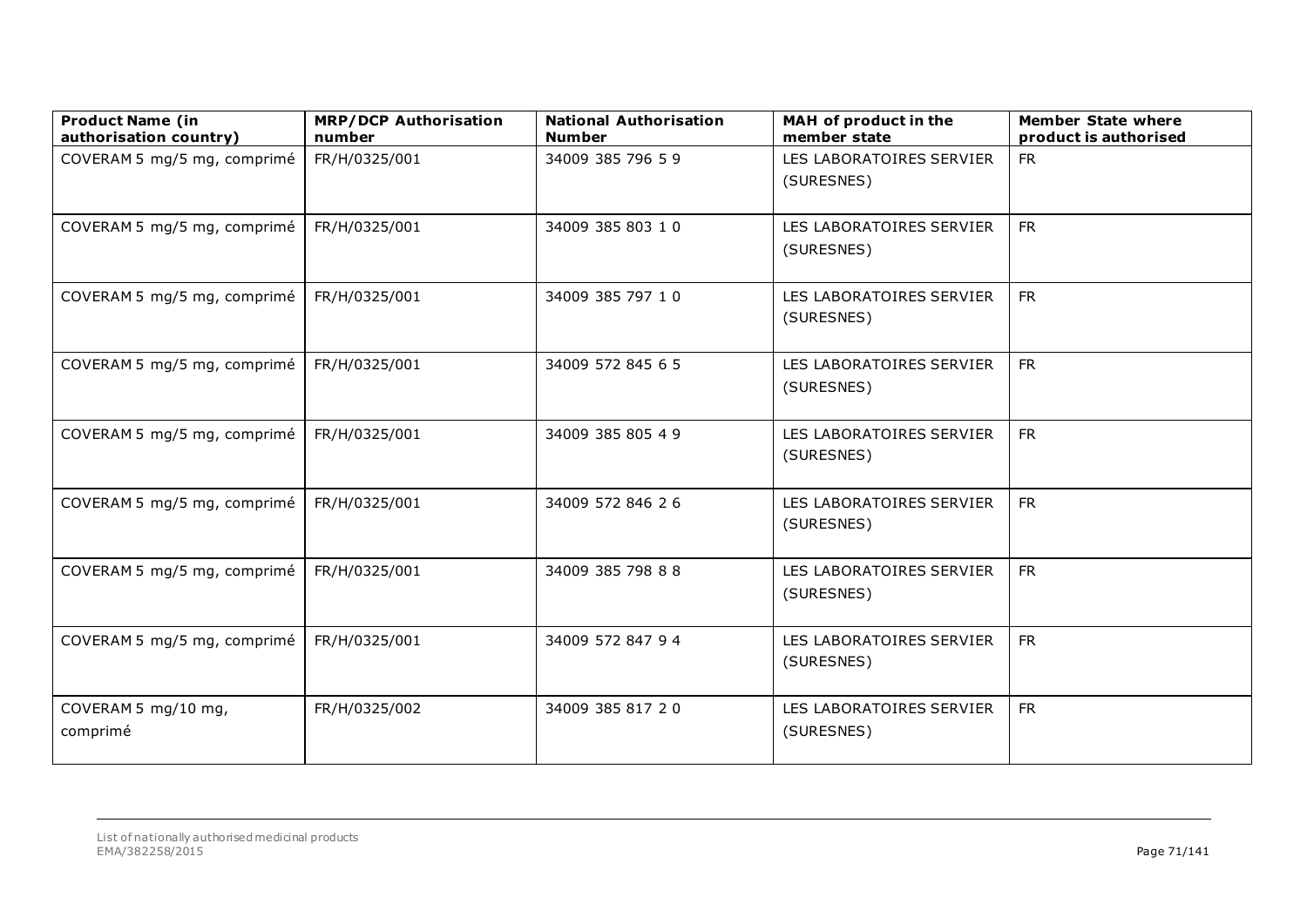| Product Name (in authorisation country) | MRP/DCP Authorisation number | National Authorisation Number | MAH of product in the member state | Member State where product is authorised |
|---|---|---|---|---|
| COVERAM 5 mg/5 mg, comprimé | FR/H/0325/001 | 34009 385 796 5 9 | LES LABORATOIRES SERVIER (SURESNES) | FR |
| COVERAM 5 mg/5 mg, comprimé | FR/H/0325/001 | 34009 385 803 1 0 | LES LABORATOIRES SERVIER (SURESNES) | FR |
| COVERAM 5 mg/5 mg, comprimé | FR/H/0325/001 | 34009 385 797 1 0 | LES LABORATOIRES SERVIER (SURESNES) | FR |
| COVERAM 5 mg/5 mg, comprimé | FR/H/0325/001 | 34009 572 845 6 5 | LES LABORATOIRES SERVIER (SURESNES) | FR |
| COVERAM 5 mg/5 mg, comprimé | FR/H/0325/001 | 34009 385 805 4 9 | LES LABORATOIRES SERVIER (SURESNES) | FR |
| COVERAM 5 mg/5 mg, comprimé | FR/H/0325/001 | 34009 572 846 2 6 | LES LABORATOIRES SERVIER (SURESNES) | FR |
| COVERAM 5 mg/5 mg, comprimé | FR/H/0325/001 | 34009 385 798 8 8 | LES LABORATOIRES SERVIER (SURESNES) | FR |
| COVERAM 5 mg/5 mg, comprimé | FR/H/0325/001 | 34009 572 847 9 4 | LES LABORATOIRES SERVIER (SURESNES) | FR |
| COVERAM 5 mg/10 mg, comprimé | FR/H/0325/002 | 34009 385 817 2 0 | LES LABORATOIRES SERVIER (SURESNES) | FR |

List of nationally authorised medicinal products
EMA/382258/2015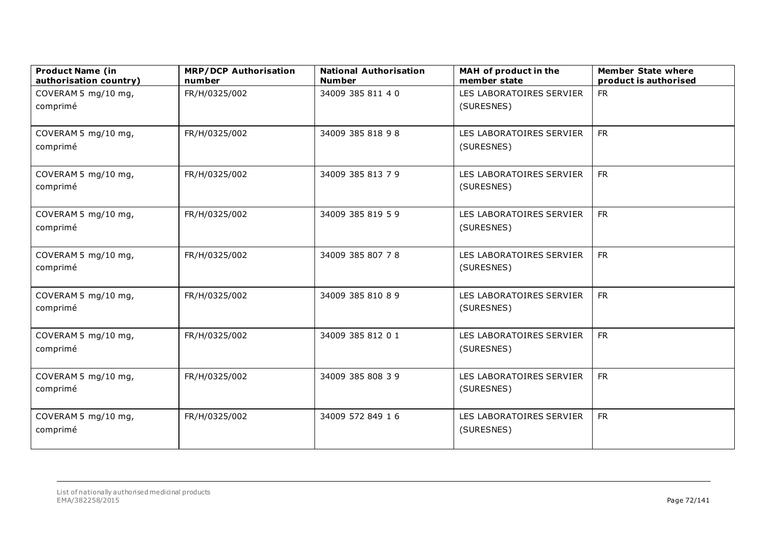| Product Name (in authorisation country) | MRP/DCP Authorisation number | National Authorisation Number | MAH of product in the member state | Member State where product is authorised |
| --- | --- | --- | --- | --- |
| COVERAM 5 mg/10 mg, comprimé | FR/H/0325/002 | 34009 385 811 4 0 | LES LABORATOIRES SERVIER (SURESNES) | FR |
| COVERAM 5 mg/10 mg, comprimé | FR/H/0325/002 | 34009 385 818 9 8 | LES LABORATOIRES SERVIER (SURESNES) | FR |
| COVERAM 5 mg/10 mg, comprimé | FR/H/0325/002 | 34009 385 813 7 9 | LES LABORATOIRES SERVIER (SURESNES) | FR |
| COVERAM 5 mg/10 mg, comprimé | FR/H/0325/002 | 34009 385 819 5 9 | LES LABORATOIRES SERVIER (SURESNES) | FR |
| COVERAM 5 mg/10 mg, comprimé | FR/H/0325/002 | 34009 385 807 7 8 | LES LABORATOIRES SERVIER (SURESNES) | FR |
| COVERAM 5 mg/10 mg, comprimé | FR/H/0325/002 | 34009 385 810 8 9 | LES LABORATOIRES SERVIER (SURESNES) | FR |
| COVERAM 5 mg/10 mg, comprimé | FR/H/0325/002 | 34009 385 812 0 1 | LES LABORATOIRES SERVIER (SURESNES) | FR |
| COVERAM 5 mg/10 mg, comprimé | FR/H/0325/002 | 34009 385 808 3 9 | LES LABORATOIRES SERVIER (SURESNES) | FR |
| COVERAM 5 mg/10 mg, comprimé | FR/H/0325/002 | 34009 572 849 1 6 | LES LABORATOIRES SERVIER (SURESNES) | FR |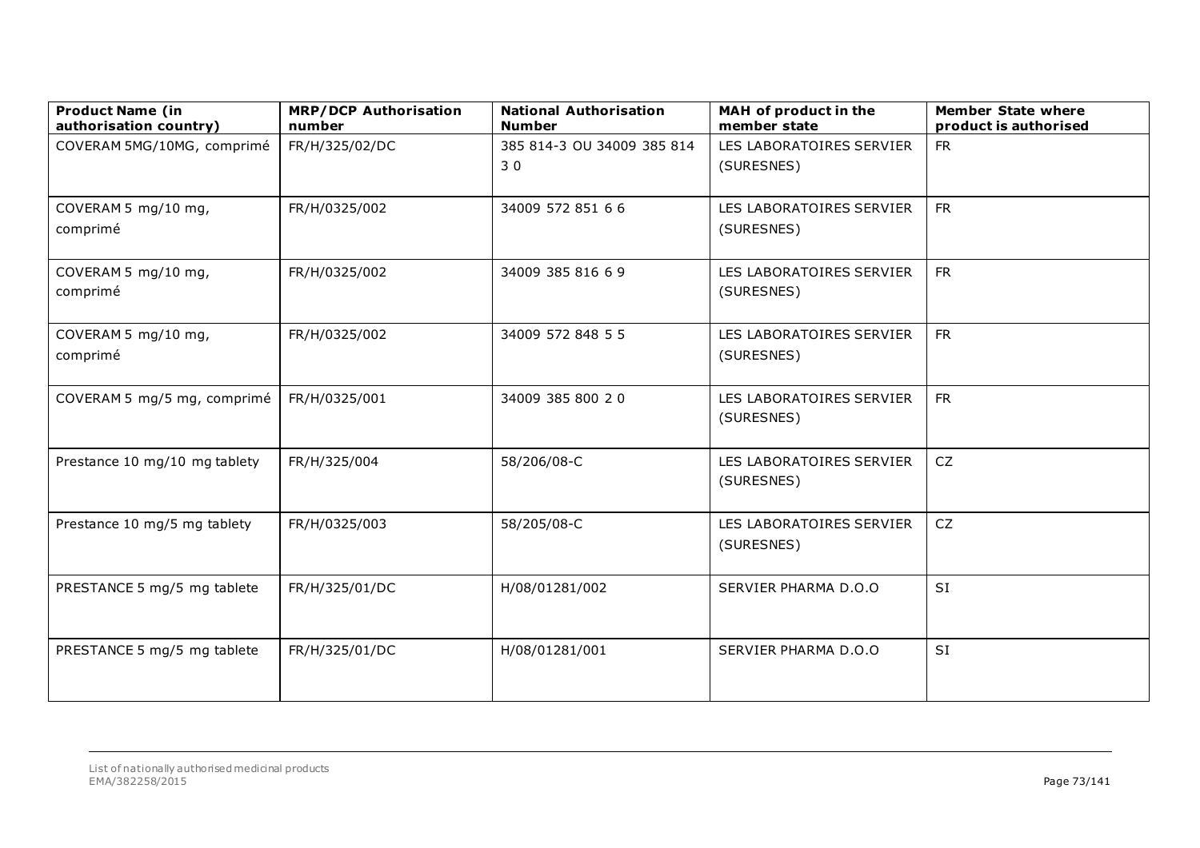| Product Name (in authorisation country) | MRP/DCP Authorisation number | National Authorisation Number | MAH of product in the member state | Member State where product is authorised |
|---|---|---|---|---|
| COVERAM 5MG/10MG, comprimé | FR/H/325/02/DC | 385 814-3 OU 34009 385 814 3 0 | LES LABORATOIRES SERVIER (SURESNES) | FR |
| COVERAM 5 mg/10 mg, comprimé | FR/H/0325/002 | 34009 572 851 6 6 | LES LABORATOIRES SERVIER (SURESNES) | FR |
| COVERAM 5 mg/10 mg, comprimé | FR/H/0325/002 | 34009 385 816 6 9 | LES LABORATOIRES SERVIER (SURESNES) | FR |
| COVERAM 5 mg/10 mg, comprimé | FR/H/0325/002 | 34009 572 848 5 5 | LES LABORATOIRES SERVIER (SURESNES) | FR |
| COVERAM 5 mg/5 mg, comprimé | FR/H/0325/001 | 34009 385 800 2 0 | LES LABORATOIRES SERVIER (SURESNES) | FR |
| Prestance 10 mg/10 mg tablety | FR/H/325/004 | 58/206/08-C | LES LABORATOIRES SERVIER (SURESNES) | CZ |
| Prestance 10 mg/5 mg tablety | FR/H/0325/003 | 58/205/08-C | LES LABORATOIRES SERVIER (SURESNES) | CZ |
| PRESTANCE 5 mg/5 mg tablete | FR/H/325/01/DC | H/08/01281/002 | SERVIER PHARMA D.O.O | SI |
| PRESTANCE 5 mg/5 mg tablete | FR/H/325/01/DC | H/08/01281/001 | SERVIER PHARMA D.O.O | SI |

List of nationally authorised medicinal products
EMA/382258/2015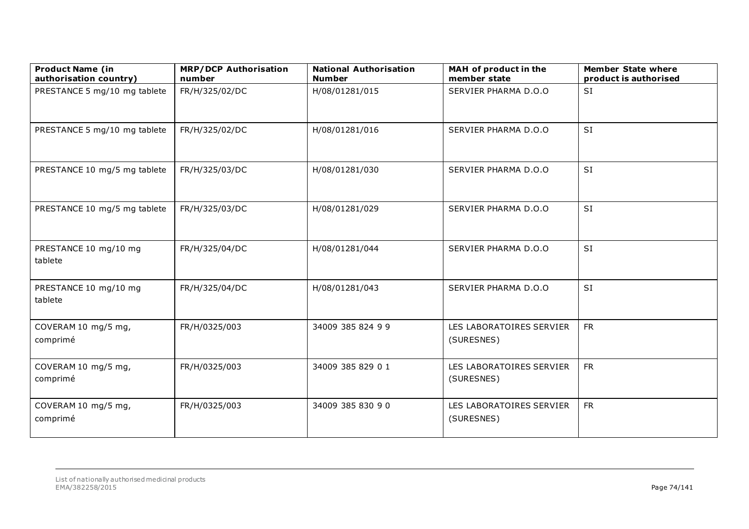| Product Name (in authorisation country) | MRP/DCP Authorisation number | National Authorisation Number | MAH of product in the member state | Member State where product is authorised |
| --- | --- | --- | --- | --- |
| PRESTANCE 5 mg/10 mg tablete | FR/H/325/02/DC | H/08/01281/015 | SERVIER PHARMA D.O.O | SI |
| PRESTANCE 5 mg/10 mg tablete | FR/H/325/02/DC | H/08/01281/016 | SERVIER PHARMA D.O.O | SI |
| PRESTANCE 10 mg/5 mg tablete | FR/H/325/03/DC | H/08/01281/030 | SERVIER PHARMA D.O.O | SI |
| PRESTANCE 10 mg/5 mg tablete | FR/H/325/03/DC | H/08/01281/029 | SERVIER PHARMA D.O.O | SI |
| PRESTANCE 10 mg/10 mg tablete | FR/H/325/04/DC | H/08/01281/044 | SERVIER PHARMA D.O.O | SI |
| PRESTANCE 10 mg/10 mg tablete | FR/H/325/04/DC | H/08/01281/043 | SERVIER PHARMA D.O.O | SI |
| COVERAM 10 mg/5 mg, comprimé | FR/H/0325/003 | 34009 385 824 9 9 | LES LABORATOIRES SERVIER (SURESNES) | FR |
| COVERAM 10 mg/5 mg, comprimé | FR/H/0325/003 | 34009 385 829 0 1 | LES LABORATOIRES SERVIER (SURESNES) | FR |
| COVERAM 10 mg/5 mg, comprimé | FR/H/0325/003 | 34009 385 830 9 0 | LES LABORATOIRES SERVIER (SURESNES) | FR |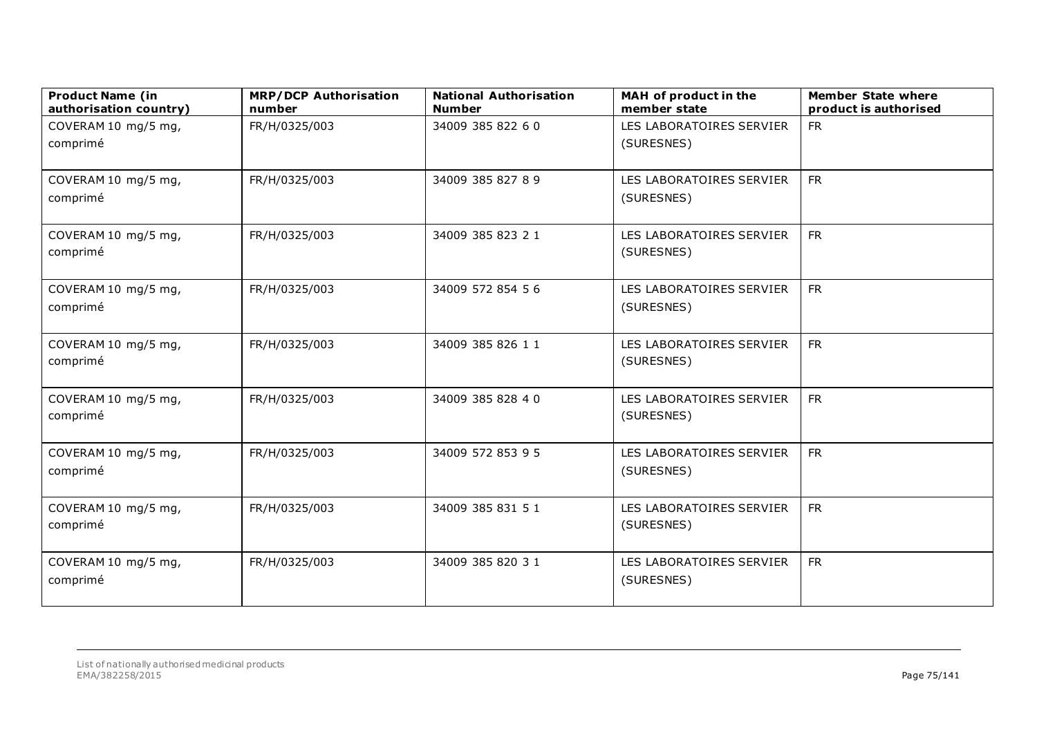| Product Name (in authorisation country) | MRP/DCP Authorisation number | National Authorisation Number | MAH of product in the member state | Member State where product is authorised |
| --- | --- | --- | --- | --- |
| COVERAM 10 mg/5 mg, comprimé | FR/H/0325/003 | 34009 385 822 6 0 | LES LABORATOIRES SERVIER (SURESNES) | FR |
| COVERAM 10 mg/5 mg, comprimé | FR/H/0325/003 | 34009 385 827 8 9 | LES LABORATOIRES SERVIER (SURESNES) | FR |
| COVERAM 10 mg/5 mg, comprimé | FR/H/0325/003 | 34009 385 823 2 1 | LES LABORATOIRES SERVIER (SURESNES) | FR |
| COVERAM 10 mg/5 mg, comprimé | FR/H/0325/003 | 34009 572 854 5 6 | LES LABORATOIRES SERVIER (SURESNES) | FR |
| COVERAM 10 mg/5 mg, comprimé | FR/H/0325/003 | 34009 385 826 1 1 | LES LABORATOIRES SERVIER (SURESNES) | FR |
| COVERAM 10 mg/5 mg, comprimé | FR/H/0325/003 | 34009 385 828 4 0 | LES LABORATOIRES SERVIER (SURESNES) | FR |
| COVERAM 10 mg/5 mg, comprimé | FR/H/0325/003 | 34009 572 853 9 5 | LES LABORATOIRES SERVIER (SURESNES) | FR |
| COVERAM 10 mg/5 mg, comprimé | FR/H/0325/003 | 34009 385 831 5 1 | LES LABORATOIRES SERVIER (SURESNES) | FR |
| COVERAM 10 mg/5 mg, comprimé | FR/H/0325/003 | 34009 385 820 3 1 | LES LABORATOIRES SERVIER (SURESNES) | FR |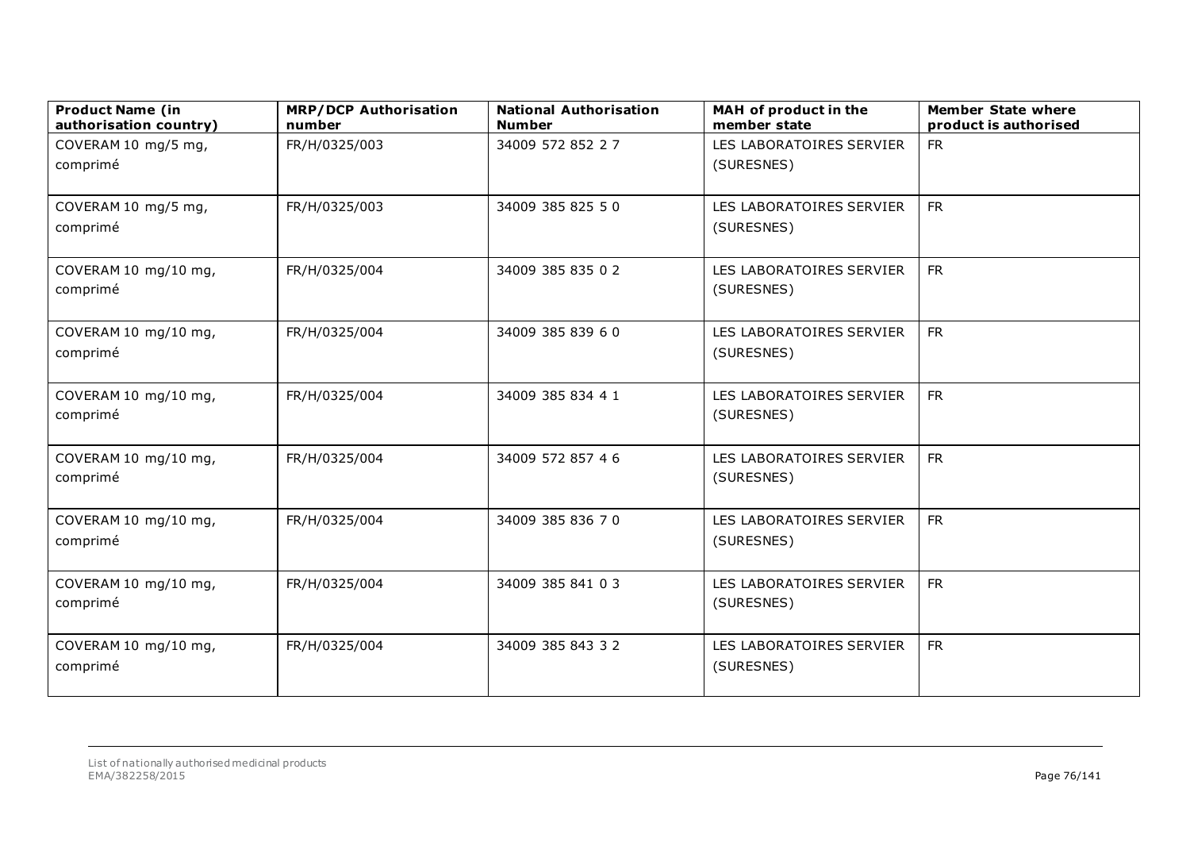| Product Name (in authorisation country) | MRP/DCP Authorisation number | National Authorisation Number | MAH of product in the member state | Member State where product is authorised |
|---|---|---|---|---|
| COVERAM 10 mg/5 mg, comprimé | FR/H/0325/003 | 34009 572 852 2 7 | LES LABORATOIRES SERVIER (SURESNES) | FR |
| COVERAM 10 mg/5 mg, comprimé | FR/H/0325/003 | 34009 385 825 5 0 | LES LABORATOIRES SERVIER (SURESNES) | FR |
| COVERAM 10 mg/10 mg, comprimé | FR/H/0325/004 | 34009 385 835 0 2 | LES LABORATOIRES SERVIER (SURESNES) | FR |
| COVERAM 10 mg/10 mg, comprimé | FR/H/0325/004 | 34009 385 839 6 0 | LES LABORATOIRES SERVIER (SURESNES) | FR |
| COVERAM 10 mg/10 mg, comprimé | FR/H/0325/004 | 34009 385 834 4 1 | LES LABORATOIRES SERVIER (SURESNES) | FR |
| COVERAM 10 mg/10 mg, comprimé | FR/H/0325/004 | 34009 572 857 4 6 | LES LABORATOIRES SERVIER (SURESNES) | FR |
| COVERAM 10 mg/10 mg, comprimé | FR/H/0325/004 | 34009 385 836 7 0 | LES LABORATOIRES SERVIER (SURESNES) | FR |
| COVERAM 10 mg/10 mg, comprimé | FR/H/0325/004 | 34009 385 841 0 3 | LES LABORATOIRES SERVIER (SURESNES) | FR |
| COVERAM 10 mg/10 mg, comprimé | FR/H/0325/004 | 34009 385 843 3 2 | LES LABORATOIRES SERVIER (SURESNES) | FR |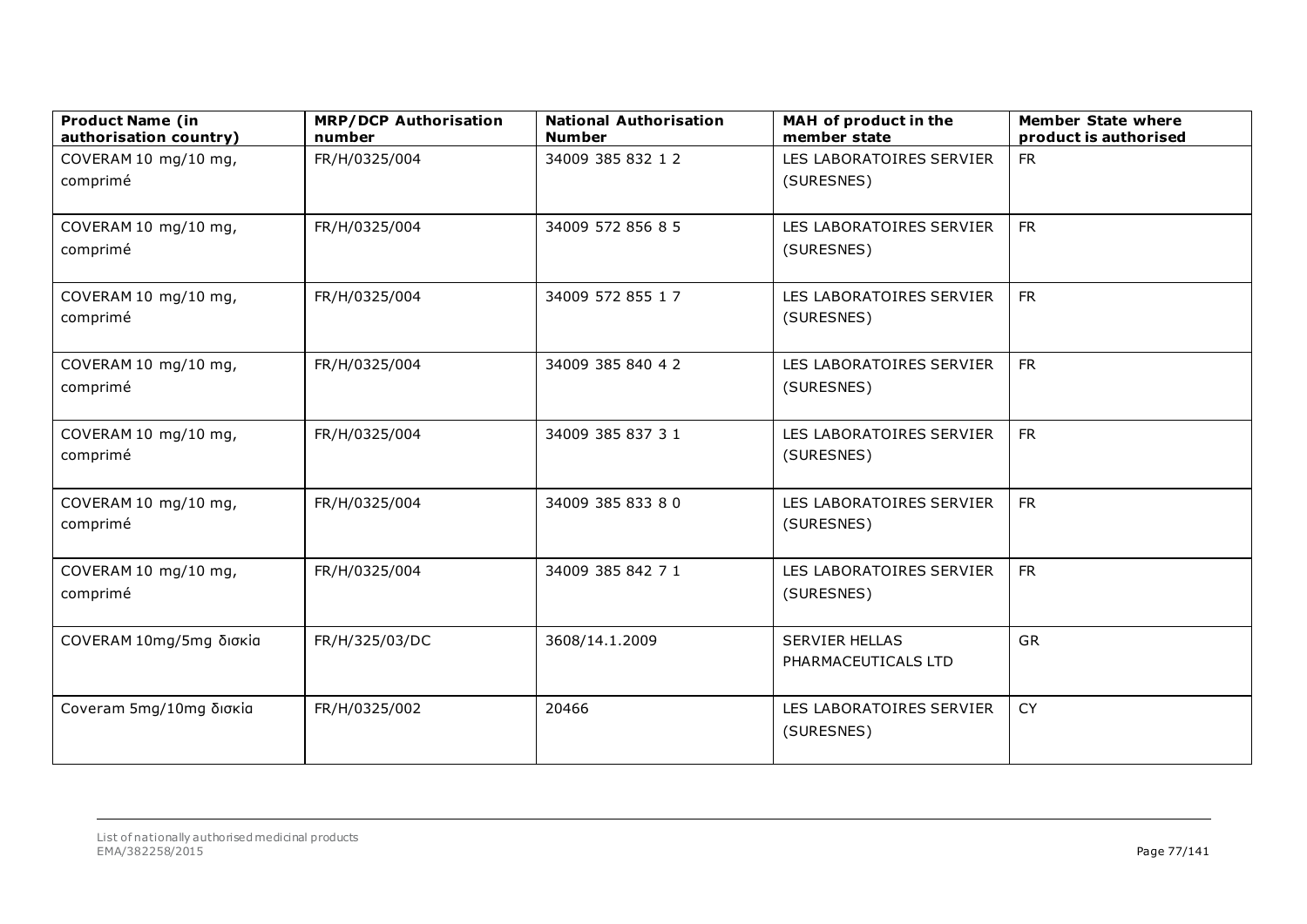| Product Name (in authorisation country) | MRP/DCP Authorisation number | National Authorisation Number | MAH of product in the member state | Member State where product is authorised |
| --- | --- | --- | --- | --- |
| COVERAM 10 mg/10 mg, comprimé | FR/H/0325/004 | 34009 385 832 1 2 | LES LABORATOIRES SERVIER (SURESNES) | FR |
| COVERAM 10 mg/10 mg, comprimé | FR/H/0325/004 | 34009 572 856 8 5 | LES LABORATOIRES SERVIER (SURESNES) | FR |
| COVERAM 10 mg/10 mg, comprimé | FR/H/0325/004 | 34009 572 855 1 7 | LES LABORATOIRES SERVIER (SURESNES) | FR |
| COVERAM 10 mg/10 mg, comprimé | FR/H/0325/004 | 34009 385 840 4 2 | LES LABORATOIRES SERVIER (SURESNES) | FR |
| COVERAM 10 mg/10 mg, comprimé | FR/H/0325/004 | 34009 385 837 3 1 | LES LABORATOIRES SERVIER (SURESNES) | FR |
| COVERAM 10 mg/10 mg, comprimé | FR/H/0325/004 | 34009 385 833 8 0 | LES LABORATOIRES SERVIER (SURESNES) | FR |
| COVERAM 10 mg/10 mg, comprimé | FR/H/0325/004 | 34009 385 842 7 1 | LES LABORATOIRES SERVIER (SURESNES) | FR |
| COVERAM 10mg/5mg δισκία | FR/H/325/03/DC | 3608/14.1.2009 | SERVIER HELLAS PHARMACEUTICALS LTD | GR |
| Coveram 5mg/10mg δισκία | FR/H/0325/002 | 20466 | LES LABORATOIRES SERVIER (SURESNES) | CY |

List of nationally authorised medicinal products
EMA/382258/2015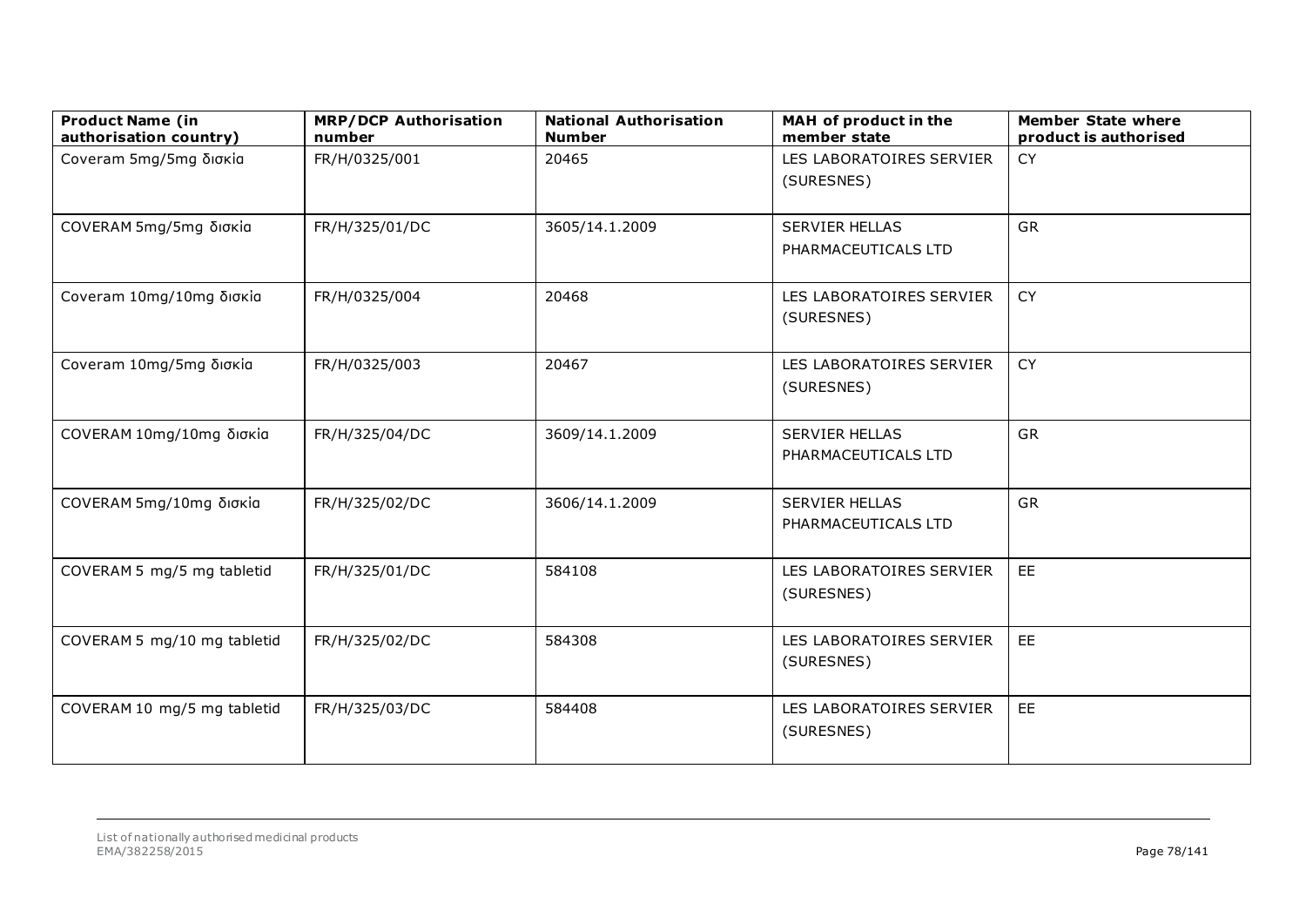| Product Name (in authorisation country) | MRP/DCP Authorisation number | National Authorisation Number | MAH of product in the member state | Member State where product is authorised |
|---|---|---|---|---|
| Coveram 5mg/5mg δισκία | FR/H/0325/001 | 20465 | LES LABORATOIRES SERVIER (SURESNES) | CY |
| COVERAM 5mg/5mg δισκία | FR/H/325/01/DC | 3605/14.1.2009 | SERVIER HELLAS PHARMACEUTICALS LTD | GR |
| Coveram 10mg/10mg δισκία | FR/H/0325/004 | 20468 | LES LABORATOIRES SERVIER (SURESNES) | CY |
| Coveram 10mg/5mg δισκία | FR/H/0325/003 | 20467 | LES LABORATOIRES SERVIER (SURESNES) | CY |
| COVERAM 10mg/10mg δισκία | FR/H/325/04/DC | 3609/14.1.2009 | SERVIER HELLAS PHARMACEUTICALS LTD | GR |
| COVERAM 5mg/10mg δισκία | FR/H/325/02/DC | 3606/14.1.2009 | SERVIER HELLAS PHARMACEUTICALS LTD | GR |
| COVERAM 5 mg/5 mg tabletid | FR/H/325/01/DC | 584108 | LES LABORATOIRES SERVIER (SURESNES) | EE |
| COVERAM 5 mg/10 mg tabletid | FR/H/325/02/DC | 584308 | LES LABORATOIRES SERVIER (SURESNES) | EE |
| COVERAM 10 mg/5 mg tabletid | FR/H/325/03/DC | 584408 | LES LABORATOIRES SERVIER (SURESNES) | EE |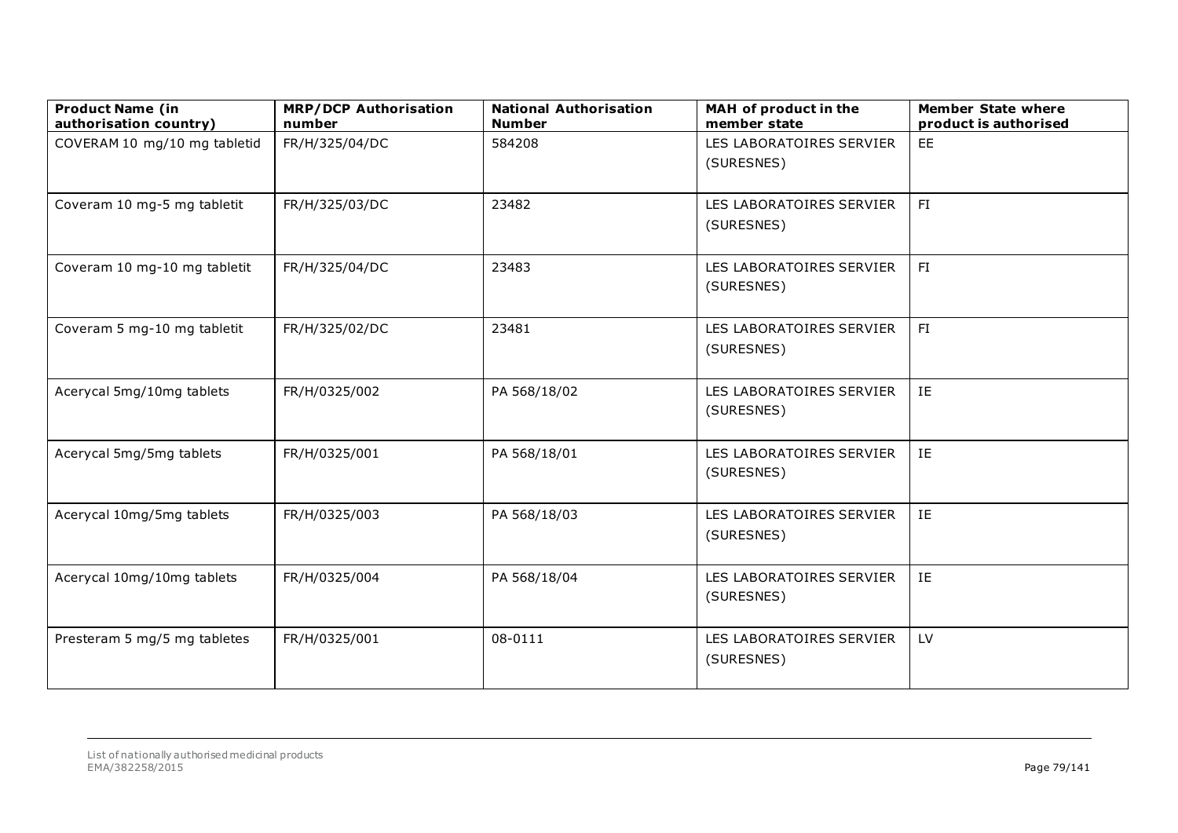| Product Name (in authorisation country) | MRP/DCP Authorisation number | National Authorisation Number | MAH of product in the member state | Member State where product is authorised |
|---|---|---|---|---|
| COVERAM 10 mg/10 mg tabletid | FR/H/325/04/DC | 584208 | LES LABORATOIRES SERVIER (SURESNES) | EE |
| Coveram 10 mg-5 mg tabletit | FR/H/325/03/DC | 23482 | LES LABORATOIRES SERVIER (SURESNES) | FI |
| Coveram 10 mg-10 mg tabletit | FR/H/325/04/DC | 23483 | LES LABORATOIRES SERVIER (SURESNES) | FI |
| Coveram 5 mg-10 mg tabletit | FR/H/325/02/DC | 23481 | LES LABORATOIRES SERVIER (SURESNES) | FI |
| Acerycal 5mg/10mg tablets | FR/H/0325/002 | PA 568/18/02 | LES LABORATOIRES SERVIER (SURESNES) | IE |
| Acerycal 5mg/5mg tablets | FR/H/0325/001 | PA 568/18/01 | LES LABORATOIRES SERVIER (SURESNES) | IE |
| Acerycal 10mg/5mg tablets | FR/H/0325/003 | PA 568/18/03 | LES LABORATOIRES SERVIER (SURESNES) | IE |
| Acerycal 10mg/10mg tablets | FR/H/0325/004 | PA 568/18/04 | LES LABORATOIRES SERVIER (SURESNES) | IE |
| Presteram 5 mg/5 mg tabletes | FR/H/0325/001 | 08-0111 | LES LABORATOIRES SERVIER (SURESNES) | LV |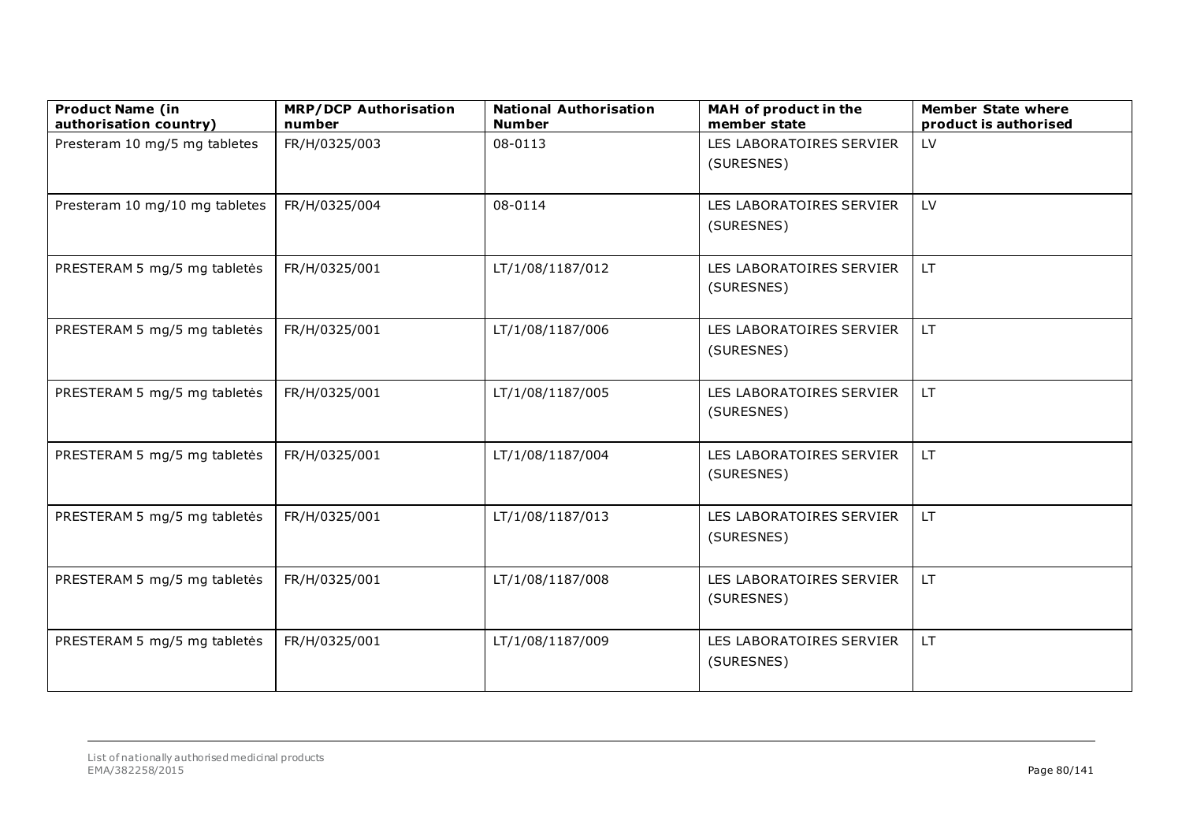| Product Name (in authorisation country) | MRP/DCP Authorisation number | National Authorisation Number | MAH of product in the member state | Member State where product is authorised |
|---|---|---|---|---|
| Presteram 10 mg/5 mg tabletes | FR/H/0325/003 | 08-0113 | LES LABORATOIRES SERVIER (SURESNES) | LV |
| Presteram 10 mg/10 mg tabletes | FR/H/0325/004 | 08-0114 | LES LABORATOIRES SERVIER (SURESNES) | LV |
| PRESTERAM 5 mg/5 mg tabletės | FR/H/0325/001 | LT/1/08/1187/012 | LES LABORATOIRES SERVIER (SURESNES) | LT |
| PRESTERAM 5 mg/5 mg tabletės | FR/H/0325/001 | LT/1/08/1187/006 | LES LABORATOIRES SERVIER (SURESNES) | LT |
| PRESTERAM 5 mg/5 mg tabletės | FR/H/0325/001 | LT/1/08/1187/005 | LES LABORATOIRES SERVIER (SURESNES) | LT |
| PRESTERAM 5 mg/5 mg tabletės | FR/H/0325/001 | LT/1/08/1187/004 | LES LABORATOIRES SERVIER (SURESNES) | LT |
| PRESTERAM 5 mg/5 mg tabletės | FR/H/0325/001 | LT/1/08/1187/013 | LES LABORATOIRES SERVIER (SURESNES) | LT |
| PRESTERAM 5 mg/5 mg tabletės | FR/H/0325/001 | LT/1/08/1187/008 | LES LABORATOIRES SERVIER (SURESNES) | LT |
| PRESTERAM 5 mg/5 mg tabletės | FR/H/0325/001 | LT/1/08/1187/009 | LES LABORATOIRES SERVIER (SURESNES) | LT |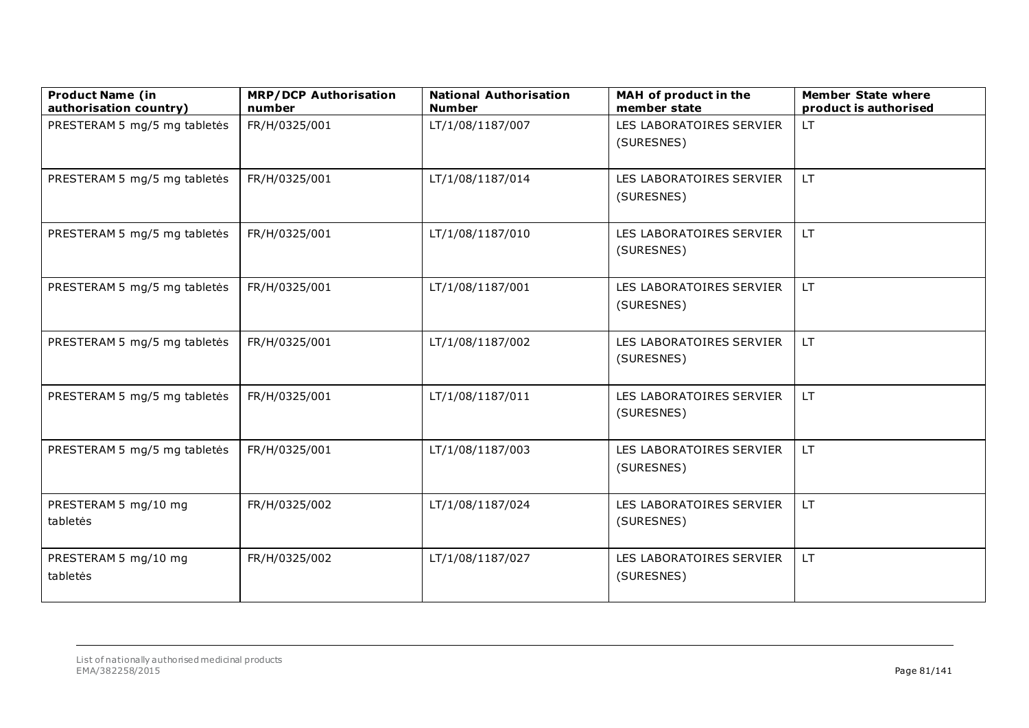| Product Name (in authorisation country) | MRP/DCP Authorisation number | National Authorisation Number | MAH of product in the member state | Member State where product is authorised |
| --- | --- | --- | --- | --- |
| PRESTERAM 5 mg/5 mg tabletės | FR/H/0325/001 | LT/1/08/1187/007 | LES LABORATOIRES SERVIER (SURESNES) | LT |
| PRESTERAM 5 mg/5 mg tabletės | FR/H/0325/001 | LT/1/08/1187/014 | LES LABORATOIRES SERVIER (SURESNES) | LT |
| PRESTERAM 5 mg/5 mg tabletės | FR/H/0325/001 | LT/1/08/1187/010 | LES LABORATOIRES SERVIER (SURESNES) | LT |
| PRESTERAM 5 mg/5 mg tabletės | FR/H/0325/001 | LT/1/08/1187/001 | LES LABORATOIRES SERVIER (SURESNES) | LT |
| PRESTERAM 5 mg/5 mg tabletės | FR/H/0325/001 | LT/1/08/1187/002 | LES LABORATOIRES SERVIER (SURESNES) | LT |
| PRESTERAM 5 mg/5 mg tabletės | FR/H/0325/001 | LT/1/08/1187/011 | LES LABORATOIRES SERVIER (SURESNES) | LT |
| PRESTERAM 5 mg/5 mg tabletės | FR/H/0325/001 | LT/1/08/1187/003 | LES LABORATOIRES SERVIER (SURESNES) | LT |
| PRESTERAM 5 mg/10 mg tabletės | FR/H/0325/002 | LT/1/08/1187/024 | LES LABORATOIRES SERVIER (SURESNES) | LT |
| PRESTERAM 5 mg/10 mg tabletės | FR/H/0325/002 | LT/1/08/1187/027 | LES LABORATOIRES SERVIER (SURESNES) | LT |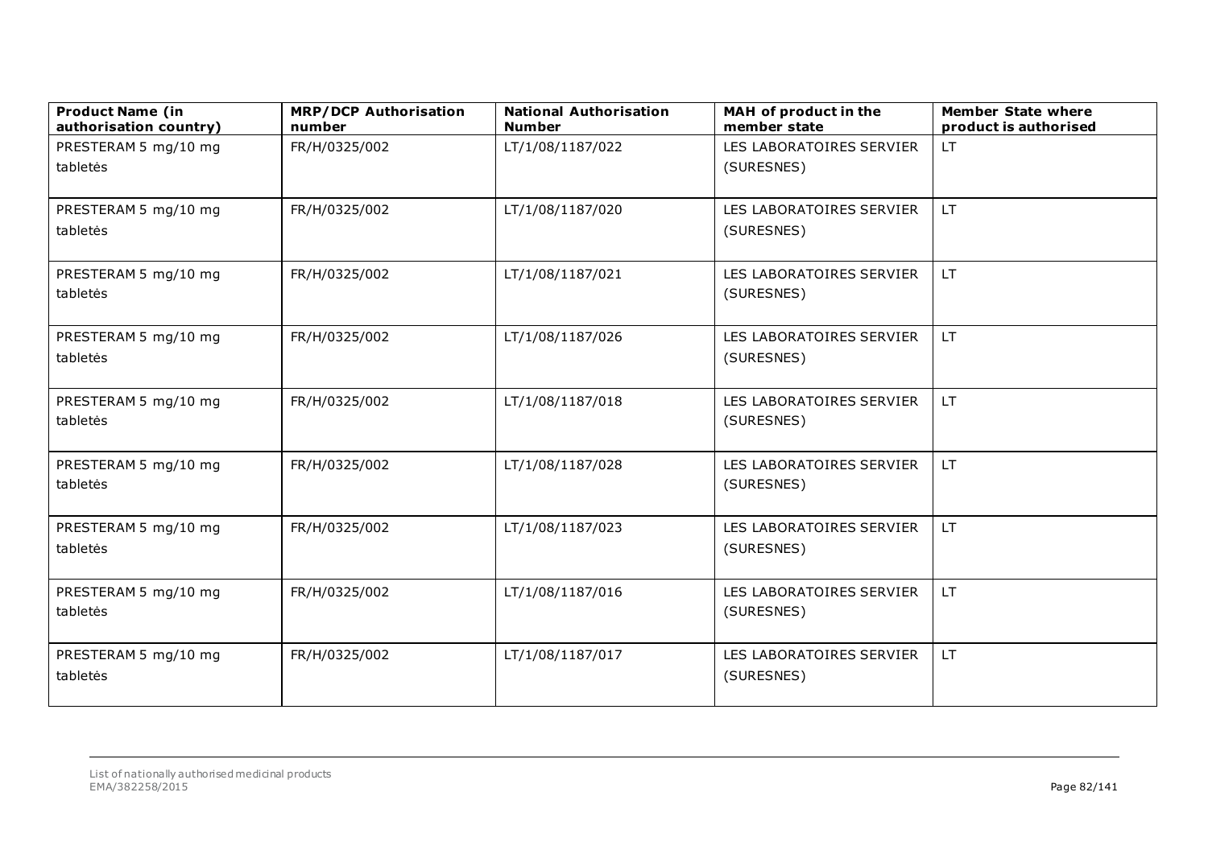| Product Name (in authorisation country) | MRP/DCP Authorisation number | National Authorisation Number | MAH of product in the member state | Member State where product is authorised |
|---|---|---|---|---|
| PRESTERAM 5 mg/10 mg tabletės | FR/H/0325/002 | LT/1/08/1187/022 | LES LABORATOIRES SERVIER (SURESNES) | LT |
| PRESTERAM 5 mg/10 mg tabletės | FR/H/0325/002 | LT/1/08/1187/020 | LES LABORATOIRES SERVIER (SURESNES) | LT |
| PRESTERAM 5 mg/10 mg tabletės | FR/H/0325/002 | LT/1/08/1187/021 | LES LABORATOIRES SERVIER (SURESNES) | LT |
| PRESTERAM 5 mg/10 mg tabletės | FR/H/0325/002 | LT/1/08/1187/026 | LES LABORATOIRES SERVIER (SURESNES) | LT |
| PRESTERAM 5 mg/10 mg tabletės | FR/H/0325/002 | LT/1/08/1187/018 | LES LABORATOIRES SERVIER (SURESNES) | LT |
| PRESTERAM 5 mg/10 mg tabletės | FR/H/0325/002 | LT/1/08/1187/028 | LES LABORATOIRES SERVIER (SURESNES) | LT |
| PRESTERAM 5 mg/10 mg tabletės | FR/H/0325/002 | LT/1/08/1187/023 | LES LABORATOIRES SERVIER (SURESNES) | LT |
| PRESTERAM 5 mg/10 mg tabletės | FR/H/0325/002 | LT/1/08/1187/016 | LES LABORATOIRES SERVIER (SURESNES) | LT |
| PRESTERAM 5 mg/10 mg tabletės | FR/H/0325/002 | LT/1/08/1187/017 | LES LABORATOIRES SERVIER (SURESNES) | LT |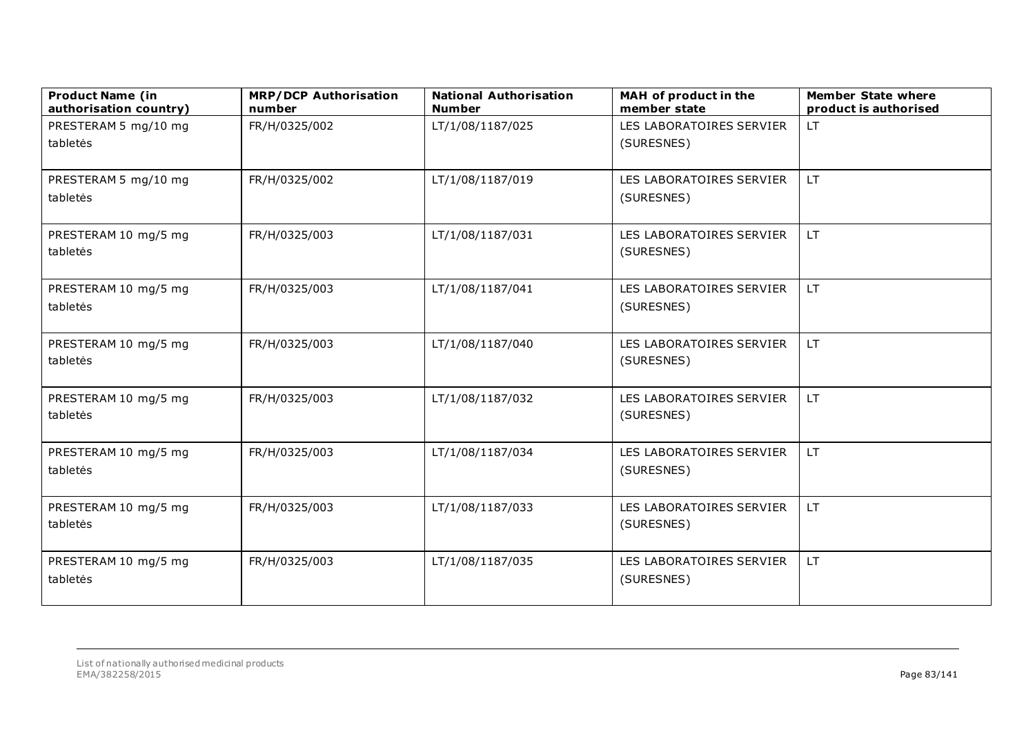| Product Name (in authorisation country) | MRP/DCP Authorisation number | National Authorisation Number | MAH of product in the member state | Member State where product is authorised |
| --- | --- | --- | --- | --- |
| PRESTERAM 5 mg/10 mg tabletės | FR/H/0325/002 | LT/1/08/1187/025 | LES LABORATOIRES SERVIER (SURESNES) | LT |
| PRESTERAM 5 mg/10 mg tabletės | FR/H/0325/002 | LT/1/08/1187/019 | LES LABORATOIRES SERVIER (SURESNES) | LT |
| PRESTERAM 10 mg/5 mg tabletės | FR/H/0325/003 | LT/1/08/1187/031 | LES LABORATOIRES SERVIER (SURESNES) | LT |
| PRESTERAM 10 mg/5 mg tabletės | FR/H/0325/003 | LT/1/08/1187/041 | LES LABORATOIRES SERVIER (SURESNES) | LT |
| PRESTERAM 10 mg/5 mg tabletės | FR/H/0325/003 | LT/1/08/1187/040 | LES LABORATOIRES SERVIER (SURESNES) | LT |
| PRESTERAM 10 mg/5 mg tabletės | FR/H/0325/003 | LT/1/08/1187/032 | LES LABORATOIRES SERVIER (SURESNES) | LT |
| PRESTERAM 10 mg/5 mg tabletės | FR/H/0325/003 | LT/1/08/1187/034 | LES LABORATOIRES SERVIER (SURESNES) | LT |
| PRESTERAM 10 mg/5 mg tabletės | FR/H/0325/003 | LT/1/08/1187/033 | LES LABORATOIRES SERVIER (SURESNES) | LT |
| PRESTERAM 10 mg/5 mg tabletės | FR/H/0325/003 | LT/1/08/1187/035 | LES LABORATOIRES SERVIER (SURESNES) | LT |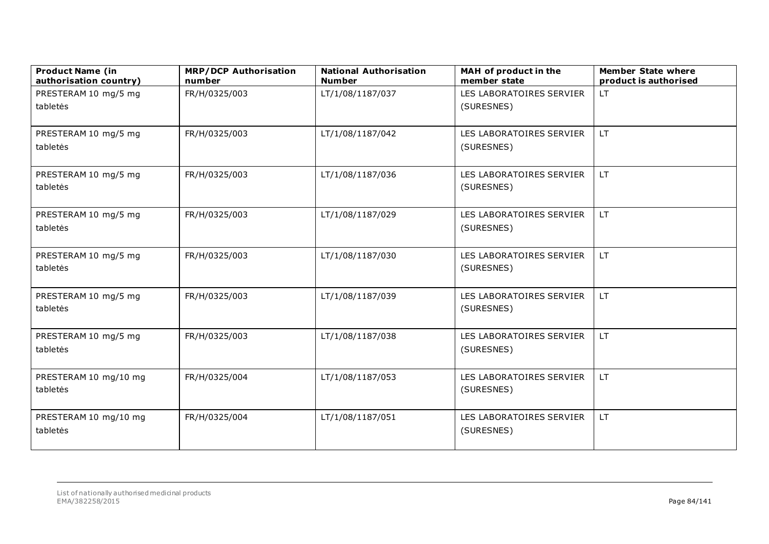| Product Name (in authorisation country) | MRP/DCP Authorisation number | National Authorisation Number | MAH of product in the member state | Member State where product is authorised |
|---|---|---|---|---|
| PRESTERAM 10 mg/5 mg tabletės | FR/H/0325/003 | LT/1/08/1187/037 | LES LABORATOIRES SERVIER (SURESNES) | LT |
| PRESTERAM 10 mg/5 mg tabletės | FR/H/0325/003 | LT/1/08/1187/042 | LES LABORATOIRES SERVIER (SURESNES) | LT |
| PRESTERAM 10 mg/5 mg tabletės | FR/H/0325/003 | LT/1/08/1187/036 | LES LABORATOIRES SERVIER (SURESNES) | LT |
| PRESTERAM 10 mg/5 mg tabletės | FR/H/0325/003 | LT/1/08/1187/029 | LES LABORATOIRES SERVIER (SURESNES) | LT |
| PRESTERAM 10 mg/5 mg tabletės | FR/H/0325/003 | LT/1/08/1187/030 | LES LABORATOIRES SERVIER (SURESNES) | LT |
| PRESTERAM 10 mg/5 mg tabletės | FR/H/0325/003 | LT/1/08/1187/039 | LES LABORATOIRES SERVIER (SURESNES) | LT |
| PRESTERAM 10 mg/5 mg tabletės | FR/H/0325/003 | LT/1/08/1187/038 | LES LABORATOIRES SERVIER (SURESNES) | LT |
| PRESTERAM 10 mg/10 mg tabletės | FR/H/0325/004 | LT/1/08/1187/053 | LES LABORATOIRES SERVIER (SURESNES) | LT |
| PRESTERAM 10 mg/10 mg tabletės | FR/H/0325/004 | LT/1/08/1187/051 | LES LABORATOIRES SERVIER (SURESNES) | LT |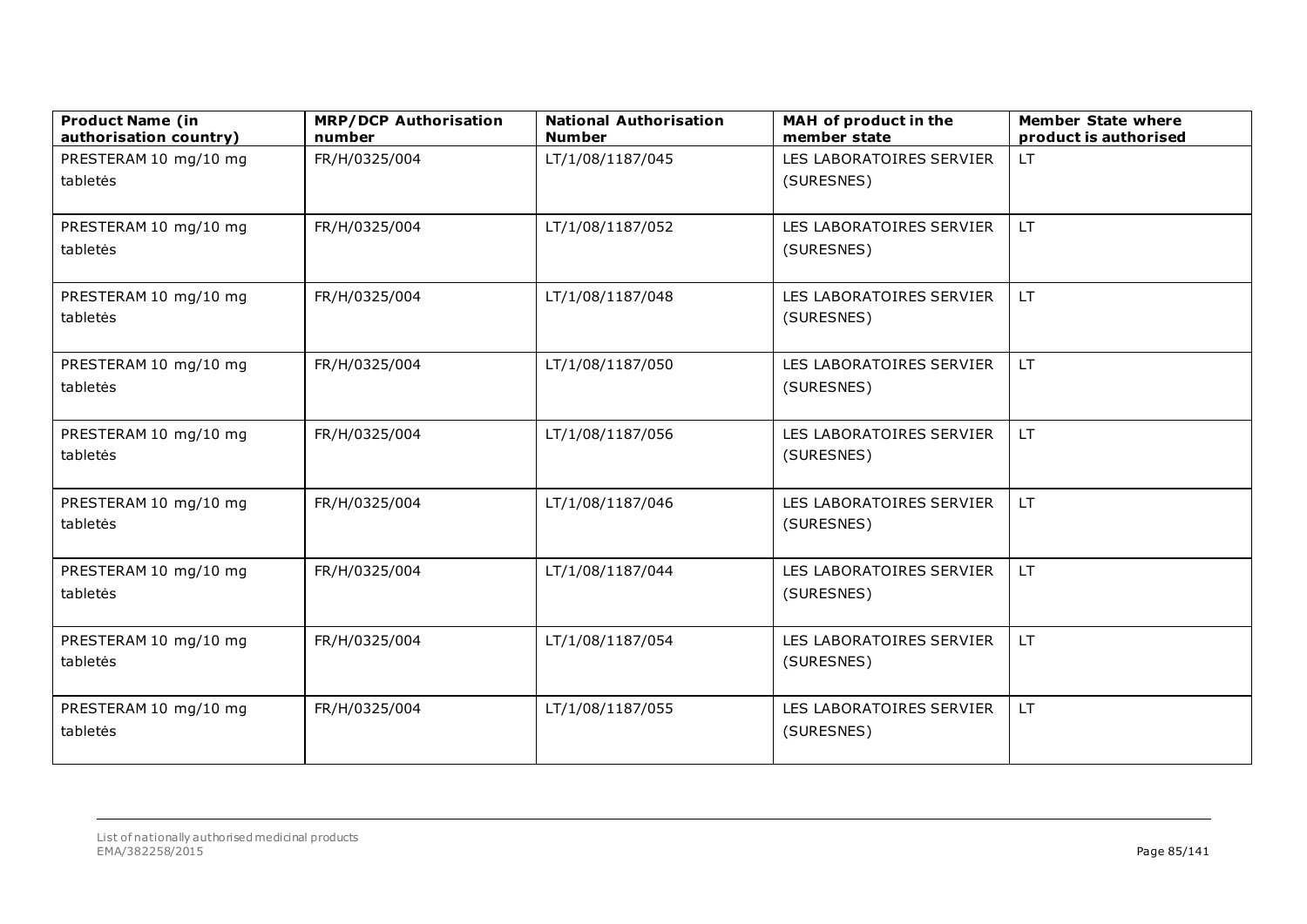| Product Name (in authorisation country) | MRP/DCP Authorisation number | National Authorisation Number | MAH of product in the member state | Member State where product is authorised |
|---|---|---|---|---|
| PRESTERAM 10 mg/10 mg tabletės | FR/H/0325/004 | LT/1/08/1187/045 | LES LABORATOIRES SERVIER (SURESNES) | LT |
| PRESTERAM 10 mg/10 mg tabletės | FR/H/0325/004 | LT/1/08/1187/052 | LES LABORATOIRES SERVIER (SURESNES) | LT |
| PRESTERAM 10 mg/10 mg tabletės | FR/H/0325/004 | LT/1/08/1187/048 | LES LABORATOIRES SERVIER (SURESNES) | LT |
| PRESTERAM 10 mg/10 mg tabletės | FR/H/0325/004 | LT/1/08/1187/050 | LES LABORATOIRES SERVIER (SURESNES) | LT |
| PRESTERAM 10 mg/10 mg tabletės | FR/H/0325/004 | LT/1/08/1187/056 | LES LABORATOIRES SERVIER (SURESNES) | LT |
| PRESTERAM 10 mg/10 mg tabletės | FR/H/0325/004 | LT/1/08/1187/046 | LES LABORATOIRES SERVIER (SURESNES) | LT |
| PRESTERAM 10 mg/10 mg tabletės | FR/H/0325/004 | LT/1/08/1187/044 | LES LABORATOIRES SERVIER (SURESNES) | LT |
| PRESTERAM 10 mg/10 mg tabletės | FR/H/0325/004 | LT/1/08/1187/054 | LES LABORATOIRES SERVIER (SURESNES) | LT |
| PRESTERAM 10 mg/10 mg tabletės | FR/H/0325/004 | LT/1/08/1187/055 | LES LABORATOIRES SERVIER (SURESNES) | LT |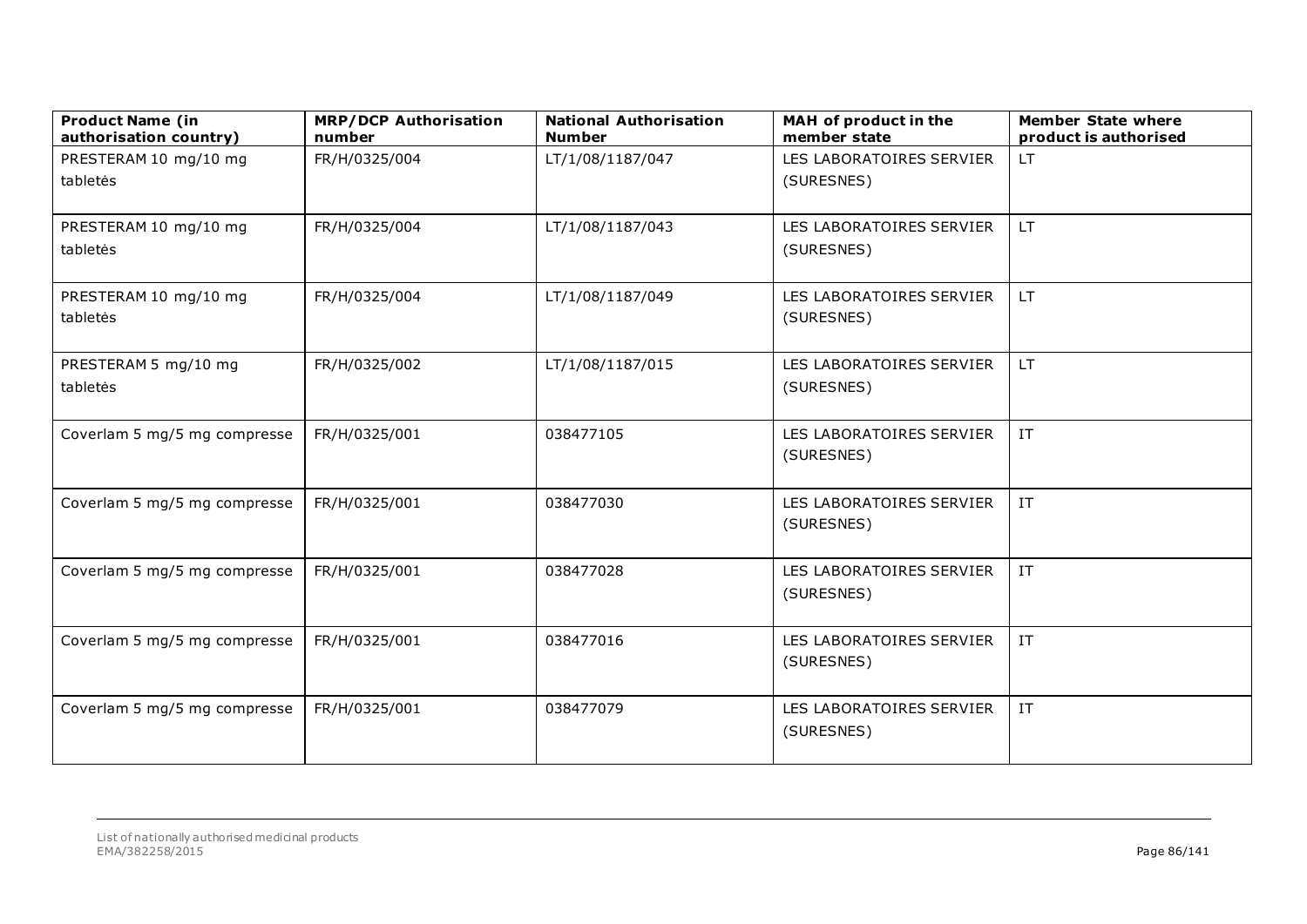| Product Name (in authorisation country) | MRP/DCP Authorisation number | National Authorisation Number | MAH of product in the member state | Member State where product is authorised |
|---|---|---|---|---|
| PRESTERAM 10 mg/10 mg tabletės | FR/H/0325/004 | LT/1/08/1187/047 | LES LABORATOIRES SERVIER (SURESNES) | LT |
| PRESTERAM 10 mg/10 mg tabletės | FR/H/0325/004 | LT/1/08/1187/043 | LES LABORATOIRES SERVIER (SURESNES) | LT |
| PRESTERAM 10 mg/10 mg tabletės | FR/H/0325/004 | LT/1/08/1187/049 | LES LABORATOIRES SERVIER (SURESNES) | LT |
| PRESTERAM 5 mg/10 mg tabletės | FR/H/0325/002 | LT/1/08/1187/015 | LES LABORATOIRES SERVIER (SURESNES) | LT |
| Coverlam 5 mg/5 mg compresse | FR/H/0325/001 | 038477105 | LES LABORATOIRES SERVIER (SURESNES) | IT |
| Coverlam 5 mg/5 mg compresse | FR/H/0325/001 | 038477030 | LES LABORATOIRES SERVIER (SURESNES) | IT |
| Coverlam 5 mg/5 mg compresse | FR/H/0325/001 | 038477028 | LES LABORATOIRES SERVIER (SURESNES) | IT |
| Coverlam 5 mg/5 mg compresse | FR/H/0325/001 | 038477016 | LES LABORATOIRES SERVIER (SURESNES) | IT |
| Coverlam 5 mg/5 mg compresse | FR/H/0325/001 | 038477079 | LES LABORATOIRES SERVIER (SURESNES) | IT |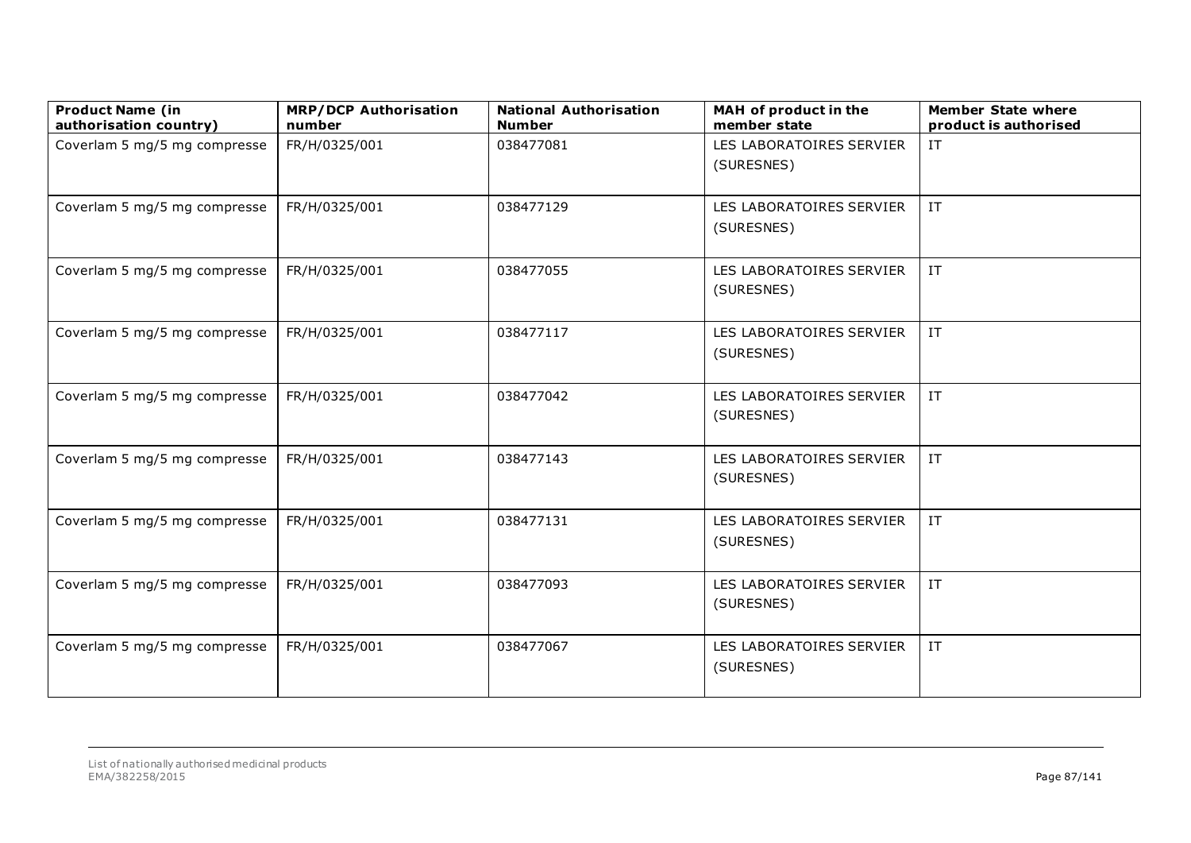| Product Name (in authorisation country) | MRP/DCP Authorisation number | National Authorisation Number | MAH of product in the member state | Member State where product is authorised |
|---|---|---|---|---|
| Coverlam 5 mg/5 mg compresse | FR/H/0325/001 | 038477081 | LES LABORATOIRES SERVIER (SURESNES) | IT |
| Coverlam 5 mg/5 mg compresse | FR/H/0325/001 | 038477129 | LES LABORATOIRES SERVIER (SURESNES) | IT |
| Coverlam 5 mg/5 mg compresse | FR/H/0325/001 | 038477055 | LES LABORATOIRES SERVIER (SURESNES) | IT |
| Coverlam 5 mg/5 mg compresse | FR/H/0325/001 | 038477117 | LES LABORATOIRES SERVIER (SURESNES) | IT |
| Coverlam 5 mg/5 mg compresse | FR/H/0325/001 | 038477042 | LES LABORATOIRES SERVIER (SURESNES) | IT |
| Coverlam 5 mg/5 mg compresse | FR/H/0325/001 | 038477143 | LES LABORATOIRES SERVIER (SURESNES) | IT |
| Coverlam 5 mg/5 mg compresse | FR/H/0325/001 | 038477131 | LES LABORATOIRES SERVIER (SURESNES) | IT |
| Coverlam 5 mg/5 mg compresse | FR/H/0325/001 | 038477093 | LES LABORATOIRES SERVIER (SURESNES) | IT |
| Coverlam 5 mg/5 mg compresse | FR/H/0325/001 | 038477067 | LES LABORATOIRES SERVIER (SURESNES) | IT |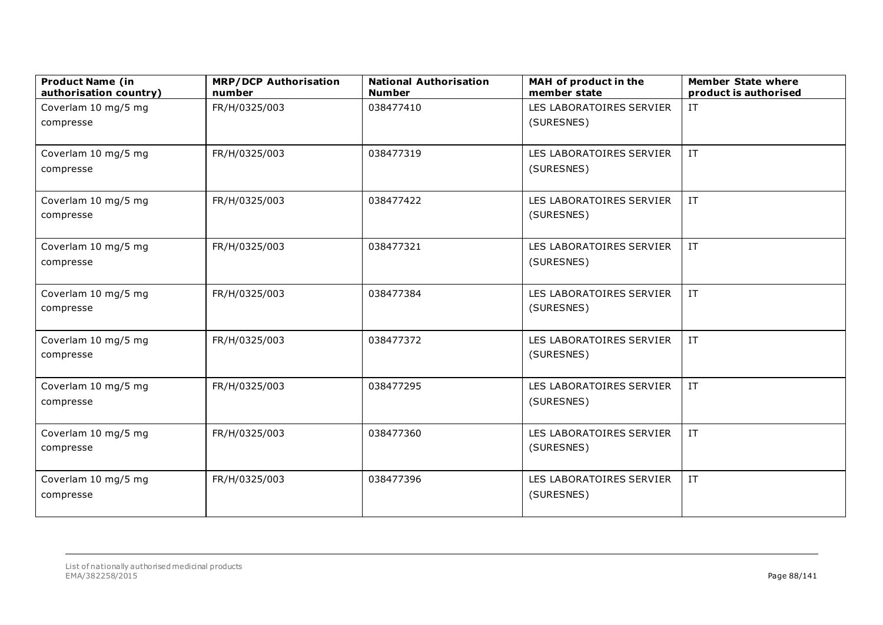| Product Name (in authorisation country) | MRP/DCP Authorisation number | National Authorisation Number | MAH of product in the member state | Member State where product is authorised |
|---|---|---|---|---|
| Coverlam 10 mg/5 mg compresse | FR/H/0325/003 | 038477410 | LES LABORATOIRES SERVIER (SURESNES) | IT |
| Coverlam 10 mg/5 mg compresse | FR/H/0325/003 | 038477319 | LES LABORATOIRES SERVIER (SURESNES) | IT |
| Coverlam 10 mg/5 mg compresse | FR/H/0325/003 | 038477422 | LES LABORATOIRES SERVIER (SURESNES) | IT |
| Coverlam 10 mg/5 mg compresse | FR/H/0325/003 | 038477321 | LES LABORATOIRES SERVIER (SURESNES) | IT |
| Coverlam 10 mg/5 mg compresse | FR/H/0325/003 | 038477384 | LES LABORATOIRES SERVIER (SURESNES) | IT |
| Coverlam 10 mg/5 mg compresse | FR/H/0325/003 | 038477372 | LES LABORATOIRES SERVIER (SURESNES) | IT |
| Coverlam 10 mg/5 mg compresse | FR/H/0325/003 | 038477295 | LES LABORATOIRES SERVIER (SURESNES) | IT |
| Coverlam 10 mg/5 mg compresse | FR/H/0325/003 | 038477360 | LES LABORATOIRES SERVIER (SURESNES) | IT |
| Coverlam 10 mg/5 mg compresse | FR/H/0325/003 | 038477396 | LES LABORATOIRES SERVIER (SURESNES) | IT |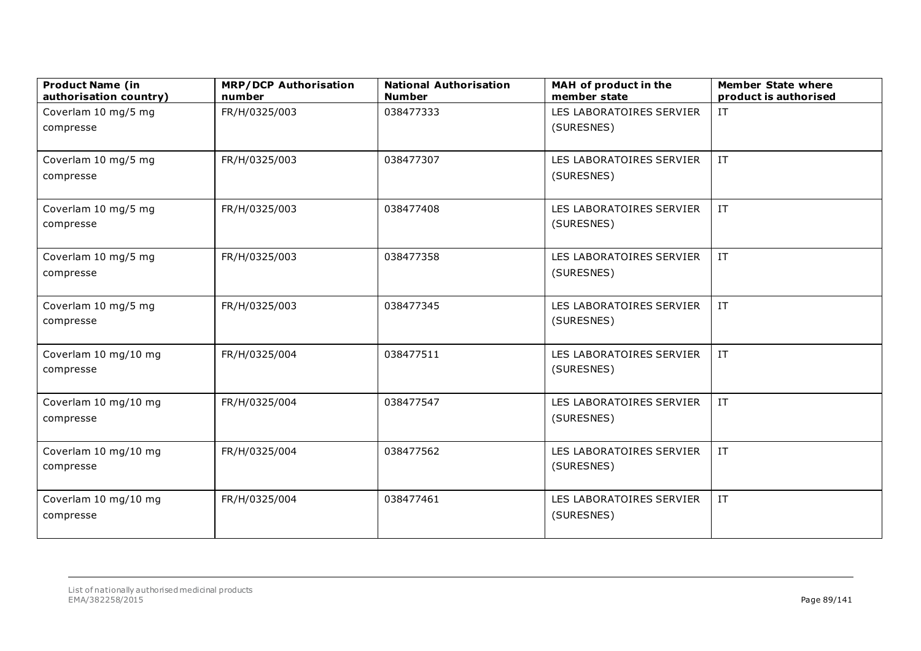| Product Name (in authorisation country) | MRP/DCP Authorisation number | National Authorisation Number | MAH of product in the member state | Member State where product is authorised |
| --- | --- | --- | --- | --- |
| Coverlam 10 mg/5 mg compresse | FR/H/0325/003 | 038477333 | LES LABORATOIRES SERVIER (SURESNES) | IT |
| Coverlam 10 mg/5 mg compresse | FR/H/0325/003 | 038477307 | LES LABORATOIRES SERVIER (SURESNES) | IT |
| Coverlam 10 mg/5 mg compresse | FR/H/0325/003 | 038477408 | LES LABORATOIRES SERVIER (SURESNES) | IT |
| Coverlam 10 mg/5 mg compresse | FR/H/0325/003 | 038477358 | LES LABORATOIRES SERVIER (SURESNES) | IT |
| Coverlam 10 mg/5 mg compresse | FR/H/0325/003 | 038477345 | LES LABORATOIRES SERVIER (SURESNES) | IT |
| Coverlam 10 mg/10 mg compresse | FR/H/0325/004 | 038477511 | LES LABORATOIRES SERVIER (SURESNES) | IT |
| Coverlam 10 mg/10 mg compresse | FR/H/0325/004 | 038477547 | LES LABORATOIRES SERVIER (SURESNES) | IT |
| Coverlam 10 mg/10 mg compresse | FR/H/0325/004 | 038477562 | LES LABORATOIRES SERVIER (SURESNES) | IT |
| Coverlam 10 mg/10 mg compresse | FR/H/0325/004 | 038477461 | LES LABORATOIRES SERVIER (SURESNES) | IT |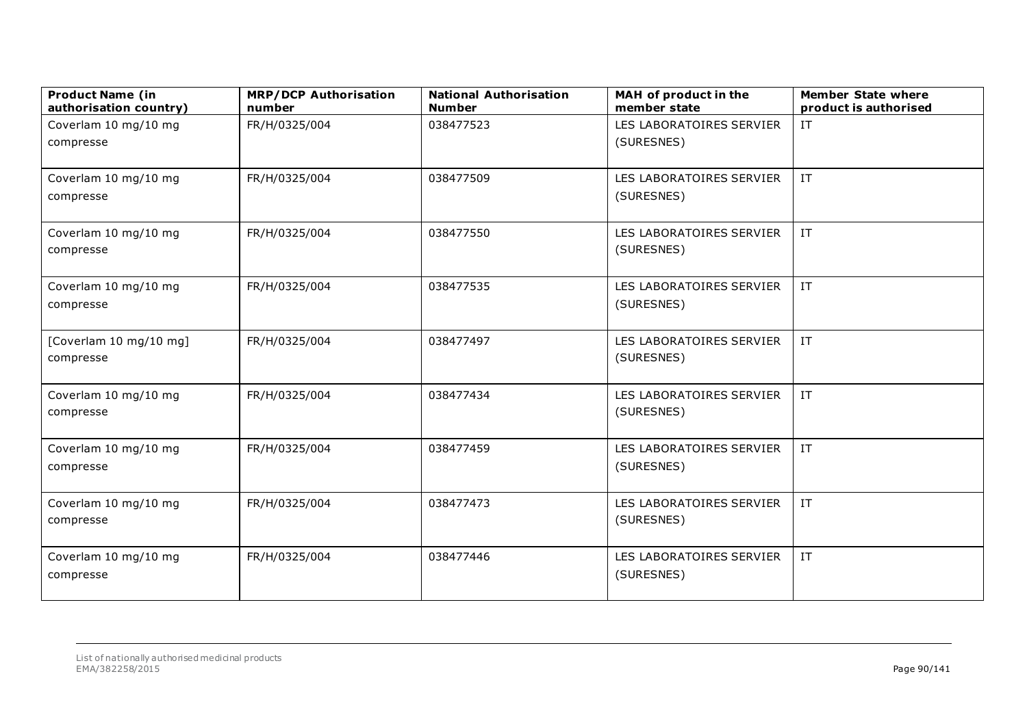| Product Name (in authorisation country) | MRP/DCP Authorisation number | National Authorisation Number | MAH of product in the member state | Member State where product is authorised |
|---|---|---|---|---|
| Coverlam 10 mg/10 mg compresse | FR/H/0325/004 | 038477523 | LES LABORATOIRES SERVIER (SURESNES) | IT |
| Coverlam 10 mg/10 mg compresse | FR/H/0325/004 | 038477509 | LES LABORATOIRES SERVIER (SURESNES) | IT |
| Coverlam 10 mg/10 mg compresse | FR/H/0325/004 | 038477550 | LES LABORATOIRES SERVIER (SURESNES) | IT |
| Coverlam 10 mg/10 mg compresse | FR/H/0325/004 | 038477535 | LES LABORATOIRES SERVIER (SURESNES) | IT |
| [Coverlam 10 mg/10 mg] compresse | FR/H/0325/004 | 038477497 | LES LABORATOIRES SERVIER (SURESNES) | IT |
| Coverlam 10 mg/10 mg compresse | FR/H/0325/004 | 038477434 | LES LABORATOIRES SERVIER (SURESNES) | IT |
| Coverlam 10 mg/10 mg compresse | FR/H/0325/004 | 038477459 | LES LABORATOIRES SERVIER (SURESNES) | IT |
| Coverlam 10 mg/10 mg compresse | FR/H/0325/004 | 038477473 | LES LABORATOIRES SERVIER (SURESNES) | IT |
| Coverlam 10 mg/10 mg compresse | FR/H/0325/004 | 038477446 | LES LABORATOIRES SERVIER (SURESNES) | IT |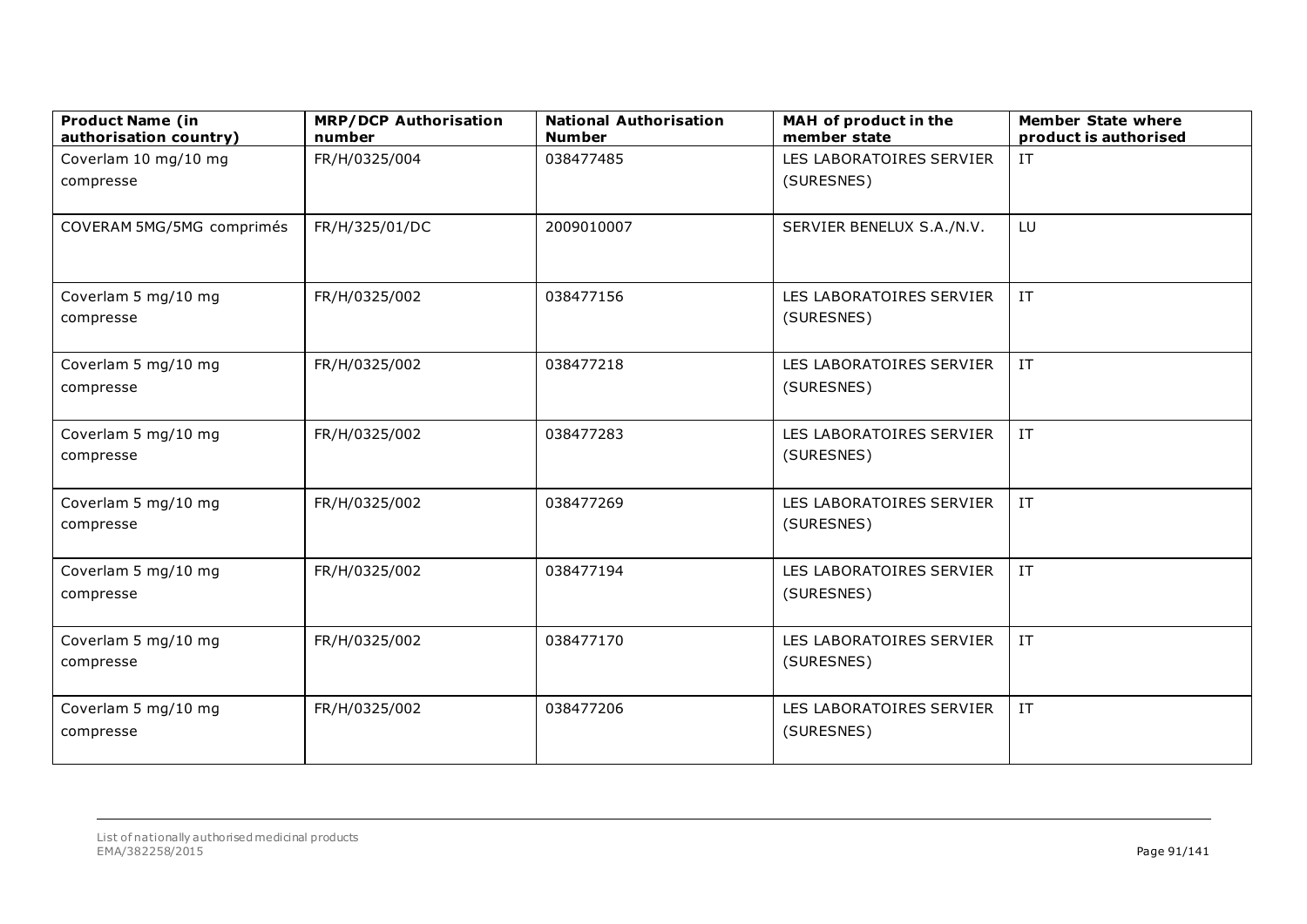| Product Name (in authorisation country) | MRP/DCP Authorisation number | National Authorisation Number | MAH of product in the member state | Member State where product is authorised |
| --- | --- | --- | --- | --- |
| Coverlam 10 mg/10 mg compresse | FR/H/0325/004 | 038477485 | LES LABORATOIRES SERVIER (SURESNES) | IT |
| COVERAM 5MG/5MG comprimés | FR/H/325/01/DC | 2009010007 | SERVIER BENELUX S.A./N.V. | LU |
| Coverlam 5 mg/10 mg compresse | FR/H/0325/002 | 038477156 | LES LABORATOIRES SERVIER (SURESNES) | IT |
| Coverlam 5 mg/10 mg compresse | FR/H/0325/002 | 038477218 | LES LABORATOIRES SERVIER (SURESNES) | IT |
| Coverlam 5 mg/10 mg compresse | FR/H/0325/002 | 038477283 | LES LABORATOIRES SERVIER (SURESNES) | IT |
| Coverlam 5 mg/10 mg compresse | FR/H/0325/002 | 038477269 | LES LABORATOIRES SERVIER (SURESNES) | IT |
| Coverlam 5 mg/10 mg compresse | FR/H/0325/002 | 038477194 | LES LABORATOIRES SERVIER (SURESNES) | IT |
| Coverlam 5 mg/10 mg compresse | FR/H/0325/002 | 038477170 | LES LABORATOIRES SERVIER (SURESNES) | IT |
| Coverlam 5 mg/10 mg compresse | FR/H/0325/002 | 038477206 | LES LABORATOIRES SERVIER (SURESNES) | IT |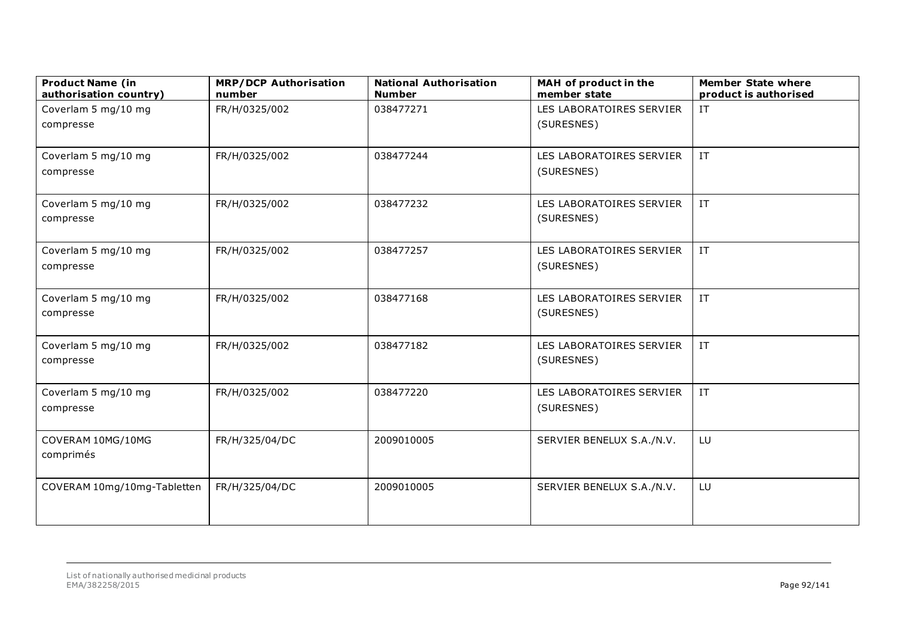| Product Name (in authorisation country) | MRP/DCP Authorisation number | National Authorisation Number | MAH of product in the member state | Member State where product is authorised |
|---|---|---|---|---|
| Coverlam 5 mg/10 mg compresse | FR/H/0325/002 | 038477271 | LES LABORATOIRES SERVIER (SURESNES) | IT |
| Coverlam 5 mg/10 mg compresse | FR/H/0325/002 | 038477244 | LES LABORATOIRES SERVIER (SURESNES) | IT |
| Coverlam 5 mg/10 mg compresse | FR/H/0325/002 | 038477232 | LES LABORATOIRES SERVIER (SURESNES) | IT |
| Coverlam 5 mg/10 mg compresse | FR/H/0325/002 | 038477257 | LES LABORATOIRES SERVIER (SURESNES) | IT |
| Coverlam 5 mg/10 mg compresse | FR/H/0325/002 | 038477168 | LES LABORATOIRES SERVIER (SURESNES) | IT |
| Coverlam 5 mg/10 mg compresse | FR/H/0325/002 | 038477182 | LES LABORATOIRES SERVIER (SURESNES) | IT |
| Coverlam 5 mg/10 mg compresse | FR/H/0325/002 | 038477220 | LES LABORATOIRES SERVIER (SURESNES) | IT |
| COVERAM 10MG/10MG comprimés | FR/H/325/04/DC | 2009010005 | SERVIER BENELUX S.A./N.V. | LU |
| COVERAM 10mg/10mg-Tabletten | FR/H/325/04/DC | 2009010005 | SERVIER BENELUX S.A./N.V. | LU |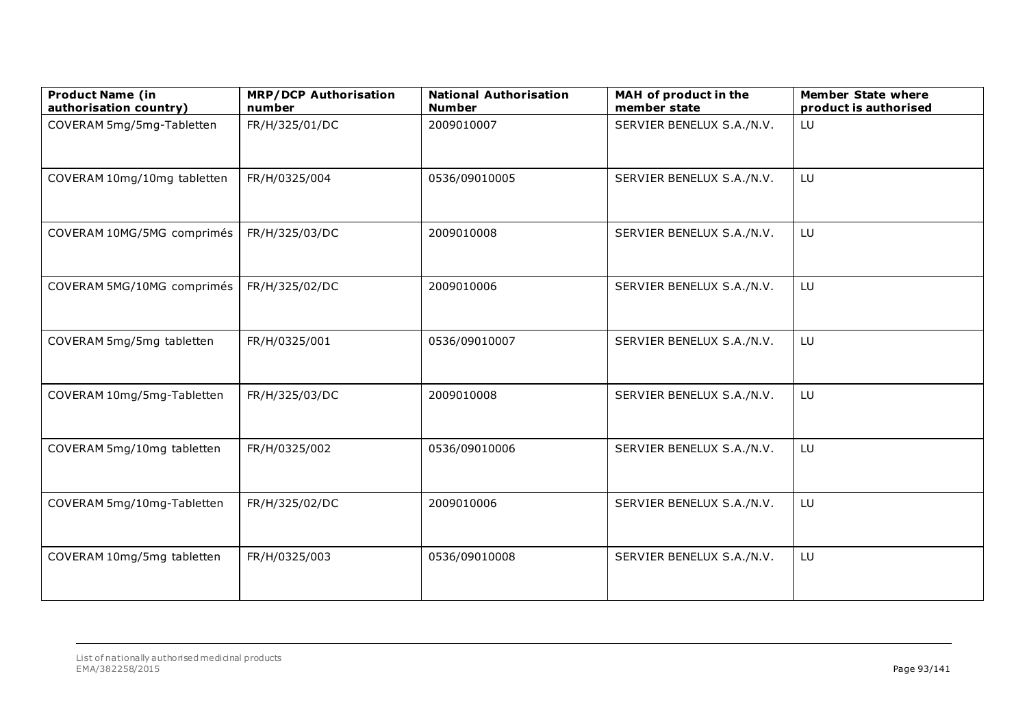| Product Name (in authorisation country) | MRP/DCP Authorisation number | National Authorisation Number | MAH of product in the member state | Member State where product is authorised |
|---|---|---|---|---|
| COVERAM 5mg/5mg-Tabletten | FR/H/325/01/DC | 2009010007 | SERVIER BENELUX S.A./N.V. | LU |
| COVERAM 10mg/10mg tabletten | FR/H/0325/004 | 0536/09010005 | SERVIER BENELUX S.A./N.V. | LU |
| COVERAM 10MG/5MG comprimés | FR/H/325/03/DC | 2009010008 | SERVIER BENELUX S.A./N.V. | LU |
| COVERAM 5MG/10MG comprimés | FR/H/325/02/DC | 2009010006 | SERVIER BENELUX S.A./N.V. | LU |
| COVERAM 5mg/5mg tabletten | FR/H/0325/001 | 0536/09010007 | SERVIER BENELUX S.A./N.V. | LU |
| COVERAM 10mg/5mg-Tabletten | FR/H/325/03/DC | 2009010008 | SERVIER BENELUX S.A./N.V. | LU |
| COVERAM 5mg/10mg tabletten | FR/H/0325/002 | 0536/09010006 | SERVIER BENELUX S.A./N.V. | LU |
| COVERAM 5mg/10mg-Tabletten | FR/H/325/02/DC | 2009010006 | SERVIER BENELUX S.A./N.V. | LU |
| COVERAM 10mg/5mg tabletten | FR/H/0325/003 | 0536/09010008 | SERVIER BENELUX S.A./N.V. | LU |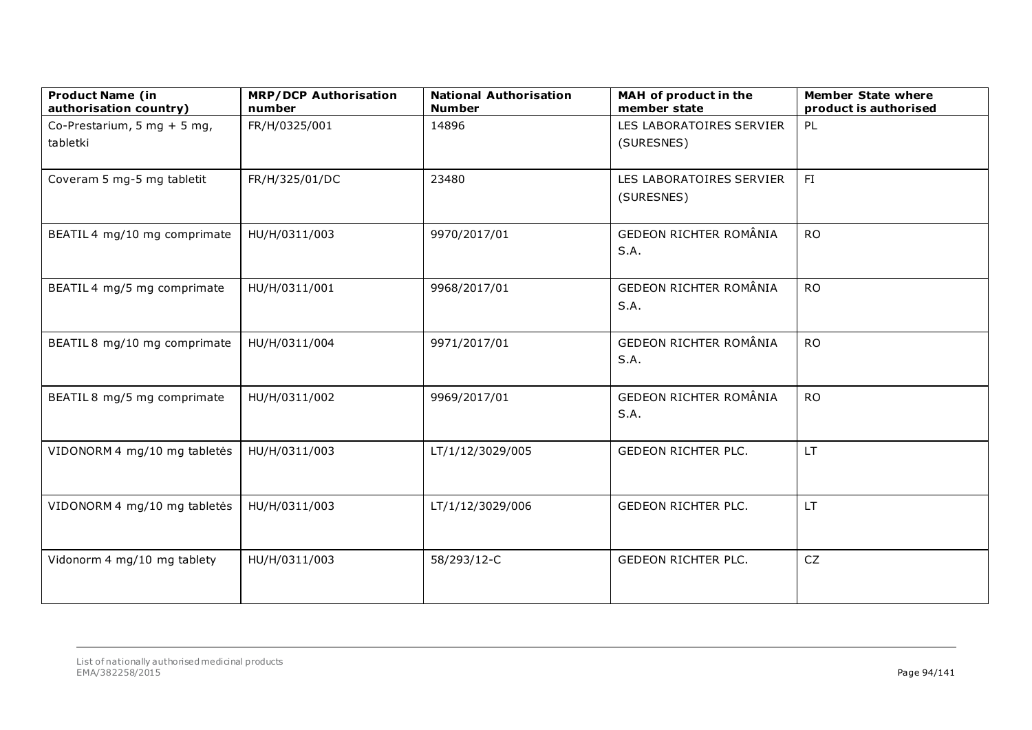| Product Name (in authorisation country) | MRP/DCP Authorisation number | National Authorisation Number | MAH of product in the member state | Member State where product is authorised |
| --- | --- | --- | --- | --- |
| Co-Prestarium, 5 mg + 5 mg, tabletki | FR/H/0325/001 | 14896 | LES LABORATOIRES SERVIER (SURESNES) | PL |
| Coveram 5 mg-5 mg tabletit | FR/H/325/01/DC | 23480 | LES LABORATOIRES SERVIER (SURESNES) | FI |
| BEATIL 4 mg/10 mg comprimate | HU/H/0311/003 | 9970/2017/01 | GEDEON RICHTER ROMÂNIA S.A. | RO |
| BEATIL 4 mg/5 mg comprimate | HU/H/0311/001 | 9968/2017/01 | GEDEON RICHTER ROMÂNIA S.A. | RO |
| BEATIL 8 mg/10 mg comprimate | HU/H/0311/004 | 9971/2017/01 | GEDEON RICHTER ROMÂNIA S.A. | RO |
| BEATIL 8 mg/5 mg comprimate | HU/H/0311/002 | 9969/2017/01 | GEDEON RICHTER ROMÂNIA S.A. | RO |
| VIDONORM 4 mg/10 mg tabletės | HU/H/0311/003 | LT/1/12/3029/005 | GEDEON RICHTER PLC. | LT |
| VIDONORM 4 mg/10 mg tabletės | HU/H/0311/003 | LT/1/12/3029/006 | GEDEON RICHTER PLC. | LT |
| Vidonorm 4 mg/10 mg tablety | HU/H/0311/003 | 58/293/12-C | GEDEON RICHTER PLC. | CZ |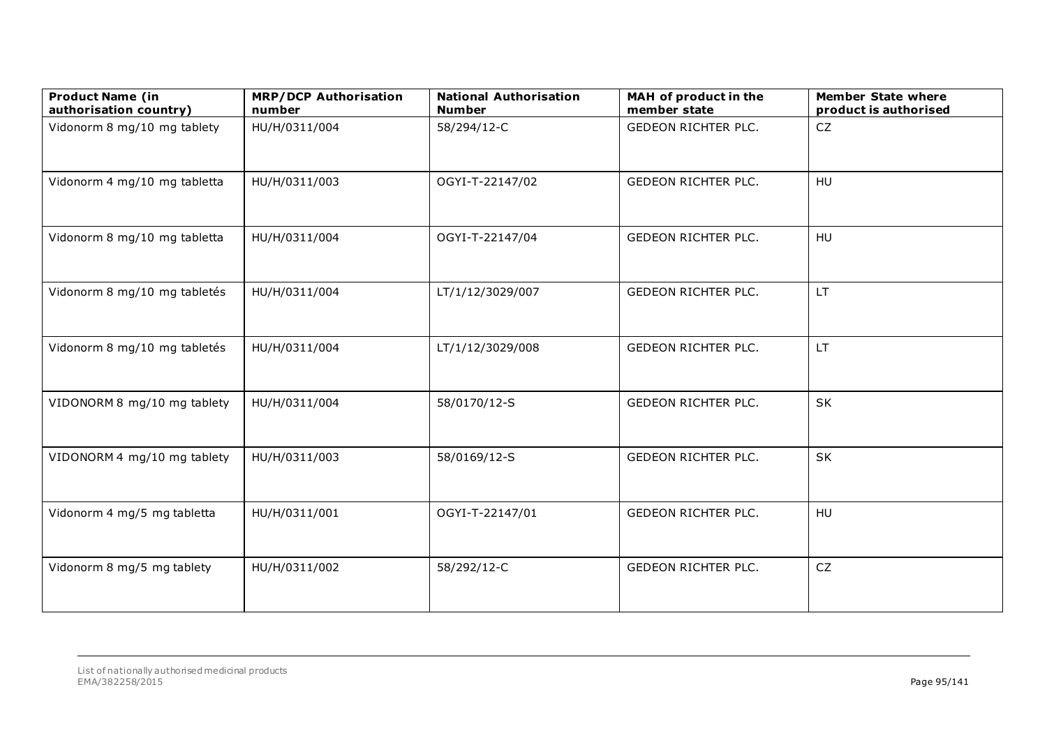| Product Name (in authorisation country) | MRP/DCP Authorisation number | National Authorisation Number | MAH of product in the member state | Member State where product is authorised |
|---|---|---|---|---|
| Vidonorm 8 mg/10 mg tablety | HU/H/0311/004 | 58/294/12-C | GEDEON RICHTER PLC. | CZ |
| Vidonorm 4 mg/10 mg tabletta | HU/H/0311/003 | OGYI-T-22147/02 | GEDEON RICHTER PLC. | HU |
| Vidonorm 8 mg/10 mg tabletta | HU/H/0311/004 | OGYI-T-22147/04 | GEDEON RICHTER PLC. | HU |
| Vidonorm 8 mg/10 mg tabletés | HU/H/0311/004 | LT/1/12/3029/007 | GEDEON RICHTER PLC. | LT |
| Vidonorm 8 mg/10 mg tabletés | HU/H/0311/004 | LT/1/12/3029/008 | GEDEON RICHTER PLC. | LT |
| VIDONORM 8 mg/10 mg tablety | HU/H/0311/004 | 58/0170/12-S | GEDEON RICHTER PLC. | SK |
| VIDONORM 4 mg/10 mg tablety | HU/H/0311/003 | 58/0169/12-S | GEDEON RICHTER PLC. | SK |
| Vidonorm 4 mg/5 mg tabletta | HU/H/0311/001 | OGYI-T-22147/01 | GEDEON RICHTER PLC. | HU |
| Vidonorm 8 mg/5 mg tablety | HU/H/0311/002 | 58/292/12-C | GEDEON RICHTER PLC. | CZ |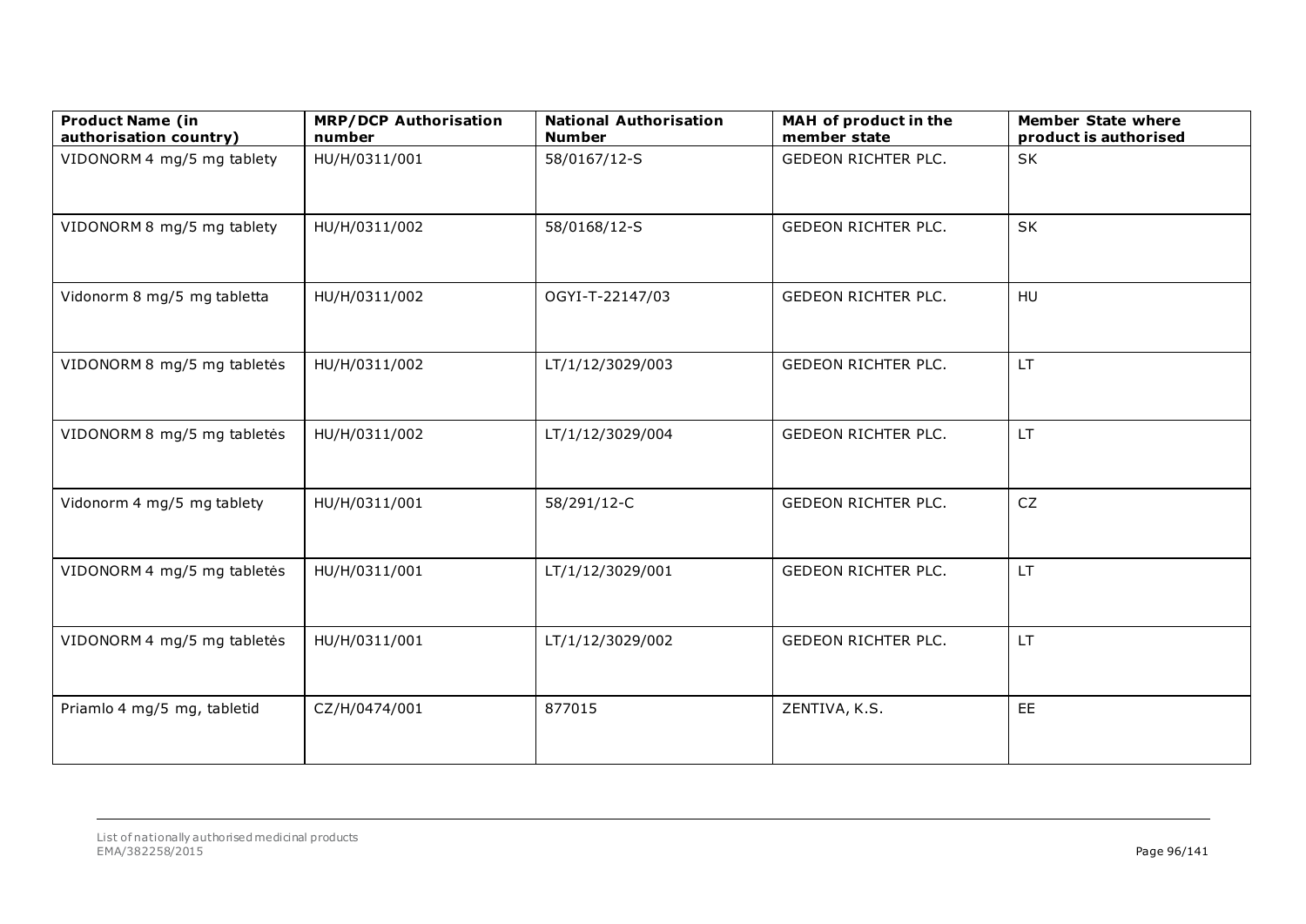| Product Name (in authorisation country) | MRP/DCP Authorisation number | National Authorisation Number | MAH of product in the member state | Member State where product is authorised |
|---|---|---|---|---|
| VIDONORM 4 mg/5 mg tablety | HU/H/0311/001 | 58/0167/12-S | GEDEON RICHTER PLC. | SK |
| VIDONORM 8 mg/5 mg tablety | HU/H/0311/002 | 58/0168/12-S | GEDEON RICHTER PLC. | SK |
| Vidonorm 8 mg/5 mg tabletta | HU/H/0311/002 | OGYI-T-22147/03 | GEDEON RICHTER PLC. | HU |
| VIDONORM 8 mg/5 mg tabletės | HU/H/0311/002 | LT/1/12/3029/003 | GEDEON RICHTER PLC. | LT |
| VIDONORM 8 mg/5 mg tabletės | HU/H/0311/002 | LT/1/12/3029/004 | GEDEON RICHTER PLC. | LT |
| Vidonorm 4 mg/5 mg tablety | HU/H/0311/001 | 58/291/12-C | GEDEON RICHTER PLC. | CZ |
| VIDONORM 4 mg/5 mg tabletės | HU/H/0311/001 | LT/1/12/3029/001 | GEDEON RICHTER PLC. | LT |
| VIDONORM 4 mg/5 mg tabletės | HU/H/0311/001 | LT/1/12/3029/002 | GEDEON RICHTER PLC. | LT |
| Priamlo 4 mg/5 mg, tabletid | CZ/H/0474/001 | 877015 | ZENTIVA, K.S. | EE |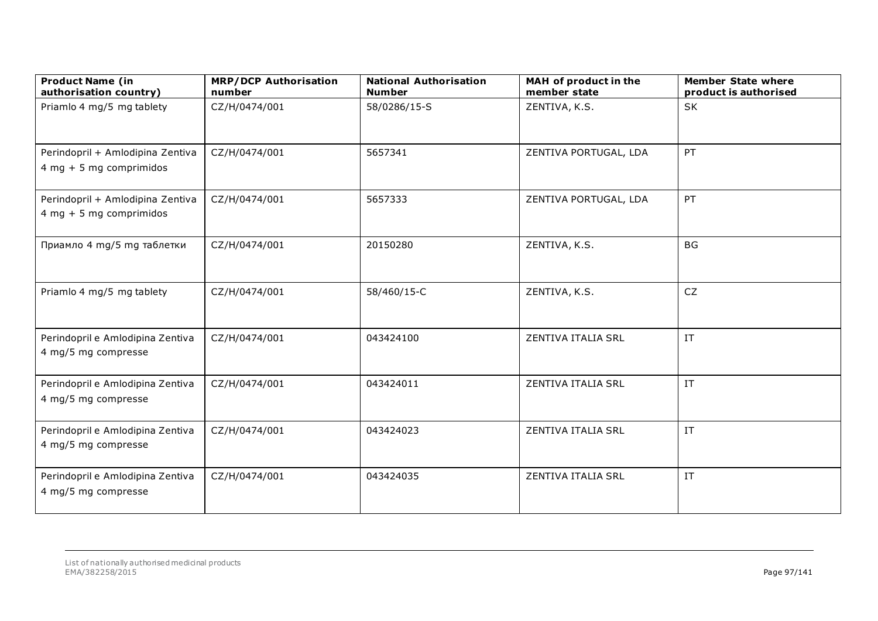| Product Name (in authorisation country) | MRP/DCP Authorisation number | National Authorisation Number | MAH of product in the member state | Member State where product is authorised |
|---|---|---|---|---|
| Priamlo 4 mg/5 mg tablety | CZ/H/0474/001 | 58/0286/15-S | ZENTIVA, K.S. | SK |
| Perindopril + Amlodipina Zentiva 4 mg + 5 mg comprimidos | CZ/H/0474/001 | 5657341 | ZENTIVA PORTUGAL, LDA | PT |
| Perindopril + Amlodipina Zentiva 4 mg + 5 mg comprimidos | CZ/H/0474/001 | 5657333 | ZENTIVA PORTUGAL, LDA | PT |
| Приамло 4 mg/5 mg таблетки | CZ/H/0474/001 | 20150280 | ZENTIVA, K.S. | BG |
| Priamlo 4 mg/5 mg tablety | CZ/H/0474/001 | 58/460/15-C | ZENTIVA, K.S. | CZ |
| Perindopril e Amlodipina Zentiva 4 mg/5 mg compresse | CZ/H/0474/001 | 043424100 | ZENTIVA ITALIA SRL | IT |
| Perindopril e Amlodipina Zentiva 4 mg/5 mg compresse | CZ/H/0474/001 | 043424011 | ZENTIVA ITALIA SRL | IT |
| Perindopril e Amlodipina Zentiva 4 mg/5 mg compresse | CZ/H/0474/001 | 043424023 | ZENTIVA ITALIA SRL | IT |
| Perindopril e Amlodipina Zentiva 4 mg/5 mg compresse | CZ/H/0474/001 | 043424035 | ZENTIVA ITALIA SRL | IT |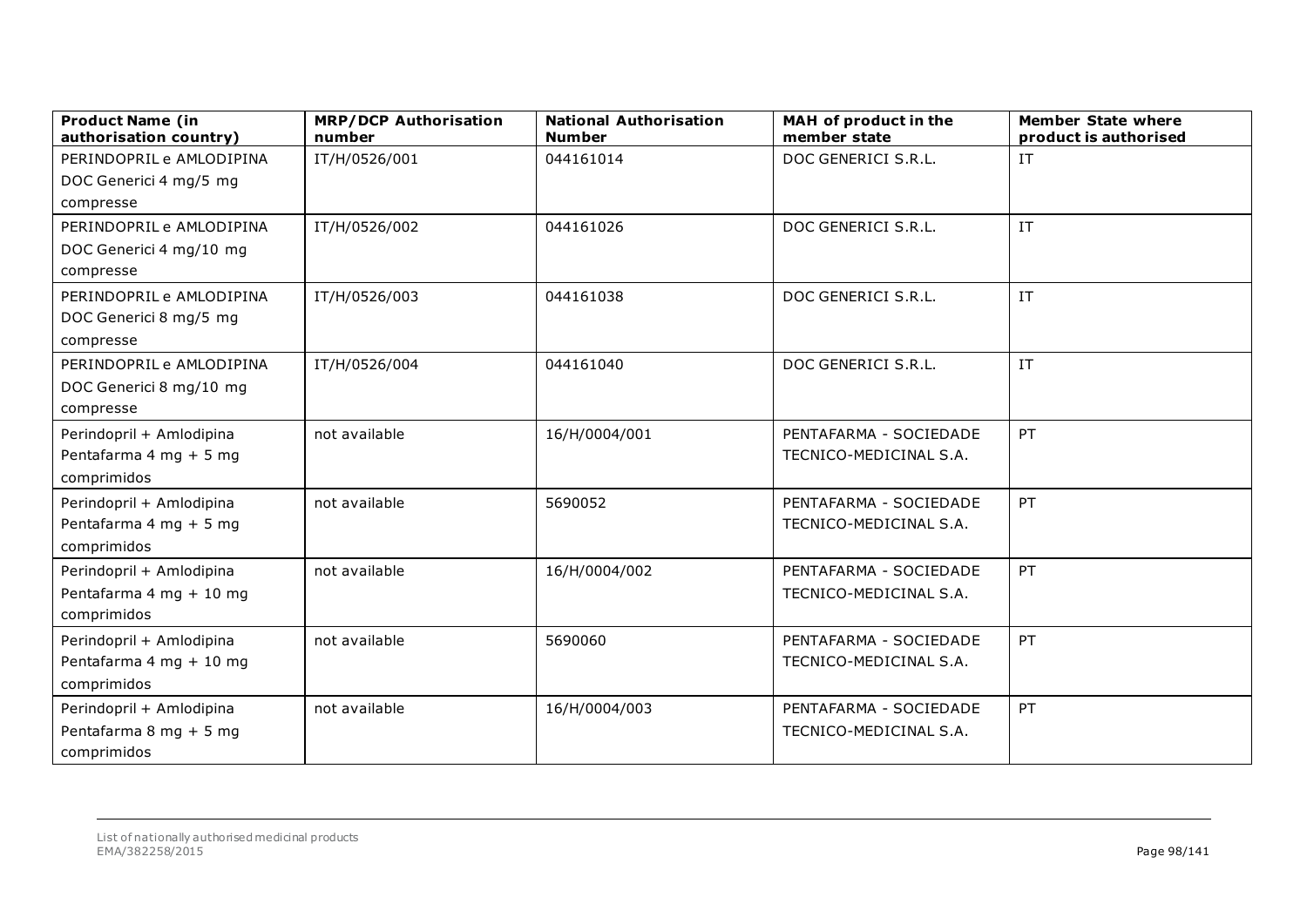| Product Name (in authorisation country) | MRP/DCP Authorisation number | National Authorisation Number | MAH of product in the member state | Member State where product is authorised |
| --- | --- | --- | --- | --- |
| PERINDOPRIL e AMLODIPINA DOC Generici 4 mg/5 mg compresse | IT/H/0526/001 | 044161014 | DOC GENERICI S.R.L. | IT |
| PERINDOPRIL e AMLODIPINA DOC Generici 4 mg/10 mg compresse | IT/H/0526/002 | 044161026 | DOC GENERICI S.R.L. | IT |
| PERINDOPRIL e AMLODIPINA DOC Generici 8 mg/5 mg compresse | IT/H/0526/003 | 044161038 | DOC GENERICI S.R.L. | IT |
| PERINDOPRIL e AMLODIPINA DOC Generici 8 mg/10 mg compresse | IT/H/0526/004 | 044161040 | DOC GENERICI S.R.L. | IT |
| Perindopril + Amlodipina Pentafarma 4 mg + 5 mg comprimidos | not available | 16/H/0004/001 | PENTAFARMA - SOCIEDADE TECNICO-MEDICINAL S.A. | PT |
| Perindopril + Amlodipina Pentafarma 4 mg + 5 mg comprimidos | not available | 5690052 | PENTAFARMA - SOCIEDADE TECNICO-MEDICINAL S.A. | PT |
| Perindopril + Amlodipina Pentafarma 4 mg + 10 mg comprimidos | not available | 16/H/0004/002 | PENTAFARMA - SOCIEDADE TECNICO-MEDICINAL S.A. | PT |
| Perindopril + Amlodipina Pentafarma 4 mg + 10 mg comprimidos | not available | 5690060 | PENTAFARMA - SOCIEDADE TECNICO-MEDICINAL S.A. | PT |
| Perindopril + Amlodipina Pentafarma 8 mg + 5 mg comprimidos | not available | 16/H/0004/003 | PENTAFARMA - SOCIEDADE TECNICO-MEDICINAL S.A. | PT |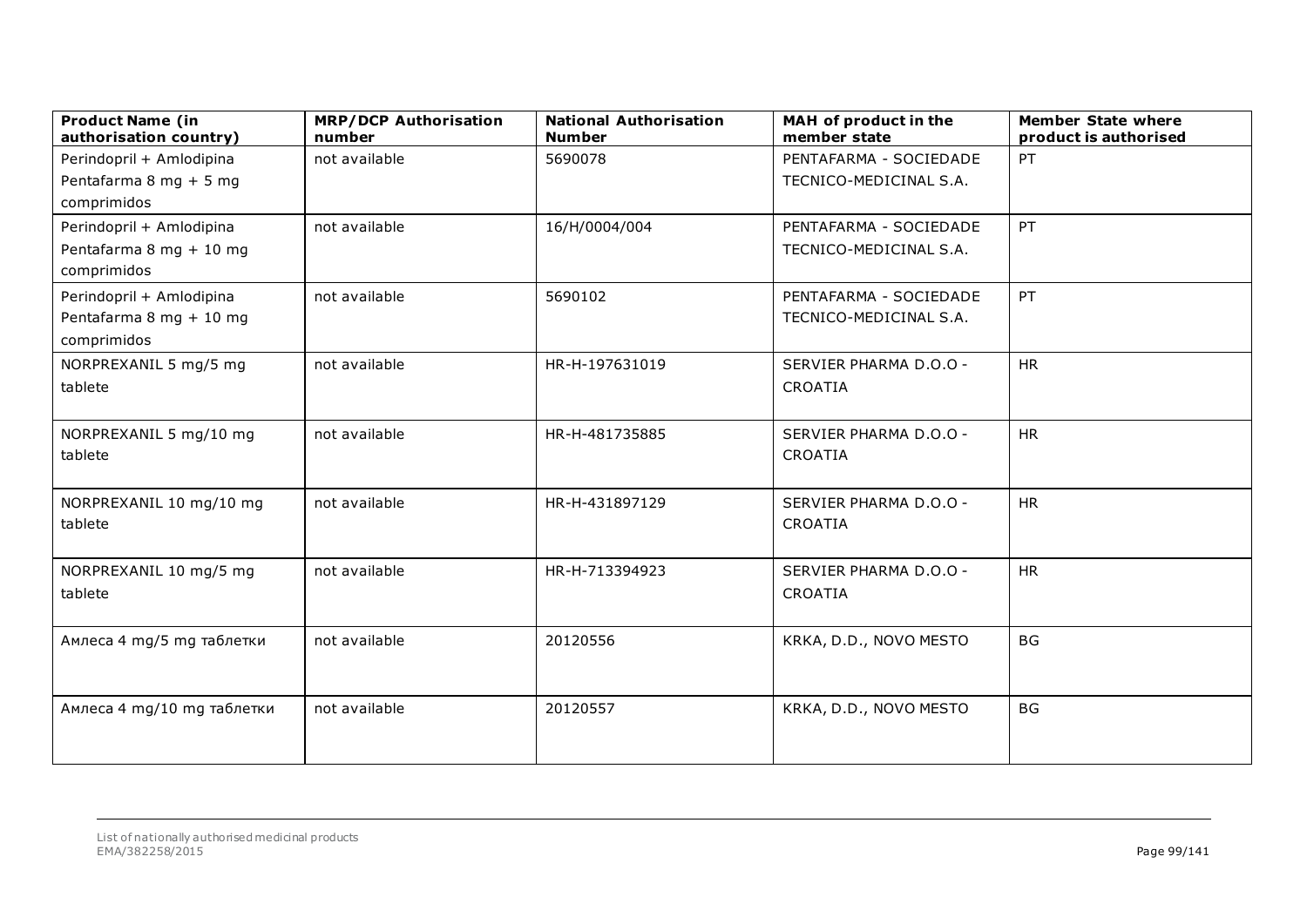| Product Name (in authorisation country) | MRP/DCP Authorisation number | National Authorisation Number | MAH of product in the member state | Member State where product is authorised |
|---|---|---|---|---|
| Perindopril + Amlodipina Pentafarma 8 mg + 5 mg comprimidos | not available | 5690078 | PENTAFARMA - SOCIEDADE TECNICO-MEDICINAL S.A. | PT |
| Perindopril + Amlodipina Pentafarma 8 mg + 10 mg comprimidos | not available | 16/H/0004/004 | PENTAFARMA - SOCIEDADE TECNICO-MEDICINAL S.A. | PT |
| Perindopril + Amlodipina Pentafarma 8 mg + 10 mg comprimidos | not available | 5690102 | PENTAFARMA - SOCIEDADE TECNICO-MEDICINAL S.A. | PT |
| NORPREXANIL 5 mg/5 mg tablete | not available | HR-H-197631019 | SERVIER PHARMA D.O.O - CROATIA | HR |
| NORPREXANIL 5 mg/10 mg tablete | not available | HR-H-481735885 | SERVIER PHARMA D.O.O - CROATIA | HR |
| NORPREXANIL 10 mg/10 mg tablete | not available | HR-H-431897129 | SERVIER PHARMA D.O.O - CROATIA | HR |
| NORPREXANIL 10 mg/5 mg tablete | not available | HR-H-713394923 | SERVIER PHARMA D.O.O - CROATIA | HR |
| Амлеса 4 mg/5 mg таблетки | not available | 20120556 | KRKA, D.D., NOVO MESTO | BG |
| Амлеса 4 mg/10 mg таблетки | not available | 20120557 | KRKA, D.D., NOVO MESTO | BG |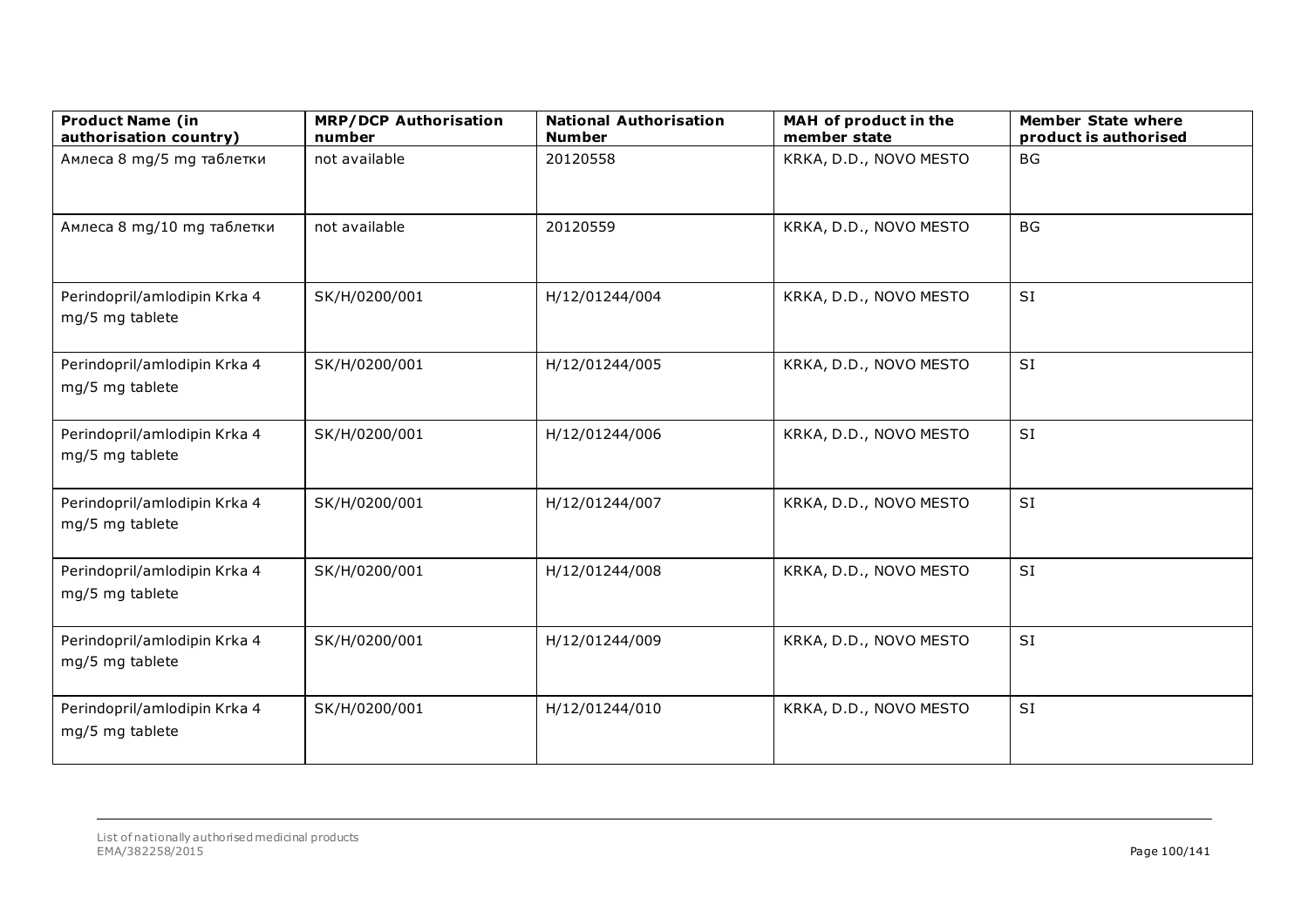| Product Name (in authorisation country) | MRP/DCP Authorisation number | National Authorisation Number | MAH of product in the member state | Member State where product is authorised |
|---|---|---|---|---|
| Амлеса 8 mg/5 mg таблетки | not available | 20120558 | KRKA, D.D., NOVO MESTO | BG |
| Амлеса 8 mg/10 mg таблетки | not available | 20120559 | KRKA, D.D., NOVO MESTO | BG |
| Perindopril/amlodipin Krka 4 mg/5 mg tablete | SK/H/0200/001 | H/12/01244/004 | KRKA, D.D., NOVO MESTO | SI |
| Perindopril/amlodipin Krka 4 mg/5 mg tablete | SK/H/0200/001 | H/12/01244/005 | KRKA, D.D., NOVO MESTO | SI |
| Perindopril/amlodipin Krka 4 mg/5 mg tablete | SK/H/0200/001 | H/12/01244/006 | KRKA, D.D., NOVO MESTO | SI |
| Perindopril/amlodipin Krka 4 mg/5 mg tablete | SK/H/0200/001 | H/12/01244/007 | KRKA, D.D., NOVO MESTO | SI |
| Perindopril/amlodipin Krka 4 mg/5 mg tablete | SK/H/0200/001 | H/12/01244/008 | KRKA, D.D., NOVO MESTO | SI |
| Perindopril/amlodipin Krka 4 mg/5 mg tablete | SK/H/0200/001 | H/12/01244/009 | KRKA, D.D., NOVO MESTO | SI |
| Perindopril/amlodipin Krka 4 mg/5 mg tablete | SK/H/0200/001 | H/12/01244/010 | KRKA, D.D., NOVO MESTO | SI |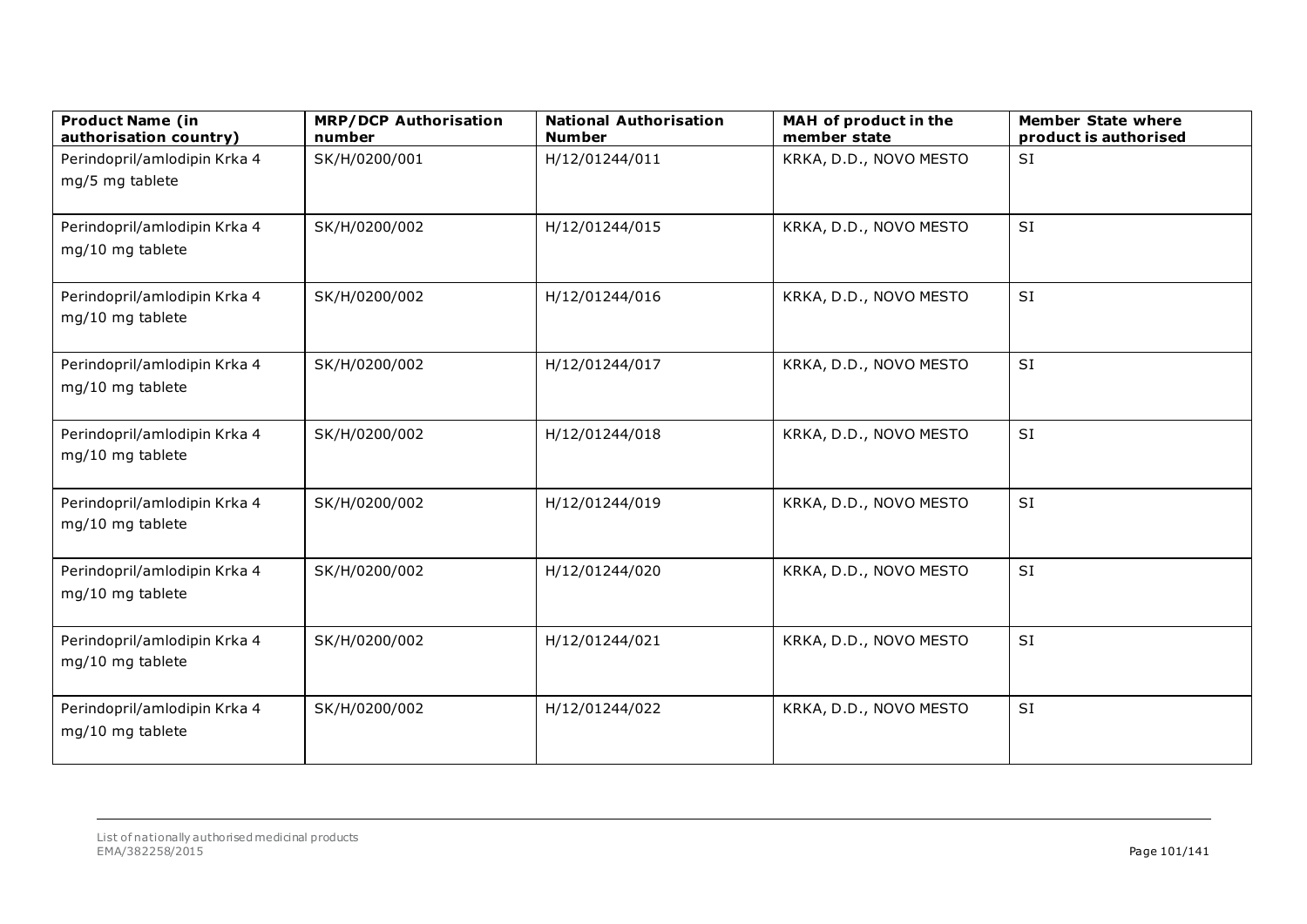| Product Name (in authorisation country) | MRP/DCP Authorisation number | National Authorisation Number | MAH of product in the member state | Member State where product is authorised |
|---|---|---|---|---|
| Perindopril/amlodipin Krka 4 mg/5 mg tablete | SK/H/0200/001 | H/12/01244/011 | KRKA, D.D., NOVO MESTO | SI |
| Perindopril/amlodipin Krka 4 mg/10 mg tablete | SK/H/0200/002 | H/12/01244/015 | KRKA, D.D., NOVO MESTO | SI |
| Perindopril/amlodipin Krka 4 mg/10 mg tablete | SK/H/0200/002 | H/12/01244/016 | KRKA, D.D., NOVO MESTO | SI |
| Perindopril/amlodipin Krka 4 mg/10 mg tablete | SK/H/0200/002 | H/12/01244/017 | KRKA, D.D., NOVO MESTO | SI |
| Perindopril/amlodipin Krka 4 mg/10 mg tablete | SK/H/0200/002 | H/12/01244/018 | KRKA, D.D., NOVO MESTO | SI |
| Perindopril/amlodipin Krka 4 mg/10 mg tablete | SK/H/0200/002 | H/12/01244/019 | KRKA, D.D., NOVO MESTO | SI |
| Perindopril/amlodipin Krka 4 mg/10 mg tablete | SK/H/0200/002 | H/12/01244/020 | KRKA, D.D., NOVO MESTO | SI |
| Perindopril/amlodipin Krka 4 mg/10 mg tablete | SK/H/0200/002 | H/12/01244/021 | KRKA, D.D., NOVO MESTO | SI |
| Perindopril/amlodipin Krka 4 mg/10 mg tablete | SK/H/0200/002 | H/12/01244/022 | KRKA, D.D., NOVO MESTO | SI |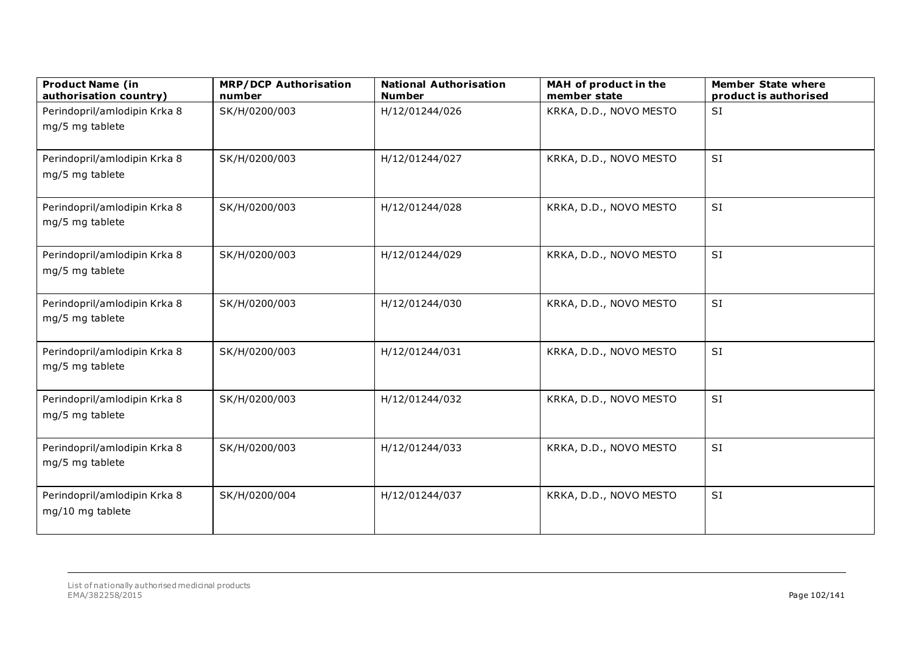| Product Name (in authorisation country) | MRP/DCP Authorisation number | National Authorisation Number | MAH of product in the member state | Member State where product is authorised |
|---|---|---|---|---|
| Perindopril/amlodipin Krka 8 mg/5 mg tablete | SK/H/0200/003 | H/12/01244/026 | KRKA, D.D., NOVO MESTO | SI |
| Perindopril/amlodipin Krka 8 mg/5 mg tablete | SK/H/0200/003 | H/12/01244/027 | KRKA, D.D., NOVO MESTO | SI |
| Perindopril/amlodipin Krka 8 mg/5 mg tablete | SK/H/0200/003 | H/12/01244/028 | KRKA, D.D., NOVO MESTO | SI |
| Perindopril/amlodipin Krka 8 mg/5 mg tablete | SK/H/0200/003 | H/12/01244/029 | KRKA, D.D., NOVO MESTO | SI |
| Perindopril/amlodipin Krka 8 mg/5 mg tablete | SK/H/0200/003 | H/12/01244/030 | KRKA, D.D., NOVO MESTO | SI |
| Perindopril/amlodipin Krka 8 mg/5 mg tablete | SK/H/0200/003 | H/12/01244/031 | KRKA, D.D., NOVO MESTO | SI |
| Perindopril/amlodipin Krka 8 mg/5 mg tablete | SK/H/0200/003 | H/12/01244/032 | KRKA, D.D., NOVO MESTO | SI |
| Perindopril/amlodipin Krka 8 mg/5 mg tablete | SK/H/0200/003 | H/12/01244/033 | KRKA, D.D., NOVO MESTO | SI |
| Perindopril/amlodipin Krka 8 mg/10 mg tablete | SK/H/0200/004 | H/12/01244/037 | KRKA, D.D., NOVO MESTO | SI |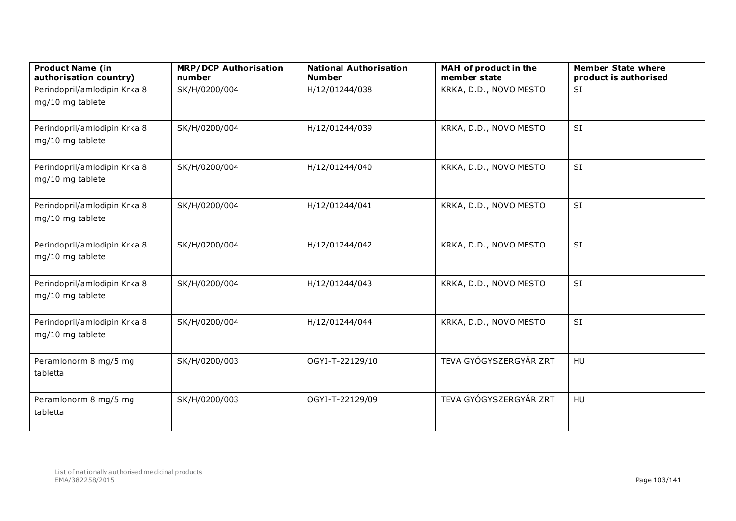| Product Name (in authorisation country) | MRP/DCP Authorisation number | National Authorisation Number | MAH of product in the member state | Member State where product is authorised |
|---|---|---|---|---|
| Perindopril/amlodipin Krka 8 mg/10 mg tablete | SK/H/0200/004 | H/12/01244/038 | KRKA, D.D., NOVO MESTO | SI |
| Perindopril/amlodipin Krka 8 mg/10 mg tablete | SK/H/0200/004 | H/12/01244/039 | KRKA, D.D., NOVO MESTO | SI |
| Perindopril/amlodipin Krka 8 mg/10 mg tablete | SK/H/0200/004 | H/12/01244/040 | KRKA, D.D., NOVO MESTO | SI |
| Perindopril/amlodipin Krka 8 mg/10 mg tablete | SK/H/0200/004 | H/12/01244/041 | KRKA, D.D., NOVO MESTO | SI |
| Perindopril/amlodipin Krka 8 mg/10 mg tablete | SK/H/0200/004 | H/12/01244/042 | KRKA, D.D., NOVO MESTO | SI |
| Perindopril/amlodipin Krka 8 mg/10 mg tablete | SK/H/0200/004 | H/12/01244/043 | KRKA, D.D., NOVO MESTO | SI |
| Perindopril/amlodipin Krka 8 mg/10 mg tablete | SK/H/0200/004 | H/12/01244/044 | KRKA, D.D., NOVO MESTO | SI |
| Peramlonorm 8 mg/5 mg tabletta | SK/H/0200/003 | OGYI-T-22129/10 | TEVA GYÓGYSZERGYÁR ZRT | HU |
| Peramlonorm 8 mg/5 mg tabletta | SK/H/0200/003 | OGYI-T-22129/09 | TEVA GYÓGYSZERGYÁR ZRT | HU |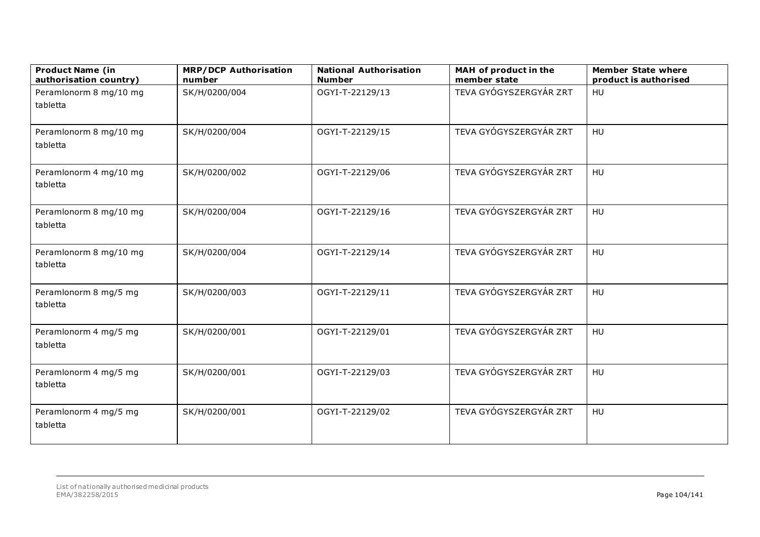| Product Name (in authorisation country) | MRP/DCP Authorisation number | National Authorisation Number | MAH of product in the member state | Member State where product is authorised |
|---|---|---|---|---|
| Peramlonorm 8 mg/10 mg tabletta | SK/H/0200/004 | OGYI-T-22129/13 | TEVA GYÓGYSZERGYÁR ZRT | HU |
| Peramlonorm 8 mg/10 mg tabletta | SK/H/0200/004 | OGYI-T-22129/15 | TEVA GYÓGYSZERGYÁR ZRT | HU |
| Peramlonorm 4 mg/10 mg tabletta | SK/H/0200/002 | OGYI-T-22129/06 | TEVA GYÓGYSZERGYÁR ZRT | HU |
| Peramlonorm 8 mg/10 mg tabletta | SK/H/0200/004 | OGYI-T-22129/16 | TEVA GYÓGYSZERGYÁR ZRT | HU |
| Peramlonorm 8 mg/10 mg tabletta | SK/H/0200/004 | OGYI-T-22129/14 | TEVA GYÓGYSZERGYÁR ZRT | HU |
| Peramlonorm 8 mg/5 mg tabletta | SK/H/0200/003 | OGYI-T-22129/11 | TEVA GYÓGYSZERGYÁR ZRT | HU |
| Peramlonorm 4 mg/5 mg tabletta | SK/H/0200/001 | OGYI-T-22129/01 | TEVA GYÓGYSZERGYÁR ZRT | HU |
| Peramlonorm 4 mg/5 mg tabletta | SK/H/0200/001 | OGYI-T-22129/03 | TEVA GYÓGYSZERGYÁR ZRT | HU |
| Peramlonorm 4 mg/5 mg tabletta | SK/H/0200/001 | OGYI-T-22129/02 | TEVA GYÓGYSZERGYÁR ZRT | HU |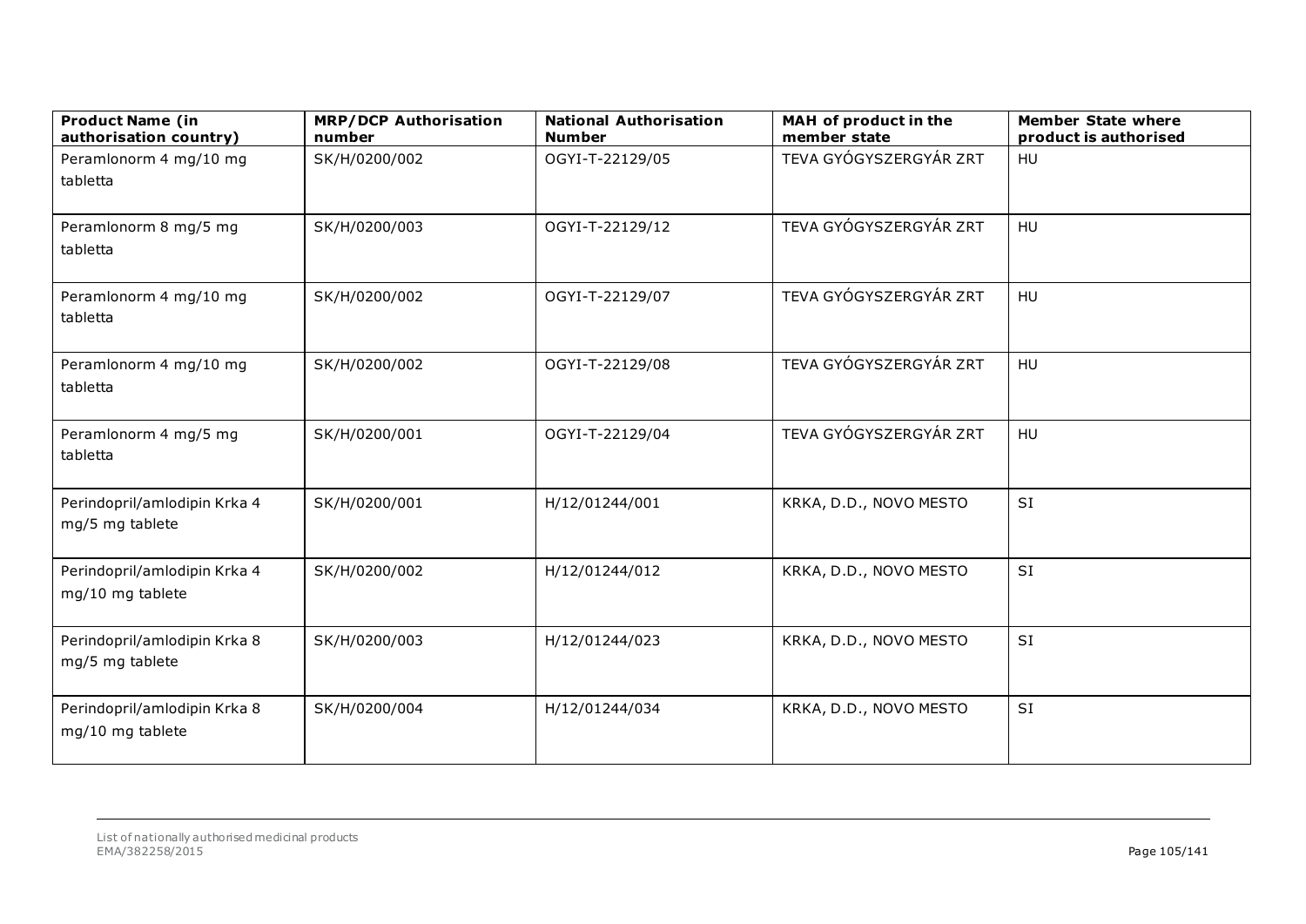| Product Name (in authorisation country) | MRP/DCP Authorisation number | National Authorisation Number | MAH of product in the member state | Member State where product is authorised |
|---|---|---|---|---|
| Peramlonorm 4 mg/10 mg tabletta | SK/H/0200/002 | OGYI-T-22129/05 | TEVA GYÓGYSZERGYÁR ZRT | HU |
| Peramlonorm 8 mg/5 mg tabletta | SK/H/0200/003 | OGYI-T-22129/12 | TEVA GYÓGYSZERGYÁR ZRT | HU |
| Peramlonorm 4 mg/10 mg tabletta | SK/H/0200/002 | OGYI-T-22129/07 | TEVA GYÓGYSZERGYÁR ZRT | HU |
| Peramlonorm 4 mg/10 mg tabletta | SK/H/0200/002 | OGYI-T-22129/08 | TEVA GYÓGYSZERGYÁR ZRT | HU |
| Peramlonorm 4 mg/5 mg tabletta | SK/H/0200/001 | OGYI-T-22129/04 | TEVA GYÓGYSZERGYÁR ZRT | HU |
| Perindopril/amlodipin Krka 4 mg/5 mg tablete | SK/H/0200/001 | H/12/01244/001 | KRKA, D.D., NOVO MESTO | SI |
| Perindopril/amlodipin Krka 4 mg/10 mg tablete | SK/H/0200/002 | H/12/01244/012 | KRKA, D.D., NOVO MESTO | SI |
| Perindopril/amlodipin Krka 8 mg/5 mg tablete | SK/H/0200/003 | H/12/01244/023 | KRKA, D.D., NOVO MESTO | SI |
| Perindopril/amlodipin Krka 8 mg/10 mg tablete | SK/H/0200/004 | H/12/01244/034 | KRKA, D.D., NOVO MESTO | SI |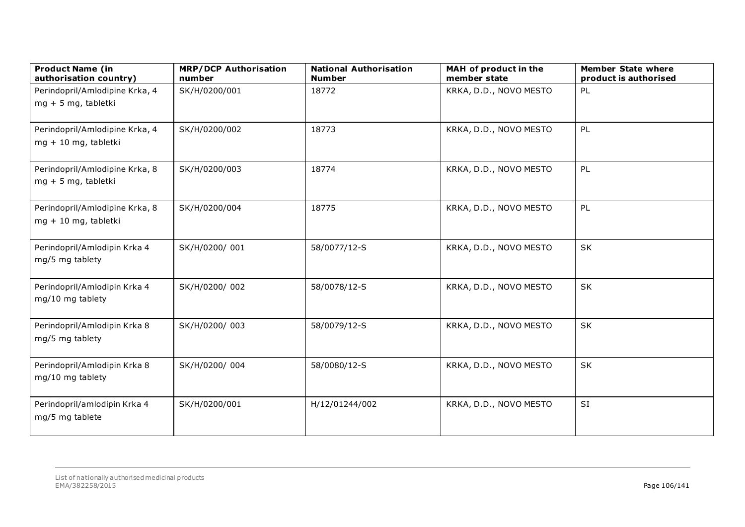| Product Name (in authorisation country) | MRP/DCP Authorisation number | National Authorisation Number | MAH of product in the member state | Member State where product is authorised |
|---|---|---|---|---|
| Perindopril/Amlodipine Krka, 4 mg + 5 mg, tabletki | SK/H/0200/001 | 18772 | KRKA, D.D., NOVO MESTO | PL |
| Perindopril/Amlodipine Krka, 4 mg + 10 mg, tabletki | SK/H/0200/002 | 18773 | KRKA, D.D., NOVO MESTO | PL |
| Perindopril/Amlodipine Krka, 8 mg + 5 mg, tabletki | SK/H/0200/003 | 18774 | KRKA, D.D., NOVO MESTO | PL |
| Perindopril/Amlodipine Krka, 8 mg + 10 mg, tabletki | SK/H/0200/004 | 18775 | KRKA, D.D., NOVO MESTO | PL |
| Perindopril/Amlodipin Krka 4 mg/5 mg tablety | SK/H/0200/ 001 | 58/0077/12-S | KRKA, D.D., NOVO MESTO | SK |
| Perindopril/Amlodipin Krka 4 mg/10 mg tablety | SK/H/0200/ 002 | 58/0078/12-S | KRKA, D.D., NOVO MESTO | SK |
| Perindopril/Amlodipin Krka 8 mg/5 mg tablety | SK/H/0200/ 003 | 58/0079/12-S | KRKA, D.D., NOVO MESTO | SK |
| Perindopril/Amlodipin Krka 8 mg/10 mg tablety | SK/H/0200/ 004 | 58/0080/12-S | KRKA, D.D., NOVO MESTO | SK |
| Perindopril/amlodipin Krka 4 mg/5 mg tablete | SK/H/0200/001 | H/12/01244/002 | KRKA, D.D., NOVO MESTO | SI |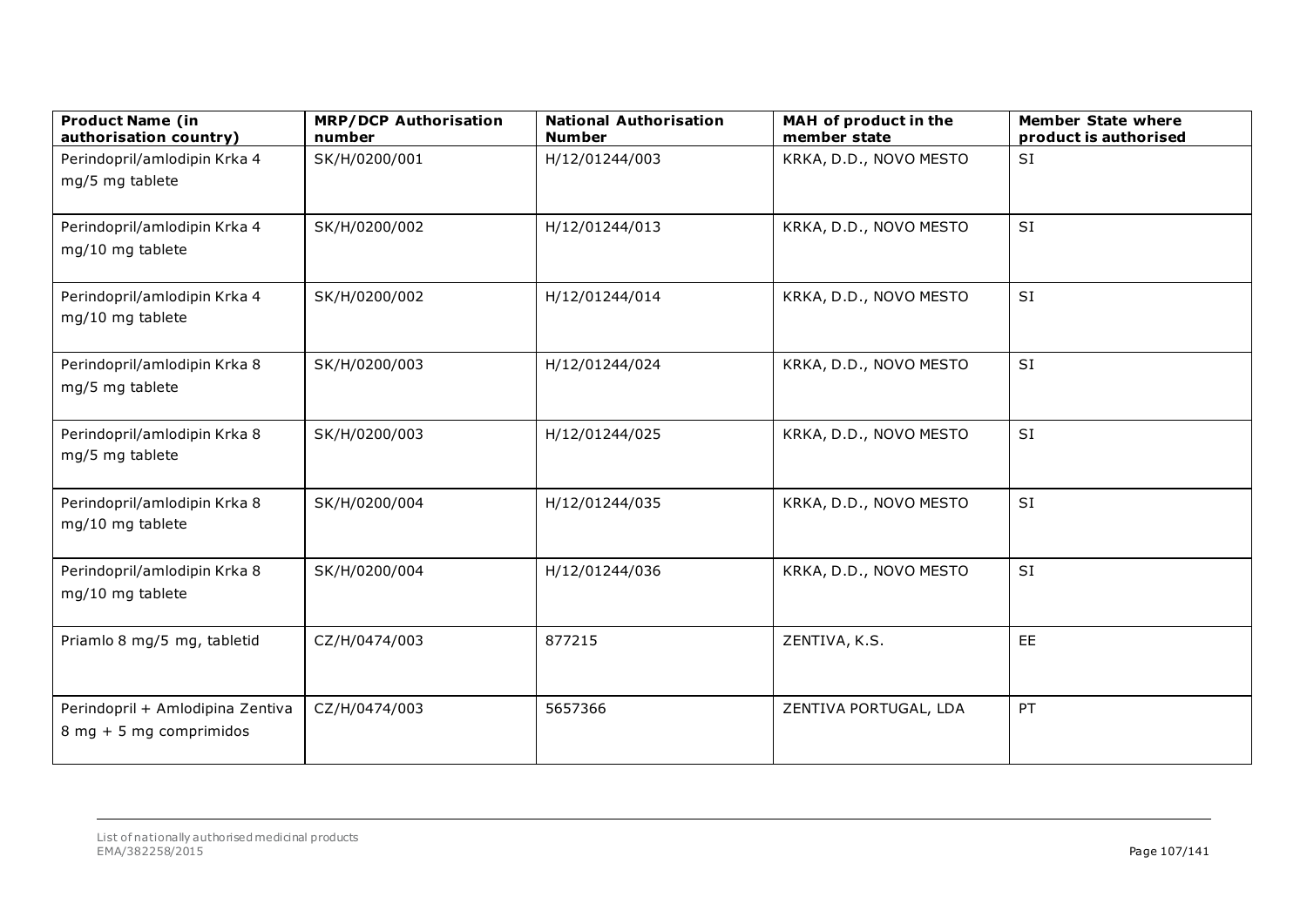| Product Name (in authorisation country) | MRP/DCP Authorisation number | National Authorisation Number | MAH of product in the member state | Member State where product is authorised |
|---|---|---|---|---|
| Perindopril/amlodipin Krka 4 mg/5 mg tablete | SK/H/0200/001 | H/12/01244/003 | KRKA, D.D., NOVO MESTO | SI |
| Perindopril/amlodipin Krka 4 mg/10 mg tablete | SK/H/0200/002 | H/12/01244/013 | KRKA, D.D., NOVO MESTO | SI |
| Perindopril/amlodipin Krka 4 mg/10 mg tablete | SK/H/0200/002 | H/12/01244/014 | KRKA, D.D., NOVO MESTO | SI |
| Perindopril/amlodipin Krka 8 mg/5 mg tablete | SK/H/0200/003 | H/12/01244/024 | KRKA, D.D., NOVO MESTO | SI |
| Perindopril/amlodipin Krka 8 mg/5 mg tablete | SK/H/0200/003 | H/12/01244/025 | KRKA, D.D., NOVO MESTO | SI |
| Perindopril/amlodipin Krka 8 mg/10 mg tablete | SK/H/0200/004 | H/12/01244/035 | KRKA, D.D., NOVO MESTO | SI |
| Perindopril/amlodipin Krka 8 mg/10 mg tablete | SK/H/0200/004 | H/12/01244/036 | KRKA, D.D., NOVO MESTO | SI |
| Priamlo 8 mg/5 mg, tabletid | CZ/H/0474/003 | 877215 | ZENTIVA, K.S. | EE |
| Perindopril + Amlodipina Zentiva 8 mg + 5 mg comprimidos | CZ/H/0474/003 | 5657366 | ZENTIVA PORTUGAL, LDA | PT |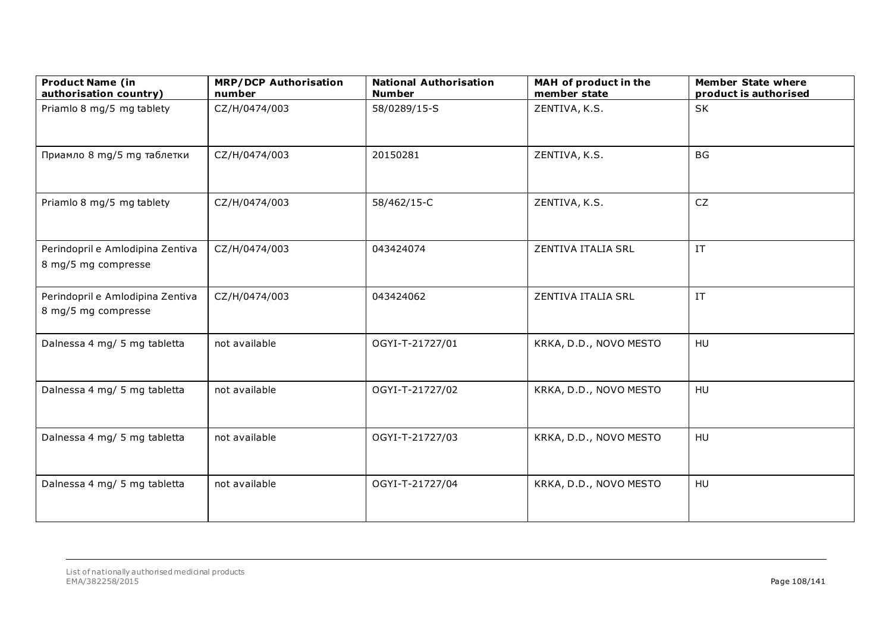| Product Name (in authorisation country) | MRP/DCP Authorisation number | National Authorisation Number | MAH of product in the member state | Member State where product is authorised |
|---|---|---|---|---|
| Priamlo 8 mg/5 mg tablety | CZ/H/0474/003 | 58/0289/15-S | ZENTIVA, K.S. | SK |
| Приамло 8 mg/5 mg таблетки | CZ/H/0474/003 | 20150281 | ZENTIVA, K.S. | BG |
| Priamlo 8 mg/5 mg tablety | CZ/H/0474/003 | 58/462/15-C | ZENTIVA, K.S. | CZ |
| Perindopril e Amlodipina Zentiva 8 mg/5 mg compresse | CZ/H/0474/003 | 043424074 | ZENTIVA ITALIA SRL | IT |
| Perindopril e Amlodipina Zentiva 8 mg/5 mg compresse | CZ/H/0474/003 | 043424062 | ZENTIVA ITALIA SRL | IT |
| Dalnessa 4 mg/ 5 mg tabletta | not available | OGYI-T-21727/01 | KRKA, D.D., NOVO MESTO | HU |
| Dalnessa 4 mg/ 5 mg tabletta | not available | OGYI-T-21727/02 | KRKA, D.D., NOVO MESTO | HU |
| Dalnessa 4 mg/ 5 mg tabletta | not available | OGYI-T-21727/03 | KRKA, D.D., NOVO MESTO | HU |
| Dalnessa 4 mg/ 5 mg tabletta | not available | OGYI-T-21727/04 | KRKA, D.D., NOVO MESTO | HU |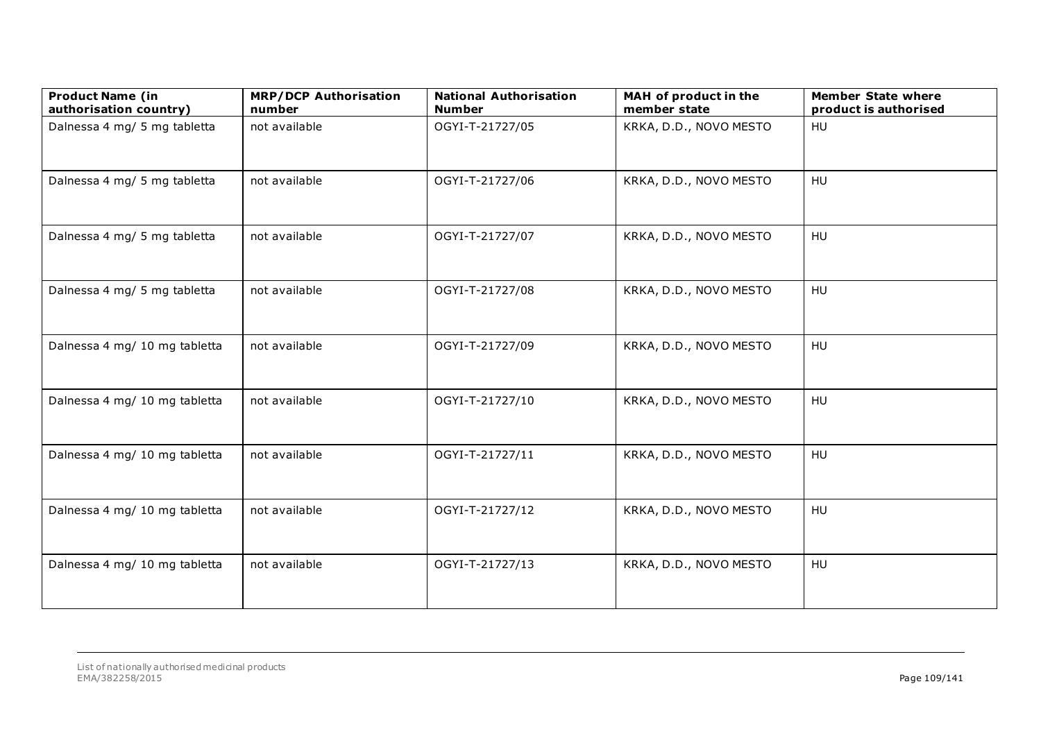| Product Name (in authorisation country) | MRP/DCP Authorisation number | National Authorisation Number | MAH of product in the member state | Member State where product is authorised |
| --- | --- | --- | --- | --- |
| Dalnessa 4 mg/ 5 mg tabletta | not available | OGYI-T-21727/05 | KRKA, D.D., NOVO MESTO | HU |
| Dalnessa 4 mg/ 5 mg tabletta | not available | OGYI-T-21727/06 | KRKA, D.D., NOVO MESTO | HU |
| Dalnessa 4 mg/ 5 mg tabletta | not available | OGYI-T-21727/07 | KRKA, D.D., NOVO MESTO | HU |
| Dalnessa 4 mg/ 5 mg tabletta | not available | OGYI-T-21727/08 | KRKA, D.D., NOVO MESTO | HU |
| Dalnessa 4 mg/ 10 mg tabletta | not available | OGYI-T-21727/09 | KRKA, D.D., NOVO MESTO | HU |
| Dalnessa 4 mg/ 10 mg tabletta | not available | OGYI-T-21727/10 | KRKA, D.D., NOVO MESTO | HU |
| Dalnessa 4 mg/ 10 mg tabletta | not available | OGYI-T-21727/11 | KRKA, D.D., NOVO MESTO | HU |
| Dalnessa 4 mg/ 10 mg tabletta | not available | OGYI-T-21727/12 | KRKA, D.D., NOVO MESTO | HU |
| Dalnessa 4 mg/ 10 mg tabletta | not available | OGYI-T-21727/13 | KRKA, D.D., NOVO MESTO | HU |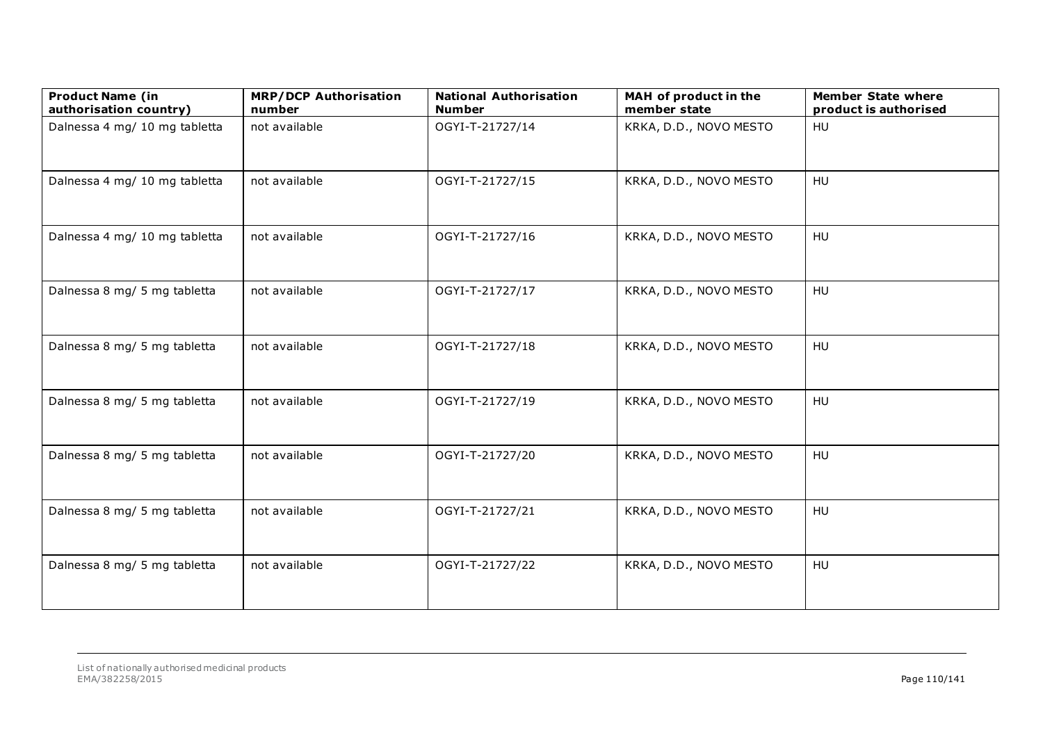| Product Name (in authorisation country) | MRP/DCP Authorisation number | National Authorisation Number | MAH of product in the member state | Member State where product is authorised |
| --- | --- | --- | --- | --- |
| Dalnessa 4 mg/ 10 mg tabletta | not available | OGYI-T-21727/14 | KRKA, D.D., NOVO MESTO | HU |
| Dalnessa 4 mg/ 10 mg tabletta | not available | OGYI-T-21727/15 | KRKA, D.D., NOVO MESTO | HU |
| Dalnessa 4 mg/ 10 mg tabletta | not available | OGYI-T-21727/16 | KRKA, D.D., NOVO MESTO | HU |
| Dalnessa 8 mg/ 5 mg tabletta | not available | OGYI-T-21727/17 | KRKA, D.D., NOVO MESTO | HU |
| Dalnessa 8 mg/ 5 mg tabletta | not available | OGYI-T-21727/18 | KRKA, D.D., NOVO MESTO | HU |
| Dalnessa 8 mg/ 5 mg tabletta | not available | OGYI-T-21727/19 | KRKA, D.D., NOVO MESTO | HU |
| Dalnessa 8 mg/ 5 mg tabletta | not available | OGYI-T-21727/20 | KRKA, D.D., NOVO MESTO | HU |
| Dalnessa 8 mg/ 5 mg tabletta | not available | OGYI-T-21727/21 | KRKA, D.D., NOVO MESTO | HU |
| Dalnessa 8 mg/ 5 mg tabletta | not available | OGYI-T-21727/22 | KRKA, D.D., NOVO MESTO | HU |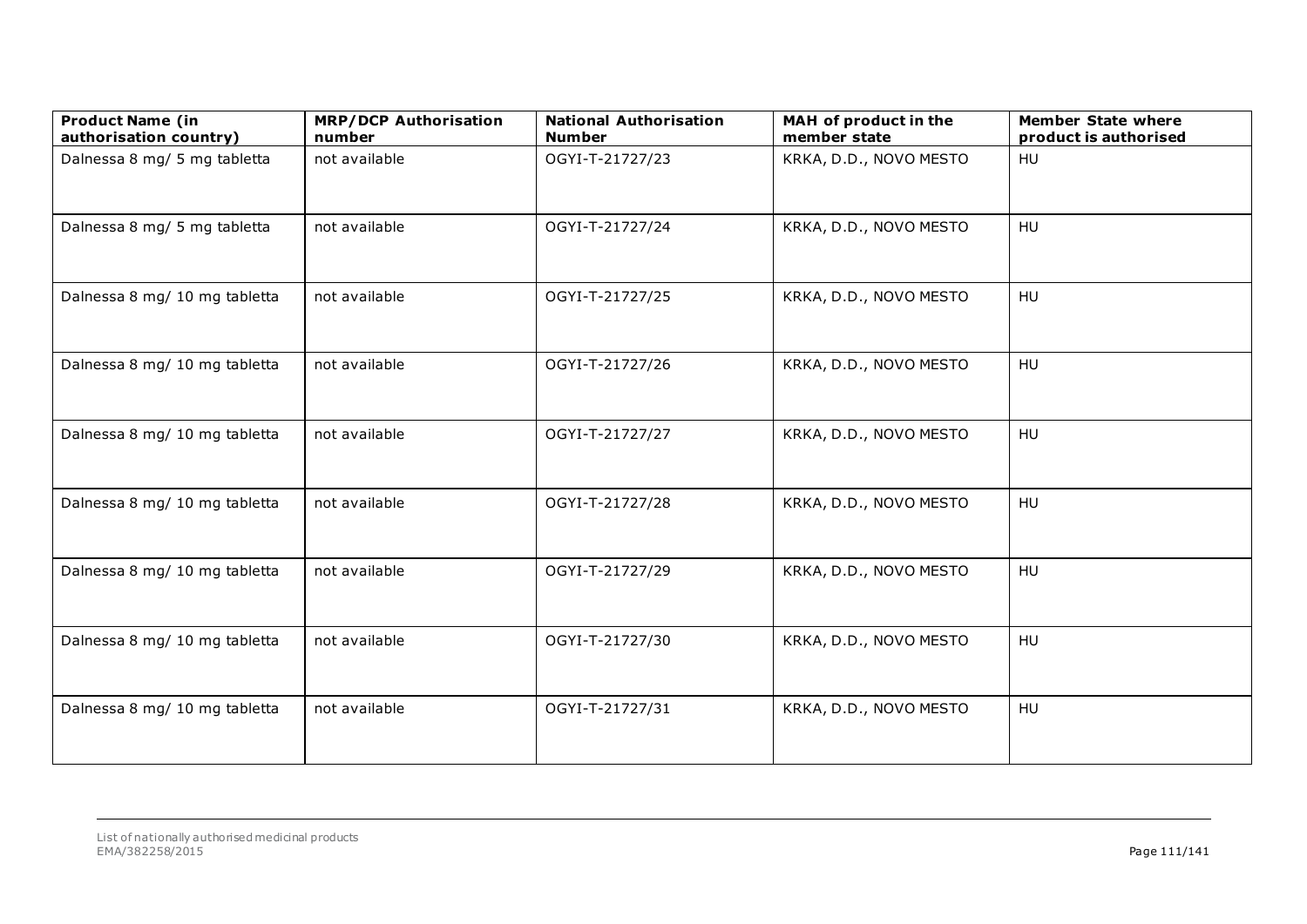| Product Name (in authorisation country) | MRP/DCP Authorisation number | National Authorisation Number | MAH of product in the member state | Member State where product is authorised |
|---|---|---|---|---|
| Dalnessa 8 mg/ 5 mg tabletta | not available | OGYI-T-21727/23 | KRKA, D.D., NOVO MESTO | HU |
| Dalnessa 8 mg/ 5 mg tabletta | not available | OGYI-T-21727/24 | KRKA, D.D., NOVO MESTO | HU |
| Dalnessa 8 mg/ 10 mg tabletta | not available | OGYI-T-21727/25 | KRKA, D.D., NOVO MESTO | HU |
| Dalnessa 8 mg/ 10 mg tabletta | not available | OGYI-T-21727/26 | KRKA, D.D., NOVO MESTO | HU |
| Dalnessa 8 mg/ 10 mg tabletta | not available | OGYI-T-21727/27 | KRKA, D.D., NOVO MESTO | HU |
| Dalnessa 8 mg/ 10 mg tabletta | not available | OGYI-T-21727/28 | KRKA, D.D., NOVO MESTO | HU |
| Dalnessa 8 mg/ 10 mg tabletta | not available | OGYI-T-21727/29 | KRKA, D.D., NOVO MESTO | HU |
| Dalnessa 8 mg/ 10 mg tabletta | not available | OGYI-T-21727/30 | KRKA, D.D., NOVO MESTO | HU |
| Dalnessa 8 mg/ 10 mg tabletta | not available | OGYI-T-21727/31 | KRKA, D.D., NOVO MESTO | HU |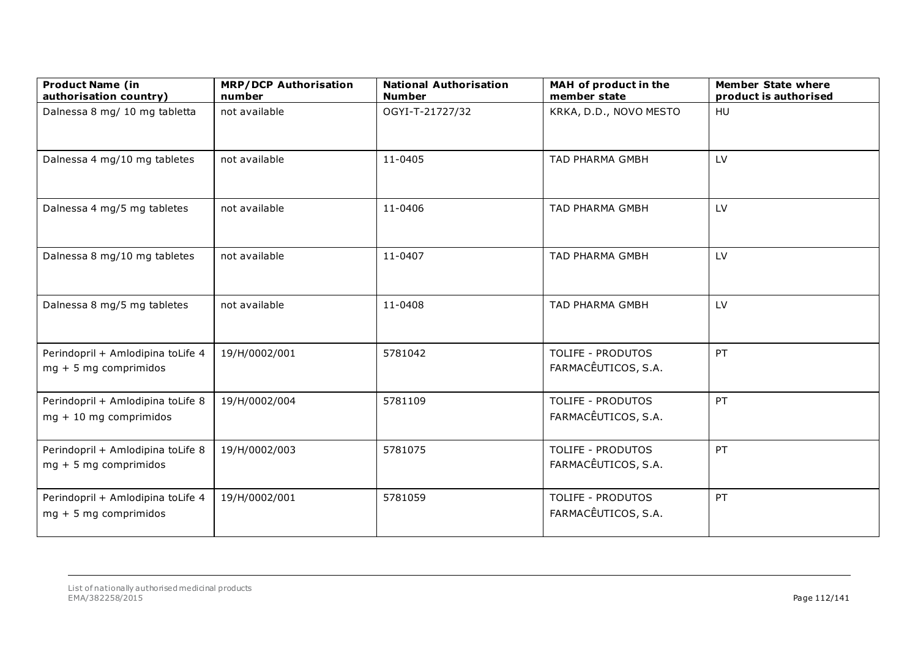| Product Name (in authorisation country) | MRP/DCP Authorisation number | National Authorisation Number | MAH of product in the member state | Member State where product is authorised |
| --- | --- | --- | --- | --- |
| Dalnessa 8 mg/ 10 mg tabletta | not available | OGYI-T-21727/32 | KRKA, D.D., NOVO MESTO | HU |
| Dalnessa 4 mg/10 mg tabletes | not available | 11-0405 | TAD PHARMA GMBH | LV |
| Dalnessa 4 mg/5 mg tabletes | not available | 11-0406 | TAD PHARMA GMBH | LV |
| Dalnessa 8 mg/10 mg tabletes | not available | 11-0407 | TAD PHARMA GMBH | LV |
| Dalnessa 8 mg/5 mg tabletes | not available | 11-0408 | TAD PHARMA GMBH | LV |
| Perindopril + Amlodipina toLife 4 mg + 5 mg comprimidos | 19/H/0002/001 | 5781042 | TOLIFE - PRODUTOS FARMACÊUTICOS, S.A. | PT |
| Perindopril + Amlodipina toLife 8 mg + 10 mg comprimidos | 19/H/0002/004 | 5781109 | TOLIFE - PRODUTOS FARMACÊUTICOS, S.A. | PT |
| Perindopril + Amlodipina toLife 8 mg + 5 mg comprimidos | 19/H/0002/003 | 5781075 | TOLIFE - PRODUTOS FARMACÊUTICOS, S.A. | PT |
| Perindopril + Amlodipina toLife 4 mg + 5 mg comprimidos | 19/H/0002/001 | 5781059 | TOLIFE - PRODUTOS FARMACÊUTICOS, S.A. | PT |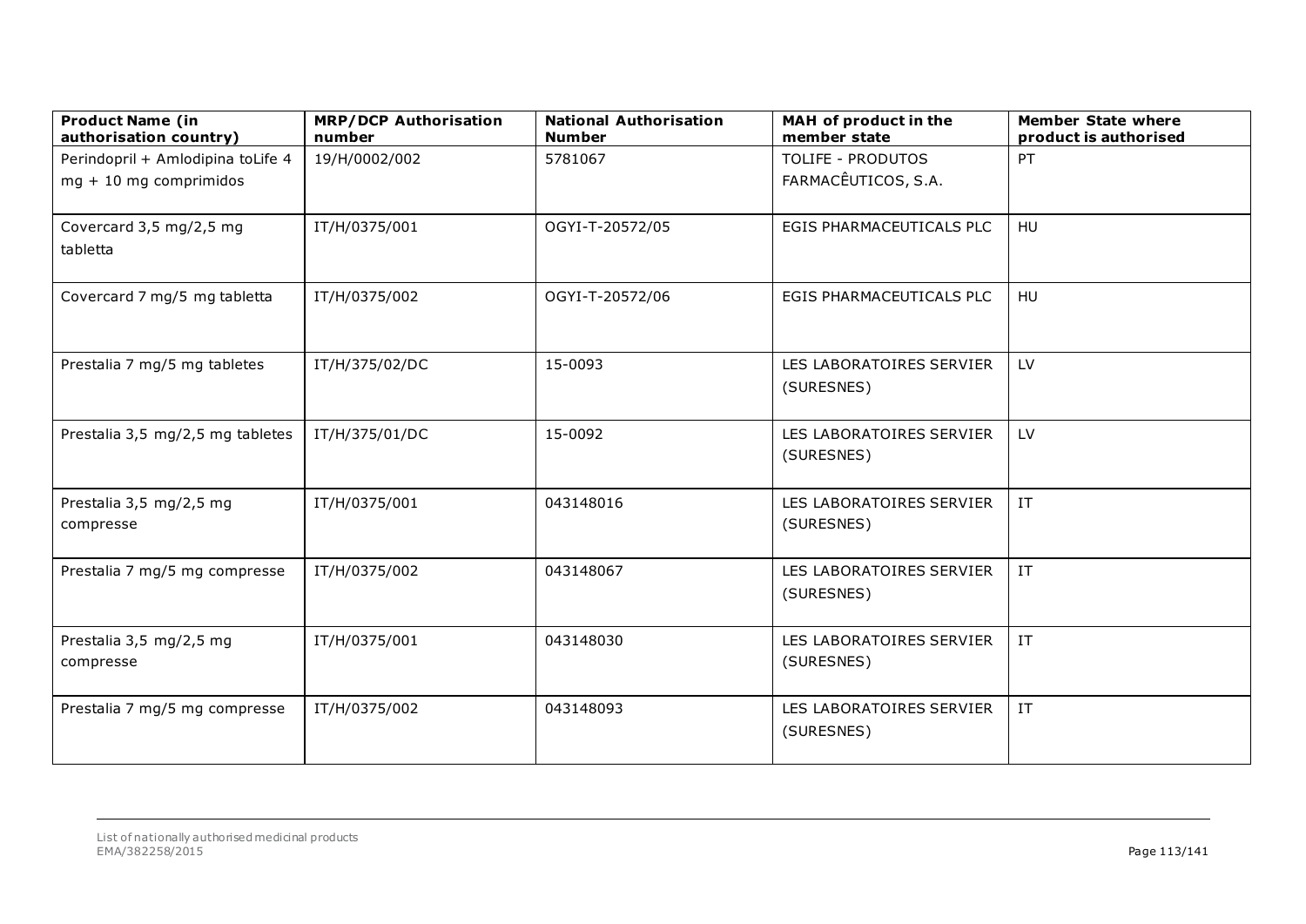| Product Name (in authorisation country) | MRP/DCP Authorisation number | National Authorisation Number | MAH of product in the member state | Member State where product is authorised |
|---|---|---|---|---|
| Perindopril + Amlodipina toLife 4 mg + 10 mg comprimidos | 19/H/0002/002 | 5781067 | TOLIFE - PRODUTOS FARMACÊUTICOS, S.A. | PT |
| Covercard 3,5 mg/2,5 mg tabletta | IT/H/0375/001 | OGYI-T-20572/05 | EGIS PHARMACEUTICALS PLC | HU |
| Covercard 7 mg/5 mg tabletta | IT/H/0375/002 | OGYI-T-20572/06 | EGIS PHARMACEUTICALS PLC | HU |
| Prestalia 7 mg/5 mg tabletes | IT/H/375/02/DC | 15-0093 | LES LABORATOIRES SERVIER (SURESNES) | LV |
| Prestalia 3,5 mg/2,5 mg tabletes | IT/H/375/01/DC | 15-0092 | LES LABORATOIRES SERVIER (SURESNES) | LV |
| Prestalia 3,5 mg/2,5 mg compresse | IT/H/0375/001 | 043148016 | LES LABORATOIRES SERVIER (SURESNES) | IT |
| Prestalia 7 mg/5 mg compresse | IT/H/0375/002 | 043148067 | LES LABORATOIRES SERVIER (SURESNES) | IT |
| Prestalia 3,5 mg/2,5 mg compresse | IT/H/0375/001 | 043148030 | LES LABORATOIRES SERVIER (SURESNES) | IT |
| Prestalia 7 mg/5 mg compresse | IT/H/0375/002 | 043148093 | LES LABORATOIRES SERVIER (SURESNES) | IT |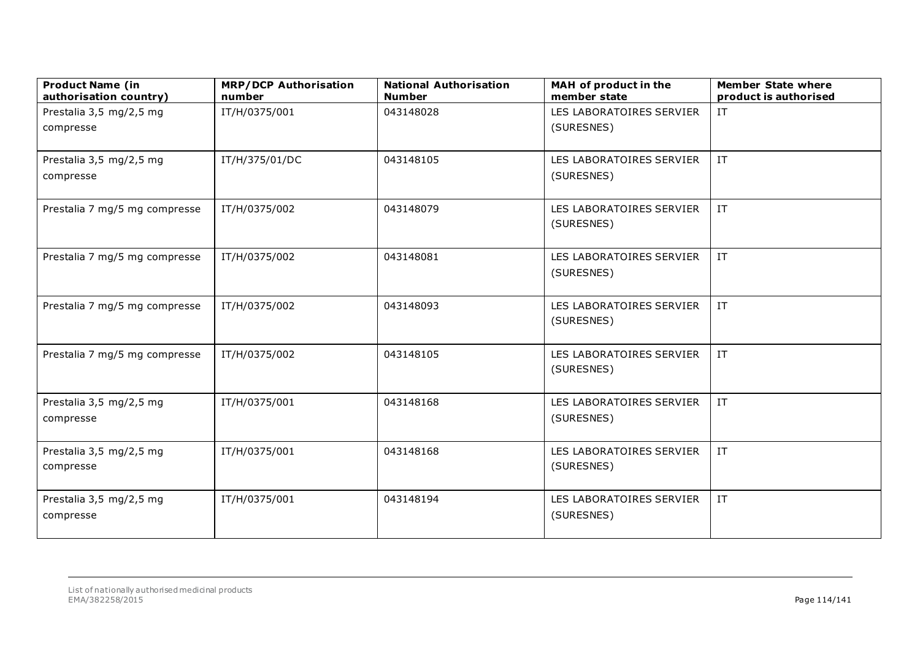| Product Name (in authorisation country) | MRP/DCP Authorisation number | National Authorisation Number | MAH of product in the member state | Member State where product is authorised |
| --- | --- | --- | --- | --- |
| Prestalia 3,5 mg/2,5 mg compresse | IT/H/0375/001 | 043148028 | LES LABORATOIRES SERVIER (SURESNES) | IT |
| Prestalia 3,5 mg/2,5 mg compresse | IT/H/375/01/DC | 043148105 | LES LABORATOIRES SERVIER (SURESNES) | IT |
| Prestalia 7 mg/5 mg compresse | IT/H/0375/002 | 043148079 | LES LABORATOIRES SERVIER (SURESNES) | IT |
| Prestalia 7 mg/5 mg compresse | IT/H/0375/002 | 043148081 | LES LABORATOIRES SERVIER (SURESNES) | IT |
| Prestalia 7 mg/5 mg compresse | IT/H/0375/002 | 043148093 | LES LABORATOIRES SERVIER (SURESNES) | IT |
| Prestalia 7 mg/5 mg compresse | IT/H/0375/002 | 043148105 | LES LABORATOIRES SERVIER (SURESNES) | IT |
| Prestalia 3,5 mg/2,5 mg compresse | IT/H/0375/001 | 043148168 | LES LABORATOIRES SERVIER (SURESNES) | IT |
| Prestalia 3,5 mg/2,5 mg compresse | IT/H/0375/001 | 043148168 | LES LABORATOIRES SERVIER (SURESNES) | IT |
| Prestalia 3,5 mg/2,5 mg compresse | IT/H/0375/001 | 043148194 | LES LABORATOIRES SERVIER (SURESNES) | IT |

List of nationally authorised medicinal products
EMA/382258/2015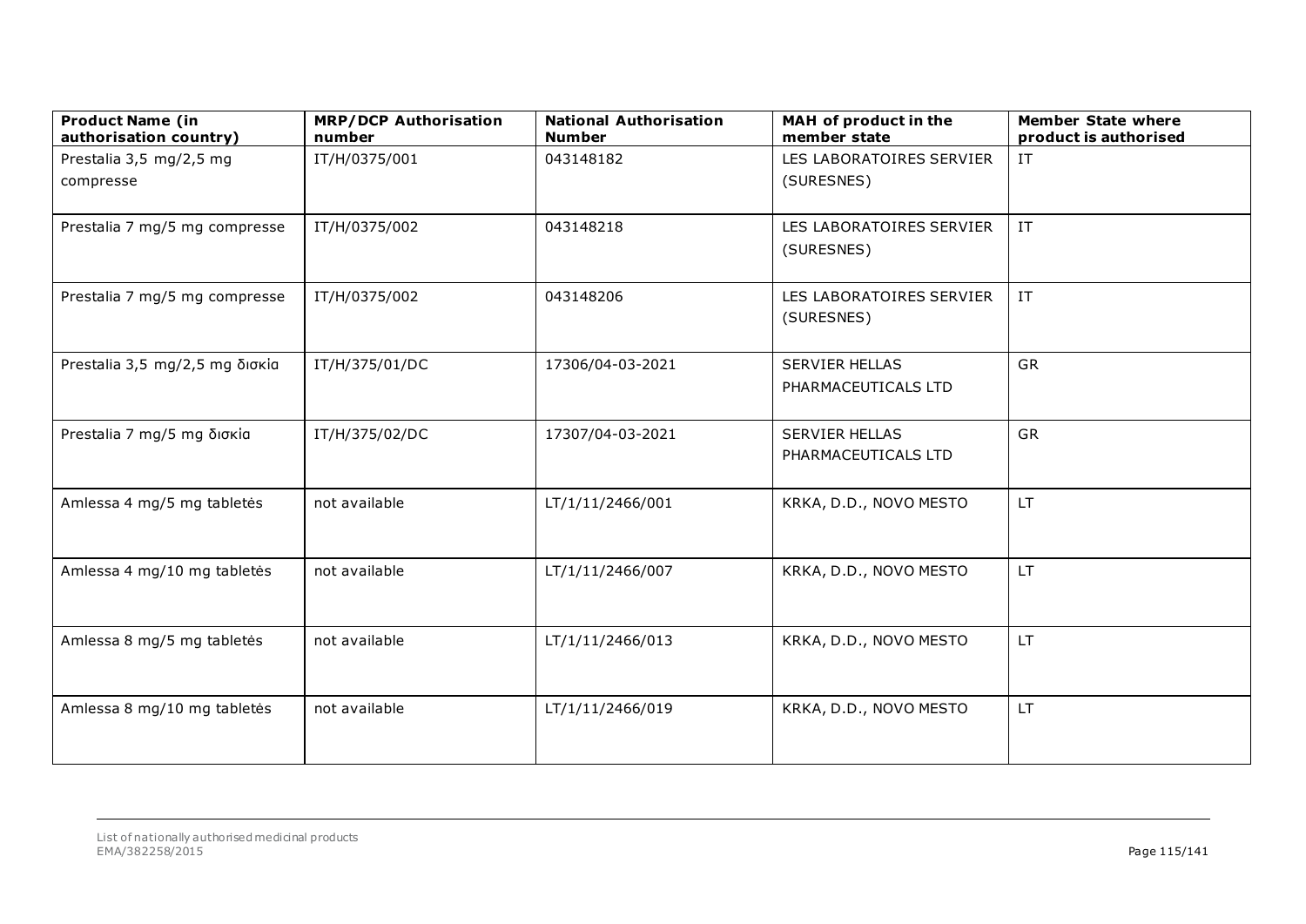| Product Name (in authorisation country) | MRP/DCP Authorisation number | National Authorisation Number | MAH of product in the member state | Member State where product is authorised |
| --- | --- | --- | --- | --- |
| Prestalia 3,5 mg/2,5 mg compresse | IT/H/0375/001 | 043148182 | LES LABORATOIRES SERVIER (SURESNES) | IT |
| Prestalia 7 mg/5 mg compresse | IT/H/0375/002 | 043148218 | LES LABORATOIRES SERVIER (SURESNES) | IT |
| Prestalia 7 mg/5 mg compresse | IT/H/0375/002 | 043148206 | LES LABORATOIRES SERVIER (SURESNES) | IT |
| Prestalia 3,5 mg/2,5 mg δισκία | IT/H/375/01/DC | 17306/04-03-2021 | SERVIER HELLAS PHARMACEUTICALS LTD | GR |
| Prestalia 7 mg/5 mg δισκία | IT/H/375/02/DC | 17307/04-03-2021 | SERVIER HELLAS PHARMACEUTICALS LTD | GR |
| Amlessa 4 mg/5 mg tabletės | not available | LT/1/11/2466/001 | KRKA, D.D., NOVO MESTO | LT |
| Amlessa 4 mg/10 mg tabletės | not available | LT/1/11/2466/007 | KRKA, D.D., NOVO MESTO | LT |
| Amlessa 8 mg/5 mg tabletės | not available | LT/1/11/2466/013 | KRKA, D.D., NOVO MESTO | LT |
| Amlessa 8 mg/10 mg tabletės | not available | LT/1/11/2466/019 | KRKA, D.D., NOVO MESTO | LT |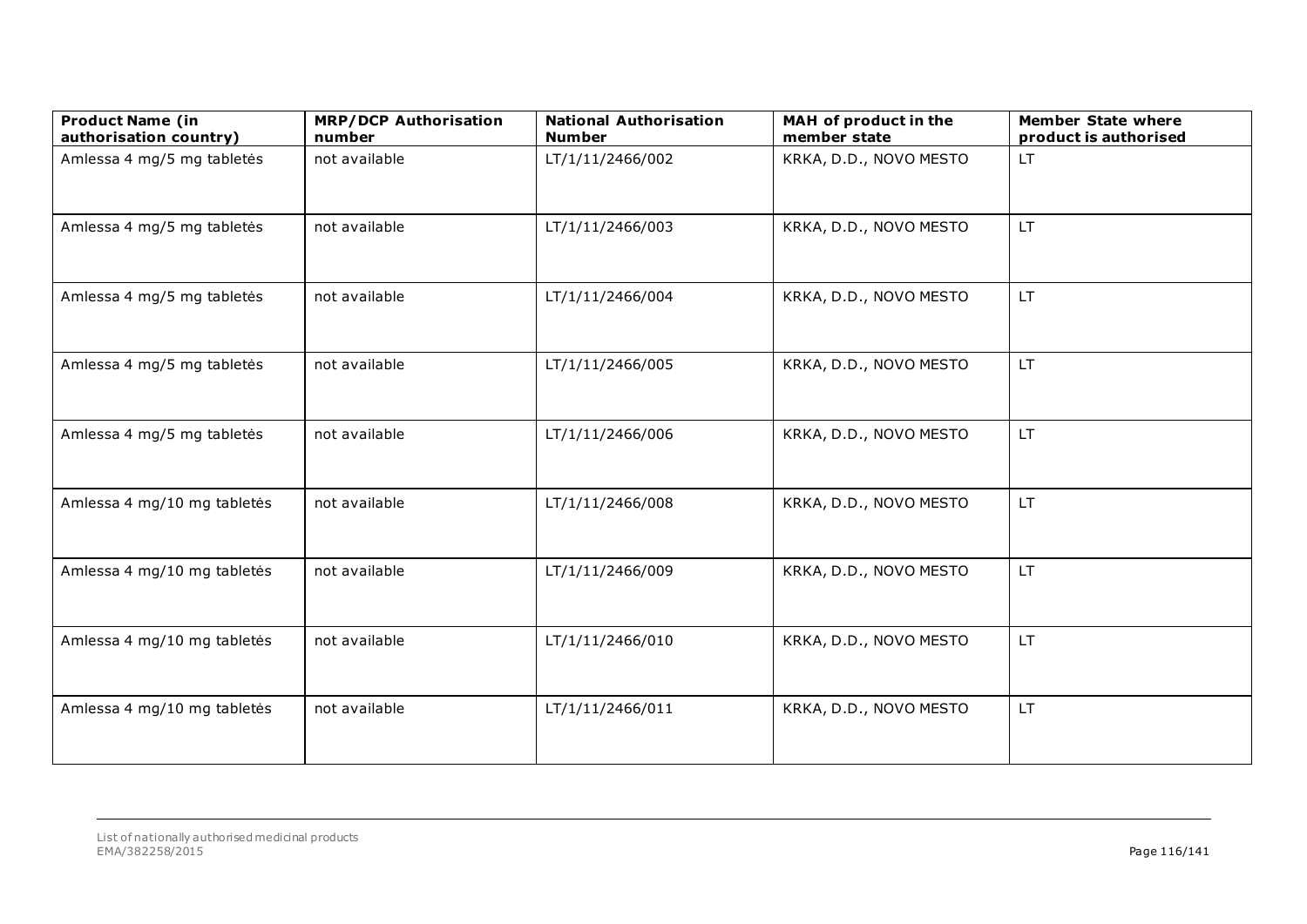| Product Name (in authorisation country) | MRP/DCP Authorisation number | National Authorisation Number | MAH of product in the member state | Member State where product is authorised |
|---|---|---|---|---|
| Amlessa 4 mg/5 mg tabletės | not available | LT/1/11/2466/002 | KRKA, D.D., NOVO MESTO | LT |
| Amlessa 4 mg/5 mg tabletės | not available | LT/1/11/2466/003 | KRKA, D.D., NOVO MESTO | LT |
| Amlessa 4 mg/5 mg tabletės | not available | LT/1/11/2466/004 | KRKA, D.D., NOVO MESTO | LT |
| Amlessa 4 mg/5 mg tabletės | not available | LT/1/11/2466/005 | KRKA, D.D., NOVO MESTO | LT |
| Amlessa 4 mg/5 mg tabletės | not available | LT/1/11/2466/006 | KRKA, D.D., NOVO MESTO | LT |
| Amlessa 4 mg/10 mg tabletės | not available | LT/1/11/2466/008 | KRKA, D.D., NOVO MESTO | LT |
| Amlessa 4 mg/10 mg tabletės | not available | LT/1/11/2466/009 | KRKA, D.D., NOVO MESTO | LT |
| Amlessa 4 mg/10 mg tabletės | not available | LT/1/11/2466/010 | KRKA, D.D., NOVO MESTO | LT |
| Amlessa 4 mg/10 mg tabletės | not available | LT/1/11/2466/011 | KRKA, D.D., NOVO MESTO | LT |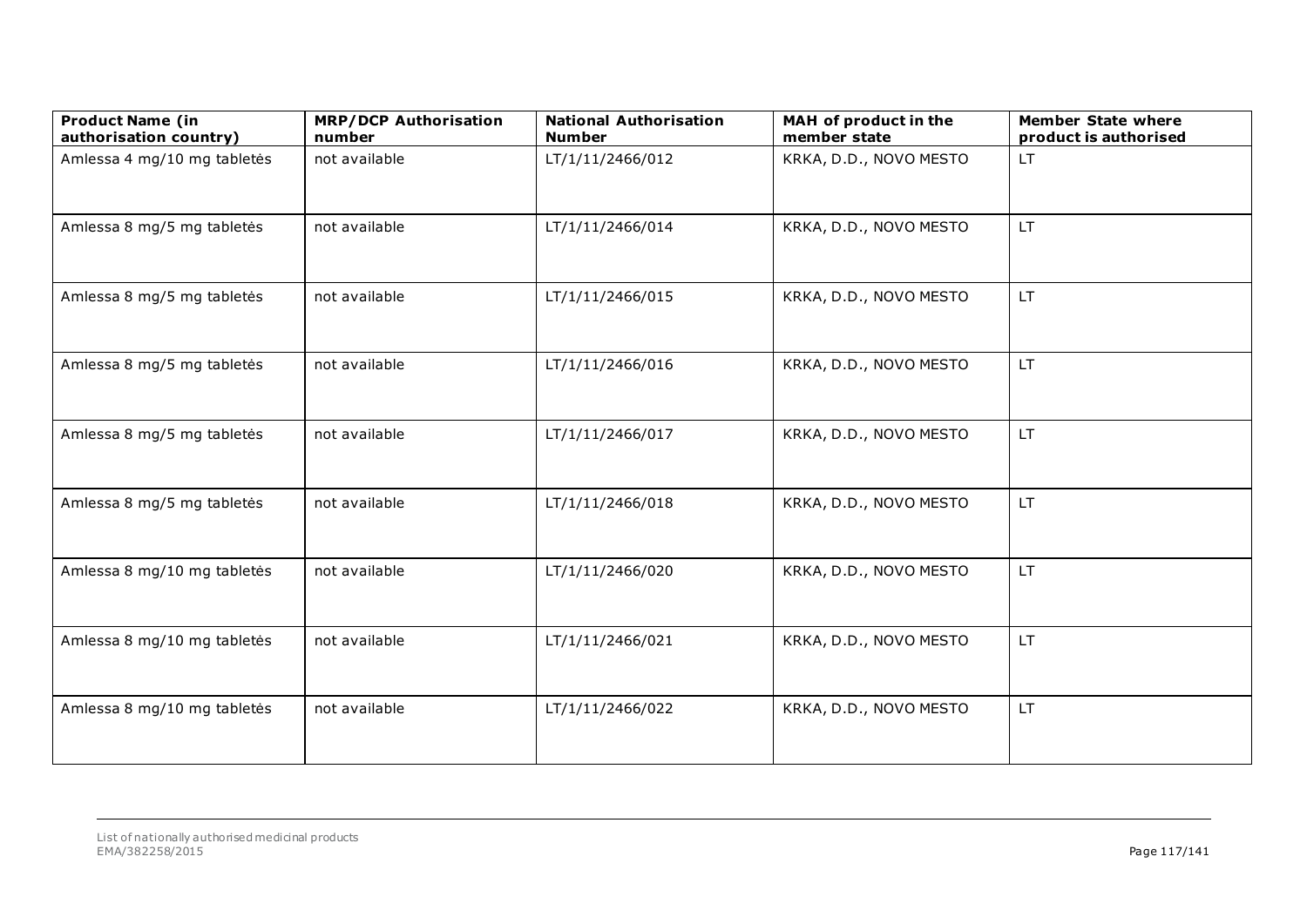| Product Name (in authorisation country) | MRP/DCP Authorisation number | National Authorisation Number | MAH of product in the member state | Member State where product is authorised |
|---|---|---|---|---|
| Amlessa 4 mg/10 mg tabletės | not available | LT/1/11/2466/012 | KRKA, D.D., NOVO MESTO | LT |
| Amlessa 8 mg/5 mg tabletės | not available | LT/1/11/2466/014 | KRKA, D.D., NOVO MESTO | LT |
| Amlessa 8 mg/5 mg tabletės | not available | LT/1/11/2466/015 | KRKA, D.D., NOVO MESTO | LT |
| Amlessa 8 mg/5 mg tabletės | not available | LT/1/11/2466/016 | KRKA, D.D., NOVO MESTO | LT |
| Amlessa 8 mg/5 mg tabletės | not available | LT/1/11/2466/017 | KRKA, D.D., NOVO MESTO | LT |
| Amlessa 8 mg/5 mg tabletės | not available | LT/1/11/2466/018 | KRKA, D.D., NOVO MESTO | LT |
| Amlessa 8 mg/10 mg tabletės | not available | LT/1/11/2466/020 | KRKA, D.D., NOVO MESTO | LT |
| Amlessa 8 mg/10 mg tabletės | not available | LT/1/11/2466/021 | KRKA, D.D., NOVO MESTO | LT |
| Amlessa 8 mg/10 mg tabletės | not available | LT/1/11/2466/022 | KRKA, D.D., NOVO MESTO | LT |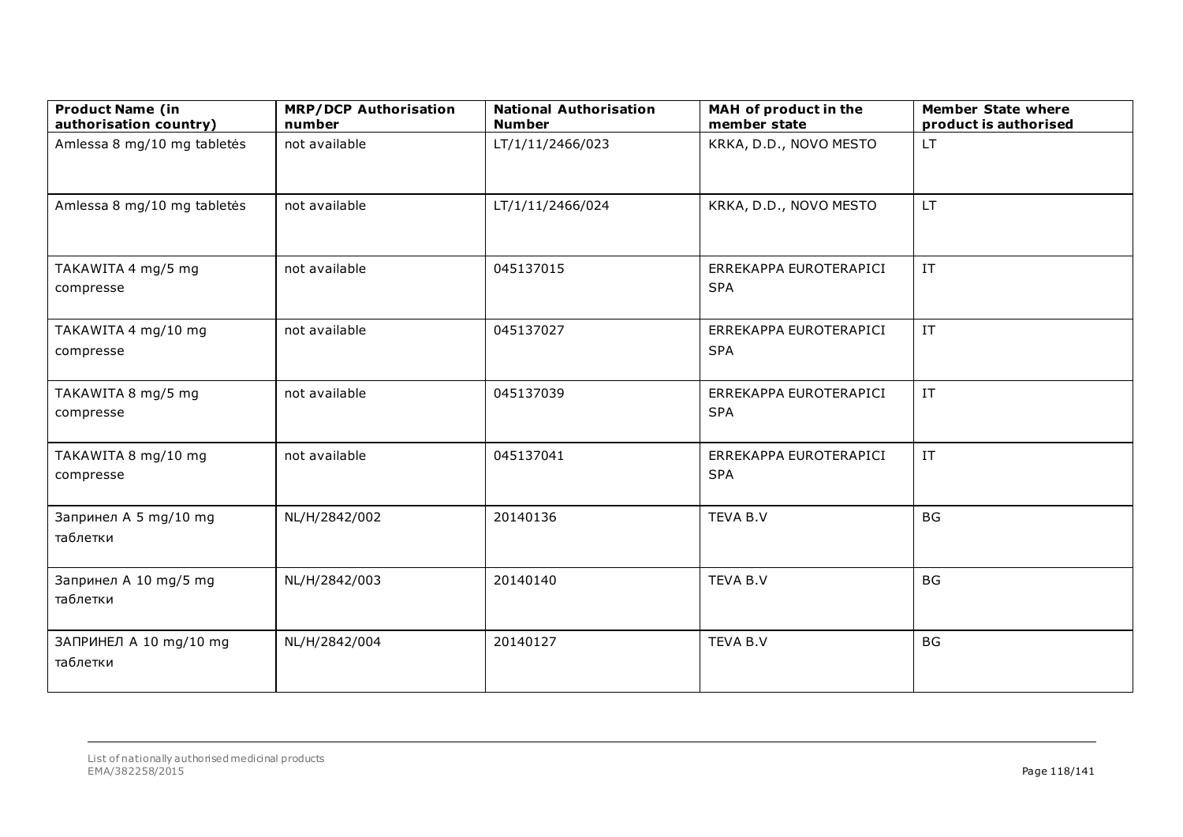| Product Name (in authorisation country) | MRP/DCP Authorisation number | National Authorisation Number | MAH of product in the member state | Member State where product is authorised |
|---|---|---|---|---|
| Amlessa 8 mg/10 mg tabletės | not available | LT/1/11/2466/023 | KRKA, D.D., NOVO MESTO | LT |
| Amlessa 8 mg/10 mg tabletės | not available | LT/1/11/2466/024 | KRKA, D.D., NOVO MESTO | LT |
| TAKAWITA 4 mg/5 mg compresse | not available | 045137015 | ERREKAPPA EUROTERAPICI SPA | IT |
| TAKAWITA 4 mg/10 mg compresse | not available | 045137027 | ERREKAPPA EUROTERAPICI SPA | IT |
| TAKAWITA 8 mg/5 mg compresse | not available | 045137039 | ERREKAPPA EUROTERAPICI SPA | IT |
| TAKAWITA 8 mg/10 mg compresse | not available | 045137041 | ERREKAPPA EUROTERAPICI SPA | IT |
| Запринел А 5 mg/10 mg таблетки | NL/H/2842/002 | 20140136 | TEVA B.V | BG |
| Запринел А 10 mg/5 mg таблетки | NL/H/2842/003 | 20140140 | TEVA B.V | BG |
| ЗАПРИНЕЛ А 10 mg/10 mg таблетки | NL/H/2842/004 | 20140127 | TEVA B.V | BG |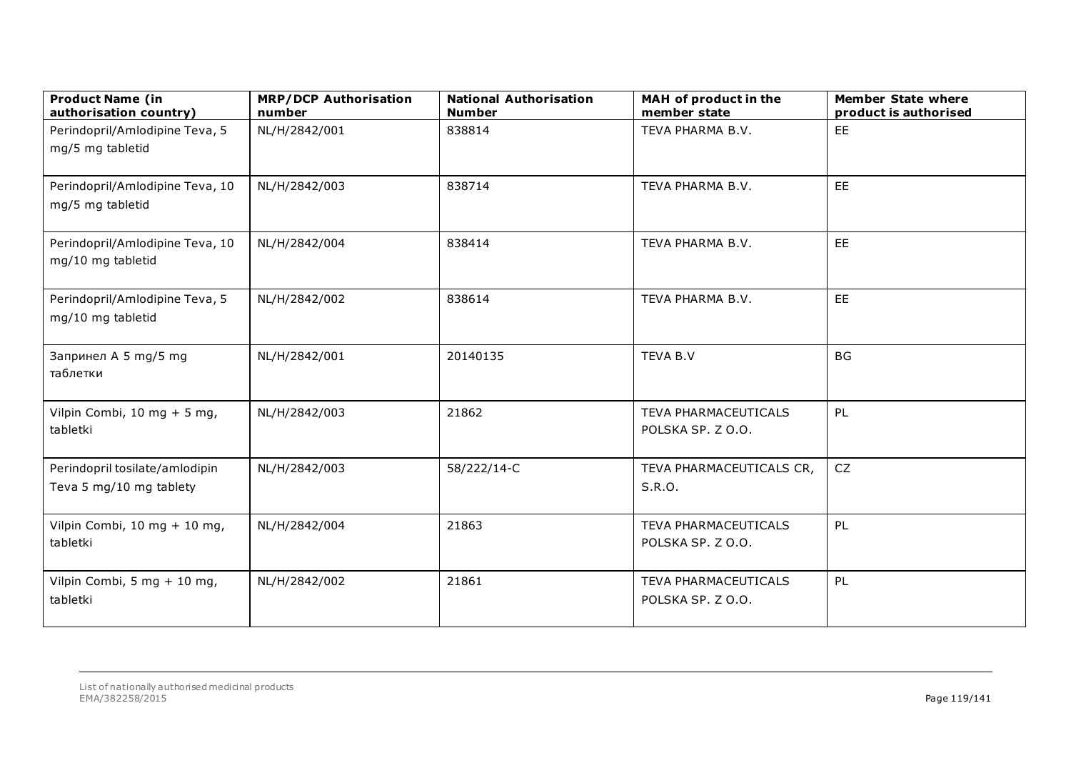| Product Name (in authorisation country) | MRP/DCP Authorisation number | National Authorisation Number | MAH of product in the member state | Member State where product is authorised |
| --- | --- | --- | --- | --- |
| Perindopril/Amlodipine Teva, 5 mg/5 mg tabletid | NL/H/2842/001 | 838814 | TEVA PHARMA B.V. | EE |
| Perindopril/Amlodipine Teva, 10 mg/5 mg tabletid | NL/H/2842/003 | 838714 | TEVA PHARMA B.V. | EE |
| Perindopril/Amlodipine Teva, 10 mg/10 mg tabletid | NL/H/2842/004 | 838414 | TEVA PHARMA B.V. | EE |
| Perindopril/Amlodipine Teva, 5 mg/10 mg tabletid | NL/H/2842/002 | 838614 | TEVA PHARMA B.V. | EE |
| Запринел А 5 mg/5 mg таблетки | NL/H/2842/001 | 20140135 | TEVA B.V | BG |
| Vilpin Combi, 10 mg + 5 mg, tabletki | NL/H/2842/003 | 21862 | TEVA PHARMACEUTICALS POLSKA SP. Z O.O. | PL |
| Perindopril tosilate/amlodipin Teva 5 mg/10 mg tablety | NL/H/2842/003 | 58/222/14-C | TEVA PHARMACEUTICALS CR, S.R.O. | CZ |
| Vilpin Combi, 10 mg + 10 mg, tabletki | NL/H/2842/004 | 21863 | TEVA PHARMACEUTICALS POLSKA SP. Z O.O. | PL |
| Vilpin Combi, 5 mg + 10 mg, tabletki | NL/H/2842/002 | 21861 | TEVA PHARMACEUTICALS POLSKA SP. Z O.O. | PL |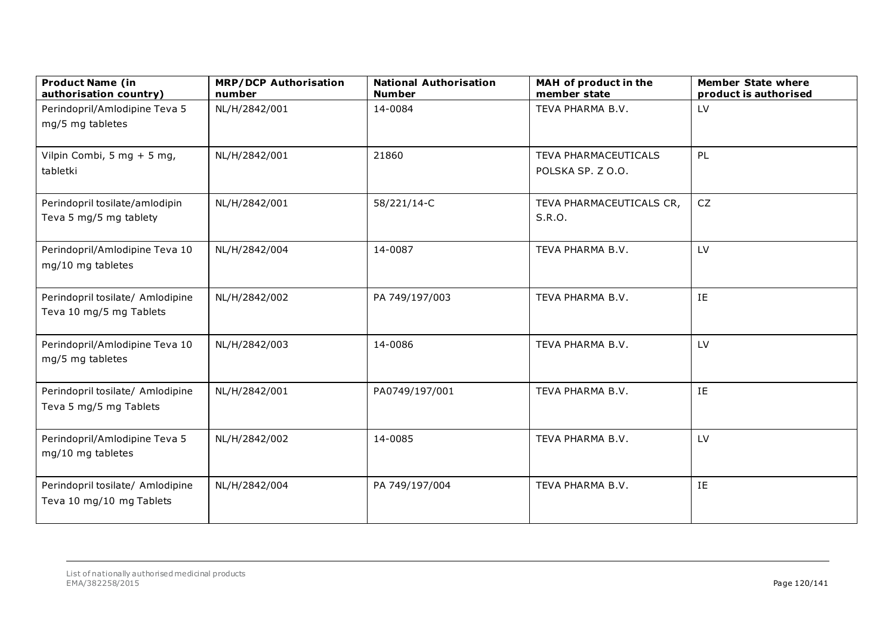| Product Name (in authorisation country) | MRP/DCP Authorisation number | National Authorisation Number | MAH of product in the member state | Member State where product is authorised |
|---|---|---|---|---|
| Perindopril/Amlodipine Teva 5 mg/5 mg tabletes | NL/H/2842/001 | 14-0084 | TEVA PHARMA B.V. | LV |
| Vilpin Combi, 5 mg + 5 mg, tabletki | NL/H/2842/001 | 21860 | TEVA PHARMACEUTICALS POLSKA SP. Z O.O. | PL |
| Perindopril tosilate/amlodipin Teva 5 mg/5 mg tablety | NL/H/2842/001 | 58/221/14-C | TEVA PHARMACEUTICALS CR, S.R.O. | CZ |
| Perindopril/Amlodipine Teva 10 mg/10 mg tabletes | NL/H/2842/004 | 14-0087 | TEVA PHARMA B.V. | LV |
| Perindopril tosilate/ Amlodipine Teva 10 mg/5 mg Tablets | NL/H/2842/002 | PA 749/197/003 | TEVA PHARMA B.V. | IE |
| Perindopril/Amlodipine Teva 10 mg/5 mg tabletes | NL/H/2842/003 | 14-0086 | TEVA PHARMA B.V. | LV |
| Perindopril tosilate/ Amlodipine Teva 5 mg/5 mg Tablets | NL/H/2842/001 | PA0749/197/001 | TEVA PHARMA B.V. | IE |
| Perindopril/Amlodipine Teva 5 mg/10 mg tabletes | NL/H/2842/002 | 14-0085 | TEVA PHARMA B.V. | LV |
| Perindopril tosilate/ Amlodipine Teva 10 mg/10 mg Tablets | NL/H/2842/004 | PA 749/197/004 | TEVA PHARMA B.V. | IE |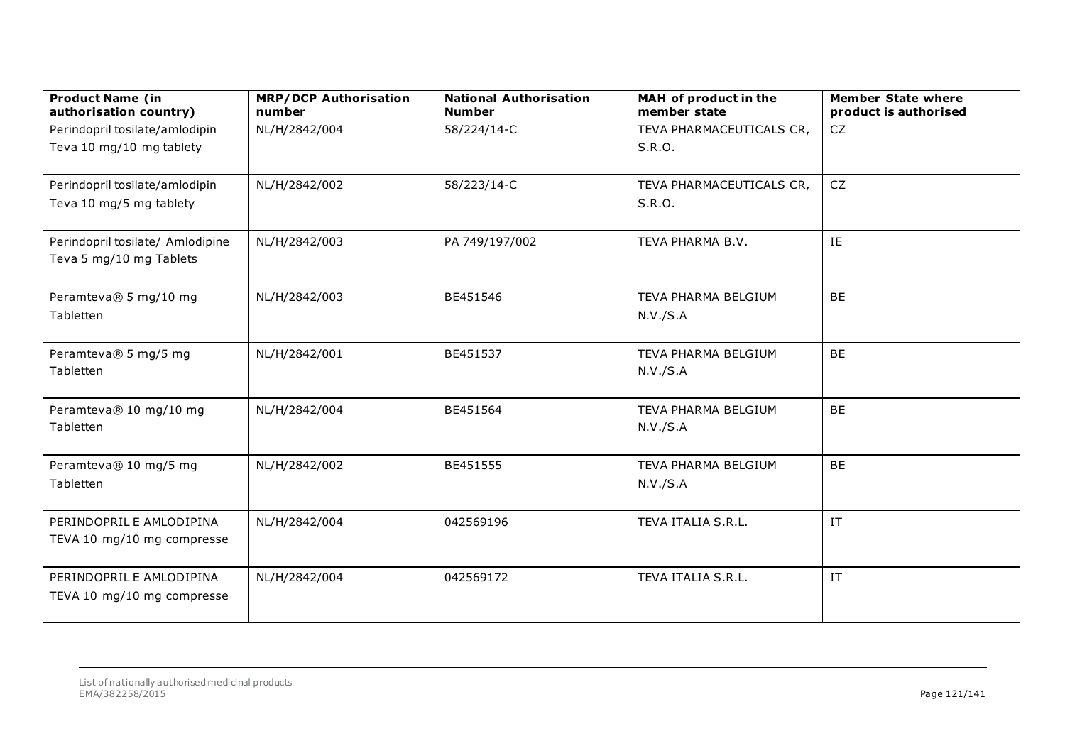| Product Name (in authorisation country) | MRP/DCP Authorisation number | National Authorisation Number | MAH of product in the member state | Member State where product is authorised |
|---|---|---|---|---|
| Perindopril tosilate/amlodipin Teva 10 mg/10 mg tablety | NL/H/2842/004 | 58/224/14-C | TEVA PHARMACEUTICALS CR, S.R.O. | CZ |
| Perindopril tosilate/amlodipin Teva 10 mg/5 mg tablety | NL/H/2842/002 | 58/223/14-C | TEVA PHARMACEUTICALS CR, S.R.O. | CZ |
| Perindopril tosilate/ Amlodipine Teva 5 mg/10 mg Tablets | NL/H/2842/003 | PA 749/197/002 | TEVA PHARMA B.V. | IE |
| Peramteva® 5 mg/10 mg Tabletten | NL/H/2842/003 | BE451546 | TEVA PHARMA BELGIUM N.V./S.A | BE |
| Peramteva® 5 mg/5 mg Tabletten | NL/H/2842/001 | BE451537 | TEVA PHARMA BELGIUM N.V./S.A | BE |
| Peramteva® 10 mg/10 mg Tabletten | NL/H/2842/004 | BE451564 | TEVA PHARMA BELGIUM N.V./S.A | BE |
| Peramteva® 10 mg/5 mg Tabletten | NL/H/2842/002 | BE451555 | TEVA PHARMA BELGIUM N.V./S.A | BE |
| PERINDOPRIL E AMLODIPINA TEVA 10 mg/10 mg compresse | NL/H/2842/004 | 042569196 | TEVA ITALIA S.R.L. | IT |
| PERINDOPRIL E AMLODIPINA TEVA 10 mg/10 mg compresse | NL/H/2842/004 | 042569172 | TEVA ITALIA S.R.L. | IT |

List of nationally authorised medicinal products
EMA/382258/2015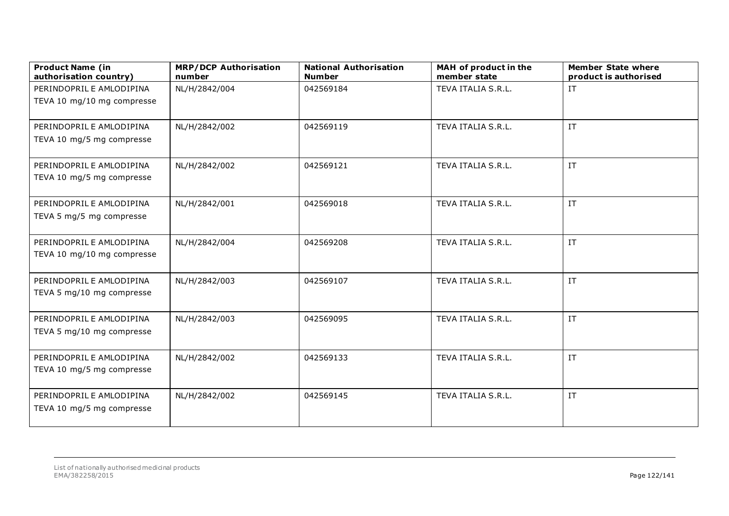| Product Name (in authorisation country) | MRP/DCP Authorisation number | National Authorisation Number | MAH of product in the member state | Member State where product is authorised |
|---|---|---|---|---|
| PERINDOPRIL E AMLODIPINA TEVA 10 mg/10 mg compresse | NL/H/2842/004 | 042569184 | TEVA ITALIA S.R.L. | IT |
| PERINDOPRIL E AMLODIPINA TEVA 10 mg/5 mg compresse | NL/H/2842/002 | 042569119 | TEVA ITALIA S.R.L. | IT |
| PERINDOPRIL E AMLODIPINA TEVA 10 mg/5 mg compresse | NL/H/2842/002 | 042569121 | TEVA ITALIA S.R.L. | IT |
| PERINDOPRIL E AMLODIPINA TEVA 5 mg/5 mg compresse | NL/H/2842/001 | 042569018 | TEVA ITALIA S.R.L. | IT |
| PERINDOPRIL E AMLODIPINA TEVA 10 mg/10 mg compresse | NL/H/2842/004 | 042569208 | TEVA ITALIA S.R.L. | IT |
| PERINDOPRIL E AMLODIPINA TEVA 5 mg/10 mg compresse | NL/H/2842/003 | 042569107 | TEVA ITALIA S.R.L. | IT |
| PERINDOPRIL E AMLODIPINA TEVA 5 mg/10 mg compresse | NL/H/2842/003 | 042569095 | TEVA ITALIA S.R.L. | IT |
| PERINDOPRIL E AMLODIPINA TEVA 10 mg/5 mg compresse | NL/H/2842/002 | 042569133 | TEVA ITALIA S.R.L. | IT |
| PERINDOPRIL E AMLODIPINA TEVA 10 mg/5 mg compresse | NL/H/2842/002 | 042569145 | TEVA ITALIA S.R.L. | IT |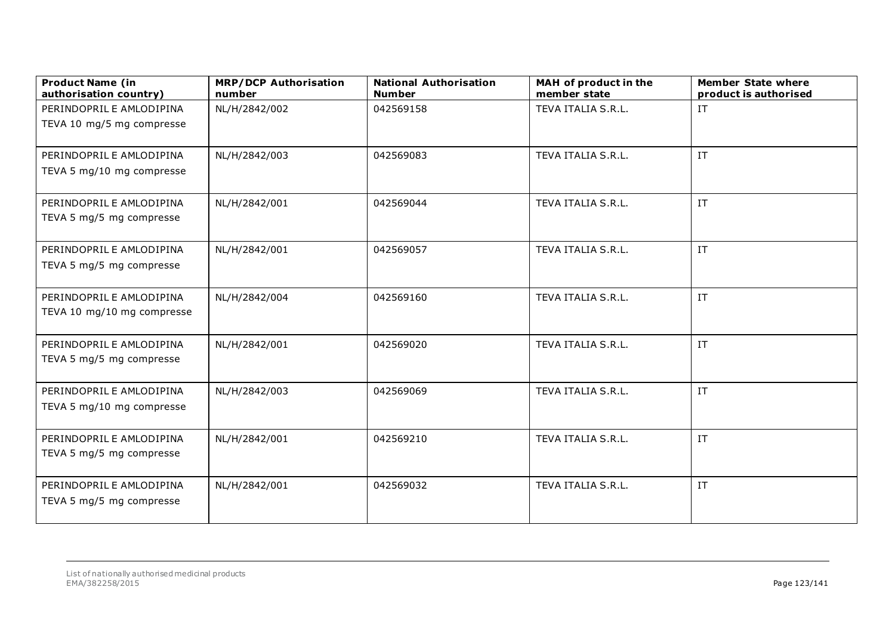| Product Name (in authorisation country) | MRP/DCP Authorisation number | National Authorisation Number | MAH of product in the member state | Member State where product is authorised |
|---|---|---|---|---|
| PERINDOPRIL E AMLODIPINA TEVA 10 mg/5 mg compresse | NL/H/2842/002 | 042569158 | TEVA ITALIA S.R.L. | IT |
| PERINDOPRIL E AMLODIPINA TEVA 5 mg/10 mg compresse | NL/H/2842/003 | 042569083 | TEVA ITALIA S.R.L. | IT |
| PERINDOPRIL E AMLODIPINA TEVA 5 mg/5 mg compresse | NL/H/2842/001 | 042569044 | TEVA ITALIA S.R.L. | IT |
| PERINDOPRIL E AMLODIPINA TEVA 5 mg/5 mg compresse | NL/H/2842/001 | 042569057 | TEVA ITALIA S.R.L. | IT |
| PERINDOPRIL E AMLODIPINA TEVA 10 mg/10 mg compresse | NL/H/2842/004 | 042569160 | TEVA ITALIA S.R.L. | IT |
| PERINDOPRIL E AMLODIPINA TEVA 5 mg/5 mg compresse | NL/H/2842/001 | 042569020 | TEVA ITALIA S.R.L. | IT |
| PERINDOPRIL E AMLODIPINA TEVA 5 mg/10 mg compresse | NL/H/2842/003 | 042569069 | TEVA ITALIA S.R.L. | IT |
| PERINDOPRIL E AMLODIPINA TEVA 5 mg/5 mg compresse | NL/H/2842/001 | 042569210 | TEVA ITALIA S.R.L. | IT |
| PERINDOPRIL E AMLODIPINA TEVA 5 mg/5 mg compresse | NL/H/2842/001 | 042569032 | TEVA ITALIA S.R.L. | IT |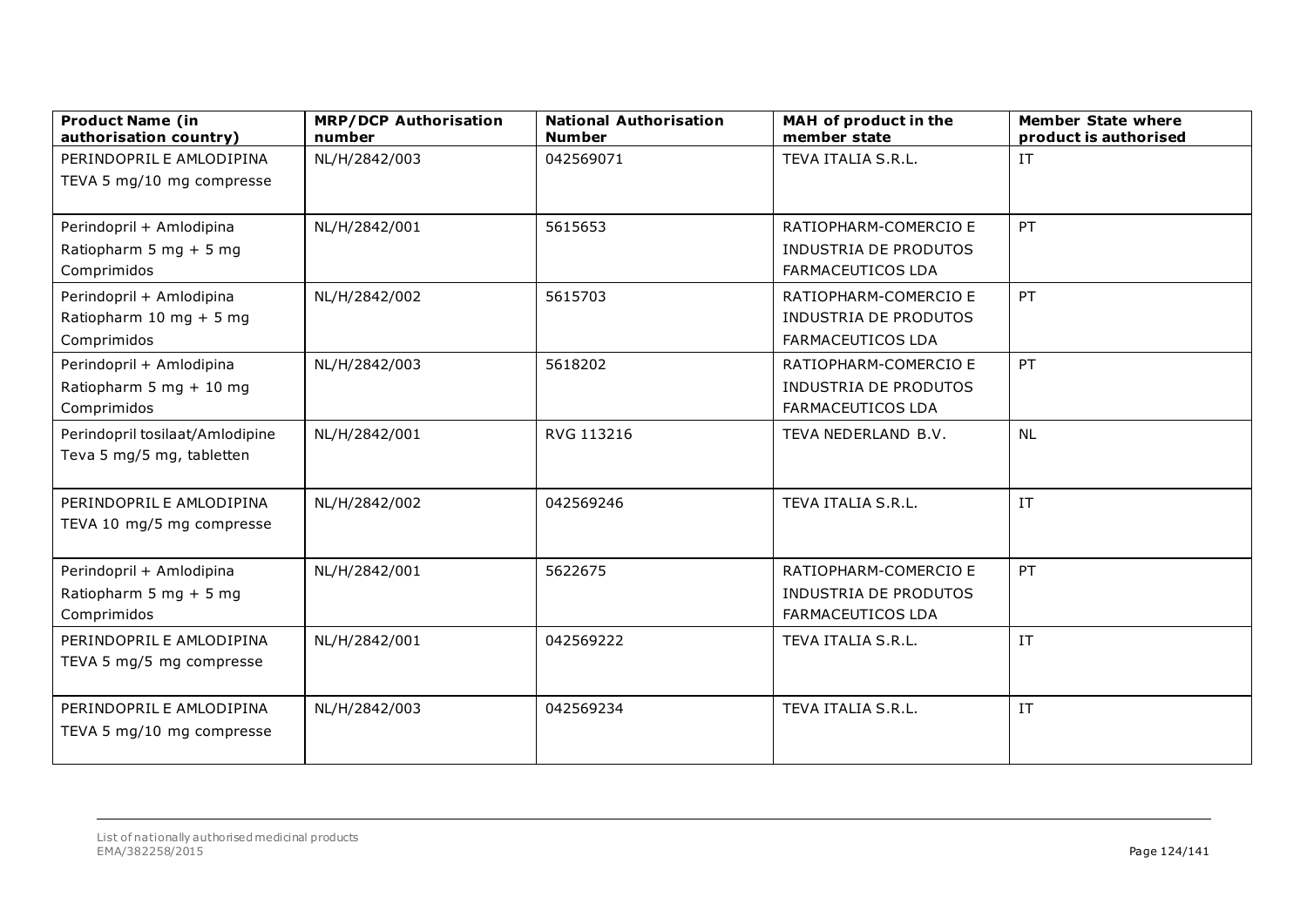| Product Name (in authorisation country) | MRP/DCP Authorisation number | National Authorisation Number | MAH of product in the member state | Member State where product is authorised |
|---|---|---|---|---|
| PERINDOPRIL E AMLODIPINA TEVA 5 mg/10 mg compresse | NL/H/2842/003 | 042569071 | TEVA ITALIA S.R.L. | IT |
| Perindopril + Amlodipina Ratiopharm 5 mg + 5 mg Comprimidos | NL/H/2842/001 | 5615653 | RATIOPHARM-COMERCIO E INDUSTRIA DE PRODUTOS FARMACEUTICOS LDA | PT |
| Perindopril + Amlodipina Ratiopharm 10 mg + 5 mg Comprimidos | NL/H/2842/002 | 5615703 | RATIOPHARM-COMERCIO E INDUSTRIA DE PRODUTOS FARMACEUTICOS LDA | PT |
| Perindopril + Amlodipina Ratiopharm 5 mg + 10 mg Comprimidos | NL/H/2842/003 | 5618202 | RATIOPHARM-COMERCIO E INDUSTRIA DE PRODUTOS FARMACEUTICOS LDA | PT |
| Perindopril tosilaat/Amlodipine Teva 5 mg/5 mg, tabletten | NL/H/2842/001 | RVG 113216 | TEVA NEDERLAND B.V. | NL |
| PERINDOPRIL E AMLODIPINA TEVA 10 mg/5 mg compresse | NL/H/2842/002 | 042569246 | TEVA ITALIA S.R.L. | IT |
| Perindopril + Amlodipina Ratiopharm 5 mg + 5 mg Comprimidos | NL/H/2842/001 | 5622675 | RATIOPHARM-COMERCIO E INDUSTRIA DE PRODUTOS FARMACEUTICOS LDA | PT |
| PERINDOPRIL E AMLODIPINA TEVA 5 mg/5 mg compresse | NL/H/2842/001 | 042569222 | TEVA ITALIA S.R.L. | IT |
| PERINDOPRIL E AMLODIPINA TEVA 5 mg/10 mg compresse | NL/H/2842/003 | 042569234 | TEVA ITALIA S.R.L. | IT |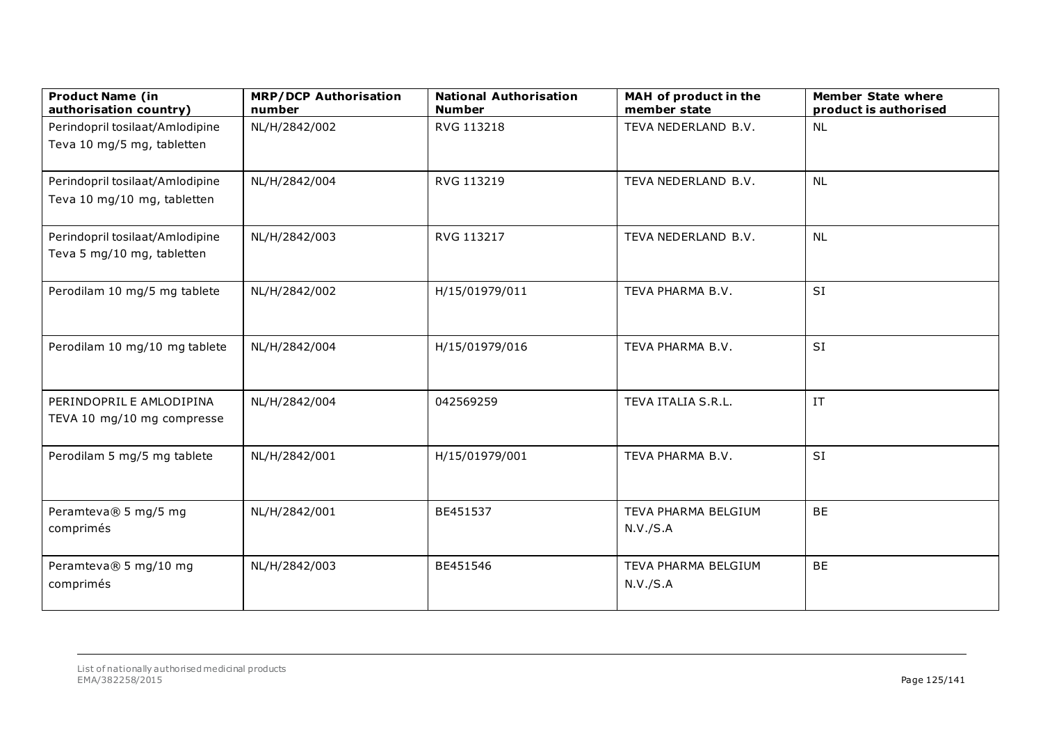| Product Name (in authorisation country) | MRP/DCP Authorisation number | National Authorisation Number | MAH of product in the member state | Member State where product is authorised |
|---|---|---|---|---|
| Perindopril tosilaat/Amlodipine Teva 10 mg/5 mg, tabletten | NL/H/2842/002 | RVG 113218 | TEVA NEDERLAND B.V. | NL |
| Perindopril tosilaat/Amlodipine Teva 10 mg/10 mg, tabletten | NL/H/2842/004 | RVG 113219 | TEVA NEDERLAND B.V. | NL |
| Perindopril tosilaat/Amlodipine Teva 5 mg/10 mg, tabletten | NL/H/2842/003 | RVG 113217 | TEVA NEDERLAND B.V. | NL |
| Perodilam 10 mg/5 mg tablete | NL/H/2842/002 | H/15/01979/011 | TEVA PHARMA B.V. | SI |
| Perodilam 10 mg/10 mg tablete | NL/H/2842/004 | H/15/01979/016 | TEVA PHARMA B.V. | SI |
| PERINDOPRIL E AMLODIPINA TEVA 10 mg/10 mg compresse | NL/H/2842/004 | 042569259 | TEVA ITALIA S.R.L. | IT |
| Perodilam 5 mg/5 mg tablete | NL/H/2842/001 | H/15/01979/001 | TEVA PHARMA B.V. | SI |
| Peramteva® 5 mg/5 mg comprimés | NL/H/2842/001 | BE451537 | TEVA PHARMA BELGIUM N.V./S.A | BE |
| Peramteva® 5 mg/10 mg comprimés | NL/H/2842/003 | BE451546 | TEVA PHARMA BELGIUM N.V./S.A | BE |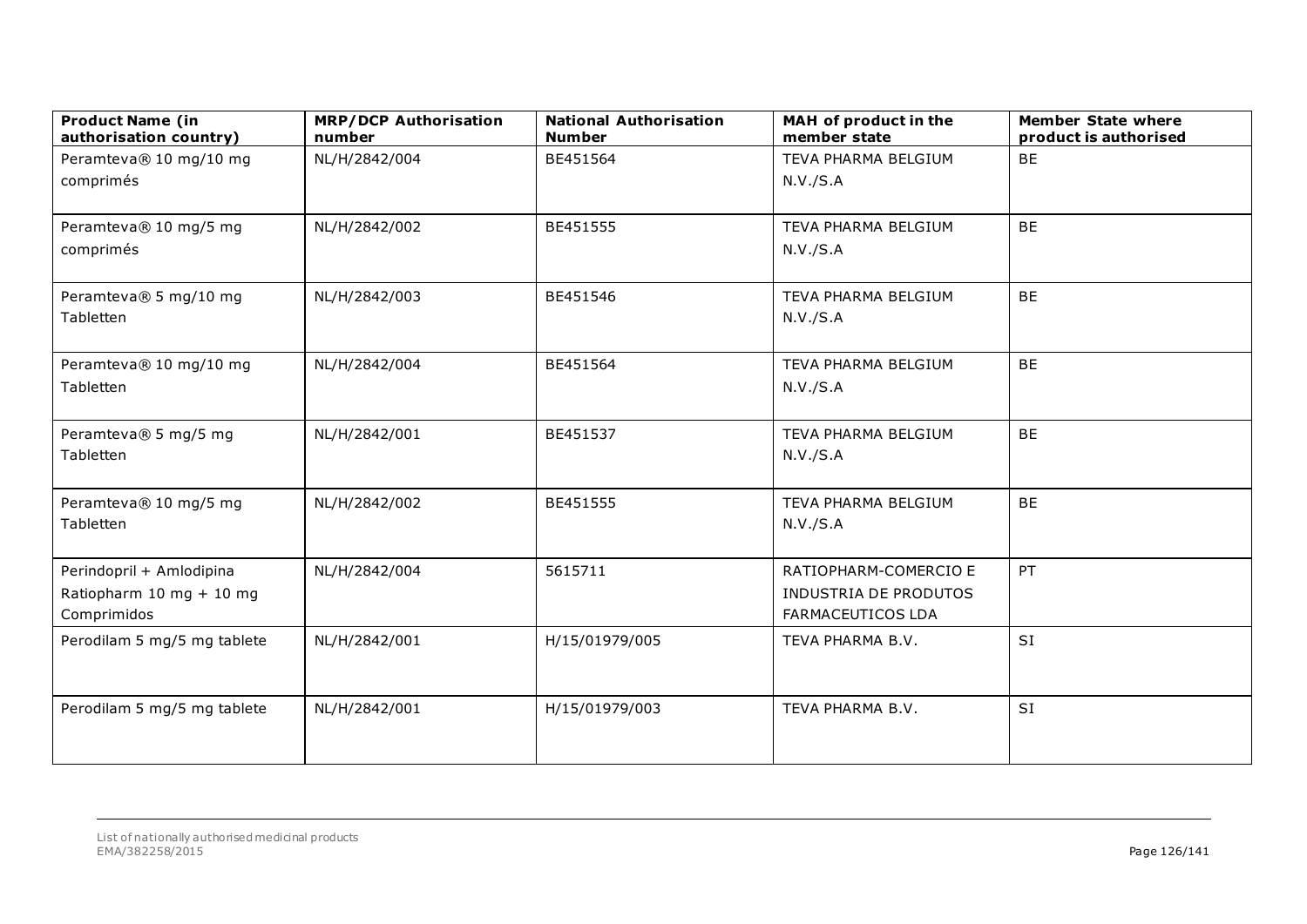| Product Name (in authorisation country) | MRP/DCP Authorisation number | National Authorisation Number | MAH of product in the member state | Member State where product is authorised |
|---|---|---|---|---|
| Peramteva® 10 mg/10 mg comprimés | NL/H/2842/004 | BE451564 | TEVA PHARMA BELGIUM N.V./S.A | BE |
| Peramteva® 10 mg/5 mg comprimés | NL/H/2842/002 | BE451555 | TEVA PHARMA BELGIUM N.V./S.A | BE |
| Peramteva® 5 mg/10 mg Tabletten | NL/H/2842/003 | BE451546 | TEVA PHARMA BELGIUM N.V./S.A | BE |
| Peramteva® 10 mg/10 mg Tabletten | NL/H/2842/004 | BE451564 | TEVA PHARMA BELGIUM N.V./S.A | BE |
| Peramteva® 5 mg/5 mg Tabletten | NL/H/2842/001 | BE451537 | TEVA PHARMA BELGIUM N.V./S.A | BE |
| Peramteva® 10 mg/5 mg Tabletten | NL/H/2842/002 | BE451555 | TEVA PHARMA BELGIUM N.V./S.A | BE |
| Perindopril + Amlodipina Ratiopharm 10 mg + 10 mg Comprimidos | NL/H/2842/004 | 5615711 | RATIOPHARM-COMERCIO E INDUSTRIA DE PRODUTOS FARMACEUTICOS LDA | PT |
| Perodilam 5 mg/5 mg tablete | NL/H/2842/001 | H/15/01979/005 | TEVA PHARMA B.V. | SI |
| Perodilam 5 mg/5 mg tablete | NL/H/2842/001 | H/15/01979/003 | TEVA PHARMA B.V. | SI |

List of nationally authorised medicinal products
EMA/382258/2015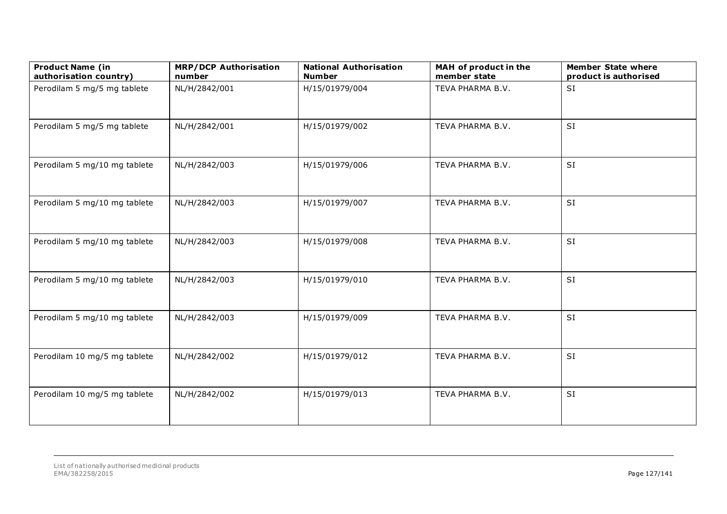| Product Name (in authorisation country) | MRP/DCP Authorisation number | National Authorisation Number | MAH of product in the member state | Member State where product is authorised |
|---|---|---|---|---|
| Perodilam 5 mg/5 mg tablete | NL/H/2842/001 | H/15/01979/004 | TEVA PHARMA B.V. | SI |
| Perodilam 5 mg/5 mg tablete | NL/H/2842/001 | H/15/01979/002 | TEVA PHARMA B.V. | SI |
| Perodilam 5 mg/10 mg tablete | NL/H/2842/003 | H/15/01979/006 | TEVA PHARMA B.V. | SI |
| Perodilam 5 mg/10 mg tablete | NL/H/2842/003 | H/15/01979/007 | TEVA PHARMA B.V. | SI |
| Perodilam 5 mg/10 mg tablete | NL/H/2842/003 | H/15/01979/008 | TEVA PHARMA B.V. | SI |
| Perodilam 5 mg/10 mg tablete | NL/H/2842/003 | H/15/01979/010 | TEVA PHARMA B.V. | SI |
| Perodilam 5 mg/10 mg tablete | NL/H/2842/003 | H/15/01979/009 | TEVA PHARMA B.V. | SI |
| Perodilam 10 mg/5 mg tablete | NL/H/2842/002 | H/15/01979/012 | TEVA PHARMA B.V. | SI |
| Perodilam 10 mg/5 mg tablete | NL/H/2842/002 | H/15/01979/013 | TEVA PHARMA B.V. | SI |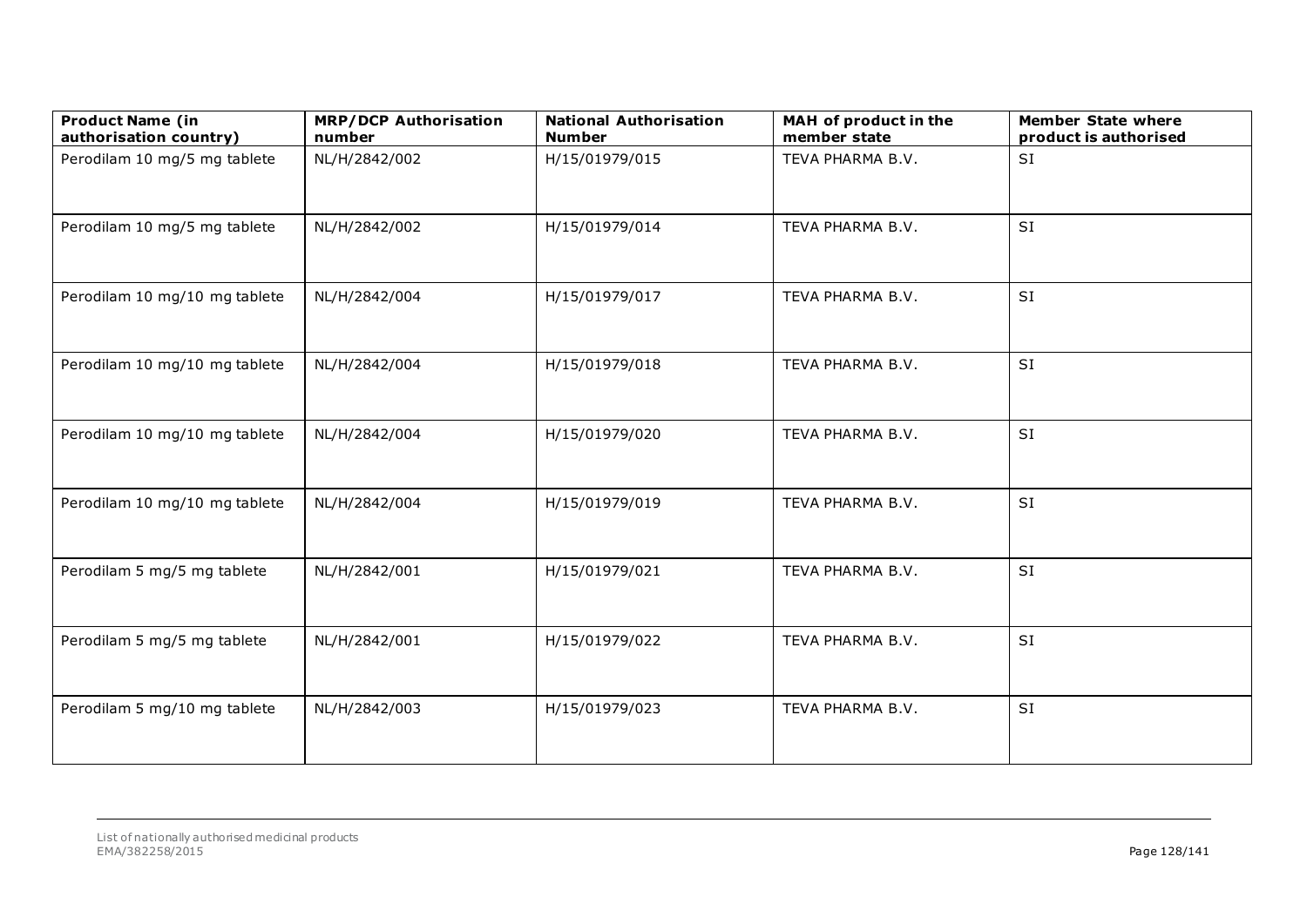| Product Name (in authorisation country) | MRP/DCP Authorisation number | National Authorisation Number | MAH of product in the member state | Member State where product is authorised |
|---|---|---|---|---|
| Perodilam 10 mg/5 mg tablete | NL/H/2842/002 | H/15/01979/015 | TEVA PHARMA B.V. | SI |
| Perodilam 10 mg/5 mg tablete | NL/H/2842/002 | H/15/01979/014 | TEVA PHARMA B.V. | SI |
| Perodilam 10 mg/10 mg tablete | NL/H/2842/004 | H/15/01979/017 | TEVA PHARMA B.V. | SI |
| Perodilam 10 mg/10 mg tablete | NL/H/2842/004 | H/15/01979/018 | TEVA PHARMA B.V. | SI |
| Perodilam 10 mg/10 mg tablete | NL/H/2842/004 | H/15/01979/020 | TEVA PHARMA B.V. | SI |
| Perodilam 10 mg/10 mg tablete | NL/H/2842/004 | H/15/01979/019 | TEVA PHARMA B.V. | SI |
| Perodilam 5 mg/5 mg tablete | NL/H/2842/001 | H/15/01979/021 | TEVA PHARMA B.V. | SI |
| Perodilam 5 mg/5 mg tablete | NL/H/2842/001 | H/15/01979/022 | TEVA PHARMA B.V. | SI |
| Perodilam 5 mg/10 mg tablete | NL/H/2842/003 | H/15/01979/023 | TEVA PHARMA B.V. | SI |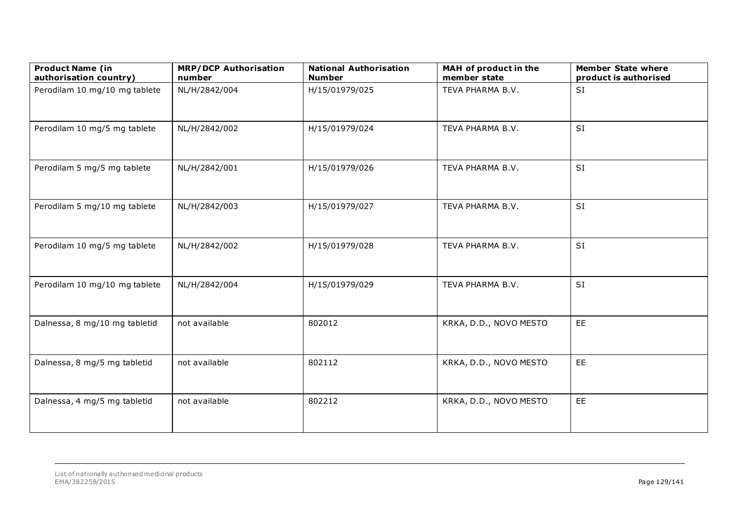| Product Name (in authorisation country) | MRP/DCP Authorisation number | National Authorisation Number | MAH of product in the member state | Member State where product is authorised |
|---|---|---|---|---|
| Perodilam 10 mg/10 mg tablete | NL/H/2842/004 | H/15/01979/025 | TEVA PHARMA B.V. | SI |
| Perodilam 10 mg/5 mg tablete | NL/H/2842/002 | H/15/01979/024 | TEVA PHARMA B.V. | SI |
| Perodilam 5 mg/5 mg tablete | NL/H/2842/001 | H/15/01979/026 | TEVA PHARMA B.V. | SI |
| Perodilam 5 mg/10 mg tablete | NL/H/2842/003 | H/15/01979/027 | TEVA PHARMA B.V. | SI |
| Perodilam 10 mg/5 mg tablete | NL/H/2842/002 | H/15/01979/028 | TEVA PHARMA B.V. | SI |
| Perodilam 10 mg/10 mg tablete | NL/H/2842/004 | H/15/01979/029 | TEVA PHARMA B.V. | SI |
| Dalnessa, 8 mg/10 mg tabletid | not available | 802012 | KRKA, D.D., NOVO MESTO | EE |
| Dalnessa, 8 mg/5 mg tabletid | not available | 802112 | KRKA, D.D., NOVO MESTO | EE |
| Dalnessa, 4 mg/5 mg tabletid | not available | 802212 | KRKA, D.D., NOVO MESTO | EE |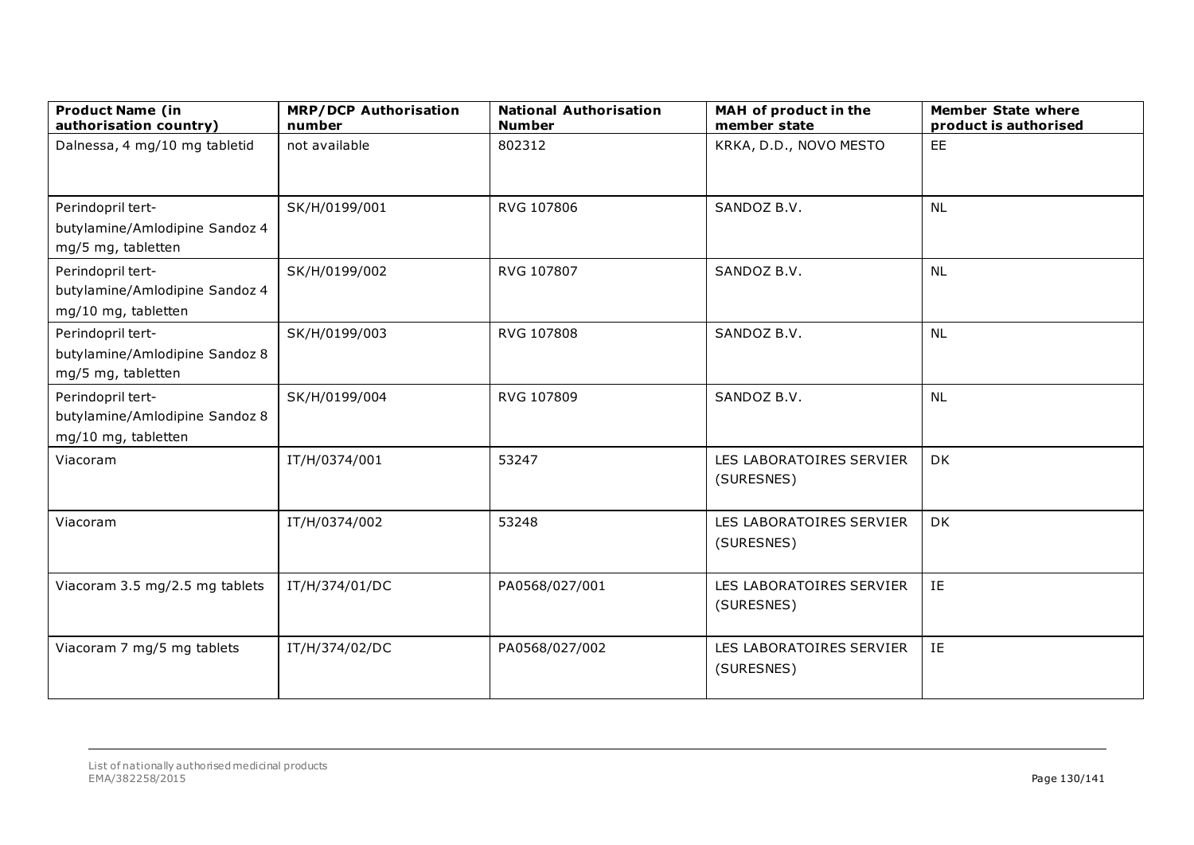| Product Name (in authorisation country) | MRP/DCP Authorisation number | National Authorisation Number | MAH of product in the member state | Member State where product is authorised |
|---|---|---|---|---|
| Dalnessa, 4 mg/10 mg tabletid | not available | 802312 | KRKA, D.D., NOVO MESTO | EE |
| Perindopril tert-butylamine/Amlodipine Sandoz 4 mg/5 mg, tabletten | SK/H/0199/001 | RVG 107806 | SANDOZ B.V. | NL |
| Perindopril tert-butylamine/Amlodipine Sandoz 4 mg/10 mg, tabletten | SK/H/0199/002 | RVG 107807 | SANDOZ B.V. | NL |
| Perindopril tert-butylamine/Amlodipine Sandoz 8 mg/5 mg, tabletten | SK/H/0199/003 | RVG 107808 | SANDOZ B.V. | NL |
| Perindopril tert-butylamine/Amlodipine Sandoz 8 mg/10 mg, tabletten | SK/H/0199/004 | RVG 107809 | SANDOZ B.V. | NL |
| Viacoram | IT/H/0374/001 | 53247 | LES LABORATOIRES SERVIER (SURESNES) | DK |
| Viacoram | IT/H/0374/002 | 53248 | LES LABORATOIRES SERVIER (SURESNES) | DK |
| Viacoram 3.5 mg/2.5 mg tablets | IT/H/374/01/DC | PA0568/027/001 | LES LABORATOIRES SERVIER (SURESNES) | IE |
| Viacoram 7 mg/5 mg tablets | IT/H/374/02/DC | PA0568/027/002 | LES LABORATOIRES SERVIER (SURESNES) | IE |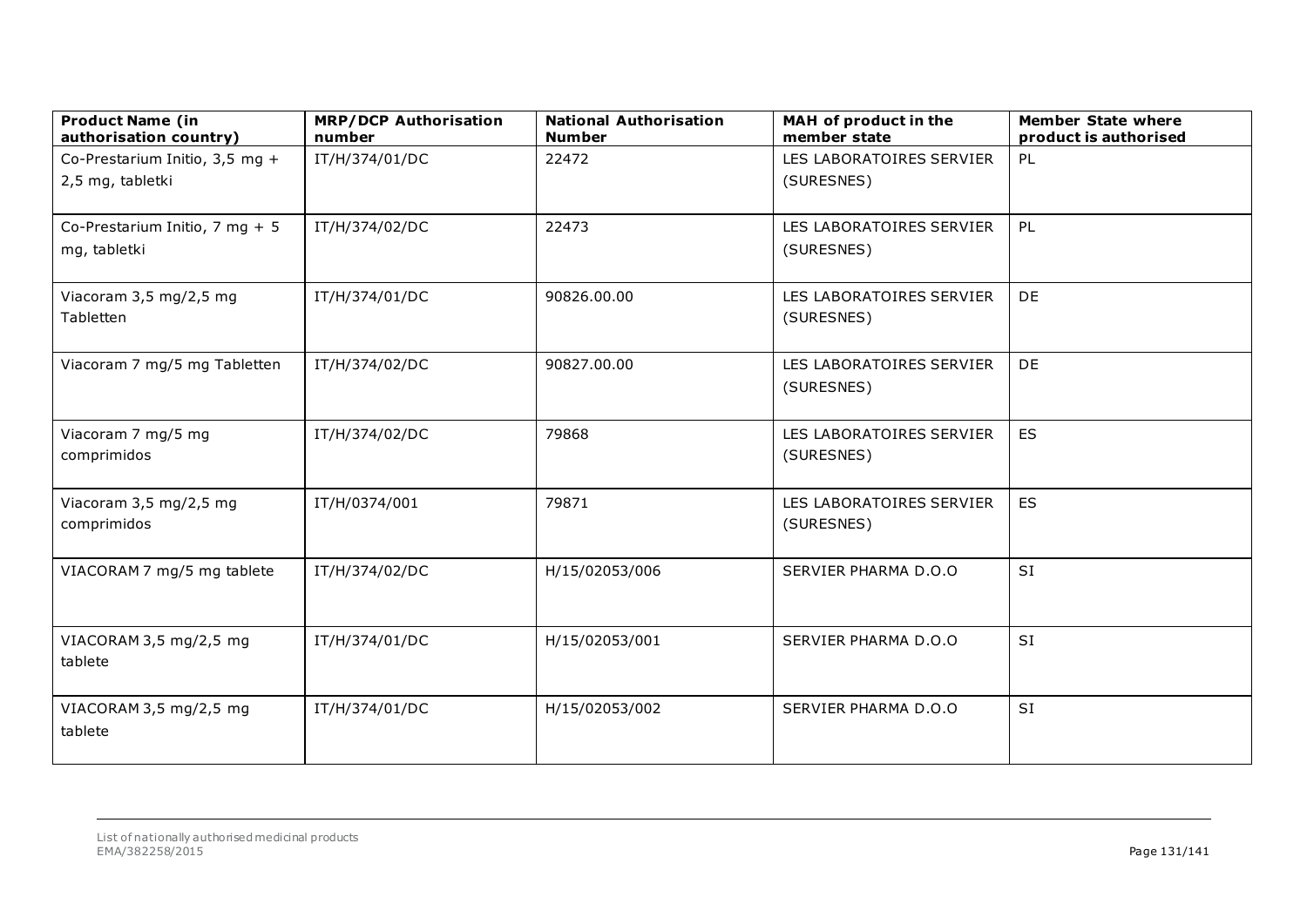| Product Name (in authorisation country) | MRP/DCP Authorisation number | National Authorisation Number | MAH of product in the member state | Member State where product is authorised |
|---|---|---|---|---|
| Co-Prestarium Initio, 3,5 mg + 2,5 mg, tabletki | IT/H/374/01/DC | 22472 | LES LABORATOIRES SERVIER (SURESNES) | PL |
| Co-Prestarium Initio, 7 mg + 5 mg, tabletki | IT/H/374/02/DC | 22473 | LES LABORATOIRES SERVIER (SURESNES) | PL |
| Viacoram 3,5 mg/2,5 mg Tabletten | IT/H/374/01/DC | 90826.00.00 | LES LABORATOIRES SERVIER (SURESNES) | DE |
| Viacoram 7 mg/5 mg Tabletten | IT/H/374/02/DC | 90827.00.00 | LES LABORATOIRES SERVIER (SURESNES) | DE |
| Viacoram 7 mg/5 mg comprimidos | IT/H/374/02/DC | 79868 | LES LABORATOIRES SERVIER (SURESNES) | ES |
| Viacoram 3,5 mg/2,5 mg comprimidos | IT/H/0374/001 | 79871 | LES LABORATOIRES SERVIER (SURESNES) | ES |
| VIACORAM 7 mg/5 mg tablete | IT/H/374/02/DC | H/15/02053/006 | SERVIER PHARMA D.O.O | SI |
| VIACORAM 3,5 mg/2,5 mg tablete | IT/H/374/01/DC | H/15/02053/001 | SERVIER PHARMA D.O.O | SI |
| VIACORAM 3,5 mg/2,5 mg tablete | IT/H/374/01/DC | H/15/02053/002 | SERVIER PHARMA D.O.O | SI |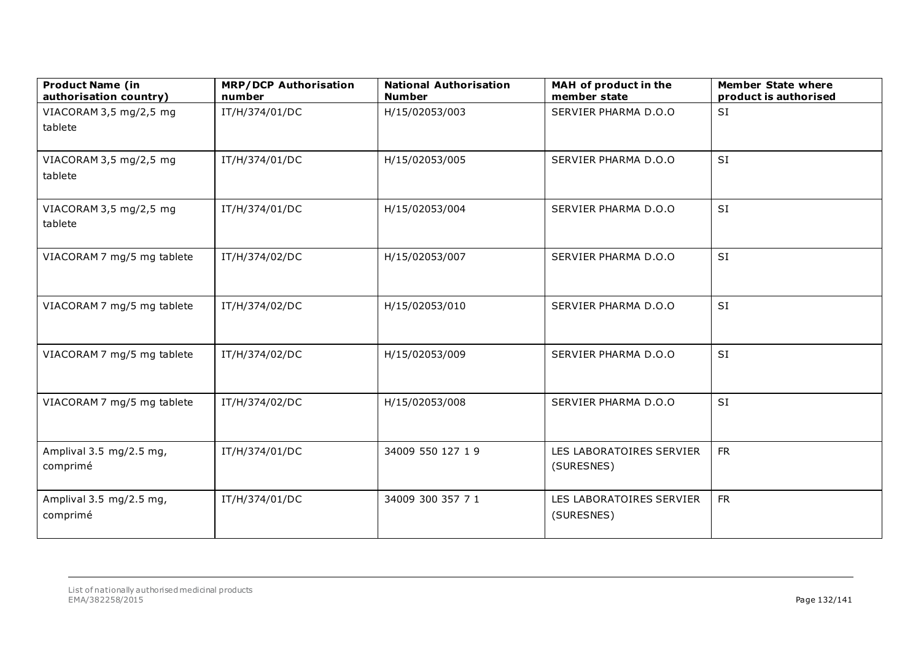| Product Name (in authorisation country) | MRP/DCP Authorisation number | National Authorisation Number | MAH of product in the member state | Member State where product is authorised |
|---|---|---|---|---|
| VIACORAM 3,5 mg/2,5 mg tablete | IT/H/374/01/DC | H/15/02053/003 | SERVIER PHARMA D.O.O | SI |
| VIACORAM 3,5 mg/2,5 mg tablete | IT/H/374/01/DC | H/15/02053/005 | SERVIER PHARMA D.O.O | SI |
| VIACORAM 3,5 mg/2,5 mg tablete | IT/H/374/01/DC | H/15/02053/004 | SERVIER PHARMA D.O.O | SI |
| VIACORAM 7 mg/5 mg tablete | IT/H/374/02/DC | H/15/02053/007 | SERVIER PHARMA D.O.O | SI |
| VIACORAM 7 mg/5 mg tablete | IT/H/374/02/DC | H/15/02053/010 | SERVIER PHARMA D.O.O | SI |
| VIACORAM 7 mg/5 mg tablete | IT/H/374/02/DC | H/15/02053/009 | SERVIER PHARMA D.O.O | SI |
| VIACORAM 7 mg/5 mg tablete | IT/H/374/02/DC | H/15/02053/008 | SERVIER PHARMA D.O.O | SI |
| Amplival 3.5 mg/2.5 mg, comprimé | IT/H/374/01/DC | 34009 550 127 1 9 | LES LABORATOIRES SERVIER (SURESNES) | FR |
| Amplival 3.5 mg/2.5 mg, comprimé | IT/H/374/01/DC | 34009 300 357 7 1 | LES LABORATOIRES SERVIER (SURESNES) | FR |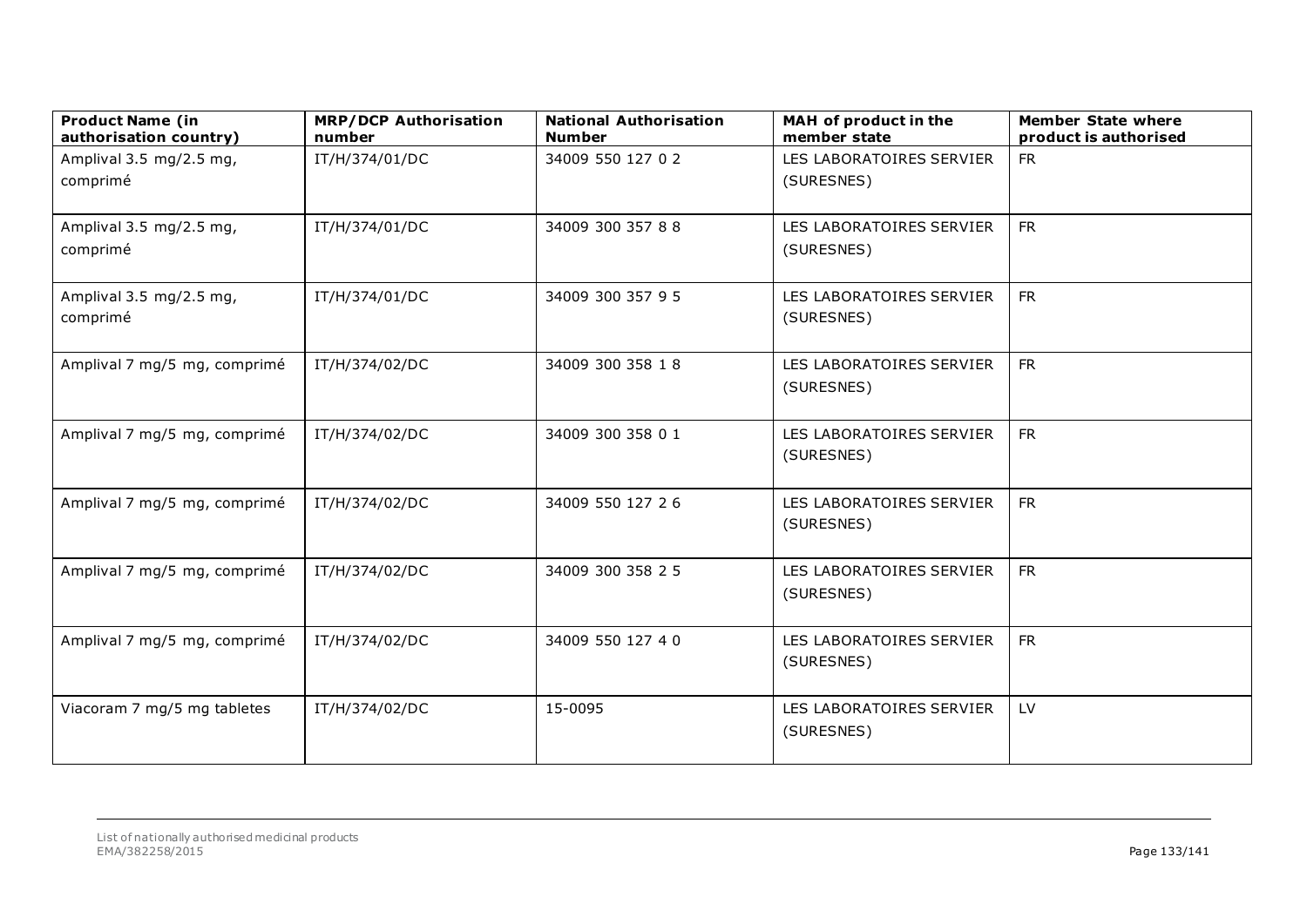| Product Name (in authorisation country) | MRP/DCP Authorisation number | National Authorisation Number | MAH of product in the member state | Member State where product is authorised |
|---|---|---|---|---|
| Amplival 3.5 mg/2.5 mg, comprimé | IT/H/374/01/DC | 34009 550 127 0 2 | LES LABORATOIRES SERVIER (SURESNES) | FR |
| Amplival 3.5 mg/2.5 mg, comprimé | IT/H/374/01/DC | 34009 300 357 8 8 | LES LABORATOIRES SERVIER (SURESNES) | FR |
| Amplival 3.5 mg/2.5 mg, comprimé | IT/H/374/01/DC | 34009 300 357 9 5 | LES LABORATOIRES SERVIER (SURESNES) | FR |
| Amplival 7 mg/5 mg, comprimé | IT/H/374/02/DC | 34009 300 358 1 8 | LES LABORATOIRES SERVIER (SURESNES) | FR |
| Amplival 7 mg/5 mg, comprimé | IT/H/374/02/DC | 34009 300 358 0 1 | LES LABORATOIRES SERVIER (SURESNES) | FR |
| Amplival 7 mg/5 mg, comprimé | IT/H/374/02/DC | 34009 550 127 2 6 | LES LABORATOIRES SERVIER (SURESNES) | FR |
| Amplival 7 mg/5 mg, comprimé | IT/H/374/02/DC | 34009 300 358 2 5 | LES LABORATOIRES SERVIER (SURESNES) | FR |
| Amplival 7 mg/5 mg, comprimé | IT/H/374/02/DC | 34009 550 127 4 0 | LES LABORATOIRES SERVIER (SURESNES) | FR |
| Viacoram 7 mg/5 mg tabletes | IT/H/374/02/DC | 15-0095 | LES LABORATOIRES SERVIER (SURESNES) | LV |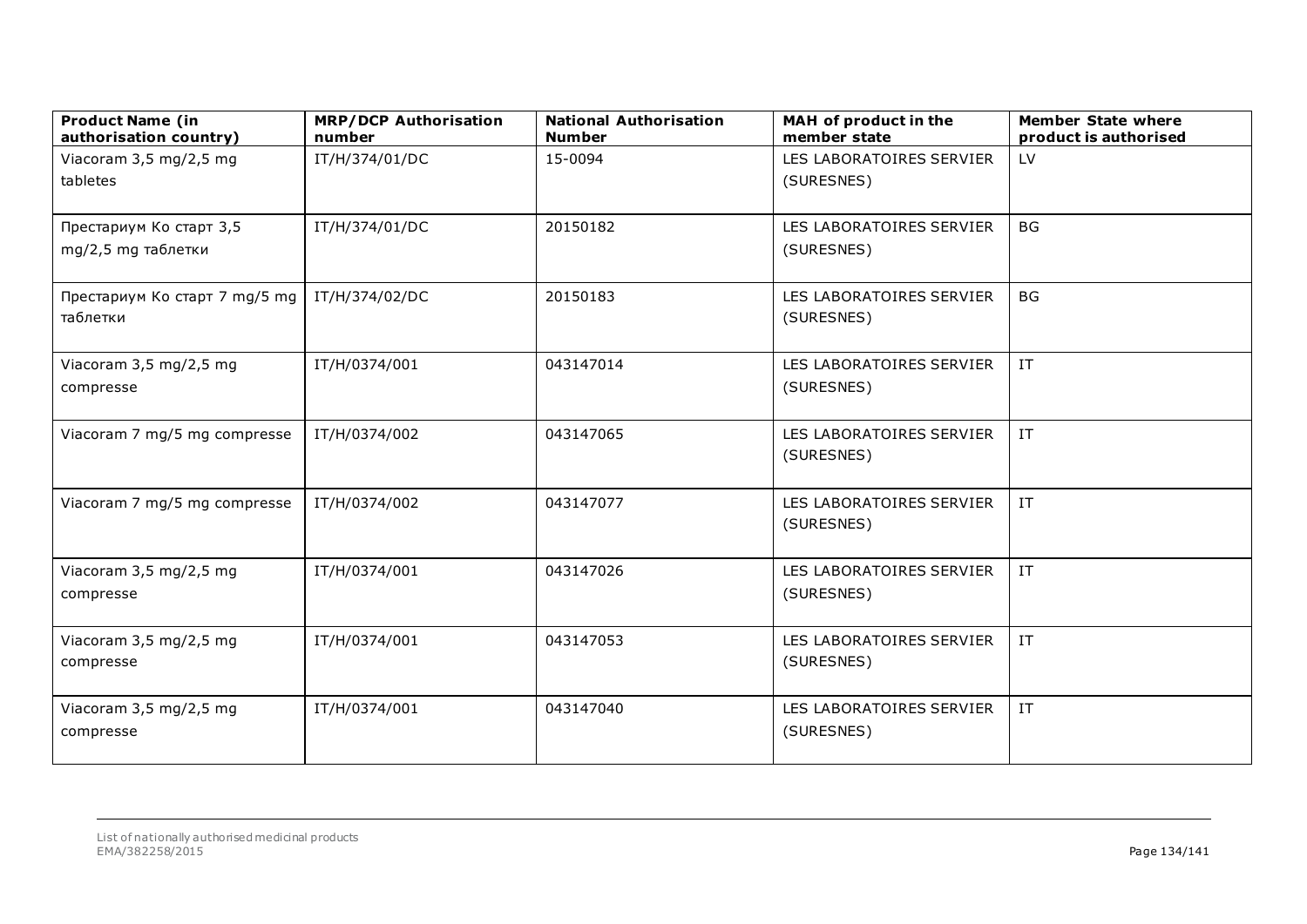| Product Name (in authorisation country) | MRP/DCP Authorisation number | National Authorisation Number | MAH of product in the member state | Member State where product is authorised |
|---|---|---|---|---|
| Viacoram 3,5 mg/2,5 mg tabletes | IT/H/374/01/DC | 15-0094 | LES LABORATOIRES SERVIER (SURESNES) | LV |
| Престариум Ко старт 3,5 mg/2,5 mg таблетки | IT/H/374/01/DC | 20150182 | LES LABORATOIRES SERVIER (SURESNES) | BG |
| Престариум Ко старт 7 mg/5 mg таблетки | IT/H/374/02/DC | 20150183 | LES LABORATOIRES SERVIER (SURESNES) | BG |
| Viacoram 3,5 mg/2,5 mg compresse | IT/H/0374/001 | 043147014 | LES LABORATOIRES SERVIER (SURESNES) | IT |
| Viacoram 7 mg/5 mg compresse | IT/H/0374/002 | 043147065 | LES LABORATOIRES SERVIER (SURESNES) | IT |
| Viacoram 7 mg/5 mg compresse | IT/H/0374/002 | 043147077 | LES LABORATOIRES SERVIER (SURESNES) | IT |
| Viacoram 3,5 mg/2,5 mg compresse | IT/H/0374/001 | 043147026 | LES LABORATOIRES SERVIER (SURESNES) | IT |
| Viacoram 3,5 mg/2,5 mg compresse | IT/H/0374/001 | 043147053 | LES LABORATOIRES SERVIER (SURESNES) | IT |
| Viacoram 3,5 mg/2,5 mg compresse | IT/H/0374/001 | 043147040 | LES LABORATOIRES SERVIER (SURESNES) | IT |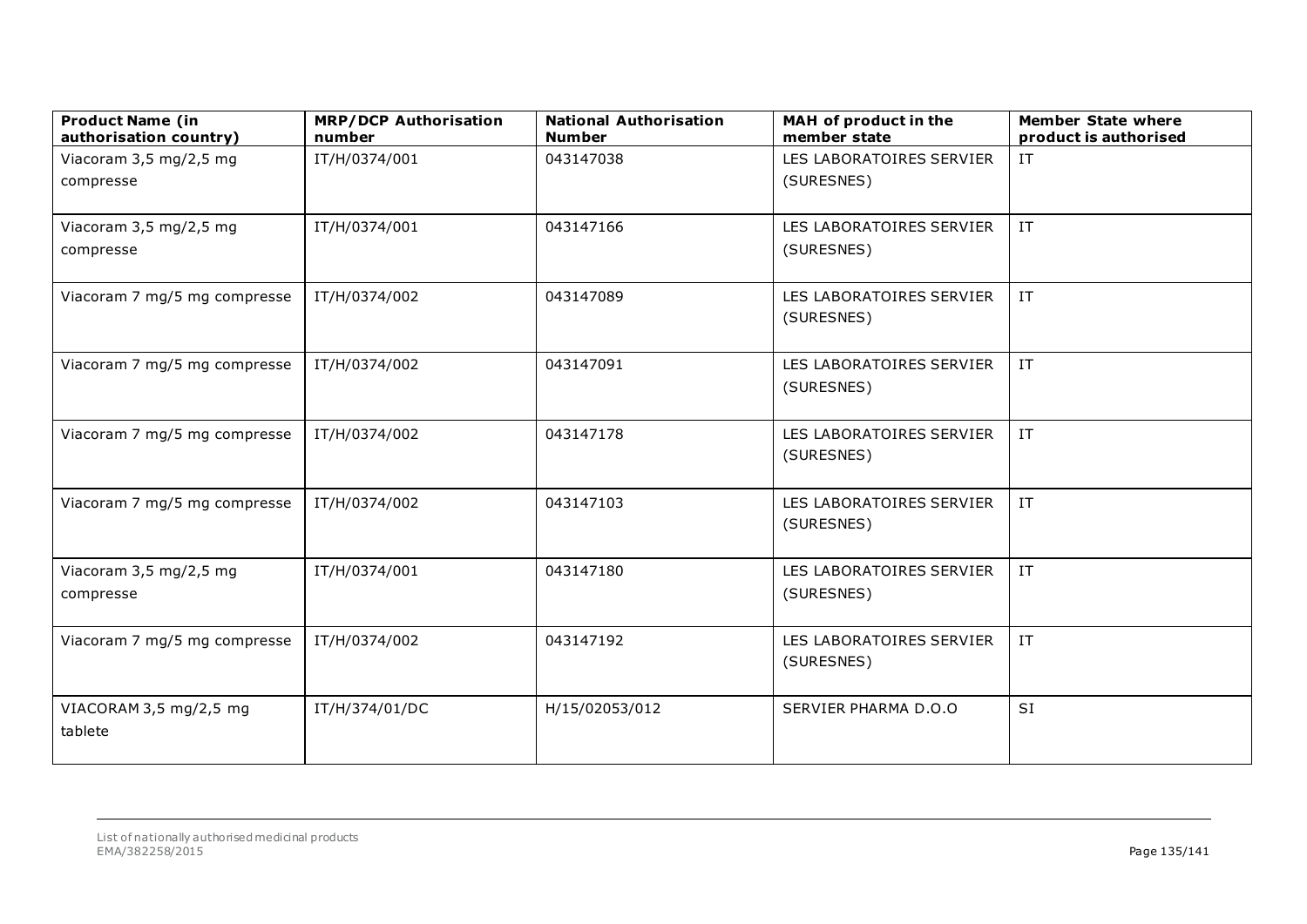| Product Name (in authorisation country) | MRP/DCP Authorisation number | National Authorisation Number | MAH of product in the member state | Member State where product is authorised |
|---|---|---|---|---|
| Viacoram 3,5 mg/2,5 mg compresse | IT/H/0374/001 | 043147038 | LES LABORATOIRES SERVIER (SURESNES) | IT |
| Viacoram 3,5 mg/2,5 mg compresse | IT/H/0374/001 | 043147166 | LES LABORATOIRES SERVIER (SURESNES) | IT |
| Viacoram 7 mg/5 mg compresse | IT/H/0374/002 | 043147089 | LES LABORATOIRES SERVIER (SURESNES) | IT |
| Viacoram 7 mg/5 mg compresse | IT/H/0374/002 | 043147091 | LES LABORATOIRES SERVIER (SURESNES) | IT |
| Viacoram 7 mg/5 mg compresse | IT/H/0374/002 | 043147178 | LES LABORATOIRES SERVIER (SURESNES) | IT |
| Viacoram 7 mg/5 mg compresse | IT/H/0374/002 | 043147103 | LES LABORATOIRES SERVIER (SURESNES) | IT |
| Viacoram 3,5 mg/2,5 mg compresse | IT/H/0374/001 | 043147180 | LES LABORATOIRES SERVIER (SURESNES) | IT |
| Viacoram 7 mg/5 mg compresse | IT/H/0374/002 | 043147192 | LES LABORATOIRES SERVIER (SURESNES) | IT |
| VIACORAM 3,5 mg/2,5 mg tablete | IT/H/374/01/DC | H/15/02053/012 | SERVIER PHARMA D.O.O | SI |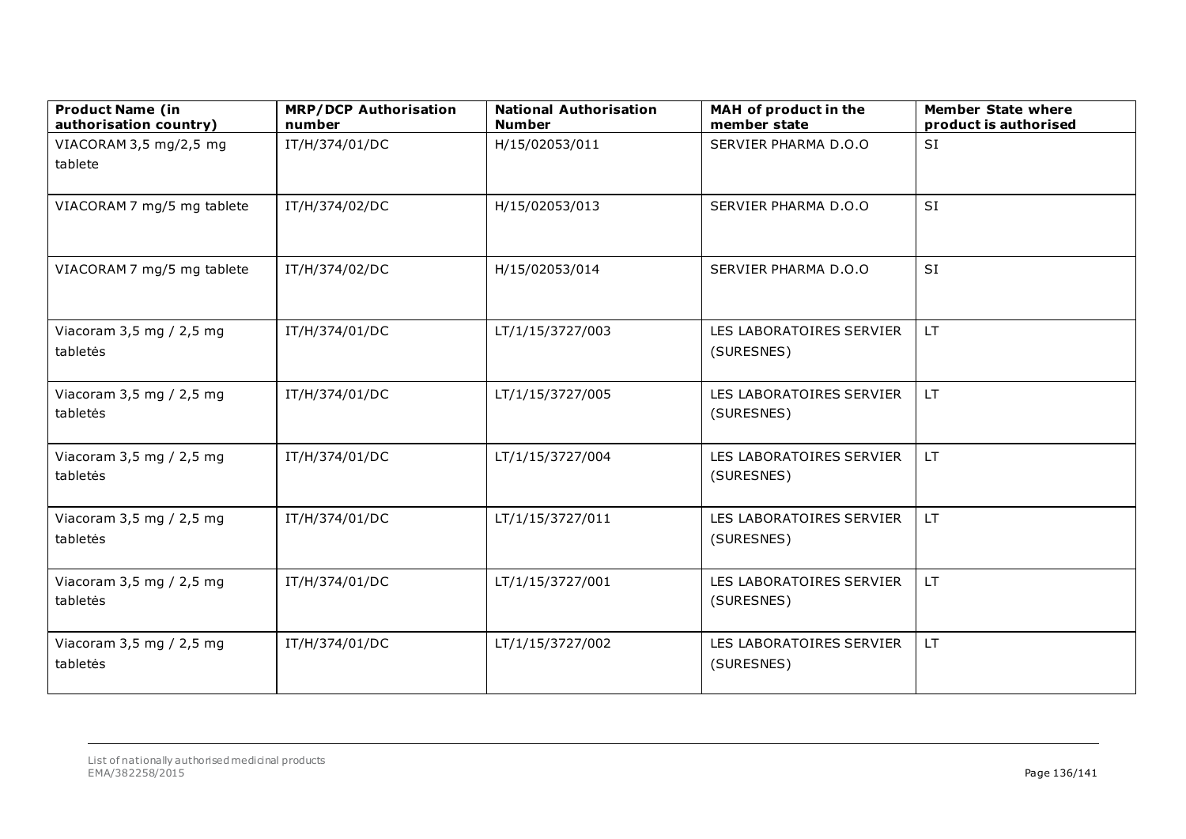| Product Name (in authorisation country) | MRP/DCP Authorisation number | National Authorisation Number | MAH of product in the member state | Member State where product is authorised |
|---|---|---|---|---|
| VIACORAM 3,5 mg/2,5 mg tablete | IT/H/374/01/DC | H/15/02053/011 | SERVIER PHARMA D.O.O | SI |
| VIACORAM 7 mg/5 mg tablete | IT/H/374/02/DC | H/15/02053/013 | SERVIER PHARMA D.O.O | SI |
| VIACORAM 7 mg/5 mg tablete | IT/H/374/02/DC | H/15/02053/014 | SERVIER PHARMA D.O.O | SI |
| Viacoram 3,5 mg / 2,5 mg tabletės | IT/H/374/01/DC | LT/1/15/3727/003 | LES LABORATOIRES SERVIER (SURESNES) | LT |
| Viacoram 3,5 mg / 2,5 mg tabletės | IT/H/374/01/DC | LT/1/15/3727/005 | LES LABORATOIRES SERVIER (SURESNES) | LT |
| Viacoram 3,5 mg / 2,5 mg tabletės | IT/H/374/01/DC | LT/1/15/3727/004 | LES LABORATOIRES SERVIER (SURESNES) | LT |
| Viacoram 3,5 mg / 2,5 mg tabletės | IT/H/374/01/DC | LT/1/15/3727/011 | LES LABORATOIRES SERVIER (SURESNES) | LT |
| Viacoram 3,5 mg / 2,5 mg tabletės | IT/H/374/01/DC | LT/1/15/3727/001 | LES LABORATOIRES SERVIER (SURESNES) | LT |
| Viacoram 3,5 mg / 2,5 mg tabletės | IT/H/374/01/DC | LT/1/15/3727/002 | LES LABORATOIRES SERVIER (SURESNES) | LT |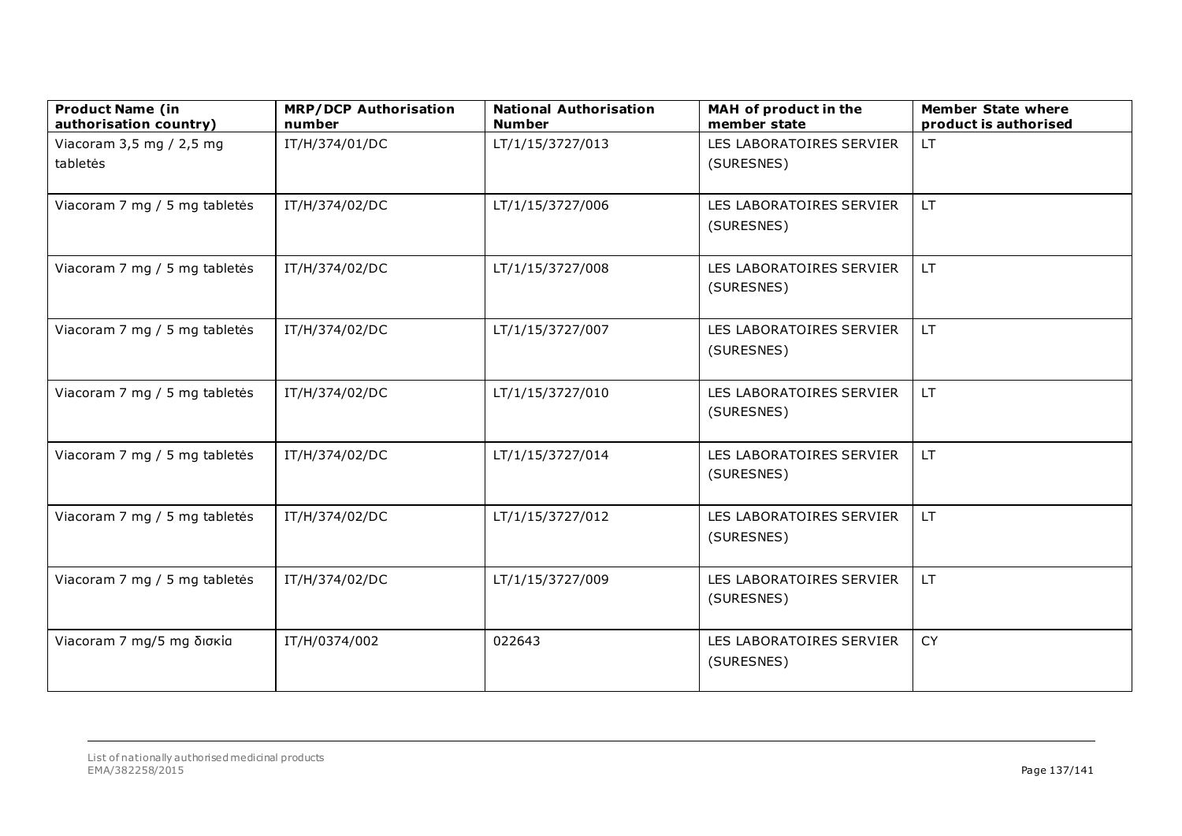| Product Name (in authorisation country) | MRP/DCP Authorisation number | National Authorisation Number | MAH of product in the member state | Member State where product is authorised |
|---|---|---|---|---|
| Viacoram 3,5 mg / 2,5 mg tabletės | IT/H/374/01/DC | LT/1/15/3727/013 | LES LABORATOIRES SERVIER (SURESNES) | LT |
| Viacoram 7 mg / 5 mg tabletės | IT/H/374/02/DC | LT/1/15/3727/006 | LES LABORATOIRES SERVIER (SURESNES) | LT |
| Viacoram 7 mg / 5 mg tabletės | IT/H/374/02/DC | LT/1/15/3727/008 | LES LABORATOIRES SERVIER (SURESNES) | LT |
| Viacoram 7 mg / 5 mg tabletės | IT/H/374/02/DC | LT/1/15/3727/007 | LES LABORATOIRES SERVIER (SURESNES) | LT |
| Viacoram 7 mg / 5 mg tabletės | IT/H/374/02/DC | LT/1/15/3727/010 | LES LABORATOIRES SERVIER (SURESNES) | LT |
| Viacoram 7 mg / 5 mg tabletės | IT/H/374/02/DC | LT/1/15/3727/014 | LES LABORATOIRES SERVIER (SURESNES) | LT |
| Viacoram 7 mg / 5 mg tabletės | IT/H/374/02/DC | LT/1/15/3727/012 | LES LABORATOIRES SERVIER (SURESNES) | LT |
| Viacoram 7 mg / 5 mg tabletės | IT/H/374/02/DC | LT/1/15/3727/009 | LES LABORATOIRES SERVIER (SURESNES) | LT |
| Viacoram 7 mg/5 mg δισκία | IT/H/0374/002 | 022643 | LES LABORATOIRES SERVIER (SURESNES) | CY |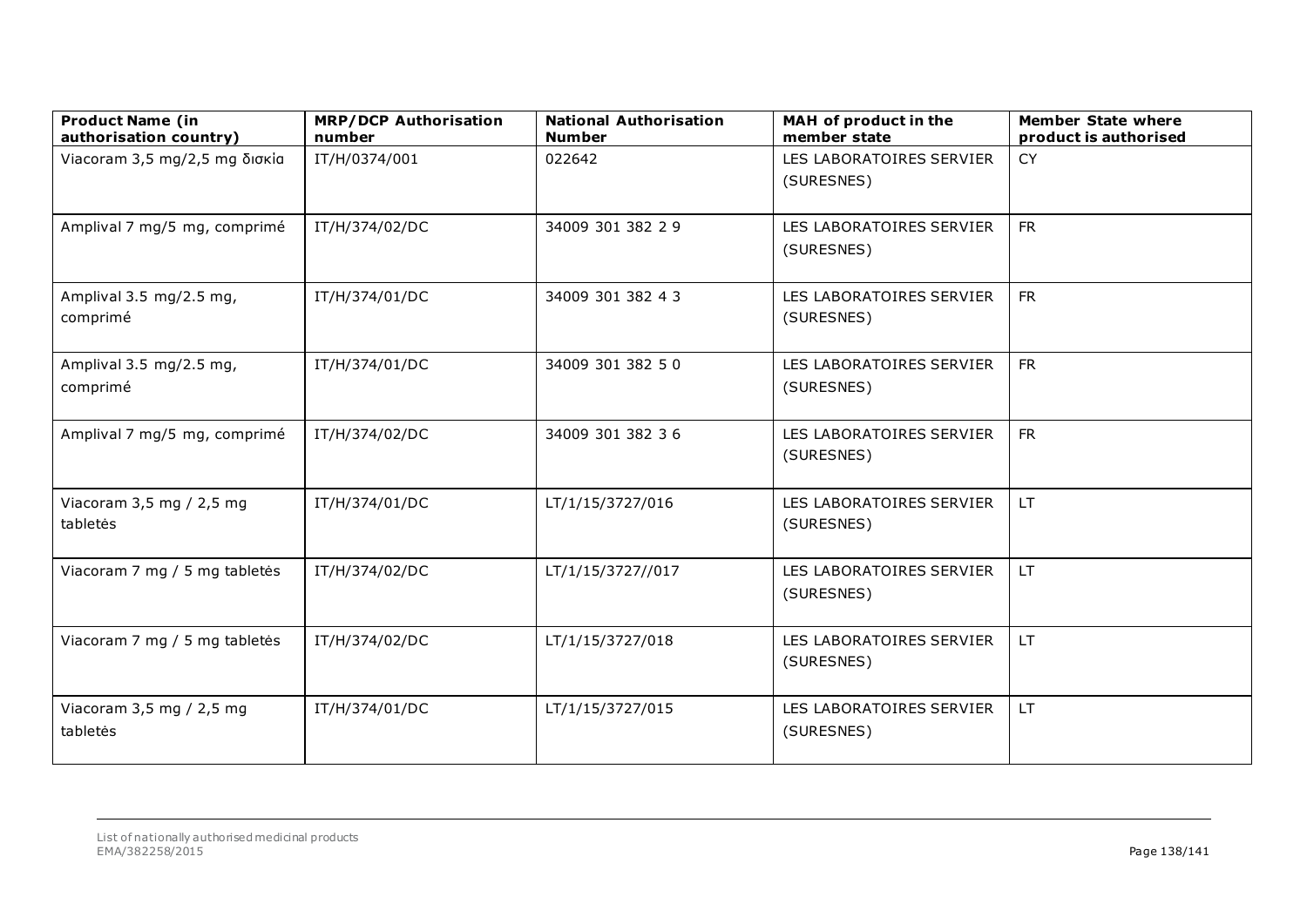| Product Name (in authorisation country) | MRP/DCP Authorisation number | National Authorisation Number | MAH of product in the member state | Member State where product is authorised |
| --- | --- | --- | --- | --- |
| Viacoram 3,5 mg/2,5 mg δισκία | IT/H/0374/001 | 022642 | LES LABORATOIRES SERVIER (SURESNES) | CY |
| Amplival 7 mg/5 mg, comprimé | IT/H/374/02/DC | 34009 301 382 2 9 | LES LABORATOIRES SERVIER (SURESNES) | FR |
| Amplival 3.5 mg/2.5 mg, comprimé | IT/H/374/01/DC | 34009 301 382 4 3 | LES LABORATOIRES SERVIER (SURESNES) | FR |
| Amplival 3.5 mg/2.5 mg, comprimé | IT/H/374/01/DC | 34009 301 382 5 0 | LES LABORATOIRES SERVIER (SURESNES) | FR |
| Amplival 7 mg/5 mg, comprimé | IT/H/374/02/DC | 34009 301 382 3 6 | LES LABORATOIRES SERVIER (SURESNES) | FR |
| Viacoram 3,5 mg / 2,5 mg tabletės | IT/H/374/01/DC | LT/1/15/3727/016 | LES LABORATOIRES SERVIER (SURESNES) | LT |
| Viacoram 7 mg / 5 mg tabletės | IT/H/374/02/DC | LT/1/15/3727//017 | LES LABORATOIRES SERVIER (SURESNES) | LT |
| Viacoram 7 mg / 5 mg tabletės | IT/H/374/02/DC | LT/1/15/3727/018 | LES LABORATOIRES SERVIER (SURESNES) | LT |
| Viacoram 3,5 mg / 2,5 mg tabletės | IT/H/374/01/DC | LT/1/15/3727/015 | LES LABORATOIRES SERVIER (SURESNES) | LT |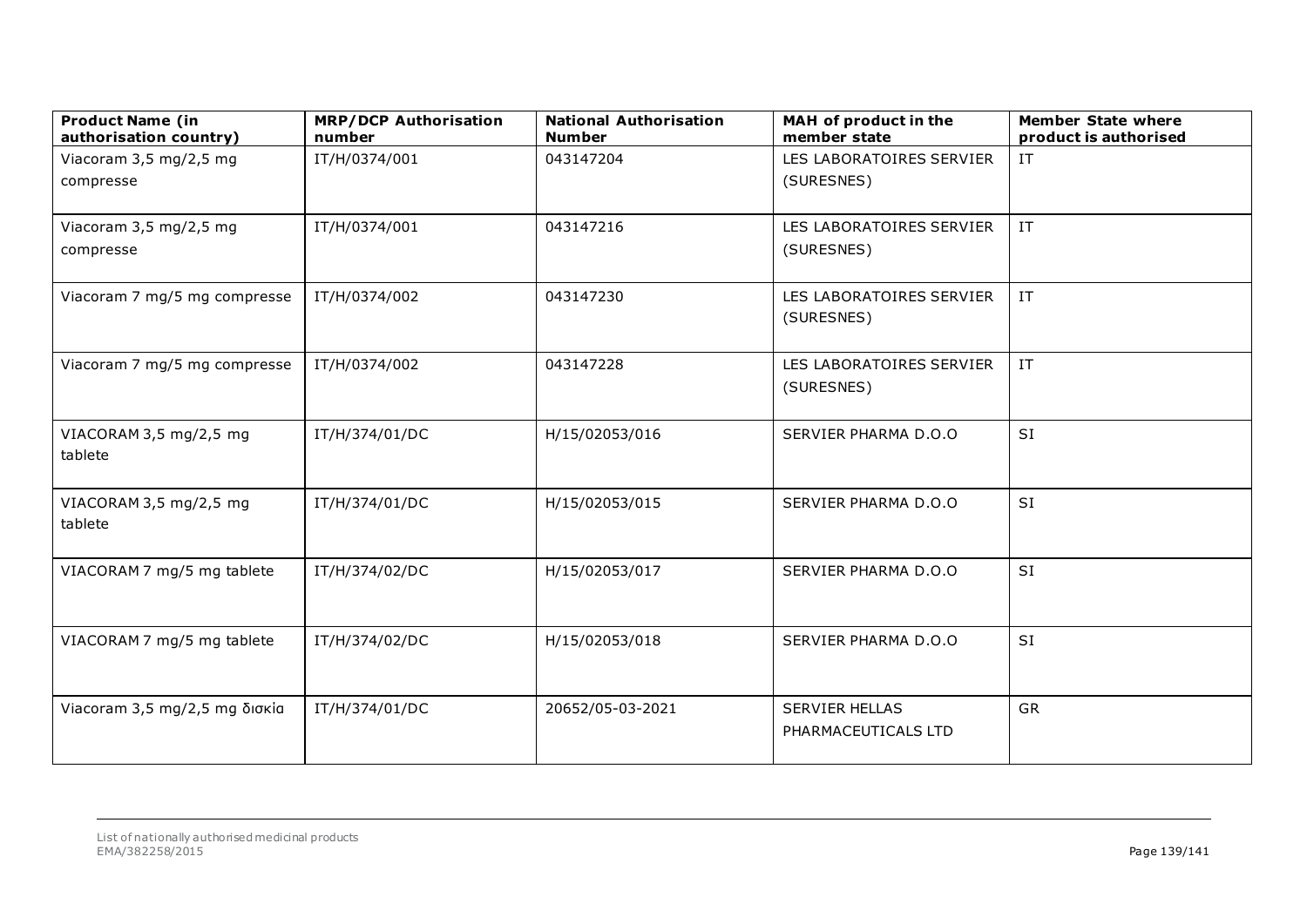| Product Name (in authorisation country) | MRP/DCP Authorisation number | National Authorisation Number | MAH of product in the member state | Member State where product is authorised |
|---|---|---|---|---|
| Viacoram 3,5 mg/2,5 mg compresse | IT/H/0374/001 | 043147204 | LES LABORATOIRES SERVIER (SURESNES) | IT |
| Viacoram 3,5 mg/2,5 mg compresse | IT/H/0374/001 | 043147216 | LES LABORATOIRES SERVIER (SURESNES) | IT |
| Viacoram 7 mg/5 mg compresse | IT/H/0374/002 | 043147230 | LES LABORATOIRES SERVIER (SURESNES) | IT |
| Viacoram 7 mg/5 mg compresse | IT/H/0374/002 | 043147228 | LES LABORATOIRES SERVIER (SURESNES) | IT |
| VIACORAM 3,5 mg/2,5 mg tablete | IT/H/374/01/DC | H/15/02053/016 | SERVIER PHARMA D.O.O | SI |
| VIACORAM 3,5 mg/2,5 mg tablete | IT/H/374/01/DC | H/15/02053/015 | SERVIER PHARMA D.O.O | SI |
| VIACORAM 7 mg/5 mg tablete | IT/H/374/02/DC | H/15/02053/017 | SERVIER PHARMA D.O.O | SI |
| VIACORAM 7 mg/5 mg tablete | IT/H/374/02/DC | H/15/02053/018 | SERVIER PHARMA D.O.O | SI |
| Viacoram 3,5 mg/2,5 mg δισκία | IT/H/374/01/DC | 20652/05-03-2021 | SERVIER HELLAS PHARMACEUTICALS LTD | GR |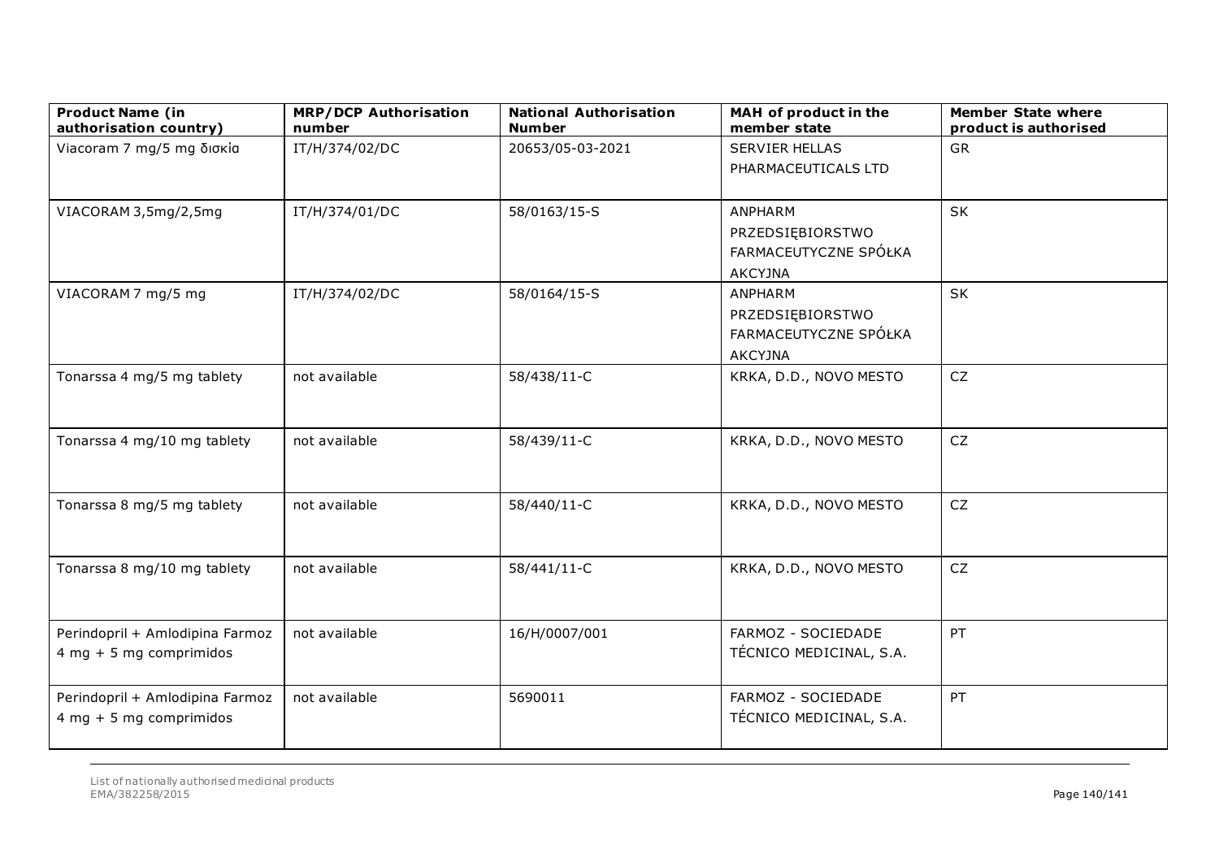| Product Name (in authorisation country) | MRP/DCP Authorisation number | National Authorisation Number | MAH of product in the member state | Member State where product is authorised |
|---|---|---|---|---|
| Viacoram 7 mg/5 mg δισκία | IT/H/374/02/DC | 20653/05-03-2021 | SERVIER HELLAS PHARMACEUTICALS LTD | GR |
| VIACORAM 3,5mg/2,5mg | IT/H/374/01/DC | 58/0163/15-S | ANPHARM PRZEDSIĘBIORSTWO FARMACEUTYCZNE SPÓŁKA AKCYJNA | SK |
| VIACORAM 7 mg/5 mg | IT/H/374/02/DC | 58/0164/15-S | ANPHARM PRZEDSIĘBIORSTWO FARMACEUTYCZNE SPÓŁKA AKCYJNA | SK |
| Tonarssa 4 mg/5 mg tablety | not available | 58/438/11-C | KRKA, D.D., NOVO MESTO | CZ |
| Tonarssa 4 mg/10 mg tablety | not available | 58/439/11-C | KRKA, D.D., NOVO MESTO | CZ |
| Tonarssa 8 mg/5 mg tablety | not available | 58/440/11-C | KRKA, D.D., NOVO MESTO | CZ |
| Tonarssa 8 mg/10 mg tablety | not available | 58/441/11-C | KRKA, D.D., NOVO MESTO | CZ |
| Perindopril + Amlodipina Farmoz 4 mg + 5 mg comprimidos | not available | 16/H/0007/001 | FARMOZ - SOCIEDADE TÉCNICO MEDICINAL, S.A. | PT |
| Perindopril + Amlodipina Farmoz 4 mg + 5 mg comprimidos | not available | 5690011 | FARMOZ - SOCIEDADE TÉCNICO MEDICINAL, S.A. | PT |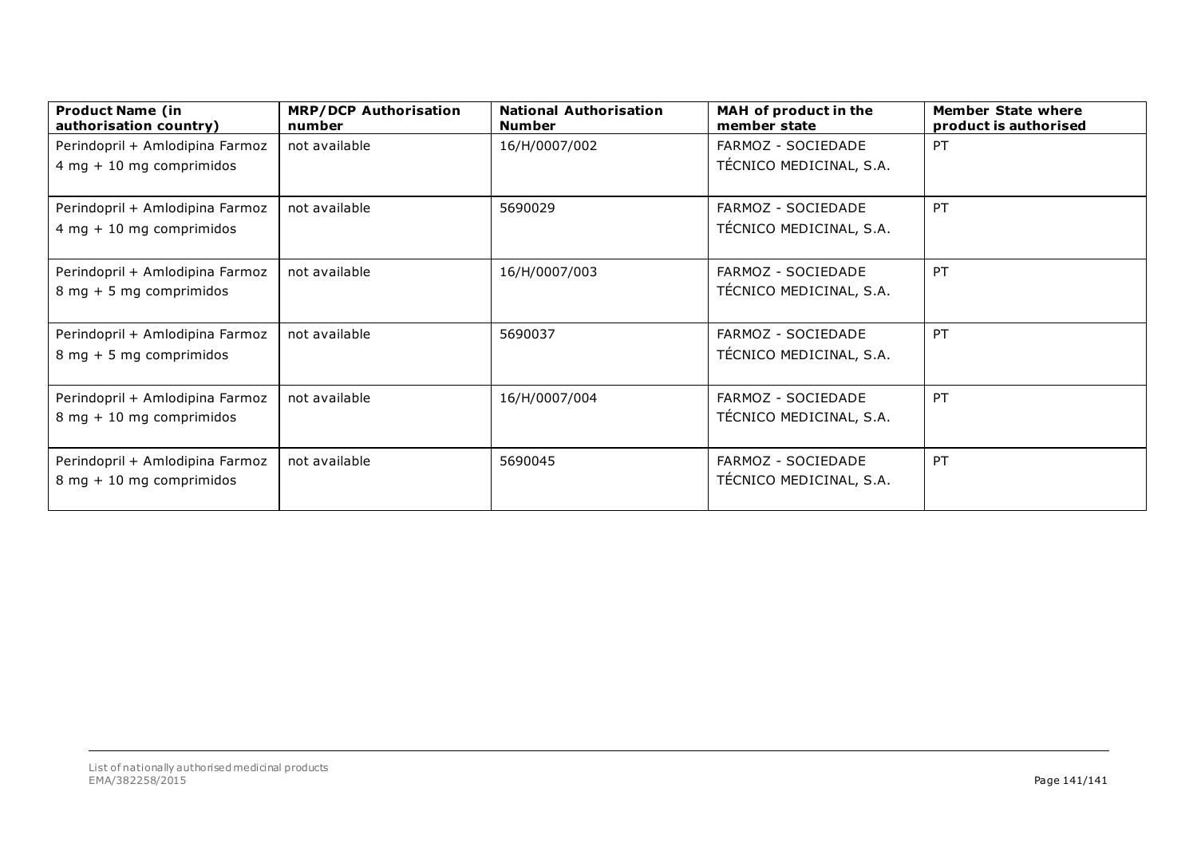| Product Name (in authorisation country) | MRP/DCP Authorisation number | National Authorisation Number | MAH of product in the member state | Member State where product is authorised |
|---|---|---|---|---|
| Perindopril + Amlodipina Farmoz 4 mg + 10 mg comprimidos | not available | 16/H/0007/002 | FARMOZ - SOCIEDADE TÉCNICO MEDICINAL, S.A. | PT |
| Perindopril + Amlodipina Farmoz 4 mg + 10 mg comprimidos | not available | 5690029 | FARMOZ - SOCIEDADE TÉCNICO MEDICINAL, S.A. | PT |
| Perindopril + Amlodipina Farmoz 8 mg + 5 mg comprimidos | not available | 16/H/0007/003 | FARMOZ - SOCIEDADE TÉCNICO MEDICINAL, S.A. | PT |
| Perindopril + Amlodipina Farmoz 8 mg + 5 mg comprimidos | not available | 5690037 | FARMOZ - SOCIEDADE TÉCNICO MEDICINAL, S.A. | PT |
| Perindopril + Amlodipina Farmoz 8 mg + 10 mg comprimidos | not available | 16/H/0007/004 | FARMOZ - SOCIEDADE TÉCNICO MEDICINAL, S.A. | PT |
| Perindopril + Amlodipina Farmoz 8 mg + 10 mg comprimidos | not available | 5690045 | FARMOZ - SOCIEDADE TÉCNICO MEDICINAL, S.A. | PT |